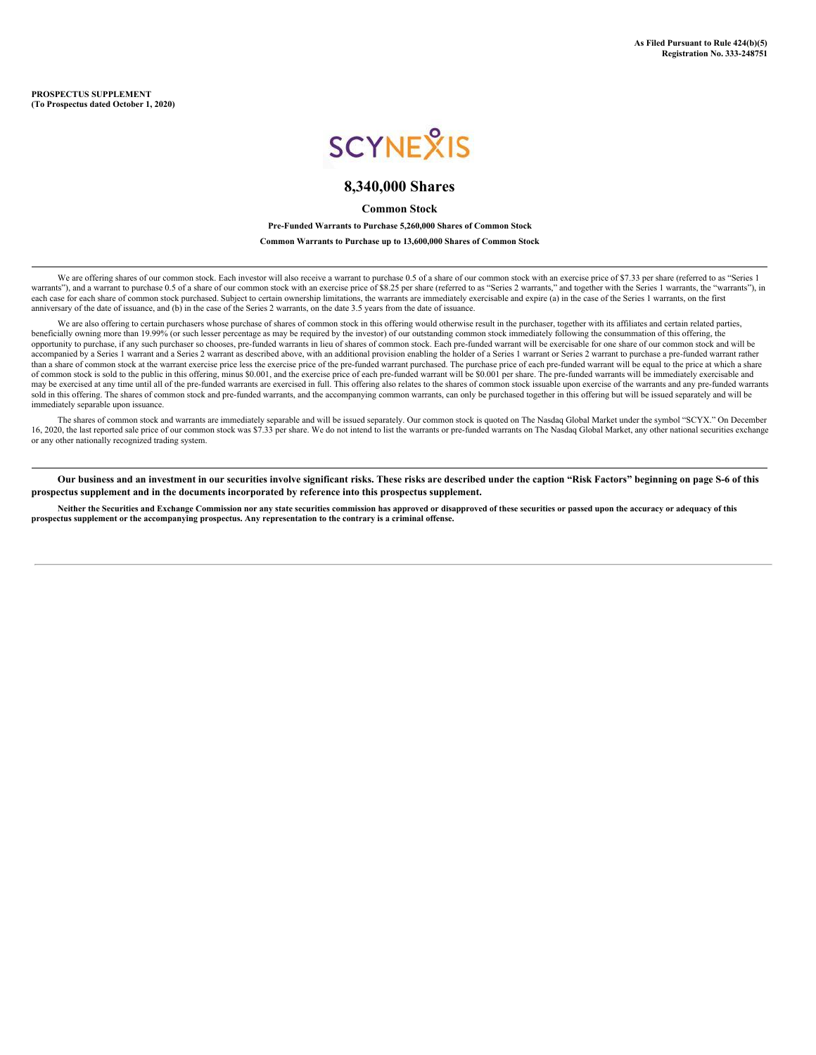**As Filed Pursuant to Rule 424(b)(5)**
**Registration No. 333-248751**

**PROSPECTUS SUPPLEMENT**
**(To Prospectus dated October 1, 2020)**

SCYNEXIS

# 8,340,000 Shares

## Common Stock

### Pre-Funded Warrants to Purchase 5,260,000 Shares of Common Stock

### Common Warrants to Purchase up to 13,600,000 Shares of Common Stock

---

We are offering shares of our common stock. Each investor will also receive a warrant to purchase 0.5 of a share of our common stock with an exercise price of $7.33 per share (referred to as "Series 1 warrants"), and a warrant to purchase 0.5 of a share of our common stock with an exercise price of $8.25 per share (referred to as "Series 2 warrants," and together with the Series 1 warrants, the "warrants"), in each case for each share of common stock purchased. Subject to certain ownership limitations, the warrants are immediately exercisable and expire (a) in the case of the Series 1 warrants, on the first anniversary of the date of issuance, and (b) in the case of the Series 2 warrants, on the date 3.5 years from the date of issuance.

We are also offering to certain purchasers whose purchase of shares of common stock in this offering would otherwise result in the purchaser, together with its affiliates and certain related parties, beneficially owning more than 19.99% (or such lesser percentage as may be required by the investor) of our outstanding common stock immediately following the consummation of this offering, the opportunity to purchase, if any such purchaser so chooses, pre-funded warrants in lieu of shares of common stock. Each pre-funded warrant will be exercisable for one share of our common stock and will be accompanied by a Series 1 warrant and a Series 2 warrant as described above, with an additional provision enabling the holder of a Series 1 warrant or Series 2 warrant to purchase a pre-funded warrant rather than a share of common stock at the warrant exercise price less the exercise price of the pre-funded warrant purchased. The purchase price of each pre-funded warrant will be equal to the price at which a share of common stock is sold to the public in this offering, minus $0.001, and the exercise price of each pre-funded warrant will be $0.001 per share. The pre-funded warrants will be immediately exercisable and may be exercised at any time until all of the pre-funded warrants are exercised in full. This offering also relates to the shares of common stock issuable upon exercise of the warrants and any pre-funded warrants sold in this offering. The shares of common stock and pre-funded warrants, and the accompanying common warrants, can only be purchased together in this offering but will be issued separately and will be immediately separable upon issuance.

The shares of common stock and warrants are immediately separable and will be issued separately. Our common stock is quoted on The Nasdaq Global Market under the symbol "SCYX." On December 16, 2020, the last reported sale price of our common stock was $7.33 per share. We do not intend to list the warrants or pre-funded warrants on The Nasdaq Global Market, any other national securities exchange or any other nationally recognized trading system.

---

**Our business and an investment in our securities involve significant risks. These risks are described under the caption "Risk Factors" beginning on page S-6 of this prospectus supplement and in the documents incorporated by reference into this prospectus supplement.**

**Neither the Securities and Exchange Commission nor any state securities commission has approved or disapproved of these securities or passed upon the accuracy or adequacy of this prospectus supplement or the accompanying prospectus. Any representation to the contrary is a criminal offense.**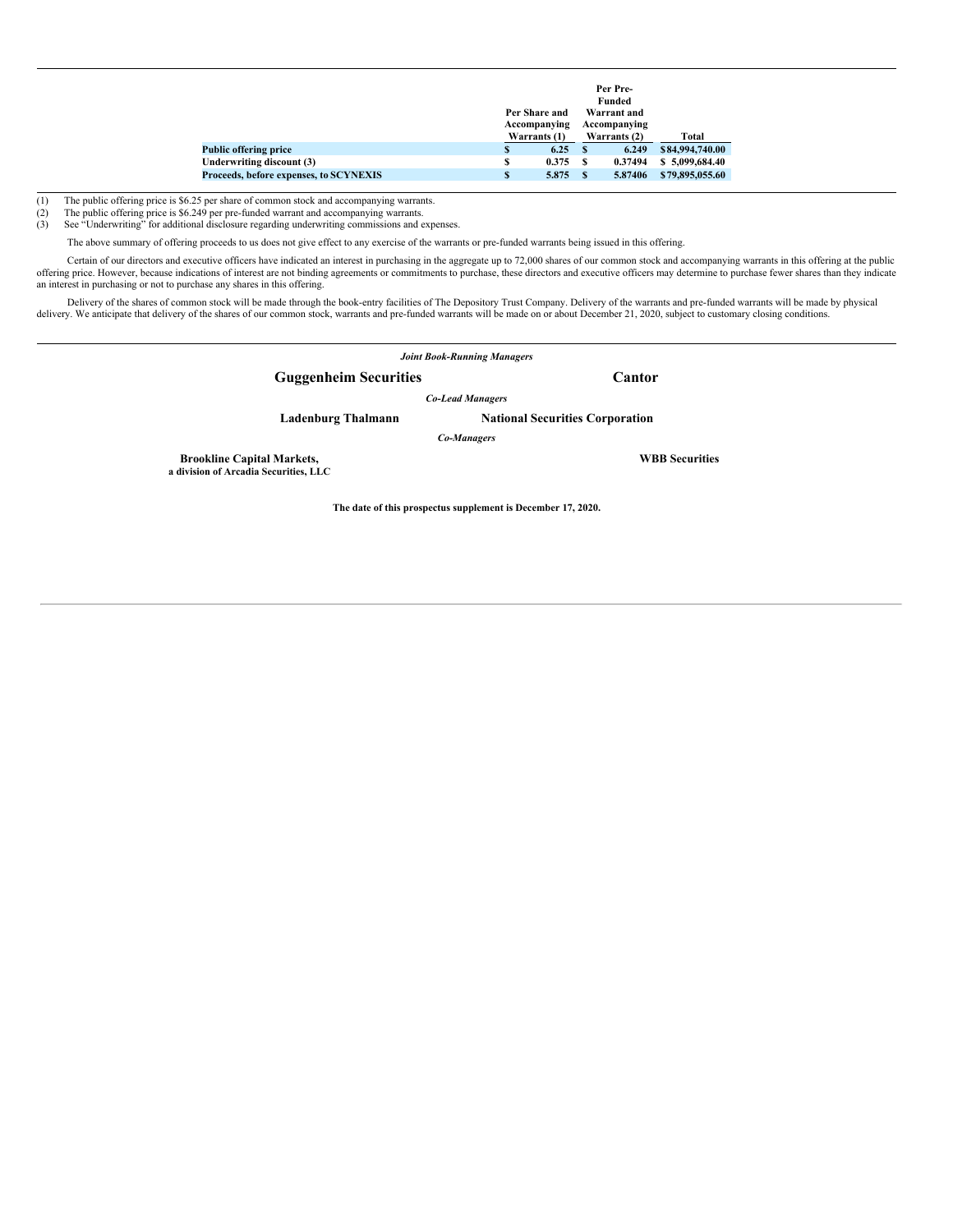| | Per Share and Accompanying Warrants (1) | Per Pre-Funded Warrant and Accompanying Warrants (2) | Total |
|---|---|---|---|
| **Public offering price** | $ 6.25 | $ 6.249 | $84,994,740.00 |
| **Underwriting discount (3)** | $ 0.375 | $ 0.37494 | $ 5,099,684.40 |
| **Proceeds, before expenses, to SCYNEXIS** | $ 5.875 | $ 5.87406 | $79,895,055.60 |

(1) The public offering price is $6.25 per share of common stock and accompanying warrants.
(2) The public offering price is $6.249 per pre-funded warrant and accompanying warrants.
(3) See "Underwriting" for additional disclosure regarding underwriting commissions and expenses.

The above summary of offering proceeds to us does not give effect to any exercise of the warrants or pre-funded warrants being issued in this offering.

Certain of our directors and executive officers have indicated an interest in purchasing in the aggregate up to 72,000 shares of our common stock and accompanying warrants in this offering at the public offering price. However, because indications of interest are not binding agreements or commitments to purchase, these directors and executive officers may determine to purchase fewer shares than they indicate an interest in purchasing or not to purchase any shares in this offering.

Delivery of the shares of common stock will be made through the book-entry facilities of The Depository Trust Company. Delivery of the warrants and pre-funded warrants will be made by physical delivery. We anticipate that delivery of the shares of our common stock, warrants and pre-funded warrants will be made on or about December 21, 2020, subject to customary closing conditions.

*Joint Book-Running Managers*

**Guggenheim Securities** **Cantor**

*Co-Lead Managers*

**Ladenburg Thalmann** **National Securities Corporation**

*Co-Managers*

**Brookline Capital Markets,**
**a division of Arcadia Securities, LLC**

**WBB Securities**

**The date of this prospectus supplement is December 17, 2020.**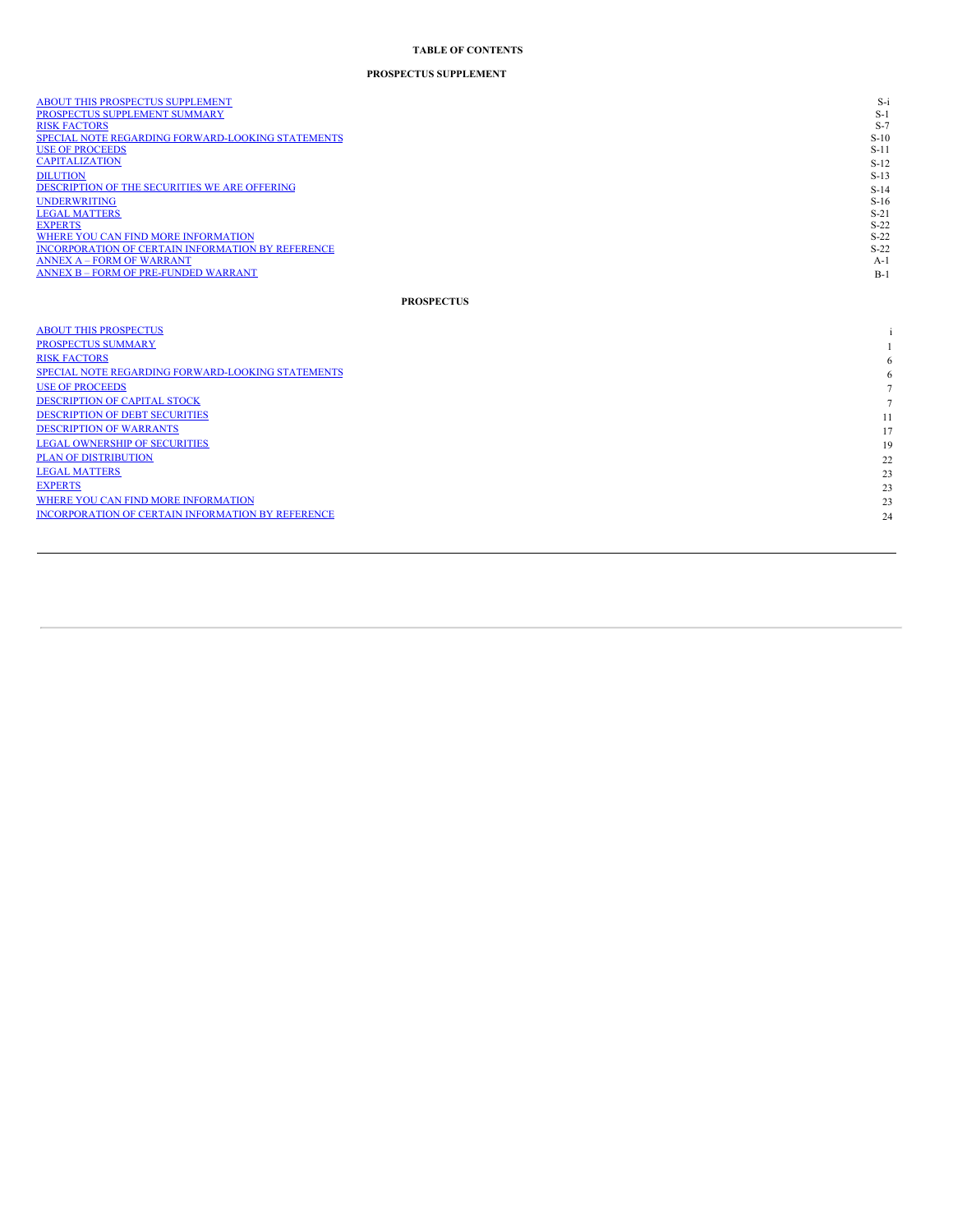**TABLE OF CONTENTS**

**PROSPECTUS SUPPLEMENT**

| | |
|---|---|
| ABOUT THIS PROSPECTUS SUPPLEMENT | S-i |
| PROSPECTUS SUPPLEMENT SUMMARY | S-1 |
| RISK FACTORS | S-7 |
| SPECIAL NOTE REGARDING FORWARD-LOOKING STATEMENTS | S-10 |
| USE OF PROCEEDS | S-11 |
| CAPITALIZATION | S-12 |
| DILUTION | S-13 |
| DESCRIPTION OF THE SECURITIES WE ARE OFFERING | S-14 |
| UNDERWRITING | S-16 |
| LEGAL MATTERS | S-21 |
| EXPERTS | S-22 |
| WHERE YOU CAN FIND MORE INFORMATION | S-22 |
| INCORPORATION OF CERTAIN INFORMATION BY REFERENCE | S-22 |
| ANNEX A – FORM OF WARRANT | A-1 |
| ANNEX B – FORM OF PRE-FUNDED WARRANT | B-1 |

**PROSPECTUS**

| | |
|---|---|
| ABOUT THIS PROSPECTUS | i |
| PROSPECTUS SUMMARY | 1 |
| RISK FACTORS | 6 |
| SPECIAL NOTE REGARDING FORWARD-LOOKING STATEMENTS | 6 |
| USE OF PROCEEDS | 7 |
| DESCRIPTION OF CAPITAL STOCK | 7 |
| DESCRIPTION OF DEBT SECURITIES | 11 |
| DESCRIPTION OF WARRANTS | 17 |
| LEGAL OWNERSHIP OF SECURITIES | 19 |
| PLAN OF DISTRIBUTION | 22 |
| LEGAL MATTERS | 23 |
| EXPERTS | 23 |
| WHERE YOU CAN FIND MORE INFORMATION | 23 |
| INCORPORATION OF CERTAIN INFORMATION BY REFERENCE | 24 |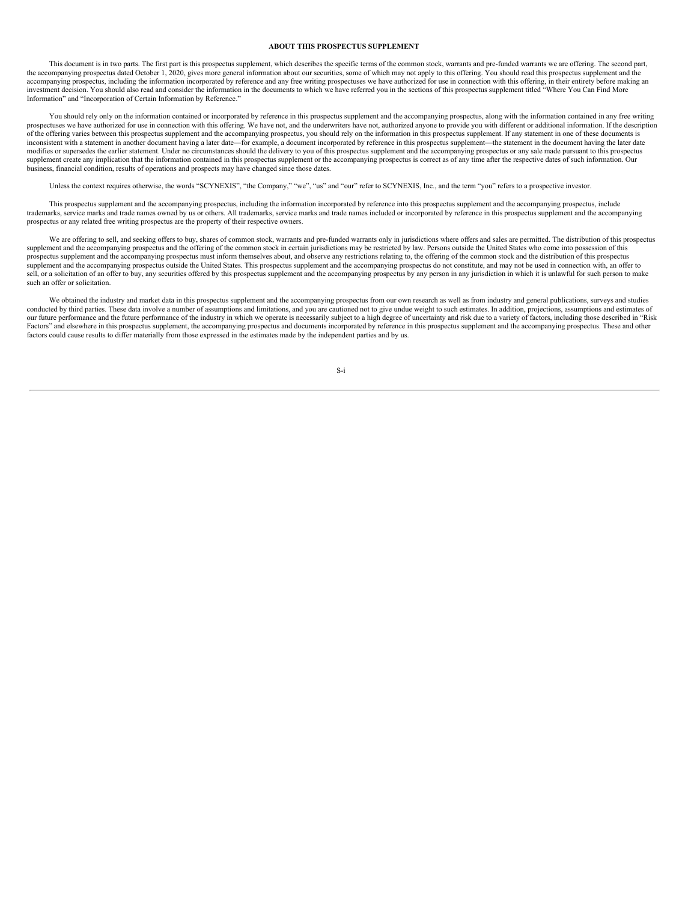## ABOUT THIS PROSPECTUS SUPPLEMENT

This document is in two parts. The first part is this prospectus supplement, which describes the specific terms of the common stock, warrants and pre-funded warrants we are offering. The second part, the accompanying prospectus dated October 1, 2020, gives more general information about our securities, some of which may not apply to this offering. You should read this prospectus supplement and the accompanying prospectus, including the information incorporated by reference and any free writing prospectuses we have authorized for use in connection with this offering, in their entirety before making an investment decision. You should also read and consider the information in the documents to which we have referred you in the sections of this prospectus supplement titled "Where You Can Find More Information" and "Incorporation of Certain Information by Reference."

You should rely only on the information contained or incorporated by reference in this prospectus supplement and the accompanying prospectus, along with the information contained in any free writing prospectuses we have authorized for use in connection with this offering. We have not, and the underwriters have not, authorized anyone to provide you with different or additional information. If the description of the offering varies between this prospectus supplement and the accompanying prospectus, you should rely on the information in this prospectus supplement. If any statement in one of these documents is inconsistent with a statement in another document having a later date—for example, a document incorporated by reference in this prospectus supplement—the statement in the document having the later date modifies or supersedes the earlier statement. Under no circumstances should the delivery to you of this prospectus supplement and the accompanying prospectus or any sale made pursuant to this prospectus supplement create any implication that the information contained in this prospectus supplement or the accompanying prospectus is correct as of any time after the respective dates of such information. Our business, financial condition, results of operations and prospects may have changed since those dates.

Unless the context requires otherwise, the words "SCYNEXIS", "the Company," "we", "us" and "our" refer to SCYNEXIS, Inc., and the term "you" refers to a prospective investor.

This prospectus supplement and the accompanying prospectus, including the information incorporated by reference into this prospectus supplement and the accompanying prospectus, include trademarks, service marks and trade names owned by us or others. All trademarks, service marks and trade names included or incorporated by reference in this prospectus supplement and the accompanying prospectus or any related free writing prospectus are the property of their respective owners.

We are offering to sell, and seeking offers to buy, shares of common stock, warrants and pre-funded warrants only in jurisdictions where offers and sales are permitted. The distribution of this prospectus supplement and the accompanying prospectus and the offering of the common stock in certain jurisdictions may be restricted by law. Persons outside the United States who come into possession of this prospectus supplement and the accompanying prospectus must inform themselves about, and observe any restrictions relating to, the offering of the common stock and the distribution of this prospectus supplement and the accompanying prospectus outside the United States. This prospectus supplement and the accompanying prospectus do not constitute, and may not be used in connection with, an offer to sell, or a solicitation of an offer to buy, any securities offered by this prospectus supplement and the accompanying prospectus by any person in any jurisdiction in which it is unlawful for such person to make such an offer or solicitation.

We obtained the industry and market data in this prospectus supplement and the accompanying prospectus from our own research as well as from industry and general publications, surveys and studies conducted by third parties. These data involve a number of assumptions and limitations, and you are cautioned not to give undue weight to such estimates. In addition, projections, assumptions and estimates of our future performance and the future performance of the industry in which we operate is necessarily subject to a high degree of uncertainty and risk due to a variety of factors, including those described in "Risk Factors" and elsewhere in this prospectus supplement, the accompanying prospectus and documents incorporated by reference in this prospectus supplement and the accompanying prospectus. These and other factors could cause results to differ materially from those expressed in the estimates made by the independent parties and by us.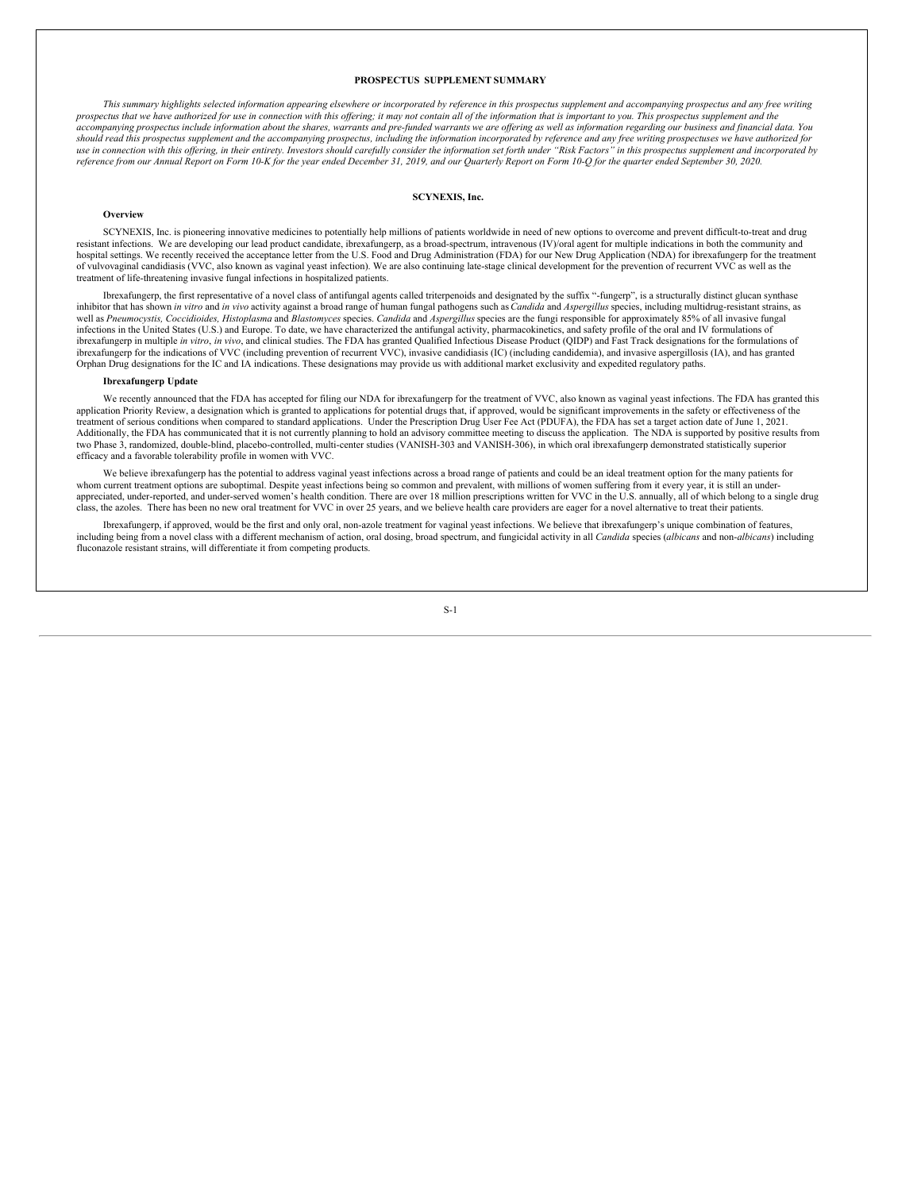# PROSPECTUS SUPPLEMENT SUMMARY

*This summary highlights selected information appearing elsewhere or incorporated by reference in this prospectus supplement and accompanying prospectus and any free writing prospectus that we have authorized for use in connection with this offering; it may not contain all of the information that is important to you. This prospectus supplement and the accompanying prospectus include information about the shares, warrants and pre-funded warrants we are offering as well as information regarding our business and financial data. You should read this prospectus supplement and the accompanying prospectus, including the information incorporated by reference and any free writing prospectuses we have authorized for use in connection with this offering, in their entirety. Investors should carefully consider the information set forth under "Risk Factors" in this prospectus supplement and incorporated by reference from our Annual Report on Form 10-K for the year ended December 31, 2019, and our Quarterly Report on Form 10-Q for the quarter ended September 30, 2020.*

## SCYNEXIS, Inc.

### Overview

SCYNEXIS, Inc. is pioneering innovative medicines to potentially help millions of patients worldwide in need of new options to overcome and prevent difficult-to-treat and drug resistant infections. We are developing our lead product candidate, ibrexafungerp, as a broad-spectrum, intravenous (IV)/oral agent for multiple indications in both the community and hospital settings. We recently received the acceptance letter from the U.S. Food and Drug Administration (FDA) for our New Drug Application (NDA) for ibrexafungerp for the treatment of vulvovaginal candidiasis (VVC, also known as vaginal yeast infection). We are also continuing late-stage clinical development for the prevention of recurrent VVC as well as the treatment of life-threatening invasive fungal infections in hospitalized patients.

Ibrexafungerp, the first representative of a novel class of antifungal agents called triterpenoids and designated by the suffix "-fungerp", is a structurally distinct glucan synthase inhibitor that has shown *in vitro* and *in vivo* activity against a broad range of human fungal pathogens such as *Candida* and *Aspergillus* species, including multidrug-resistant strains, as well as *Pneumocystis, Coccidioides, Histoplasma* and *Blastomyces* species. *Candida* and *Aspergillus* species are the fungi responsible for approximately 85% of all invasive fungal infections in the United States (U.S.) and Europe. To date, we have characterized the antifungal activity, pharmacokinetics, and safety profile of the oral and IV formulations of ibrexafungerp in multiple *in vitro*, *in vivo*, and clinical studies. The FDA has granted Qualified Infectious Disease Product (QIDP) and Fast Track designations for the formulations of ibrexafungerp for the indications of VVC (including prevention of recurrent VVC), invasive candidiasis (IC) (including candidemia), and invasive aspergillosis (IA), and has granted Orphan Drug designations for the IC and IA indications. These designations may provide us with additional market exclusivity and expedited regulatory paths.

### Ibrexafungerp Update

We recently announced that the FDA has accepted for filing our NDA for ibrexafungerp for the treatment of VVC, also known as vaginal yeast infections. The FDA has granted this application Priority Review, a designation which is granted to applications for potential drugs that, if approved, would be significant improvements in the safety or effectiveness of the treatment of serious conditions when compared to standard applications. Under the Prescription Drug User Fee Act (PDUFA), the FDA has set a target action date of June 1, 2021. Additionally, the FDA has communicated that it is not currently planning to hold an advisory committee meeting to discuss the application. The NDA is supported by positive results from two Phase 3, randomized, double-blind, placebo-controlled, multi-center studies (VANISH-303 and VANISH-306), in which oral ibrexafungerp demonstrated statistically superior efficacy and a favorable tolerability profile in women with VVC.

We believe ibrexafungerp has the potential to address vaginal yeast infections across a broad range of patients and could be an ideal treatment option for the many patients for whom current treatment options are suboptimal. Despite yeast infections being so common and prevalent, with millions of women suffering from it every year, it is still an under-appreciated, under-reported, and under-served women's health condition. There are over 18 million prescriptions written for VVC in the U.S. annually, all of which belong to a single drug class, the azoles. There has been no new oral treatment for VVC in over 25 years, and we believe health care providers are eager for a novel alternative to treat their patients.

Ibrexafungerp, if approved, would be the first and only oral, non-azole treatment for vaginal yeast infections. We believe that ibrexafungerp's unique combination of features, including being from a novel class with a different mechanism of action, oral dosing, broad spectrum, and fungicidal activity in all *Candida* species (*albicans* and non-*albicans*) including fluconazole resistant strains, will differentiate it from competing products.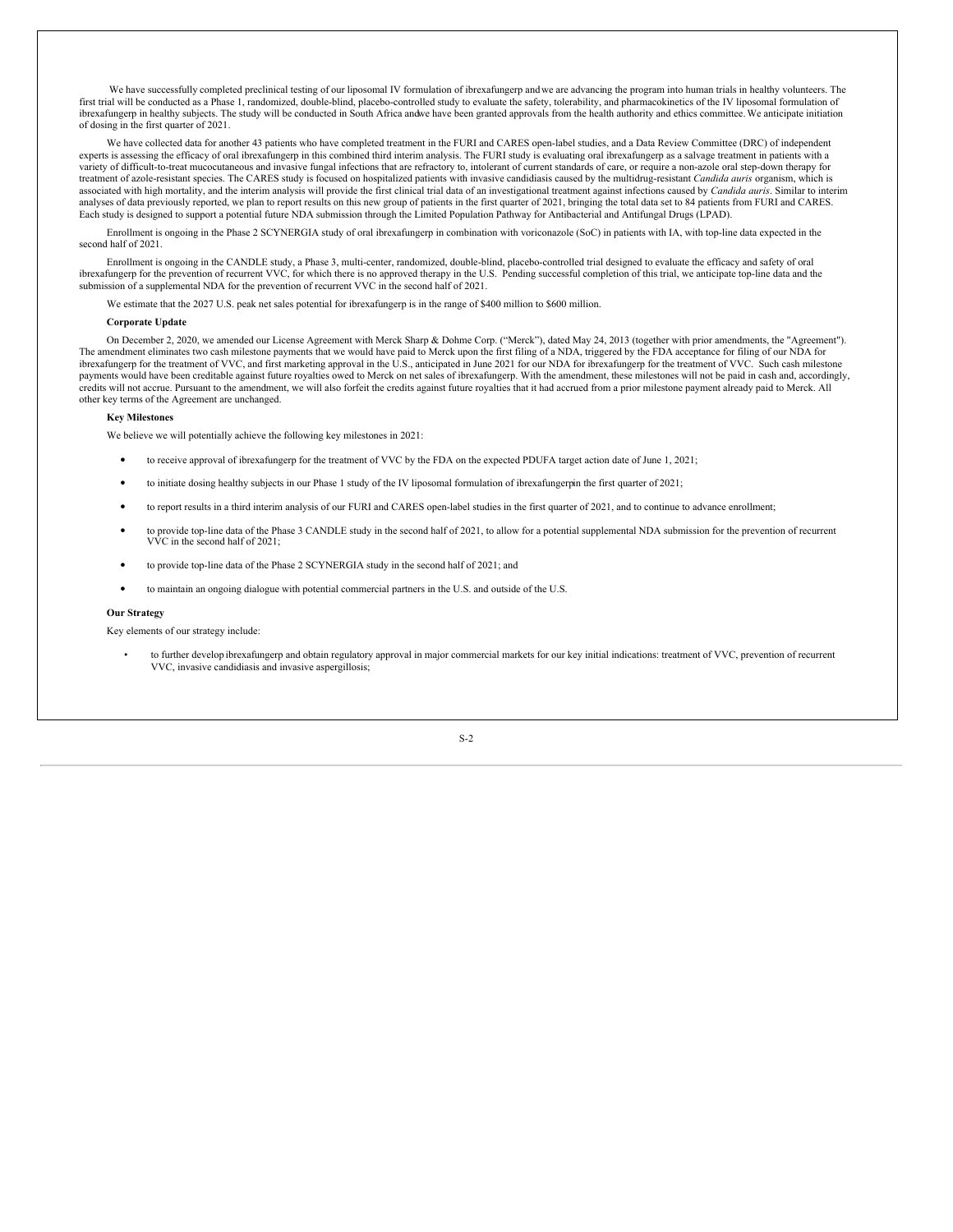We have successfully completed preclinical testing of our liposomal IV formulation of ibrexafungerp and we are advancing the program into human trials in healthy volunteers. The first trial will be conducted as a Phase 1, randomized, double-blind, placebo-controlled study to evaluate the safety, tolerability, and pharmacokinetics of the IV liposomal formulation of ibrexafungerp in healthy subjects. The study will be conducted in South Africa and we have been granted approvals from the health authority and ethics committee. We anticipate initiation of dosing in the first quarter of 2021.

We have collected data for another 43 patients who have completed treatment in the FURI and CARES open-label studies, and a Data Review Committee (DRC) of independent experts is assessing the efficacy of oral ibrexafungerp in this combined third interim analysis. The FURI study is evaluating oral ibrexafungerp as a salvage treatment in patients with a variety of difficult-to-treat mucocutaneous and invasive fungal infections that are refractory to, intolerant of current standards of care, or require a non-azole oral step-down therapy for treatment of azole-resistant species. The CARES study is focused on hospitalized patients with invasive candidiasis caused by the multidrug-resistant *Candida auris* organism, which is associated with high mortality, and the interim analysis will provide the first clinical trial data of an investigational treatment against infections caused by *Candida auris*. Similar to interim analyses of data previously reported, we plan to report results on this new group of patients in the first quarter of 2021, bringing the total data set to 84 patients from FURI and CARES. Each study is designed to support a potential future NDA submission through the Limited Population Pathway for Antibacterial and Antifungal Drugs (LPAD).

Enrollment is ongoing in the Phase 2 SCYNERGIA study of oral ibrexafungerp in combination with voriconazole (SoC) in patients with IA, with top-line data expected in the second half of 2021.

Enrollment is ongoing in the CANDLE study, a Phase 3, multi-center, randomized, double-blind, placebo-controlled trial designed to evaluate the efficacy and safety of oral ibrexafungerp for the prevention of recurrent VVC, for which there is no approved therapy in the U.S. Pending successful completion of this trial, we anticipate top-line data and the submission of a supplemental NDA for the prevention of recurrent VVC in the second half of 2021.

We estimate that the 2027 U.S. peak net sales potential for ibrexafungerp is in the range of $400 million to $600 million.

**Corporate Update**

On December 2, 2020, we amended our License Agreement with Merck Sharp & Dohme Corp. ("Merck"), dated May 24, 2013 (together with prior amendments, the "Agreement"). The amendment eliminates two cash milestone payments that we would have paid to Merck upon the first filing of a NDA, triggered by the FDA acceptance for filing of our NDA for ibrexafungerp for the treatment of VVC, and first marketing approval in the U.S., anticipated in June 2021 for our NDA for ibrexafungerp for the treatment of VVC. Such cash milestone payments would have been creditable against future royalties owed to Merck on net sales of ibrexafungerp. With the amendment, these milestones will not be paid in cash and, accordingly, credits will not accrue. Pursuant to the amendment, we will also forfeit the credits against future royalties that it had accrued from a prior milestone payment already paid to Merck. All other key terms of the Agreement are unchanged.

**Key Milestones**

We believe we will potentially achieve the following key milestones in 2021:

- to receive approval of ibrexafungerp for the treatment of VVC by the FDA on the expected PDUFA target action date of June 1, 2021;
- to initiate dosing healthy subjects in our Phase 1 study of the IV liposomal formulation of ibrexafungerp in the first quarter of 2021;
- to report results in a third interim analysis of our FURI and CARES open-label studies in the first quarter of 2021, and to continue to advance enrollment;
- to provide top-line data of the Phase 3 CANDLE study in the second half of 2021, to allow for a potential supplemental NDA submission for the prevention of recurrent VVC in the second half of 2021;
- to provide top-line data of the Phase 2 SCYNERGIA study in the second half of 2021; and
- to maintain an ongoing dialogue with potential commercial partners in the U.S. and outside of the U.S.

**Our Strategy**

Key elements of our strategy include:

- to further develop ibrexafungerp and obtain regulatory approval in major commercial markets for our key initial indications: treatment of VVC, prevention of recurrent VVC, invasive candidiasis and invasive aspergillosis;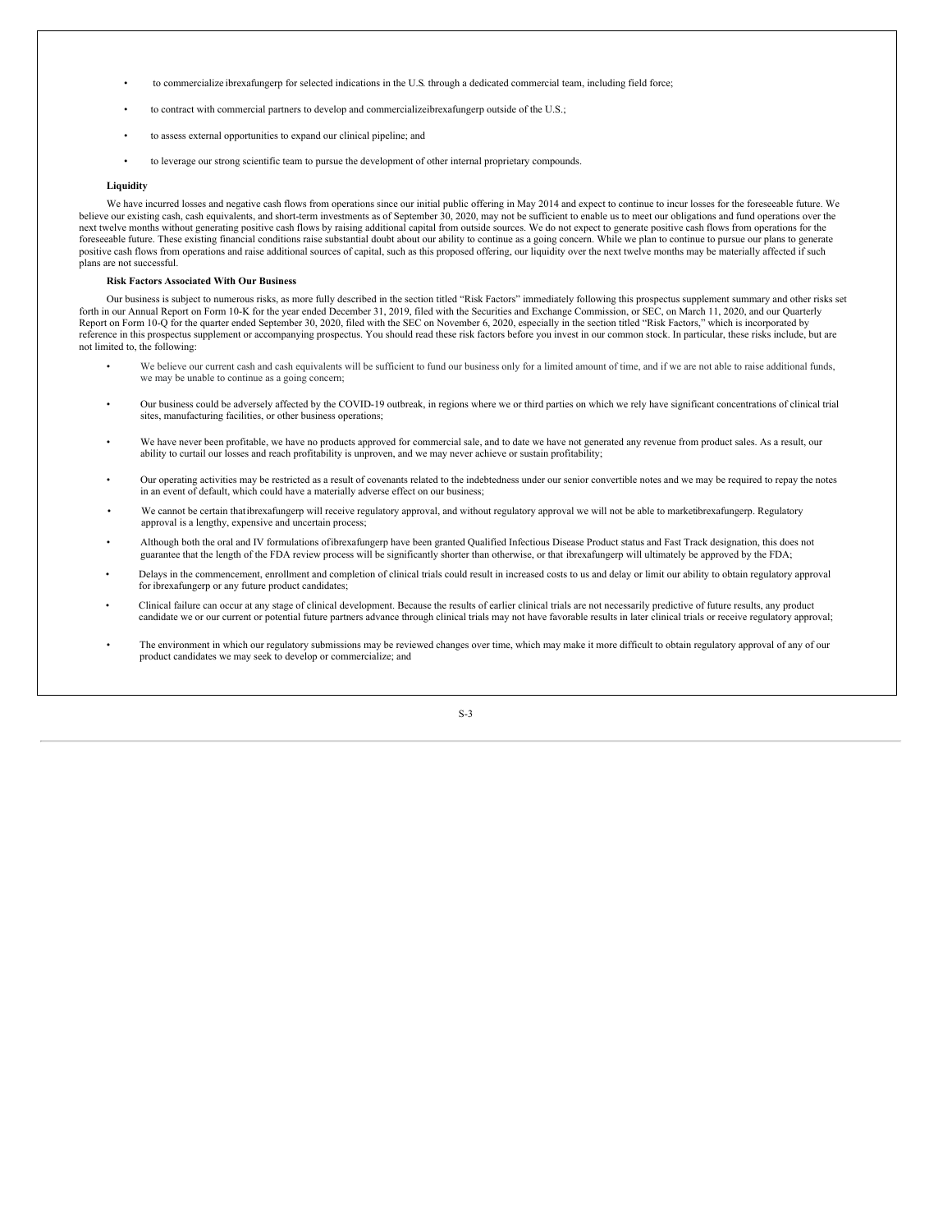- to commercialize ibrexafungerp for selected indications in the U.S. through a dedicated commercial team, including field force;
- to contract with commercial partners to develop and commercialize ibrexafungerp outside of the U.S.;
- to assess external opportunities to expand our clinical pipeline; and
- to leverage our strong scientific team to pursue the development of other internal proprietary compounds.

**Liquidity**

We have incurred losses and negative cash flows from operations since our initial public offering in May 2014 and expect to continue to incur losses for the foreseeable future. We believe our existing cash, cash equivalents, and short-term investments as of September 30, 2020, may not be sufficient to enable us to meet our obligations and fund operations over the next twelve months without generating positive cash flows by raising additional capital from outside sources. We do not expect to generate positive cash flows from operations for the foreseeable future. These existing financial conditions raise substantial doubt about our ability to continue as a going concern. While we plan to continue to pursue our plans to generate positive cash flows from operations and raise additional sources of capital, such as this proposed offering, our liquidity over the next twelve months may be materially affected if such plans are not successful.

**Risk Factors Associated With Our Business**

Our business is subject to numerous risks, as more fully described in the section titled "Risk Factors" immediately following this prospectus supplement summary and other risks set forth in our Annual Report on Form 10-K for the year ended December 31, 2019, filed with the Securities and Exchange Commission, or SEC, on March 11, 2020, and our Quarterly Report on Form 10-Q for the quarter ended September 30, 2020, filed with the SEC on November 6, 2020, especially in the section titled "Risk Factors," which is incorporated by reference in this prospectus supplement or accompanying prospectus. You should read these risk factors before you invest in our common stock. In particular, these risks include, but are not limited to, the following:

- We believe our current cash and cash equivalents will be sufficient to fund our business only for a limited amount of time, and if we are not able to raise additional funds, we may be unable to continue as a going concern;
- Our business could be adversely affected by the COVID-19 outbreak, in regions where we or third parties on which we rely have significant concentrations of clinical trial sites, manufacturing facilities, or other business operations;
- We have never been profitable, we have no products approved for commercial sale, and to date we have not generated any revenue from product sales. As a result, our ability to curtail our losses and reach profitability is unproven, and we may never achieve or sustain profitability;
- Our operating activities may be restricted as a result of covenants related to the indebtedness under our senior convertible notes and we may be required to repay the notes in an event of default, which could have a materially adverse effect on our business;
- We cannot be certain that ibrexafungerp will receive regulatory approval, and without regulatory approval we will not be able to market ibrexafungerp. Regulatory approval is a lengthy, expensive and uncertain process;
- Although both the oral and IV formulations of ibrexafungerp have been granted Qualified Infectious Disease Product status and Fast Track designation, this does not guarantee that the length of the FDA review process will be significantly shorter than otherwise, or that ibrexafungerp will ultimately be approved by the FDA;
- Delays in the commencement, enrollment and completion of clinical trials could result in increased costs to us and delay or limit our ability to obtain regulatory approval for ibrexafungerp or any future product candidates;
- Clinical failure can occur at any stage of clinical development. Because the results of earlier clinical trials are not necessarily predictive of future results, any product candidate we or our current or potential future partners advance through clinical trials may not have favorable results in later clinical trials or receive regulatory approval;
- The environment in which our regulatory submissions may be reviewed changes over time, which may make it more difficult to obtain regulatory approval of any of our product candidates we may seek to develop or commercialize; and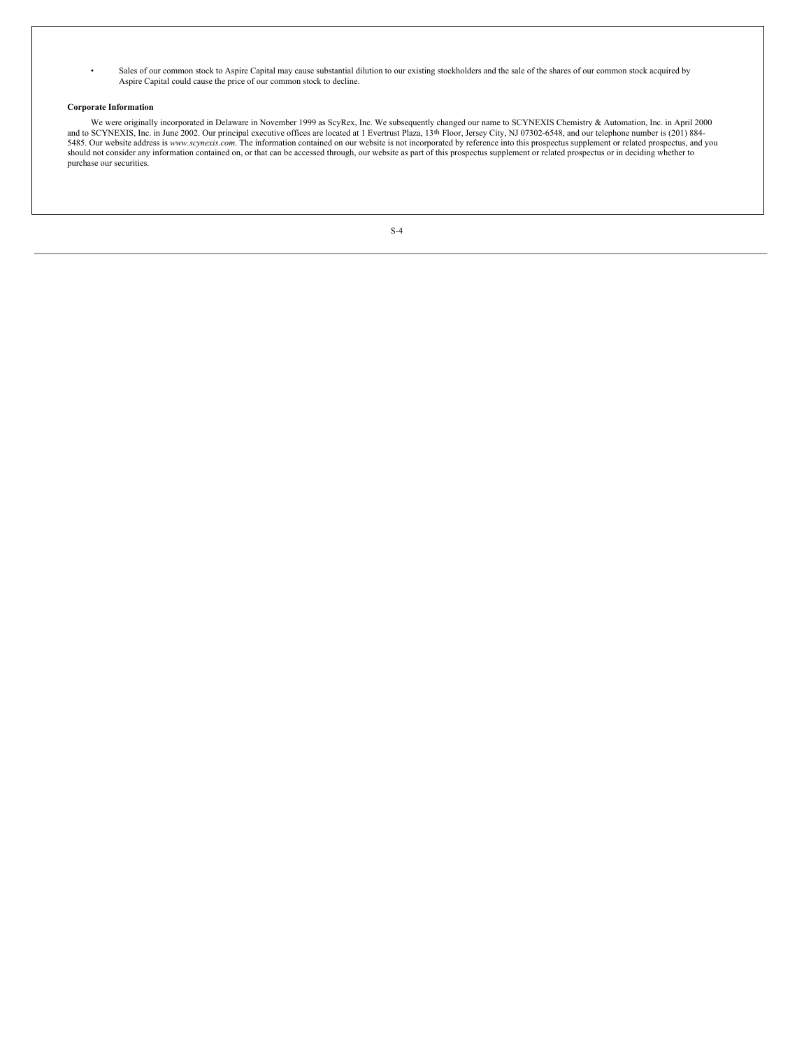- Sales of our common stock to Aspire Capital may cause substantial dilution to our existing stockholders and the sale of the shares of our common stock acquired by Aspire Capital could cause the price of our common stock to decline.

**Corporate Information**

We were originally incorporated in Delaware in November 1999 as ScyRex, Inc. We subsequently changed our name to SCYNEXIS Chemistry & Automation, Inc. in April 2000 and to SCYNEXIS, Inc. in June 2002. Our principal executive offices are located at 1 Evertrust Plaza, 13th Floor, Jersey City, NJ 07302-6548, and our telephone number is (201) 884-5485. Our website address is *www.scynexis.com*. The information contained on our website is not incorporated by reference into this prospectus supplement or related prospectus, and you should not consider any information contained on, or that can be accessed through, our website as part of this prospectus supplement or related prospectus or in deciding whether to purchase our securities.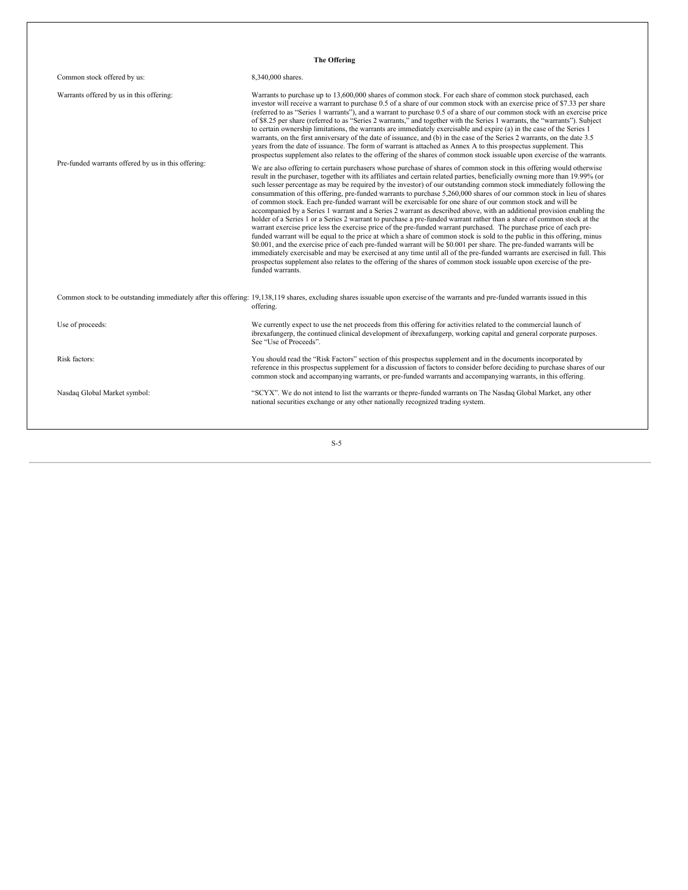**The Offering**

| | |
|---|---|
| Common stock offered by us: | 8,340,000 shares. |
| Warrants offered by us in this offering: | Warrants to purchase up to 13,600,000 shares of common stock. For each share of common stock purchased, each investor will receive a warrant to purchase 0.5 of a share of our common stock with an exercise price of $7.33 per share (referred to as "Series 1 warrants"), and a warrant to purchase 0.5 of a share of our common stock with an exercise price of $8.25 per share (referred to as "Series 2 warrants," and together with the Series 1 warrants, the "warrants"). Subject to certain ownership limitations, the warrants are immediately exercisable and expire (a) in the case of the Series 1 warrants, on the first anniversary of the date of issuance, and (b) in the case of the Series 2 warrants, on the date 3.5 years from the date of issuance. The form of warrant is attached as Annex A to this prospectus supplement. This prospectus supplement also relates to the offering of the shares of common stock issuable upon exercise of the warrants. |
| Pre-funded warrants offered by us in this offering: | We are also offering to certain purchasers whose purchase of shares of common stock in this offering would otherwise result in the purchaser, together with its affiliates and certain related parties, beneficially owning more than 19.99% (or such lesser percentage as may be required by the investor) of our outstanding common stock immediately following the consummation of this offering, pre-funded warrants to purchase 5,260,000 shares of our common stock in lieu of shares of common stock. Each pre-funded warrant will be exercisable for one share of our common stock and will be accompanied by a Series 1 warrant and a Series 2 warrant as described above, with an additional provision enabling the holder of a Series 1 or a Series 2 warrant to purchase a pre-funded warrant rather than a share of common stock at the warrant exercise price less the exercise price of the pre-funded warrant purchased. The purchase price of each pre-funded warrant will be equal to the price at which a share of common stock is sold to the public in this offering, minus $0.001, and the exercise price of each pre-funded warrant will be $0.001 per share. The pre-funded warrants will be immediately exercisable and may be exercised at any time until all of the pre-funded warrants are exercised in full. This prospectus supplement also relates to the offering of the shares of common stock issuable upon exercise of the pre-funded warrants. |
| Common stock to be outstanding immediately after this offering: | 19,138,119 shares, excluding shares issuable upon exercise of the warrants and pre-funded warrants issued in this offering. |
| Use of proceeds: | We currently expect to use the net proceeds from this offering for activities related to the commercial launch of ibrexafungerp, the continued clinical development of ibrexafungerp, working capital and general corporate purposes. See "Use of Proceeds". |
| Risk factors: | You should read the "Risk Factors" section of this prospectus supplement and in the documents incorporated by reference in this prospectus supplement for a discussion of factors to consider before deciding to purchase shares of our common stock and accompanying warrants, or pre-funded warrants and accompanying warrants, in this offering. |
| Nasdaq Global Market symbol: | "SCYX". We do not intend to list the warrants or thepre-funded warrants on The Nasdaq Global Market, any other national securities exchange or any other nationally recognized trading system. |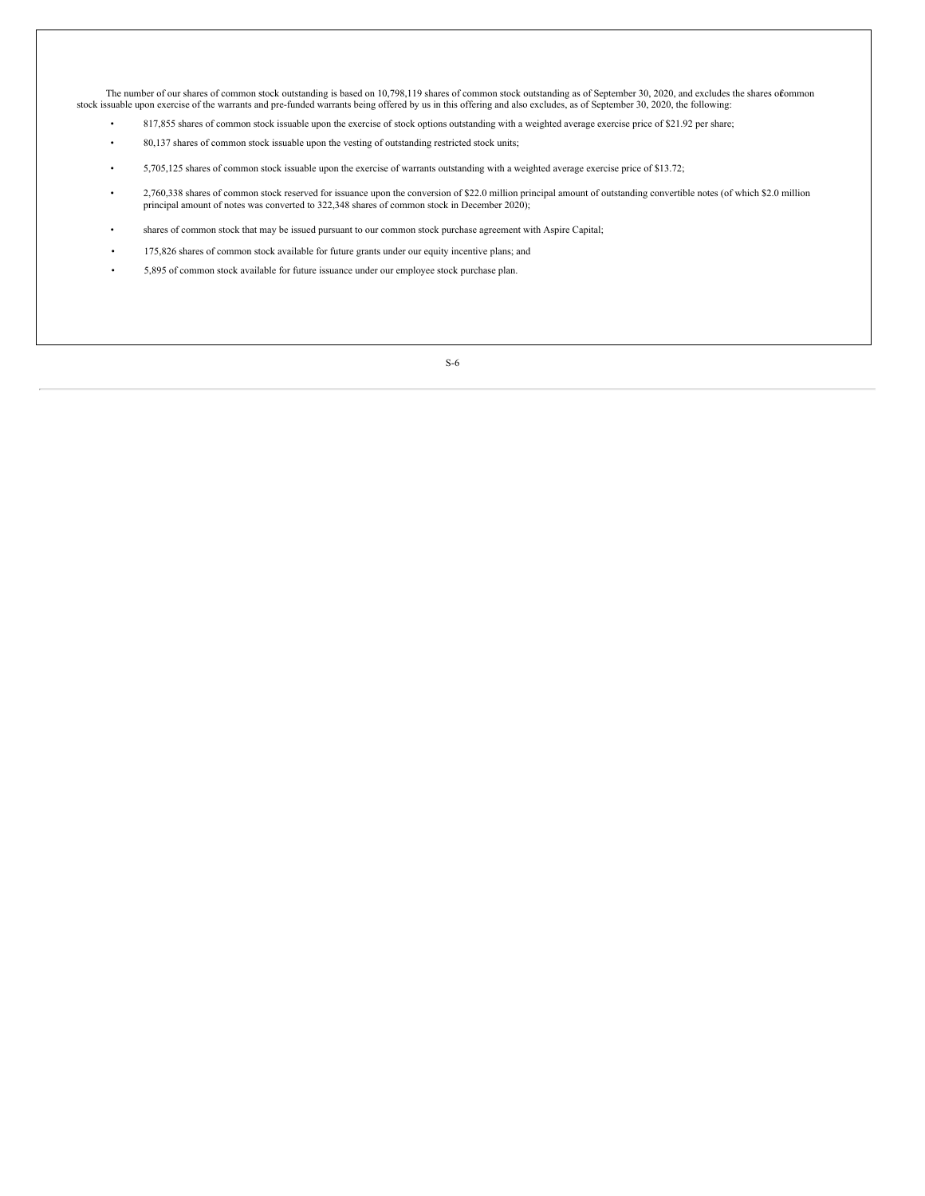The number of our shares of common stock outstanding is based on 10,798,119 shares of common stock outstanding as of September 30, 2020, and excludes the shares of common stock issuable upon exercise of the warrants and pre-funded warrants being offered by us in this offering and also excludes, as of September 30, 2020, the following:

- 817,855 shares of common stock issuable upon the exercise of stock options outstanding with a weighted average exercise price of $21.92 per share;
- 80,137 shares of common stock issuable upon the vesting of outstanding restricted stock units;
- 5,705,125 shares of common stock issuable upon the exercise of warrants outstanding with a weighted average exercise price of $13.72;
- 2,760,338 shares of common stock reserved for issuance upon the conversion of $22.0 million principal amount of outstanding convertible notes (of which $2.0 million principal amount of notes was converted to 322,348 shares of common stock in December 2020);
- shares of common stock that may be issued pursuant to our common stock purchase agreement with Aspire Capital;
- 175,826 shares of common stock available for future grants under our equity incentive plans; and
- 5,895 of common stock available for future issuance under our employee stock purchase plan.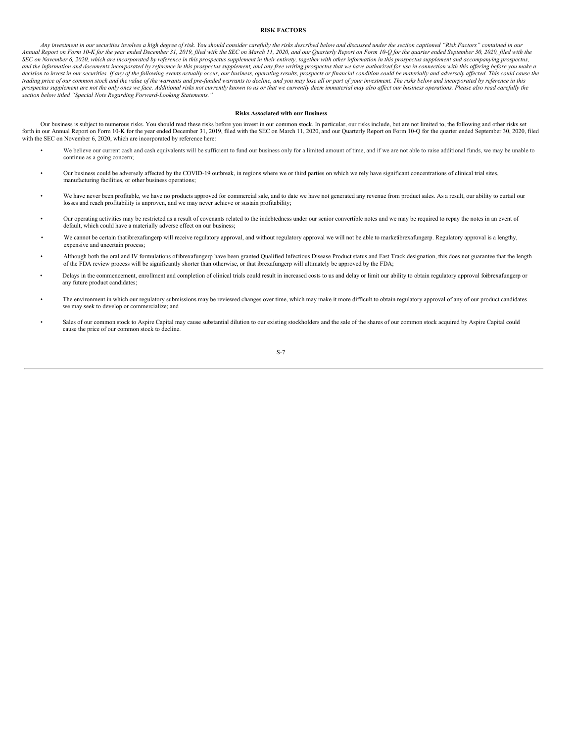## RISK FACTORS

*Any investment in our securities involves a high degree of risk. You should consider carefully the risks described below and discussed under the section captioned "Risk Factors" contained in our Annual Report on Form 10-K for the year ended December 31, 2019, filed with the SEC on March 11, 2020, and our Quarterly Report on Form 10-Q for the quarter ended September 30, 2020, filed with the SEC on November 6, 2020, which are incorporated by reference in this prospectus supplement in their entirety, together with other information in this prospectus supplement and accompanying prospectus, and the information and documents incorporated by reference in this prospectus supplement, and any free writing prospectus that we have authorized for use in connection with this offering before you make a decision to invest in our securities. If any of the following events actually occur, our business, operating results, prospects or financial condition could be materially and adversely affected. This could cause the trading price of our common stock and the value of the warrants and pre-funded warrants to decline, and you may lose all or part of your investment. The risks below and incorporated by reference in this prospectus supplement are not the only ones we face. Additional risks not currently known to us or that we currently deem immaterial may also affect our business operations. Please also read carefully the section below titled "Special Note Regarding Forward-Looking Statements."*

### Risks Associated with our Business

Our business is subject to numerous risks. You should read these risks before you invest in our common stock. In particular, our risks include, but are not limited to, the following and other risks set forth in our Annual Report on Form 10-K for the year ended December 31, 2019, filed with the SEC on March 11, 2020, and our Quarterly Report on Form 10-Q for the quarter ended September 30, 2020, filed with the SEC on November 6, 2020, which are incorporated by reference here:

- We believe our current cash and cash equivalents will be sufficient to fund our business only for a limited amount of time, and if we are not able to raise additional funds, we may be unable to continue as a going concern;
- Our business could be adversely affected by the COVID-19 outbreak, in regions where we or third parties on which we rely have significant concentrations of clinical trial sites, manufacturing facilities, or other business operations;
- We have never been profitable, we have no products approved for commercial sale, and to date we have not generated any revenue from product sales. As a result, our ability to curtail our losses and reach profitability is unproven, and we may never achieve or sustain profitability;
- Our operating activities may be restricted as a result of covenants related to the indebtedness under our senior convertible notes and we may be required to repay the notes in an event of default, which could have a materially adverse effect on our business;
- We cannot be certain that ibrexafungerp will receive regulatory approval, and without regulatory approval we will not be able to market ibrexafungerp. Regulatory approval is a lengthy, expensive and uncertain process;
- Although both the oral and IV formulations of ibrexafungerp have been granted Qualified Infectious Disease Product status and Fast Track designation, this does not guarantee that the length of the FDA review process will be significantly shorter than otherwise, or that ibrexafungerp will ultimately be approved by the FDA;
- Delays in the commencement, enrollment and completion of clinical trials could result in increased costs to us and delay or limit our ability to obtain regulatory approval for ibrexafungerp or any future product candidates;
- The environment in which our regulatory submissions may be reviewed changes over time, which may make it more difficult to obtain regulatory approval of any of our product candidates we may seek to develop or commercialize; and
- Sales of our common stock to Aspire Capital may cause substantial dilution to our existing stockholders and the sale of the shares of our common stock acquired by Aspire Capital could cause the price of our common stock to decline.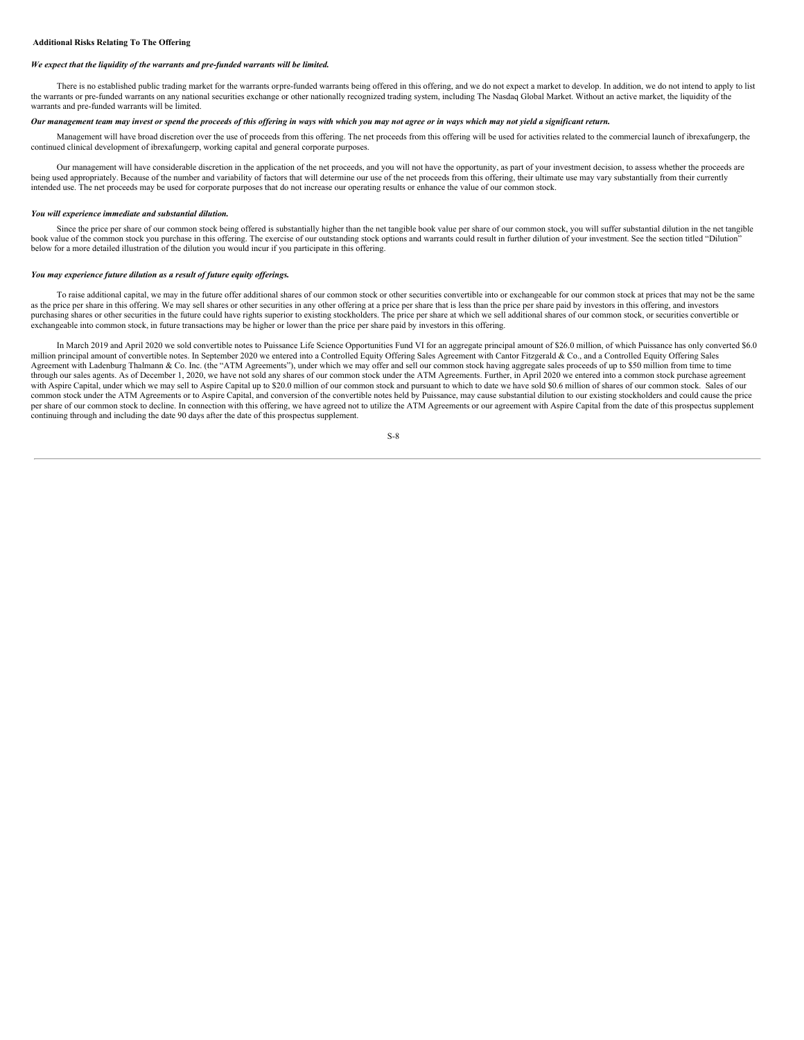### Additional Risks Relating To The Offering

***We expect that the liquidity of the warrants and pre-funded warrants will be limited.***

There is no established public trading market for the warrants orpre-funded warrants being offered in this offering, and we do not expect a market to develop. In addition, we do not intend to apply to list the warrants or pre-funded warrants on any national securities exchange or other nationally recognized trading system, including The Nasdaq Global Market. Without an active market, the liquidity of the warrants and pre-funded warrants will be limited.

***Our management team may invest or spend the proceeds of this offering in ways with which you may not agree or in ways which may not yield a significant return.***

Management will have broad discretion over the use of proceeds from this offering. The net proceeds from this offering will be used for activities related to the commercial launch of ibrexafungerp, the continued clinical development of ibrexafungerp, working capital and general corporate purposes.

Our management will have considerable discretion in the application of the net proceeds, and you will not have the opportunity, as part of your investment decision, to assess whether the proceeds are being used appropriately. Because of the number and variability of factors that will determine our use of the net proceeds from this offering, their ultimate use may vary substantially from their currently intended use. The net proceeds may be used for corporate purposes that do not increase our operating results or enhance the value of our common stock.

***You will experience immediate and substantial dilution.***

Since the price per share of our common stock being offered is substantially higher than the net tangible book value per share of our common stock, you will suffer substantial dilution in the net tangible book value of the common stock you purchase in this offering. The exercise of our outstanding stock options and warrants could result in further dilution of your investment. See the section titled "Dilution" below for a more detailed illustration of the dilution you would incur if you participate in this offering.

***You may experience future dilution as a result of future equity offerings.***

To raise additional capital, we may in the future offer additional shares of our common stock or other securities convertible into or exchangeable for our common stock at prices that may not be the same as the price per share in this offering. We may sell shares or other securities in any other offering at a price per share that is less than the price per share paid by investors in this offering, and investors purchasing shares or other securities in the future could have rights superior to existing stockholders. The price per share at which we sell additional shares of our common stock, or securities convertible or exchangeable into common stock, in future transactions may be higher or lower than the price per share paid by investors in this offering.

In March 2019 and April 2020 we sold convertible notes to Puissance Life Science Opportunities Fund VI for an aggregate principal amount of $26.0 million, of which Puissance has only converted $6.0 million principal amount of convertible notes. In September 2020 we entered into a Controlled Equity Offering Sales Agreement with Cantor Fitzgerald & Co., and a Controlled Equity Offering Sales Agreement with Ladenburg Thalmann & Co. Inc. (the "ATM Agreements"), under which we may offer and sell our common stock having aggregate sales proceeds of up to $50 million from time to time through our sales agents. As of December 1, 2020, we have not sold any shares of our common stock under the ATM Agreements. Further, in April 2020 we entered into a common stock purchase agreement with Aspire Capital, under which we may sell to Aspire Capital up to $20.0 million of our common stock and pursuant to which to date we have sold $0.6 million of shares of our common stock. Sales of our common stock under the ATM Agreements or to Aspire Capital, and conversion of the convertible notes held by Puissance, may cause substantial dilution to our existing stockholders and could cause the price per share of our common stock to decline. In connection with this offering, we have agreed not to utilize the ATM Agreements or our agreement with Aspire Capital from the date of this prospectus supplement continuing through and including the date 90 days after the date of this prospectus supplement.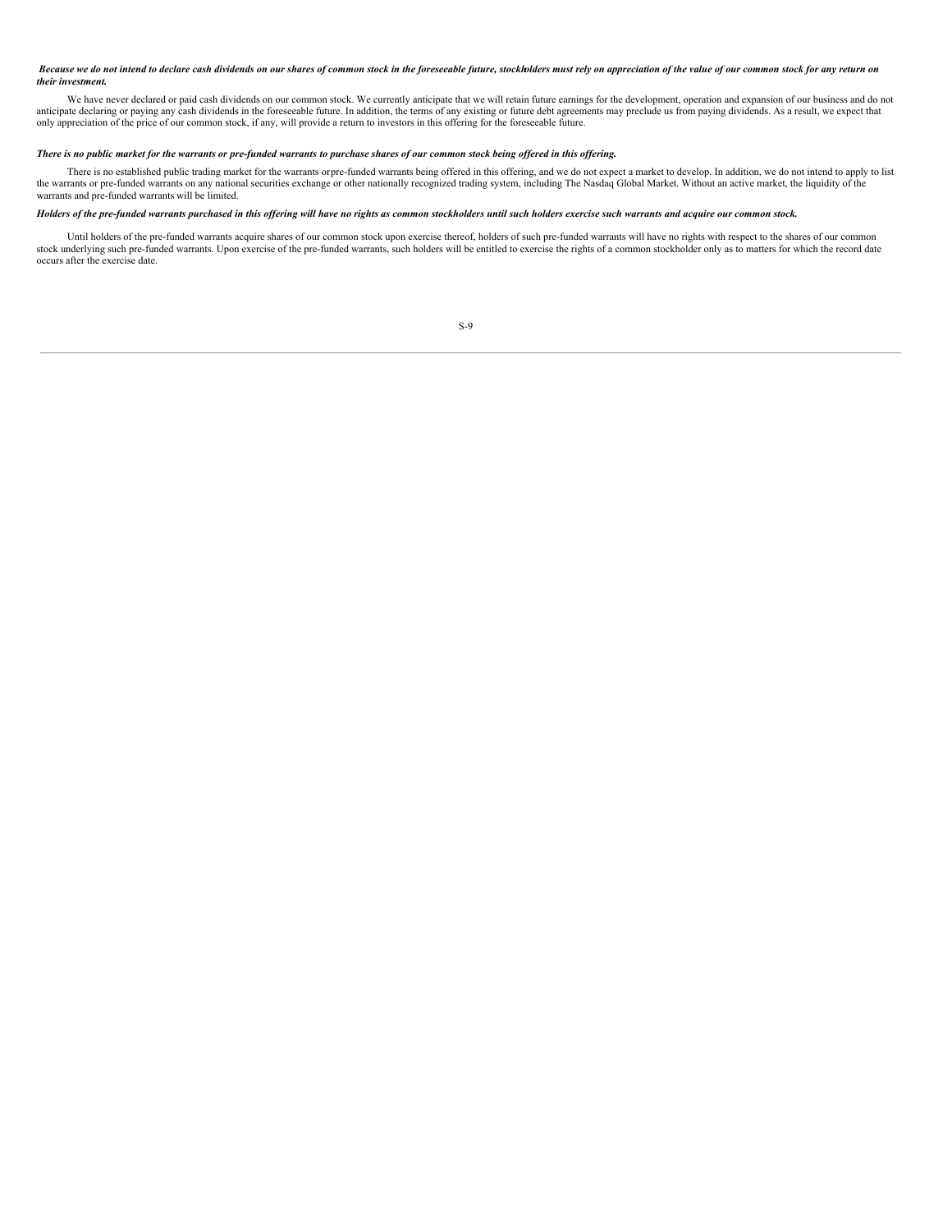***Because we do not intend to declare cash dividends on our shares of common stock in the foreseeable future, stockholders must rely on appreciation of the value of our common stock for any return on their investment.***

We have never declared or paid cash dividends on our common stock. We currently anticipate that we will retain future earnings for the development, operation and expansion of our business and do not anticipate declaring or paying any cash dividends in the foreseeable future. In addition, the terms of any existing or future debt agreements may preclude us from paying dividends. As a result, we expect that only appreciation of the price of our common stock, if any, will provide a return to investors in this offering for the foreseeable future.

***There is no public market for the warrants or pre-funded warrants to purchase shares of our common stock being offered in this offering.***

There is no established public trading market for the warrants orpre-funded warrants being offered in this offering, and we do not expect a market to develop. In addition, we do not intend to apply to list the warrants or pre-funded warrants on any national securities exchange or other nationally recognized trading system, including The Nasdaq Global Market. Without an active market, the liquidity of the warrants and pre-funded warrants will be limited.

***Holders of the pre-funded warrants purchased in this offering will have no rights as common stockholders until such holders exercise such warrants and acquire our common stock.***

Until holders of the pre-funded warrants acquire shares of our common stock upon exercise thereof, holders of such pre-funded warrants will have no rights with respect to the shares of our common stock underlying such pre-funded warrants. Upon exercise of the pre-funded warrants, such holders will be entitled to exercise the rights of a common stockholder only as to matters for which the record date occurs after the exercise date.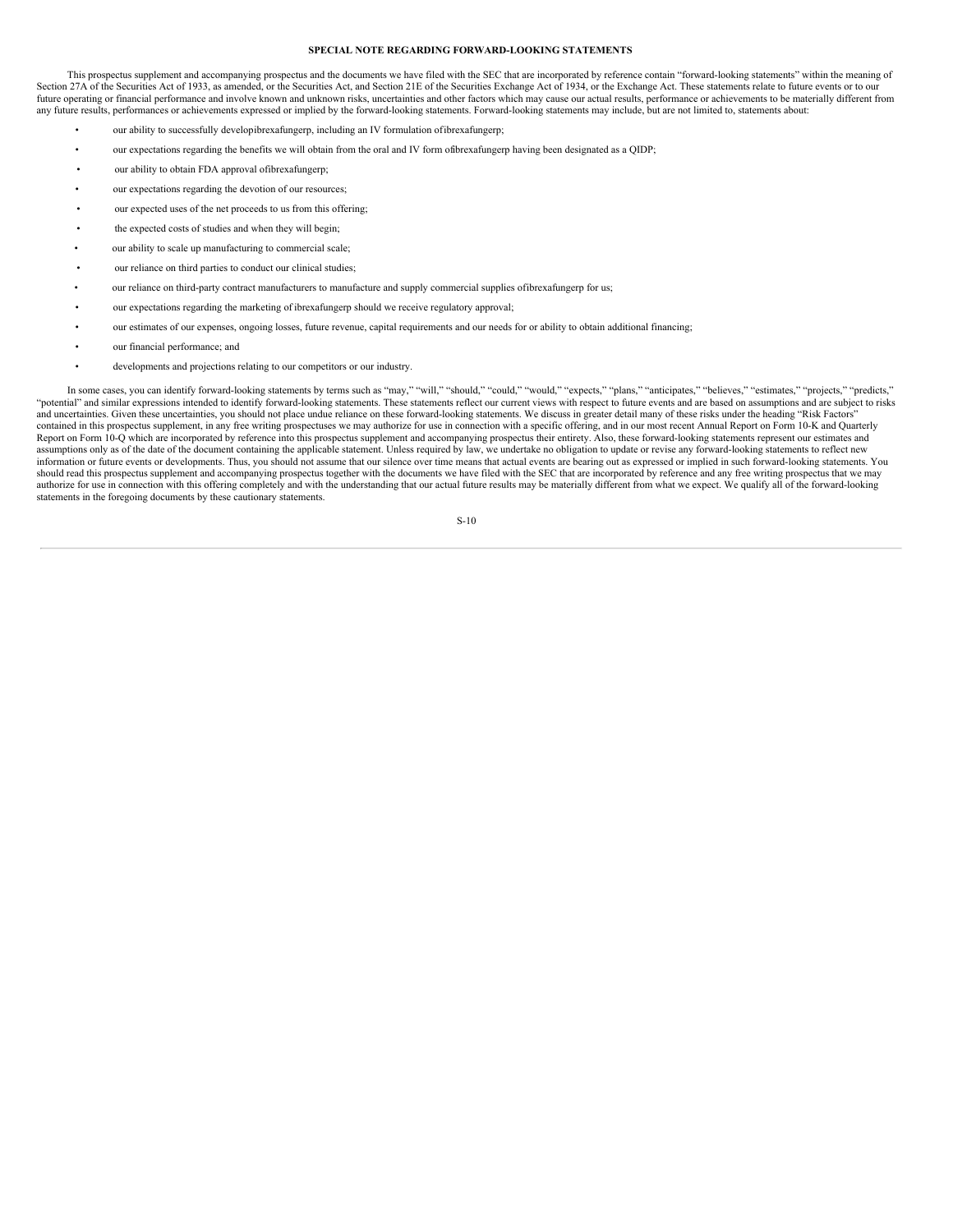**SPECIAL NOTE REGARDING FORWARD-LOOKING STATEMENTS**

This prospectus supplement and accompanying prospectus and the documents we have filed with the SEC that are incorporated by reference contain "forward-looking statements" within the meaning of Section 27A of the Securities Act of 1933, as amended, or the Securities Act, and Section 21E of the Securities Exchange Act of 1934, or the Exchange Act. These statements relate to future events or to our future operating or financial performance and involve known and unknown risks, uncertainties and other factors which may cause our actual results, performance or achievements to be materially different from any future results, performances or achievements expressed or implied by the forward-looking statements. Forward-looking statements may include, but are not limited to, statements about:

- our ability to successfully developibrexafungerp, including an IV formulation ofibrexafungerp;
- our expectations regarding the benefits we will obtain from the oral and IV form ofibrexafungerp having been designated as a QIDP;
- our ability to obtain FDA approval ofibrexafungerp;
- our expectations regarding the devotion of our resources;
- our expected uses of the net proceeds to us from this offering;
- the expected costs of studies and when they will begin;
- our ability to scale up manufacturing to commercial scale;
- our reliance on third parties to conduct our clinical studies;
- our reliance on third-party contract manufacturers to manufacture and supply commercial supplies ofibrexafungerp for us;
- our expectations regarding the marketing of ibrexafungerp should we receive regulatory approval;
- our estimates of our expenses, ongoing losses, future revenue, capital requirements and our needs for or ability to obtain additional financing;
- our financial performance; and
- developments and projections relating to our competitors or our industry.

In some cases, you can identify forward-looking statements by terms such as "may," "will," "should," "could," "would," "expects," "plans," "anticipates," "believes," "estimates," "projects," "predicts," "potential" and similar expressions intended to identify forward-looking statements. These statements reflect our current views with respect to future events and are based on assumptions and are subject to risks and uncertainties. Given these uncertainties, you should not place undue reliance on these forward-looking statements. We discuss in greater detail many of these risks under the heading "Risk Factors" contained in this prospectus supplement, in any free writing prospectuses we may authorize for use in connection with a specific offering, and in our most recent Annual Report on Form 10-K and Quarterly Report on Form 10-Q which are incorporated by reference into this prospectus supplement and accompanying prospectus their entirety. Also, these forward-looking statements represent our estimates and assumptions only as of the date of the document containing the applicable statement. Unless required by law, we undertake no obligation to update or revise any forward-looking statements to reflect new information or future events or developments. Thus, you should not assume that our silence over time means that actual events are bearing out as expressed or implied in such forward-looking statements. You should read this prospectus supplement and accompanying prospectus together with the documents we have filed with the SEC that are incorporated by reference and any free writing prospectus that we may authorize for use in connection with this offering completely and with the understanding that our actual future results may be materially different from what we expect. We qualify all of the forward-looking statements in the foregoing documents by these cautionary statements.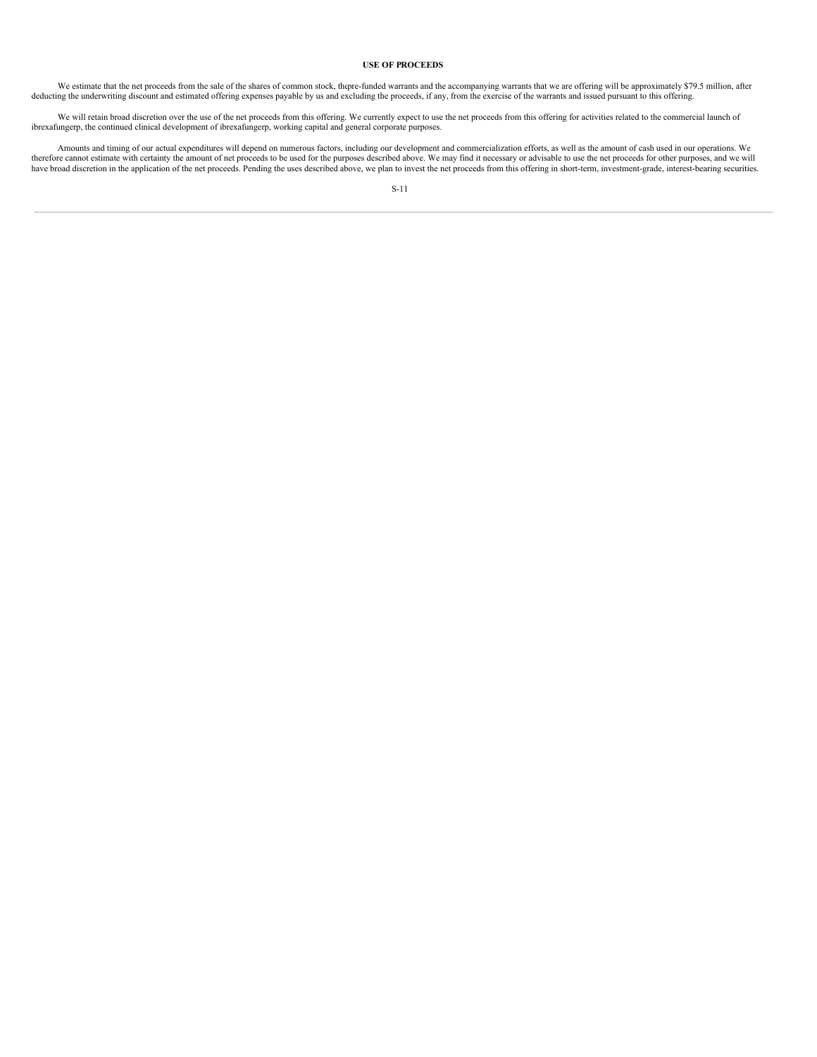# USE OF PROCEEDS

We estimate that the net proceeds from the sale of the shares of common stock, thepre-funded warrants and the accompanying warrants that we are offering will be approximately $79.5 million, after deducting the underwriting discount and estimated offering expenses payable by us and excluding the proceeds, if any, from the exercise of the warrants and issued pursuant to this offering.

We will retain broad discretion over the use of the net proceeds from this offering. We currently expect to use the net proceeds from this offering for activities related to the commercial launch of ibrexafungerp, the continued clinical development of ibrexafungerp, working capital and general corporate purposes.

Amounts and timing of our actual expenditures will depend on numerous factors, including our development and commercialization efforts, as well as the amount of cash used in our operations. We therefore cannot estimate with certainty the amount of net proceeds to be used for the purposes described above. We may find it necessary or advisable to use the net proceeds for other purposes, and we will have broad discretion in the application of the net proceeds. Pending the uses described above, we plan to invest the net proceeds from this offering in short-term, investment-grade, interest-bearing securities.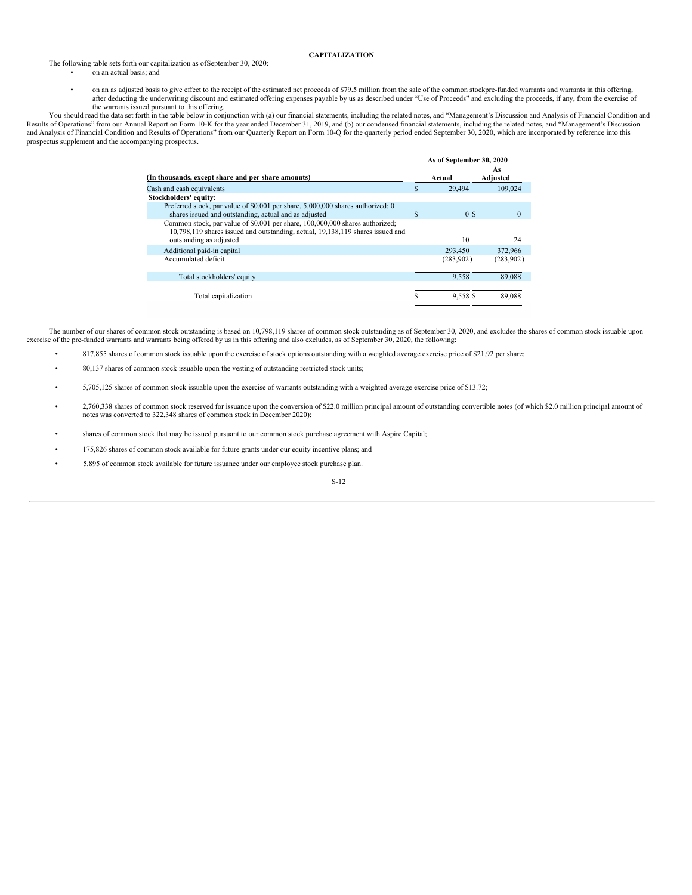## CAPITALIZATION

The following table sets forth our capitalization as ofSeptember 30, 2020:

- on an actual basis; and
- on an as adjusted basis to give effect to the receipt of the estimated net proceeds of $79.5 million from the sale of the common stockpre-funded warrants and warrants in this offering, after deducting the underwriting discount and estimated offering expenses payable by us as described under "Use of Proceeds" and excluding the proceeds, if any, from the exercise of the warrants issued pursuant to this offering.

You should read the data set forth in the table below in conjunction with (a) our financial statements, including the related notes, and "Management's Discussion and Analysis of Financial Condition and Results of Operations" from our Annual Report on Form 10-K for the year ended December 31, 2019, and (b) our condensed financial statements, including the related notes, and "Management's Discussion and Analysis of Financial Condition and Results of Operations" from our Quarterly Report on Form 10-Q for the quarterly period ended September 30, 2020, which are incorporated by reference into this prospectus supplement and the accompanying prospectus.

| (In thousands, except share and per share amounts) | As of September 30, 2020 Actual | As of September 30, 2020 As Adjusted |
|---|---|---|
| Cash and cash equivalents | $ 29,494 | 109,024 |
| **Stockholders' equity:** | | |
| Preferred stock, par value of $0.001 per share, 5,000,000 shares authorized; 0 shares issued and outstanding, actual and as adjusted | $ 0 | $ 0 |
| Common stock, par value of $0.001 per share, 100,000,000 shares authorized; 10,798,119 shares issued and outstanding, actual, 19,138,119 shares issued and outstanding as adjusted | 10 | 24 |
| Additional paid-in capital | 293,450 | 372,966 |
| Accumulated deficit | (283,902) | (283,902) |
| Total stockholders' equity | 9,558 | 89,088 |
| Total capitalization | $ 9,558 | $ 89,088 |

The number of our shares of common stock outstanding is based on 10,798,119 shares of common stock outstanding as of September 30, 2020, and excludes the shares of common stock issuable upon exercise of the pre-funded warrants and warrants being offered by us in this offering and also excludes, as of September 30, 2020, the following:

- 817,855 shares of common stock issuable upon the exercise of stock options outstanding with a weighted average exercise price of $21.92 per share;
- 80,137 shares of common stock issuable upon the vesting of outstanding restricted stock units;
- 5,705,125 shares of common stock issuable upon the exercise of warrants outstanding with a weighted average exercise price of $13.72;
- 2,760,338 shares of common stock reserved for issuance upon the conversion of $22.0 million principal amount of outstanding convertible notes (of which $2.0 million principal amount of notes was converted to 322,348 shares of common stock in December 2020);
- shares of common stock that may be issued pursuant to our common stock purchase agreement with Aspire Capital;
- 175,826 shares of common stock available for future grants under our equity incentive plans; and
- 5,895 of common stock available for future issuance under our employee stock purchase plan.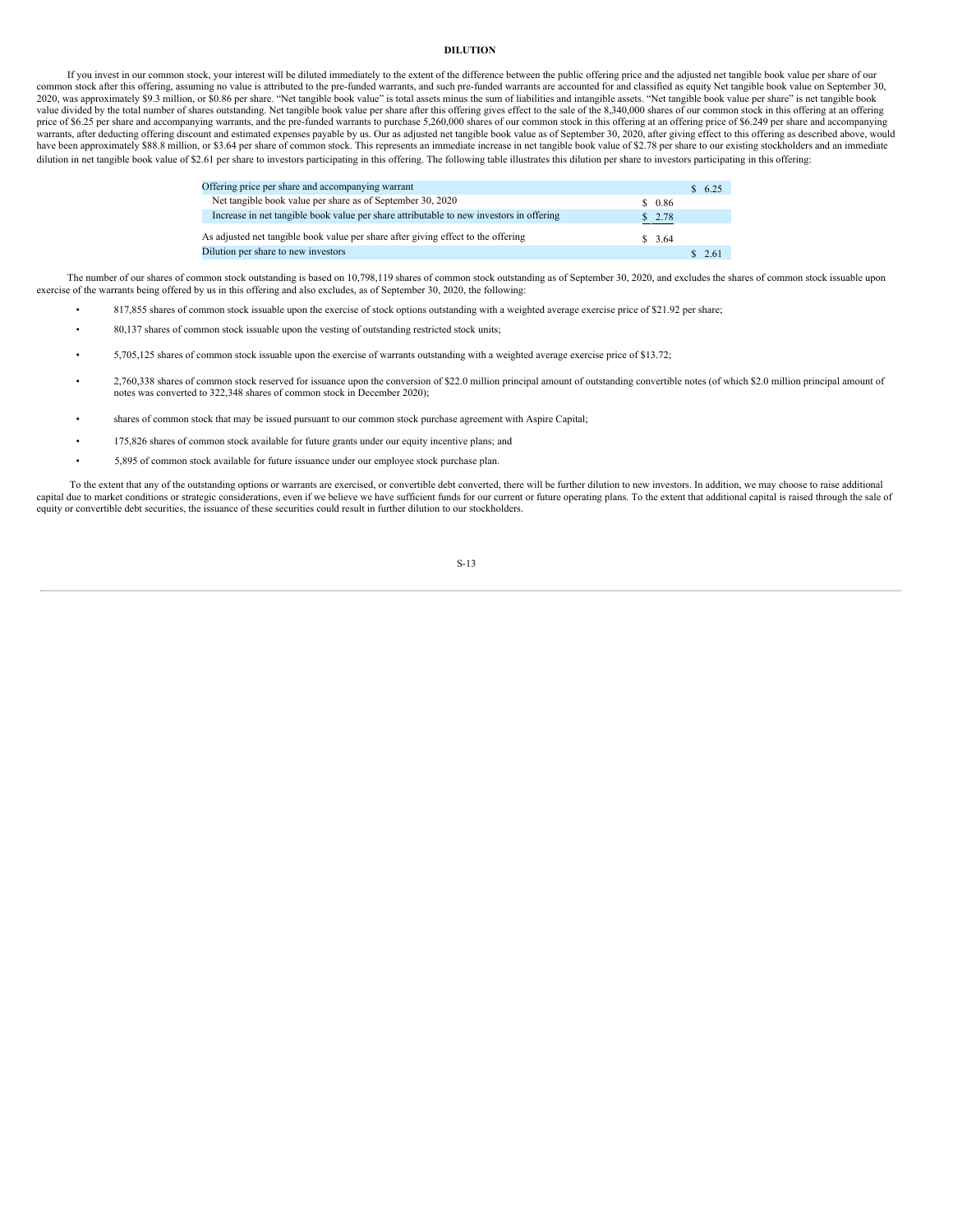# DILUTION

If you invest in our common stock, your interest will be diluted immediately to the extent of the difference between the public offering price and the adjusted net tangible book value per share of our common stock after this offering, assuming no value is attributed to the pre-funded warrants, and such pre-funded warrants are accounted for and classified as equity Net tangible book value on September 30, 2020, was approximately $9.3 million, or $0.86 per share. "Net tangible book value" is total assets minus the sum of liabilities and intangible assets. "Net tangible book value per share" is net tangible book value divided by the total number of shares outstanding. Net tangible book value per share after this offering gives effect to the sale of the 8,340,000 shares of our common stock in this offering at an offering price of $6.25 per share and accompanying warrants, and the pre-funded warrants to purchase 5,260,000 shares of our common stock in this offering at an offering price of $6.249 per share and accompanying warrants, after deducting offering discount and estimated expenses payable by us. Our as adjusted net tangible book value as of September 30, 2020, after giving effect to this offering as described above, would have been approximately $88.8 million, or $3.64 per share of common stock. This represents an immediate increase in net tangible book value of $2.78 per share to our existing stockholders and an immediate dilution in net tangible book value of $2.61 per share to investors participating in this offering. The following table illustrates this dilution per share to investors participating in this offering:

| | | |
|---|---|---|
| Offering price per share and accompanying warrant | | $ 6.25 |
| Net tangible book value per share as of September 30, 2020 | $ 0.86 | |
| Increase in net tangible book value per share attributable to new investors in offering | $ 2.78 | |
| As adjusted net tangible book value per share after giving effect to the offering | $ 3.64 | |
| Dilution per share to new investors | | $ 2.61 |

The number of our shares of common stock outstanding is based on 10,798,119 shares of common stock outstanding as of September 30, 2020, and excludes the shares of common stock issuable upon exercise of the warrants being offered by us in this offering and also excludes, as of September 30, 2020, the following:

- 817,855 shares of common stock issuable upon the exercise of stock options outstanding with a weighted average exercise price of $21.92 per share;
- 80,137 shares of common stock issuable upon the vesting of outstanding restricted stock units;
- 5,705,125 shares of common stock issuable upon the exercise of warrants outstanding with a weighted average exercise price of $13.72;
- 2,760,338 shares of common stock reserved for issuance upon the conversion of $22.0 million principal amount of outstanding convertible notes (of which $2.0 million principal amount of notes was converted to 322,348 shares of common stock in December 2020);
- shares of common stock that may be issued pursuant to our common stock purchase agreement with Aspire Capital;
- 175,826 shares of common stock available for future grants under our equity incentive plans; and
- 5,895 of common stock available for future issuance under our employee stock purchase plan.

To the extent that any of the outstanding options or warrants are exercised, or convertible debt converted, there will be further dilution to new investors. In addition, we may choose to raise additional capital due to market conditions or strategic considerations, even if we believe we have sufficient funds for our current or future operating plans. To the extent that additional capital is raised through the sale of equity or convertible debt securities, the issuance of these securities could result in further dilution to our stockholders.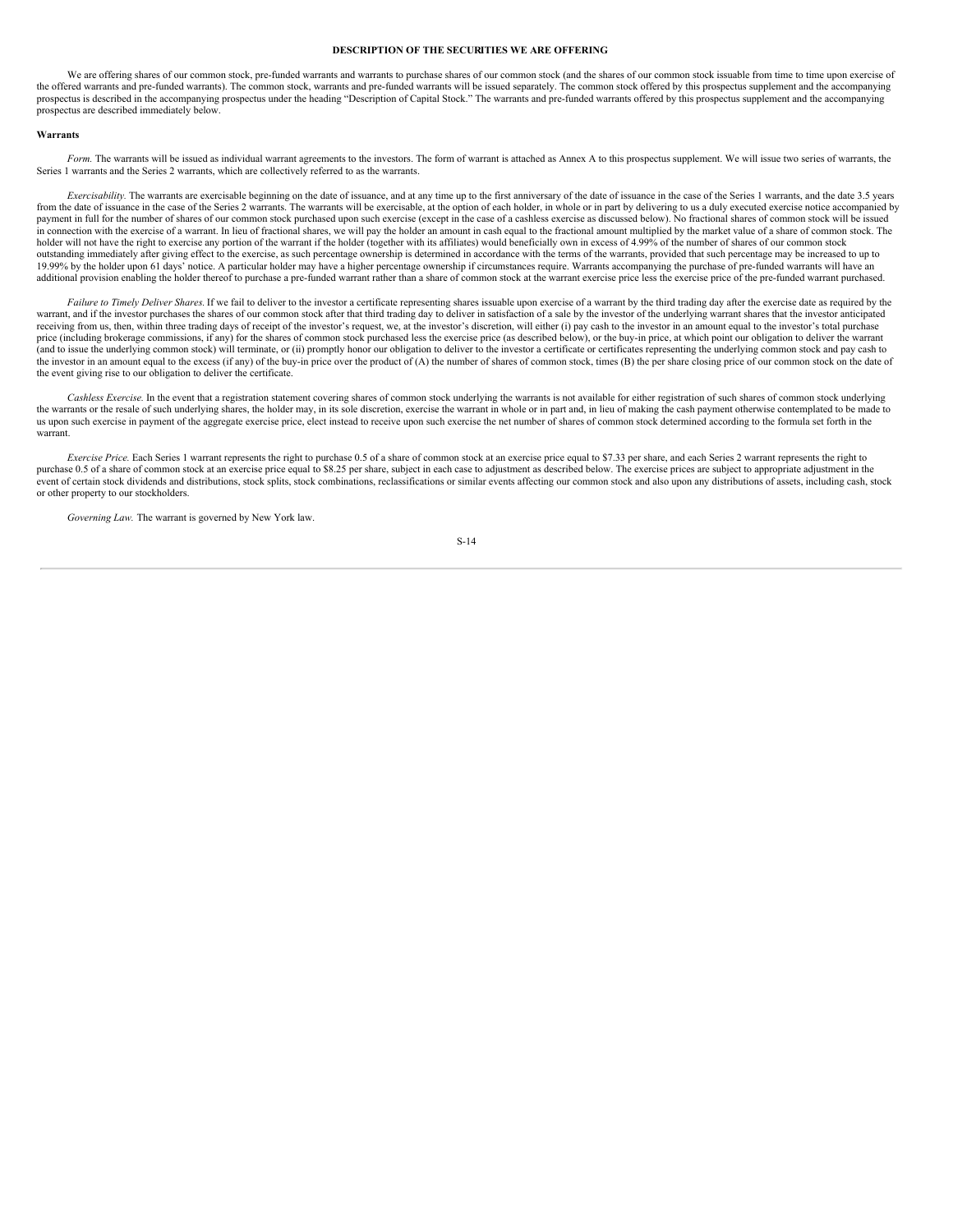# DESCRIPTION OF THE SECURITIES WE ARE OFFERING

We are offering shares of our common stock, pre-funded warrants and warrants to purchase shares of our common stock (and the shares of our common stock issuable from time to time upon exercise of the offered warrants and pre-funded warrants). The common stock, warrants and pre-funded warrants will be issued separately. The common stock offered by this prospectus supplement and the accompanying prospectus is described in the accompanying prospectus under the heading "Description of Capital Stock." The warrants and pre-funded warrants offered by this prospectus supplement and the accompanying prospectus are described immediately below.

## Warrants

*Form.* The warrants will be issued as individual warrant agreements to the investors. The form of warrant is attached as Annex A to this prospectus supplement. We will issue two series of warrants, the Series 1 warrants and the Series 2 warrants, which are collectively referred to as the warrants.

*Exercisability.* The warrants are exercisable beginning on the date of issuance, and at any time up to the first anniversary of the date of issuance in the case of the Series 1 warrants, and the date 3.5 years from the date of issuance in the case of the Series 2 warrants. The warrants will be exercisable, at the option of each holder, in whole or in part by delivering to us a duly executed exercise notice accompanied by payment in full for the number of shares of our common stock purchased upon such exercise (except in the case of a cashless exercise as discussed below). No fractional shares of common stock will be issued in connection with the exercise of a warrant. In lieu of fractional shares, we will pay the holder an amount in cash equal to the fractional amount multiplied by the market value of a share of common stock. The holder will not have the right to exercise any portion of the warrant if the holder (together with its affiliates) would beneficially own in excess of 4.99% of the number of shares of our common stock outstanding immediately after giving effect to the exercise, as such percentage ownership is determined in accordance with the terms of the warrants, provided that such percentage may be increased to up to 19.99% by the holder upon 61 days' notice. A particular holder may have a higher percentage ownership if circumstances require. Warrants accompanying the purchase of pre-funded warrants will have an additional provision enabling the holder thereof to purchase a pre-funded warrant rather than a share of common stock at the warrant exercise price less the exercise price of the pre-funded warrant purchased.

*Failure to Timely Deliver Shares.* If we fail to deliver to the investor a certificate representing shares issuable upon exercise of a warrant by the third trading day after the exercise date as required by the warrant, and if the investor purchases the shares of our common stock after that third trading day to deliver in satisfaction of a sale by the investor of the underlying warrant shares that the investor anticipated receiving from us, then, within three trading days of receipt of the investor's request, we, at the investor's discretion, will either (i) pay cash to the investor in an amount equal to the investor's total purchase price (including brokerage commissions, if any) for the shares of common stock purchased less the exercise price (as described below), or the buy-in price, at which point our obligation to deliver the warrant (and to issue the underlying common stock) will terminate, or (ii) promptly honor our obligation to deliver to the investor a certificate or certificates representing the underlying common stock and pay cash to the investor in an amount equal to the excess (if any) of the buy-in price over the product of (A) the number of shares of common stock, times (B) the per share closing price of our common stock on the date of the event giving rise to our obligation to deliver the certificate.

*Cashless Exercise.* In the event that a registration statement covering shares of common stock underlying the warrants is not available for either registration of such shares of common stock underlying the warrants or the resale of such underlying shares, the holder may, in its sole discretion, exercise the warrant in whole or in part and, in lieu of making the cash payment otherwise contemplated to be made to us upon such exercise in payment of the aggregate exercise price, elect instead to receive upon such exercise the net number of shares of common stock determined according to the formula set forth in the warrant.

*Exercise Price.* Each Series 1 warrant represents the right to purchase 0.5 of a share of common stock at an exercise price equal to $7.33 per share, and each Series 2 warrant represents the right to purchase 0.5 of a share of common stock at an exercise price equal to $8.25 per share, subject in each case to adjustment as described below. The exercise prices are subject to appropriate adjustment in the event of certain stock dividends and distributions, stock splits, stock combinations, reclassifications or similar events affecting our common stock and also upon any distributions of assets, including cash, stock or other property to our stockholders.

*Governing Law.* The warrant is governed by New York law.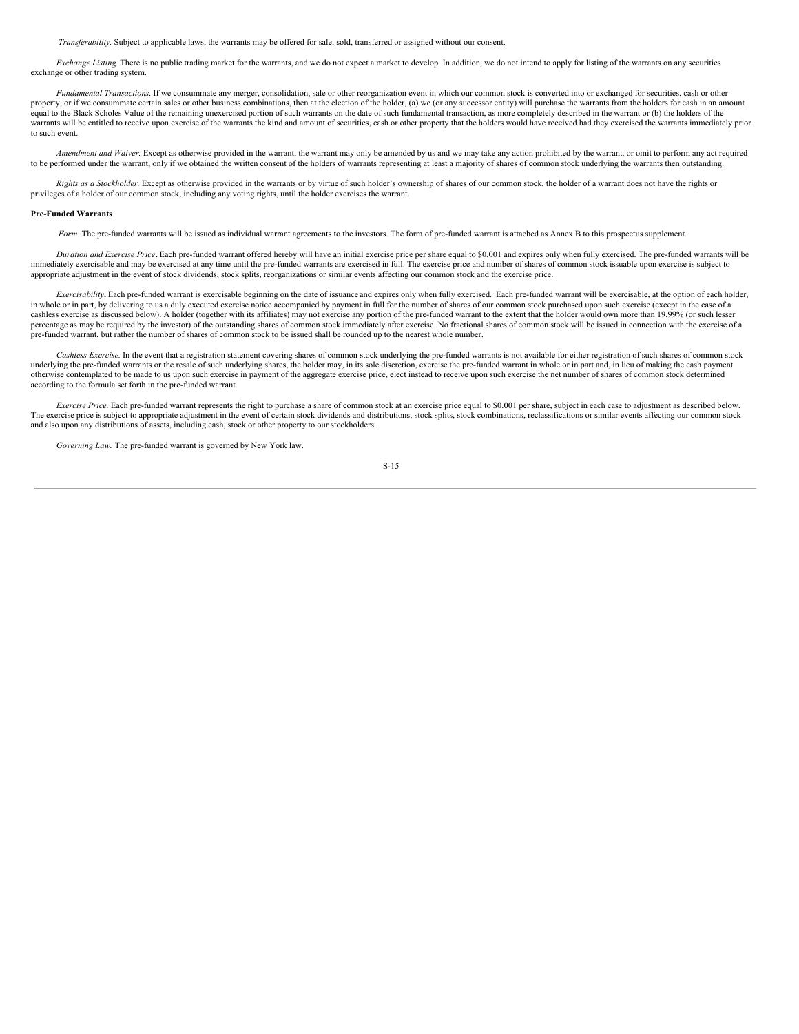*Transferability.* Subject to applicable laws, the warrants may be offered for sale, sold, transferred or assigned without our consent.

*Exchange Listing.* There is no public trading market for the warrants, and we do not expect a market to develop. In addition, we do not intend to apply for listing of the warrants on any securities exchange or other trading system.

*Fundamental Transactions.* If we consummate any merger, consolidation, sale or other reorganization event in which our common stock is converted into or exchanged for securities, cash or other property, or if we consummate certain sales or other business combinations, then at the election of the holder, (a) we (or any successor entity) will purchase the warrants from the holders for cash in an amount equal to the Black Scholes Value of the remaining unexercised portion of such warrants on the date of such fundamental transaction, as more completely described in the warrant or (b) the holders of the warrants will be entitled to receive upon exercise of the warrants the kind and amount of securities, cash or other property that the holders would have received had they exercised the warrants immediately prior to such event.

*Amendment and Waiver.* Except as otherwise provided in the warrant, the warrant may only be amended by us and we may take any action prohibited by the warrant, or omit to perform any act required to be performed under the warrant, only if we obtained the written consent of the holders of warrants representing at least a majority of shares of common stock underlying the warrants then outstanding.

*Rights as a Stockholder.* Except as otherwise provided in the warrants or by virtue of such holder's ownership of shares of our common stock, the holder of a warrant does not have the rights or privileges of a holder of our common stock, including any voting rights, until the holder exercises the warrant.

**Pre-Funded Warrants**

*Form.* The pre-funded warrants will be issued as individual warrant agreements to the investors. The form of pre-funded warrant is attached as Annex B to this prospectus supplement.

*Duration and Exercise Price***.** Each pre-funded warrant offered hereby will have an initial exercise price per share equal to $0.001 and expires only when fully exercised. The pre-funded warrants will be immediately exercisable and may be exercised at any time until the pre-funded warrants are exercised in full. The exercise price and number of shares of common stock issuable upon exercise is subject to appropriate adjustment in the event of stock dividends, stock splits, reorganizations or similar events affecting our common stock and the exercise price.

*Exercisability***.** Each pre-funded warrant is exercisable beginning on the date of issuance and expires only when fully exercised. Each pre-funded warrant will be exercisable, at the option of each holder, in whole or in part, by delivering to us a duly executed exercise notice accompanied by payment in full for the number of shares of our common stock purchased upon such exercise (except in the case of a cashless exercise as discussed below). A holder (together with its affiliates) may not exercise any portion of the pre-funded warrant to the extent that the holder would own more than 19.99% (or such lesser percentage as may be required by the investor) of the outstanding shares of common stock immediately after exercise. No fractional shares of common stock will be issued in connection with the exercise of a pre-funded warrant, but rather the number of shares of common stock to be issued shall be rounded up to the nearest whole number.

*Cashless Exercise.* In the event that a registration statement covering shares of common stock underlying the pre-funded warrants is not available for either registration of such shares of common stock underlying the pre-funded warrants or the resale of such underlying shares, the holder may, in its sole discretion, exercise the pre-funded warrant in whole or in part and, in lieu of making the cash payment otherwise contemplated to be made to us upon such exercise in payment of the aggregate exercise price, elect instead to receive upon such exercise the net number of shares of common stock determined according to the formula set forth in the pre-funded warrant.

*Exercise Price.* Each pre-funded warrant represents the right to purchase a share of common stock at an exercise price equal to $0.001 per share, subject in each case to adjustment as described below. The exercise price is subject to appropriate adjustment in the event of certain stock dividends and distributions, stock splits, stock combinations, reclassifications or similar events affecting our common stock and also upon any distributions of assets, including cash, stock or other property to our stockholders.

*Governing Law.* The pre-funded warrant is governed by New York law.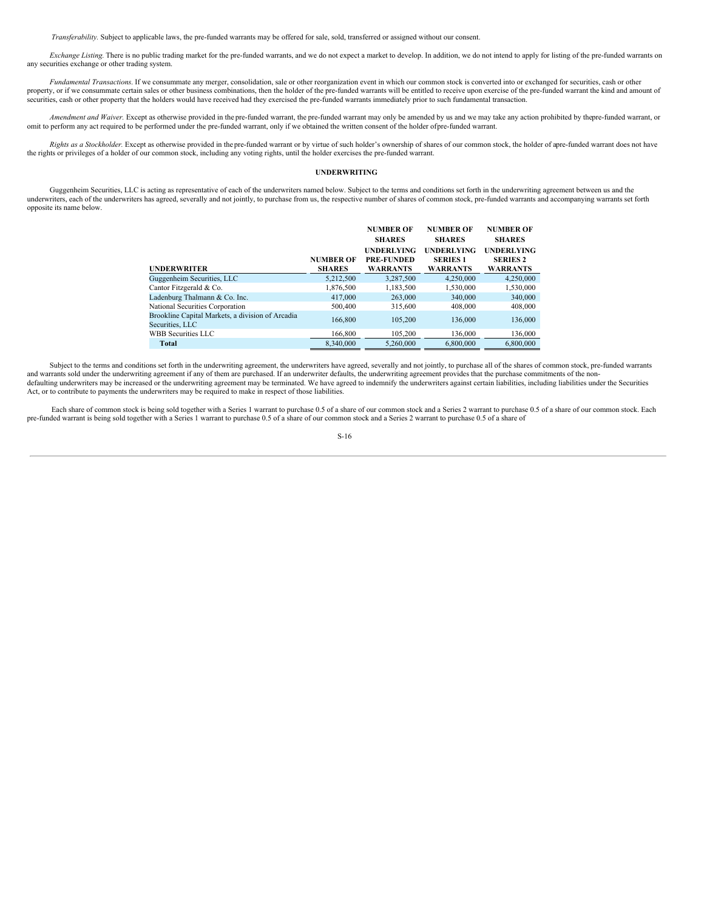*Transferability.* Subject to applicable laws, the pre-funded warrants may be offered for sale, sold, transferred or assigned without our consent.

*Exchange Listing.* There is no public trading market for the pre-funded warrants, and we do not expect a market to develop. In addition, we do not intend to apply for listing of the pre-funded warrants on any securities exchange or other trading system.

*Fundamental Transactions.* If we consummate any merger, consolidation, sale or other reorganization event in which our common stock is converted into or exchanged for securities, cash or other property, or if we consummate certain sales or other business combinations, then the holder of the pre-funded warrants will be entitled to receive upon exercise of the pre-funded warrant the kind and amount of securities, cash or other property that the holders would have received had they exercised the pre-funded warrants immediately prior to such fundamental transaction.

*Amendment and Waiver.* Except as otherwise provided in the pre-funded warrant, the pre-funded warrant may only be amended by us and we may take any action prohibited by thepre-funded warrant, or omit to perform any act required to be performed under the pre-funded warrant, only if we obtained the written consent of the holder ofpre-funded warrant.

*Rights as a Stockholder.* Except as otherwise provided in the pre-funded warrant or by virtue of such holder's ownership of shares of our common stock, the holder of apre-funded warrant does not have the rights or privileges of a holder of our common stock, including any voting rights, until the holder exercises the pre-funded warrant.

## UNDERWRITING

Guggenheim Securities, LLC is acting as representative of each of the underwriters named below. Subject to the terms and conditions set forth in the underwriting agreement between us and the underwriters, each of the underwriters has agreed, severally and not jointly, to purchase from us, the respective number of shares of common stock, pre-funded warrants and accompanying warrants set forth opposite its name below.

| UNDERWRITER | NUMBER OF SHARES | NUMBER OF SHARES UNDERLYING PRE-FUNDED WARRANTS | NUMBER OF SHARES UNDERLYING SERIES 1 WARRANTS | NUMBER OF SHARES UNDERLYING SERIES 2 WARRANTS |
|---|---|---|---|---|
| Guggenheim Securities, LLC | 5,212,500 | 3,287,500 | 4,250,000 | 4,250,000 |
| Cantor Fitzgerald & Co. | 1,876,500 | 1,183,500 | 1,530,000 | 1,530,000 |
| Ladenburg Thalmann & Co. Inc. | 417,000 | 263,000 | 340,000 | 340,000 |
| National Securities Corporation | 500,400 | 315,600 | 408,000 | 408,000 |
| Brookline Capital Markets, a division of Arcadia Securities, LLC | 166,800 | 105,200 | 136,000 | 136,000 |
| WBB Securities LLC | 166,800 | 105,200 | 136,000 | 136,000 |
| **Total** | 8,340,000 | 5,260,000 | 6,800,000 | 6,800,000 |

Subject to the terms and conditions set forth in the underwriting agreement, the underwriters have agreed, severally and not jointly, to purchase all of the shares of common stock, pre-funded warrants and warrants sold under the underwriting agreement if any of them are purchased. If an underwriter defaults, the underwriting agreement provides that the purchase commitments of the non-defaulting underwriters may be increased or the underwriting agreement may be terminated. We have agreed to indemnify the underwriters against certain liabilities, including liabilities under the Securities Act, or to contribute to payments the underwriters may be required to make in respect of those liabilities.

Each share of common stock is being sold together with a Series 1 warrant to purchase 0.5 of a share of our common stock and a Series 2 warrant to purchase 0.5 of a share of our common stock. Each pre-funded warrant is being sold together with a Series 1 warrant to purchase 0.5 of a share of our common stock and a Series 2 warrant to purchase 0.5 of a share of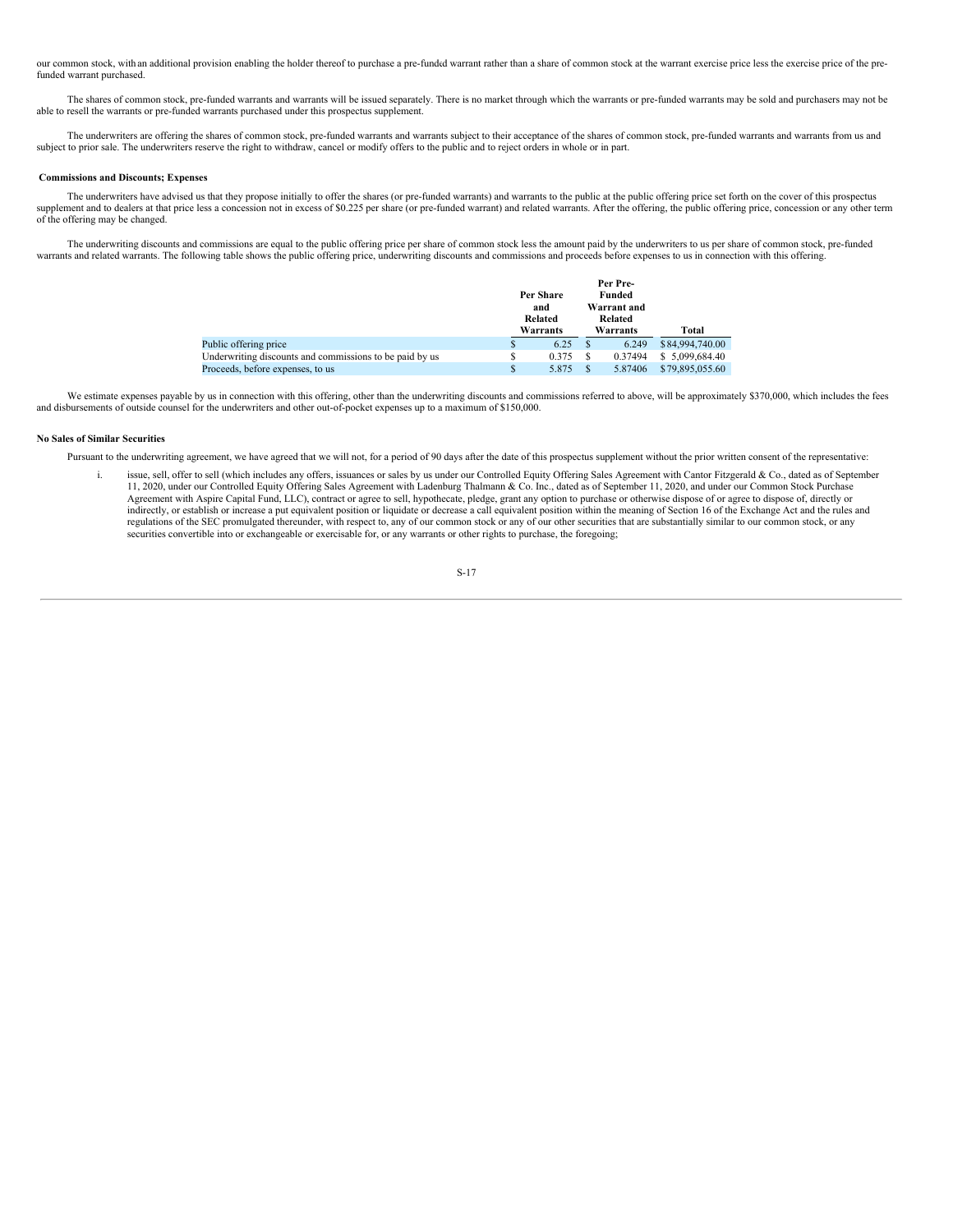our common stock, with an additional provision enabling the holder thereof to purchase a pre-funded warrant rather than a share of common stock at the warrant exercise price less the exercise price of the pre-funded warrant purchased.

The shares of common stock, pre-funded warrants and warrants will be issued separately. There is no market through which the warrants or pre-funded warrants may be sold and purchasers may not be able to resell the warrants or pre-funded warrants purchased under this prospectus supplement.

The underwriters are offering the shares of common stock, pre-funded warrants and warrants subject to their acceptance of the shares of common stock, pre-funded warrants and warrants from us and subject to prior sale. The underwriters reserve the right to withdraw, cancel or modify offers to the public and to reject orders in whole or in part.

**Commissions and Discounts; Expenses**

The underwriters have advised us that they propose initially to offer the shares (or pre-funded warrants) and warrants to the public at the public offering price set forth on the cover of this prospectus supplement and to dealers at that price less a concession not in excess of $0.225 per share (or pre-funded warrant) and related warrants. After the offering, the public offering price, concession or any other term of the offering may be changed.

The underwriting discounts and commissions are equal to the public offering price per share of common stock less the amount paid by the underwriters to us per share of common stock, pre-funded warrants and related warrants. The following table shows the public offering price, underwriting discounts and commissions and proceeds before expenses to us in connection with this offering.

| | Per Share and Related Warrants | Per Pre-Funded Warrant and Related Warrants | Total |
|---|---|---|---|
| Public offering price | $ 6.25 | $ 6.249 | $84,994,740.00 |
| Underwriting discounts and commissions to be paid by us | $ 0.375 | $ 0.37494 | $ 5,099,684.40 |
| Proceeds, before expenses, to us | $ 5.875 | $ 5.87406 | $79,895,055.60 |

We estimate expenses payable by us in connection with this offering, other than the underwriting discounts and commissions referred to above, will be approximately $370,000, which includes the fees and disbursements of outside counsel for the underwriters and other out-of-pocket expenses up to a maximum of $150,000.

**No Sales of Similar Securities**

Pursuant to the underwriting agreement, we have agreed that we will not, for a period of 90 days after the date of this prospectus supplement without the prior written consent of the representative:

i. issue, sell, offer to sell (which includes any offers, issuances or sales by us under our Controlled Equity Offering Sales Agreement with Cantor Fitzgerald & Co., dated as of September 11, 2020, under our Controlled Equity Offering Sales Agreement with Ladenburg Thalmann & Co. Inc., dated as of September 11, 2020, and under our Common Stock Purchase Agreement with Aspire Capital Fund, LLC), contract or agree to sell, hypothecate, pledge, grant any option to purchase or otherwise dispose of or agree to dispose of, directly or indirectly, or establish or increase a put equivalent position or liquidate or decrease a call equivalent position within the meaning of Section 16 of the Exchange Act and the rules and regulations of the SEC promulgated thereunder, with respect to, any of our common stock or any of our other securities that are substantially similar to our common stock, or any securities convertible into or exchangeable or exercisable for, or any warrants or other rights to purchase, the foregoing;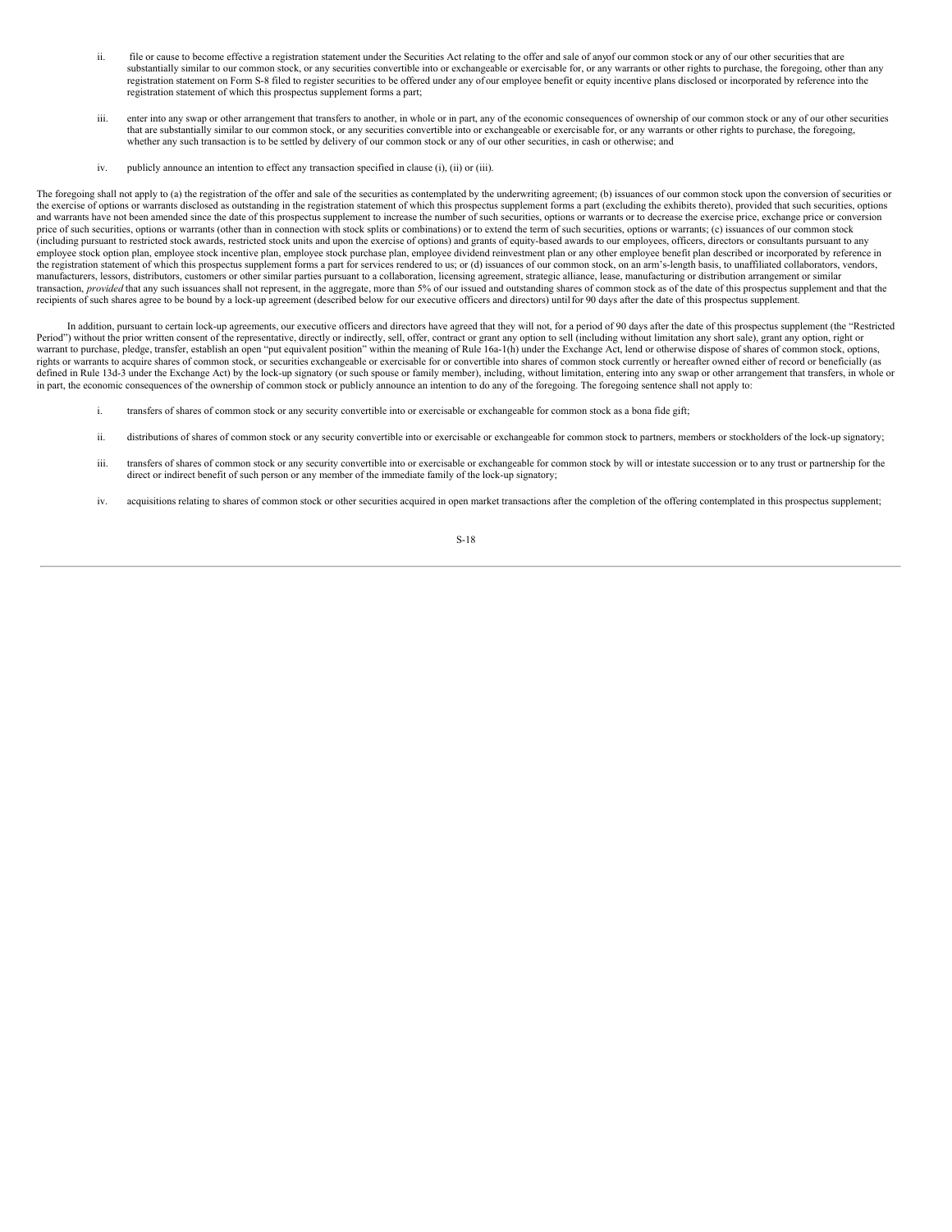ii. file or cause to become effective a registration statement under the Securities Act relating to the offer and sale of anyof our common stock or any of our other securities that are substantially similar to our common stock, or any securities convertible into or exchangeable or exercisable for, or any warrants or other rights to purchase, the foregoing, other than any registration statement on Form S-8 filed to register securities to be offered under any of our employee benefit or equity incentive plans disclosed or incorporated by reference into the registration statement of which this prospectus supplement forms a part;

iii. enter into any swap or other arrangement that transfers to another, in whole or in part, any of the economic consequences of ownership of our common stock or any of our other securities that are substantially similar to our common stock, or any securities convertible into or exchangeable or exercisable for, or any warrants or other rights to purchase, the foregoing, whether any such transaction is to be settled by delivery of our common stock or any of our other securities, in cash or otherwise; and

iv. publicly announce an intention to effect any transaction specified in clause (i), (ii) or (iii).

The foregoing shall not apply to (a) the registration of the offer and sale of the securities as contemplated by the underwriting agreement; (b) issuances of our common stock upon the conversion of securities or the exercise of options or warrants disclosed as outstanding in the registration statement of which this prospectus supplement forms a part (excluding the exhibits thereto), provided that such securities, options and warrants have not been amended since the date of this prospectus supplement to increase the number of such securities, options or warrants or to decrease the exercise price, exchange price or conversion price of such securities, options or warrants (other than in connection with stock splits or combinations) or to extend the term of such securities, options or warrants; (c) issuances of our common stock (including pursuant to restricted stock awards, restricted stock units and upon the exercise of options) and grants of equity-based awards to our employees, officers, directors or consultants pursuant to any employee stock option plan, employee stock incentive plan, employee stock purchase plan, employee dividend reinvestment plan or any other employee benefit plan described or incorporated by reference in the registration statement of which this prospectus supplement forms a part for services rendered to us; or (d) issuances of our common stock, on an arm's-length basis, to unaffiliated collaborators, vendors, manufacturers, lessors, distributors, customers or other similar parties pursuant to a collaboration, licensing agreement, strategic alliance, lease, manufacturing or distribution arrangement or similar transaction, *provided* that any such issuances shall not represent, in the aggregate, more than 5% of our issued and outstanding shares of common stock as of the date of this prospectus supplement and that the recipients of such shares agree to be bound by a lock-up agreement (described below for our executive officers and directors) until for 90 days after the date of this prospectus supplement.

In addition, pursuant to certain lock-up agreements, our executive officers and directors have agreed that they will not, for a period of 90 days after the date of this prospectus supplement (the "Restricted Period") without the prior written consent of the representative, directly or indirectly, sell, offer, contract or grant any option to sell (including without limitation any short sale), grant any option, right or warrant to purchase, pledge, transfer, establish an open "put equivalent position" within the meaning of Rule 16a-1(h) under the Exchange Act, lend or otherwise dispose of shares of common stock, options, rights or warrants to acquire shares of common stock, or securities exchangeable or exercisable for or convertible into shares of common stock currently or hereafter owned either of record or beneficially (as defined in Rule 13d-3 under the Exchange Act) by the lock-up signatory (or such spouse or family member), including, without limitation, entering into any swap or other arrangement that transfers, in whole or in part, the economic consequences of the ownership of common stock or publicly announce an intention to do any of the foregoing. The foregoing sentence shall not apply to:

i. transfers of shares of common stock or any security convertible into or exercisable or exchangeable for common stock as a bona fide gift;

ii. distributions of shares of common stock or any security convertible into or exercisable or exchangeable for common stock to partners, members or stockholders of the lock-up signatory;

iii. transfers of shares of common stock or any security convertible into or exercisable or exchangeable for common stock by will or intestate succession or to any trust or partnership for the direct or indirect benefit of such person or any member of the immediate family of the lock-up signatory;

iv. acquisitions relating to shares of common stock or other securities acquired in open market transactions after the completion of the offering contemplated in this prospectus supplement;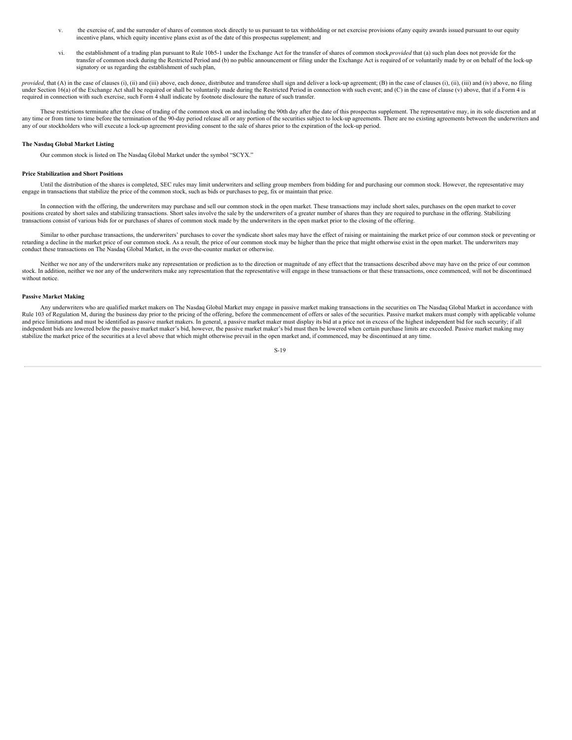v. the exercise of, and the surrender of shares of common stock directly to us pursuant to tax withholding or net exercise provisions of any equity awards issued pursuant to our equity incentive plans, which equity incentive plans exist as of the date of this prospectus supplement; and

vi. the establishment of a trading plan pursuant to Rule 10b5-1 under the Exchange Act for the transfer of shares of common stock, *provided* that (a) such plan does not provide for the transfer of common stock during the Restricted Period and (b) no public announcement or filing under the Exchange Act is required of or voluntarily made by or on behalf of the lock-up signatory or us regarding the establishment of such plan,

*provided*, that (A) in the case of clauses (i), (ii) and (iii) above, each donee, distributee and transferee shall sign and deliver a lock-up agreement; (B) in the case of clauses (i), (ii), (iii) and (iv) above, no filing under Section 16(a) of the Exchange Act shall be required or shall be voluntarily made during the Restricted Period in connection with such event; and (C) in the case of clause (v) above, that if a Form 4 is required in connection with such exercise, such Form 4 shall indicate by footnote disclosure the nature of such transfer.

These restrictions terminate after the close of trading of the common stock on and including the 90th day after the date of this prospectus supplement. The representative may, in its sole discretion and at any time or from time to time before the termination of the 90-day period release all or any portion of the securities subject to lock-up agreements. There are no existing agreements between the underwriters and any of our stockholders who will execute a lock-up agreement providing consent to the sale of shares prior to the expiration of the lock-up period.

**The Nasdaq Global Market Listing**

Our common stock is listed on The Nasdaq Global Market under the symbol "SCYX."

**Price Stabilization and Short Positions**

Until the distribution of the shares is completed, SEC rules may limit underwriters and selling group members from bidding for and purchasing our common stock. However, the representative may engage in transactions that stabilize the price of the common stock, such as bids or purchases to peg, fix or maintain that price.

In connection with the offering, the underwriters may purchase and sell our common stock in the open market. These transactions may include short sales, purchases on the open market to cover positions created by short sales and stabilizing transactions. Short sales involve the sale by the underwriters of a greater number of shares than they are required to purchase in the offering. Stabilizing transactions consist of various bids for or purchases of shares of common stock made by the underwriters in the open market prior to the closing of the offering.

Similar to other purchase transactions, the underwriters' purchases to cover the syndicate short sales may have the effect of raising or maintaining the market price of our common stock or preventing or retarding a decline in the market price of our common stock. As a result, the price of our common stock may be higher than the price that might otherwise exist in the open market. The underwriters may conduct these transactions on The Nasdaq Global Market, in the over-the-counter market or otherwise.

Neither we nor any of the underwriters make any representation or prediction as to the direction or magnitude of any effect that the transactions described above may have on the price of our common stock. In addition, neither we nor any of the underwriters make any representation that the representative will engage in these transactions or that these transactions, once commenced, will not be discontinued without notice.

**Passive Market Making**

Any underwriters who are qualified market makers on The Nasdaq Global Market may engage in passive market making transactions in the securities on The Nasdaq Global Market in accordance with Rule 103 of Regulation M, during the business day prior to the pricing of the offering, before the commencement of offers or sales of the securities. Passive market makers must comply with applicable volume and price limitations and must be identified as passive market makers. In general, a passive market maker must display its bid at a price not in excess of the highest independent bid for such security; if all independent bids are lowered below the passive market maker's bid, however, the passive market maker's bid must then be lowered when certain purchase limits are exceeded. Passive market making may stabilize the market price of the securities at a level above that which might otherwise prevail in the open market and, if commenced, may be discontinued at any time.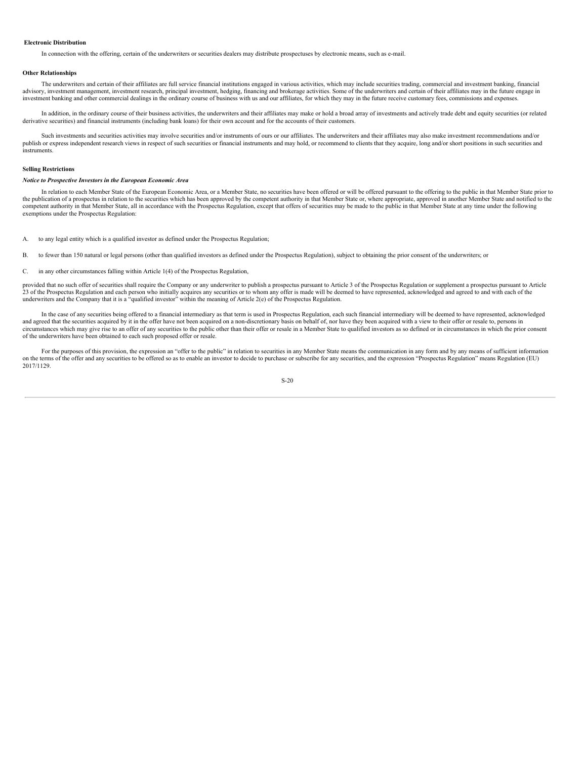**Electronic Distribution**

In connection with the offering, certain of the underwriters or securities dealers may distribute prospectuses by electronic means, such as e-mail.

**Other Relationships**

The underwriters and certain of their affiliates are full service financial institutions engaged in various activities, which may include securities trading, commercial and investment banking, financial advisory, investment management, investment research, principal investment, hedging, financing and brokerage activities. Some of the underwriters and certain of their affiliates may in the future engage in investment banking and other commercial dealings in the ordinary course of business with us and our affiliates, for which they may in the future receive customary fees, commissions and expenses.

In addition, in the ordinary course of their business activities, the underwriters and their affiliates may make or hold a broad array of investments and actively trade debt and equity securities (or related derivative securities) and financial instruments (including bank loans) for their own account and for the accounts of their customers.

Such investments and securities activities may involve securities and/or instruments of ours or our affiliates. The underwriters and their affiliates may also make investment recommendations and/or publish or express independent research views in respect of such securities or financial instruments and may hold, or recommend to clients that they acquire, long and/or short positions in such securities and instruments.

**Selling Restrictions**

***Notice to Prospective Investors in the European Economic Area***

In relation to each Member State of the European Economic Area, or a Member State, no securities have been offered or will be offered pursuant to the offering to the public in that Member State prior to the publication of a prospectus in relation to the securities which has been approved by the competent authority in that Member State or, where appropriate, approved in another Member State and notified to the competent authority in that Member State, all in accordance with the Prospectus Regulation, except that offers of securities may be made to the public in that Member State at any time under the following exemptions under the Prospectus Regulation:

A. to any legal entity which is a qualified investor as defined under the Prospectus Regulation;

B. to fewer than 150 natural or legal persons (other than qualified investors as defined under the Prospectus Regulation), subject to obtaining the prior consent of the underwriters; or

C. in any other circumstances falling within Article 1(4) of the Prospectus Regulation,

provided that no such offer of securities shall require the Company or any underwriter to publish a prospectus pursuant to Article 3 of the Prospectus Regulation or supplement a prospectus pursuant to Article 23 of the Prospectus Regulation and each person who initially acquires any securities or to whom any offer is made will be deemed to have represented, acknowledged and agreed to and with each of the underwriters and the Company that it is a "qualified investor" within the meaning of Article 2(e) of the Prospectus Regulation.

In the case of any securities being offered to a financial intermediary as that term is used in Prospectus Regulation, each such financial intermediary will be deemed to have represented, acknowledged and agreed that the securities acquired by it in the offer have not been acquired on a non-discretionary basis on behalf of, nor have they been acquired with a view to their offer or resale to, persons in circumstances which may give rise to an offer of any securities to the public other than their offer or resale in a Member State to qualified investors as so defined or in circumstances in which the prior consent of the underwriters have been obtained to each such proposed offer or resale.

For the purposes of this provision, the expression an "offer to the public" in relation to securities in any Member State means the communication in any form and by any means of sufficient information on the terms of the offer and any securities to be offered so as to enable an investor to decide to purchase or subscribe for any securities, and the expression "Prospectus Regulation" means Regulation (EU) 2017/1129.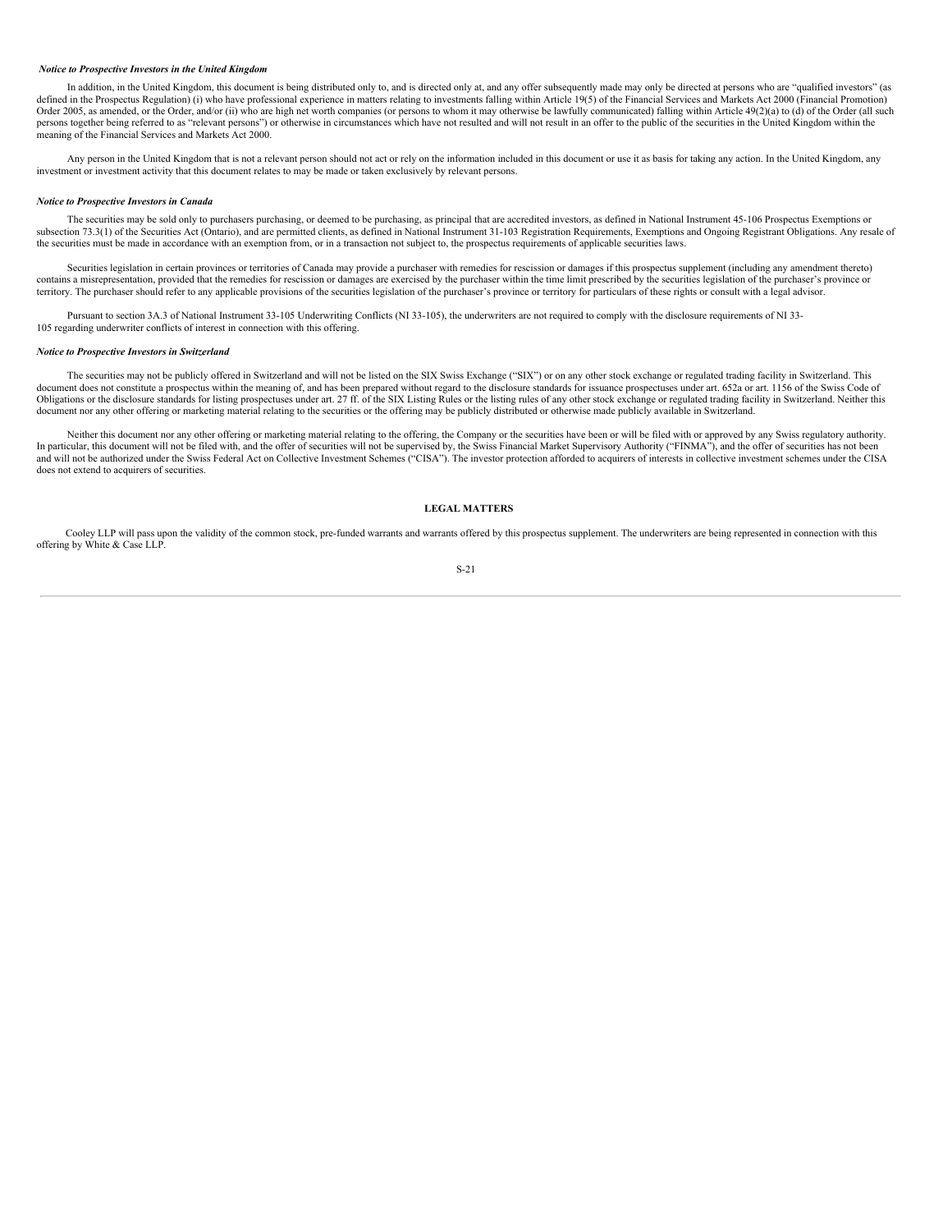*Notice to Prospective Investors in the United Kingdom*

In addition, in the United Kingdom, this document is being distributed only to, and is directed only at, and any offer subsequently made may only be directed at persons who are "qualified investors" (as defined in the Prospectus Regulation) (i) who have professional experience in matters relating to investments falling within Article 19(5) of the Financial Services and Markets Act 2000 (Financial Promotion) Order 2005, as amended, or the Order, and/or (ii) who are high net worth companies (or persons to whom it may otherwise be lawfully communicated) falling within Article 49(2)(a) to (d) of the Order (all such persons together being referred to as "relevant persons") or otherwise in circumstances which have not resulted and will not result in an offer to the public of the securities in the United Kingdom within the meaning of the Financial Services and Markets Act 2000.

Any person in the United Kingdom that is not a relevant person should not act or rely on the information included in this document or use it as basis for taking any action. In the United Kingdom, any investment or investment activity that this document relates to may be made or taken exclusively by relevant persons.

*Notice to Prospective Investors in Canada*

The securities may be sold only to purchasers purchasing, or deemed to be purchasing, as principal that are accredited investors, as defined in National Instrument 45-106 Prospectus Exemptions or subsection 73.3(1) of the Securities Act (Ontario), and are permitted clients, as defined in National Instrument 31-103 Registration Requirements, Exemptions and Ongoing Registrant Obligations. Any resale of the securities must be made in accordance with an exemption from, or in a transaction not subject to, the prospectus requirements of applicable securities laws.

Securities legislation in certain provinces or territories of Canada may provide a purchaser with remedies for rescission or damages if this prospectus supplement (including any amendment thereto) contains a misrepresentation, provided that the remedies for rescission or damages are exercised by the purchaser within the time limit prescribed by the securities legislation of the purchaser's province or territory. The purchaser should refer to any applicable provisions of the securities legislation of the purchaser's province or territory for particulars of these rights or consult with a legal advisor.

Pursuant to section 3A.3 of National Instrument 33-105 Underwriting Conflicts (NI 33-105), the underwriters are not required to comply with the disclosure requirements of NI 33-105 regarding underwriter conflicts of interest in connection with this offering.

*Notice to Prospective Investors in Switzerland*

The securities may not be publicly offered in Switzerland and will not be listed on the SIX Swiss Exchange ("SIX") or on any other stock exchange or regulated trading facility in Switzerland. This document does not constitute a prospectus within the meaning of, and has been prepared without regard to the disclosure standards for issuance prospectuses under art. 652a or art. 1156 of the Swiss Code of Obligations or the disclosure standards for listing prospectuses under art. 27 ff. of the SIX Listing Rules or the listing rules of any other stock exchange or regulated trading facility in Switzerland. Neither this document nor any other offering or marketing material relating to the securities or the offering may be publicly distributed or otherwise made publicly available in Switzerland.

Neither this document nor any other offering or marketing material relating to the offering, the Company or the securities have been or will be filed with or approved by any Swiss regulatory authority. In particular, this document will not be filed with, and the offer of securities will not be supervised by, the Swiss Financial Market Supervisory Authority ("FINMA"), and the offer of securities has not been and will not be authorized under the Swiss Federal Act on Collective Investment Schemes ("CISA"). The investor protection afforded to acquirers of interests in collective investment schemes under the CISA does not extend to acquirers of securities.

## LEGAL MATTERS

Cooley LLP will pass upon the validity of the common stock, pre-funded warrants and warrants offered by this prospectus supplement. The underwriters are being represented in connection with this offering by White & Case LLP.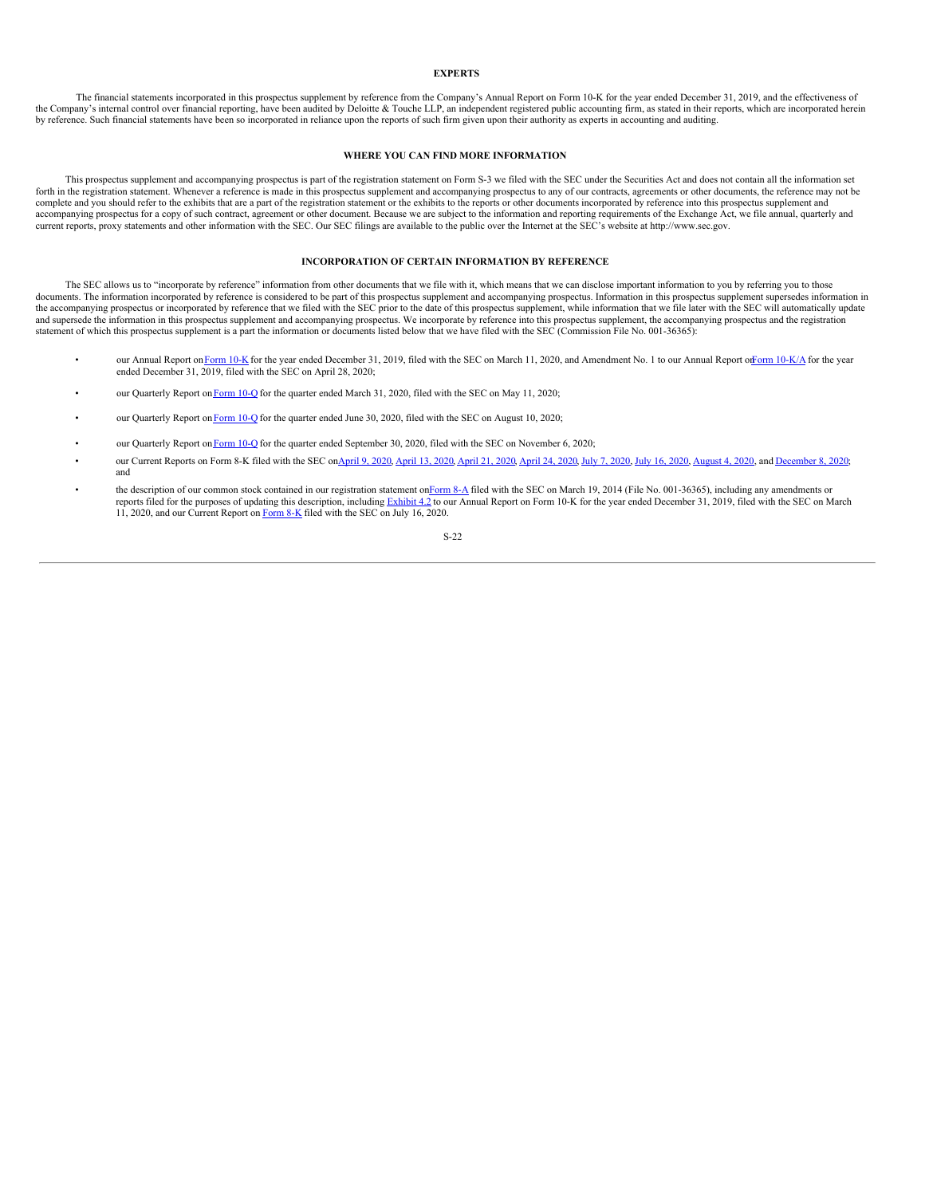## EXPERTS

The financial statements incorporated in this prospectus supplement by reference from the Company's Annual Report on Form 10-K for the year ended December 31, 2019, and the effectiveness of the Company's internal control over financial reporting, have been audited by Deloitte & Touche LLP, an independent registered public accounting firm, as stated in their reports, which are incorporated herein by reference. Such financial statements have been so incorporated in reliance upon the reports of such firm given upon their authority as experts in accounting and auditing.

## WHERE YOU CAN FIND MORE INFORMATION

This prospectus supplement and accompanying prospectus is part of the registration statement on Form S-3 we filed with the SEC under the Securities Act and does not contain all the information set forth in the registration statement. Whenever a reference is made in this prospectus supplement and accompanying prospectus to any of our contracts, agreements or other documents, the reference may not be complete and you should refer to the exhibits that are a part of the registration statement or the exhibits to the reports or other documents incorporated by reference into this prospectus supplement and accompanying prospectus for a copy of such contract, agreement or other document. Because we are subject to the information and reporting requirements of the Exchange Act, we file annual, quarterly and current reports, proxy statements and other information with the SEC. Our SEC filings are available to the public over the Internet at the SEC's website at http://www.sec.gov.

## INCORPORATION OF CERTAIN INFORMATION BY REFERENCE

The SEC allows us to "incorporate by reference" information from other documents that we file with it, which means that we can disclose important information to you by referring you to those documents. The information incorporated by reference is considered to be part of this prospectus supplement and accompanying prospectus. Information in this prospectus supplement supersedes information in the accompanying prospectus or incorporated by reference that we filed with the SEC prior to the date of this prospectus supplement, while information that we file later with the SEC will automatically update and supersede the information in this prospectus supplement and accompanying prospectus. We incorporate by reference into this prospectus supplement, the accompanying prospectus and the registration statement of which this prospectus supplement is a part the information or documents listed below that we have filed with the SEC (Commission File No. 001-36365):

- our Annual Report on Form 10-K for the year ended December 31, 2019, filed with the SEC on March 11, 2020, and Amendment No. 1 to our Annual Report on Form 10-K/A for the year ended December 31, 2019, filed with the SEC on April 28, 2020;
- our Quarterly Report on Form 10-Q for the quarter ended March 31, 2020, filed with the SEC on May 11, 2020;
- our Quarterly Report on Form 10-Q for the quarter ended June 30, 2020, filed with the SEC on August 10, 2020;
- our Quarterly Report on Form 10-Q for the quarter ended September 30, 2020, filed with the SEC on November 6, 2020;
- our Current Reports on Form 8-K filed with the SEC on April 9, 2020, April 13, 2020, April 21, 2020, April 24, 2020, July 7, 2020, July 16, 2020, August 4, 2020, and December 8, 2020; and
- the description of our common stock contained in our registration statement on Form 8-A filed with the SEC on March 19, 2014 (File No. 001-36365), including any amendments or reports filed for the purposes of updating this description, including Exhibit 4.2 to our Annual Report on Form 10-K for the year ended December 31, 2019, filed with the SEC on March 11, 2020, and our Current Report on Form 8-K filed with the SEC on July 16, 2020.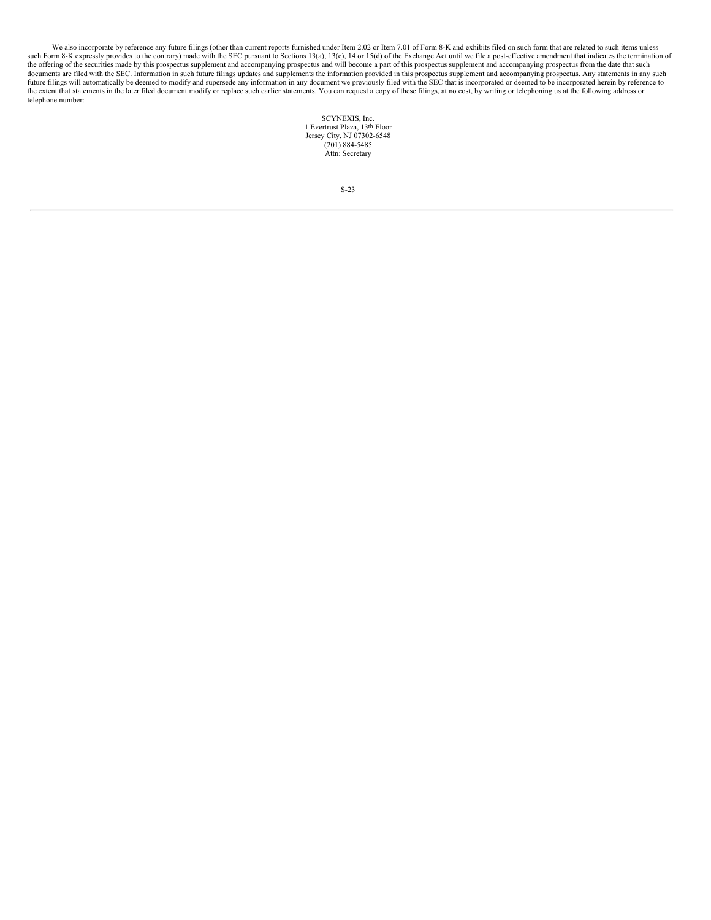We also incorporate by reference any future filings (other than current reports furnished under Item 2.02 or Item 7.01 of Form 8-K and exhibits filed on such form that are related to such items unless such Form 8-K expressly provides to the contrary) made with the SEC pursuant to Sections 13(a), 13(c), 14 or 15(d) of the Exchange Act until we file a post-effective amendment that indicates the termination of the offering of the securities made by this prospectus supplement and accompanying prospectus and will become a part of this prospectus supplement and accompanying prospectus from the date that such documents are filed with the SEC. Information in such future filings updates and supplements the information provided in this prospectus supplement and accompanying prospectus. Any statements in any such future filings will automatically be deemed to modify and supersede any information in any document we previously filed with the SEC that is incorporated or deemed to be incorporated herein by reference to the extent that statements in the later filed document modify or replace such earlier statements. You can request a copy of these filings, at no cost, by writing or telephoning us at the following address or telephone number:

SCYNEXIS, Inc.
1 Evertrust Plaza, 13th Floor
Jersey City, NJ 07302-6548
(201) 884-5485
Attn: Secretary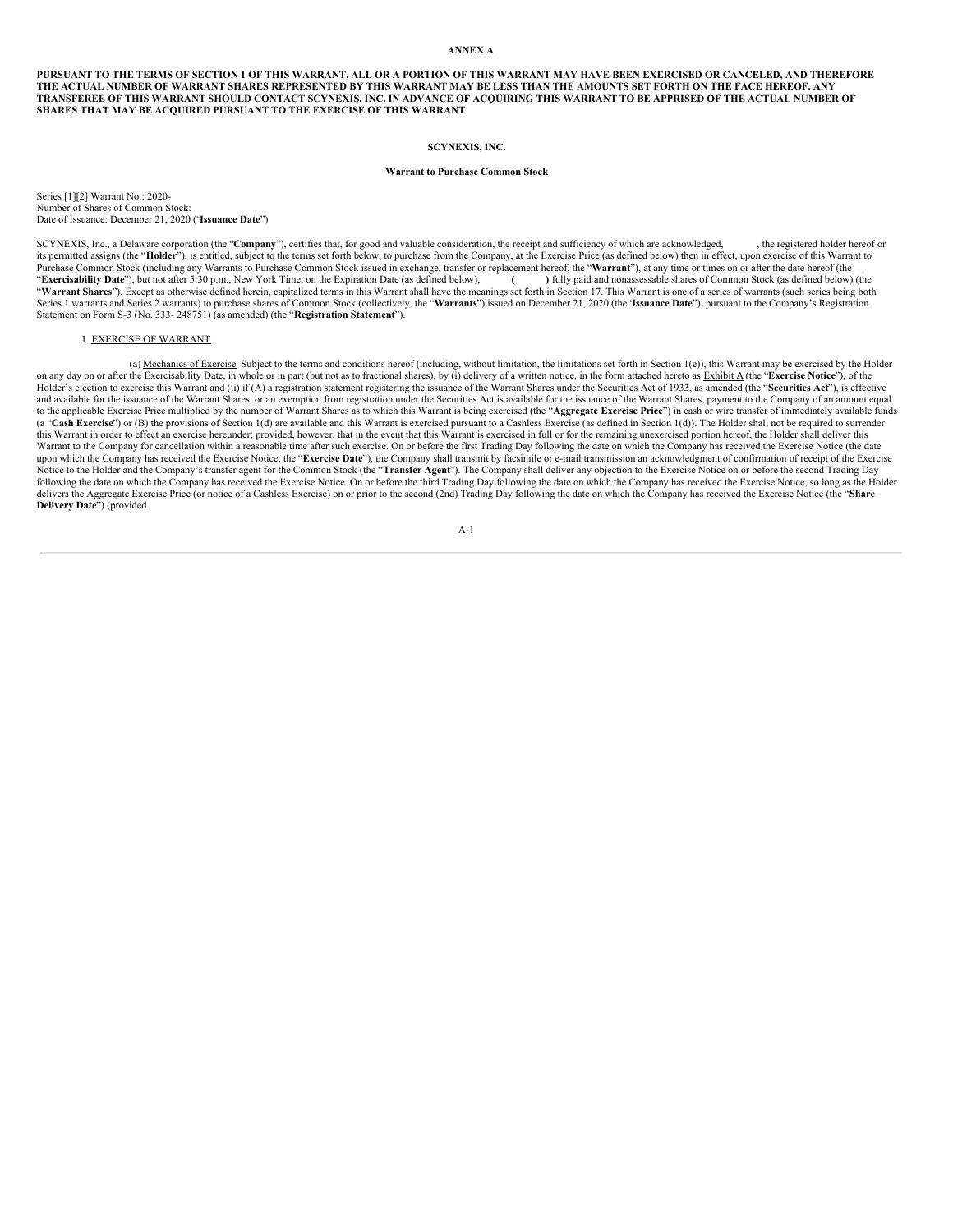**ANNEX A**

**PURSUANT TO THE TERMS OF SECTION 1 OF THIS WARRANT, ALL OR A PORTION OF THIS WARRANT MAY HAVE BEEN EXERCISED OR CANCELED, AND THEREFORE THE ACTUAL NUMBER OF WARRANT SHARES REPRESENTED BY THIS WARRANT MAY BE LESS THAN THE AMOUNTS SET FORTH ON THE FACE HEREOF. ANY TRANSFEREE OF THIS WARRANT SHOULD CONTACT SCYNEXIS, INC. IN ADVANCE OF ACQUIRING THIS WARRANT TO BE APPRISED OF THE ACTUAL NUMBER OF SHARES THAT MAY BE ACQUIRED PURSUANT TO THE EXERCISE OF THIS WARRANT**

**SCYNEXIS, INC.**

**Warrant to Purchase Common Stock**

Series [1][2] Warrant No.: 2020-
Number of Shares of Common Stock:
Date of Issuance: December 21, 2020 ("**Issuance Date**")

SCYNEXIS, Inc., a Delaware corporation (the "**Company**"), certifies that, for good and valuable consideration, the receipt and sufficiency of which are acknowledged, , the registered holder hereof or its permitted assigns (the "**Holder**"), is entitled, subject to the terms set forth below, to purchase from the Company, at the Exercise Price (as defined below) then in effect, upon exercise of this Warrant to Purchase Common Stock (including any Warrants to Purchase Common Stock issued in exchange, transfer or replacement hereof, the "**Warrant**"), at any time or times on or after the date hereof (the "**Exercisability Date**"), but not after 5:30 p.m., New York Time, on the Expiration Date (as defined below), **( )** fully paid and nonassessable shares of Common Stock (as defined below) (the "**Warrant Shares**"). Except as otherwise defined herein, capitalized terms in this Warrant shall have the meanings set forth in Section 17. This Warrant is one of a series of warrants (such series being both Series 1 warrants and Series 2 warrants) to purchase shares of Common Stock (collectively, the "**Warrants**") issued on December 21, 2020 (the '**Issuance Date**"), pursuant to the Company's Registration Statement on Form S-3 (No. 333- 248751) (as amended) (the "**Registration Statement**").

1. <u>EXERCISE OF WARRANT</u>.

(a) <u>Mechanics of Exercise</u>. Subject to the terms and conditions hereof (including, without limitation, the limitations set forth in Section 1(e)), this Warrant may be exercised by the Holder on any day on or after the Exercisability Date, in whole or in part (but not as to fractional shares), by (i) delivery of a written notice, in the form attached hereto as <u>Exhibit A</u> (the "**Exercise Notice**"), of the Holder's election to exercise this Warrant and (ii) if (A) a registration statement registering the issuance of the Warrant Shares under the Securities Act of 1933, as amended (the "**Securities Act**"), is effective and available for the issuance of the Warrant Shares, or an exemption from registration under the Securities Act is available for the issuance of the Warrant Shares, payment to the Company of an amount equal to the applicable Exercise Price multiplied by the number of Warrant Shares as to which this Warrant is being exercised (the "**Aggregate Exercise Price**") in cash or wire transfer of immediately available funds (a "**Cash Exercise**") or (B) the provisions of Section 1(d) are available and this Warrant is exercised pursuant to a Cashless Exercise (as defined in Section 1(d)). The Holder shall not be required to surrender this Warrant in order to effect an exercise hereunder; provided, however, that in the event that this Warrant is exercised in full or for the remaining unexercised portion hereof, the Holder shall deliver this Warrant to the Company for cancellation within a reasonable time after such exercise. On or before the first Trading Day following the date on which the Company has received the Exercise Notice (the date upon which the Company has received the Exercise Notice, the "**Exercise Date**"), the Company shall transmit by facsimile or e-mail transmission an acknowledgment of confirmation of receipt of the Exercise Notice to the Holder and the Company's transfer agent for the Common Stock (the "**Transfer Agent**"). The Company shall deliver any objection to the Exercise Notice on or before the second Trading Day following the date on which the Company has received the Exercise Notice. On or before the third Trading Day following the date on which the Company has received the Exercise Notice, so long as the Holder delivers the Aggregate Exercise Price (or notice of a Cashless Exercise) on or prior to the second (2nd) Trading Day following the date on which the Company has received the Exercise Notice (the "**Share Delivery Date**") (provided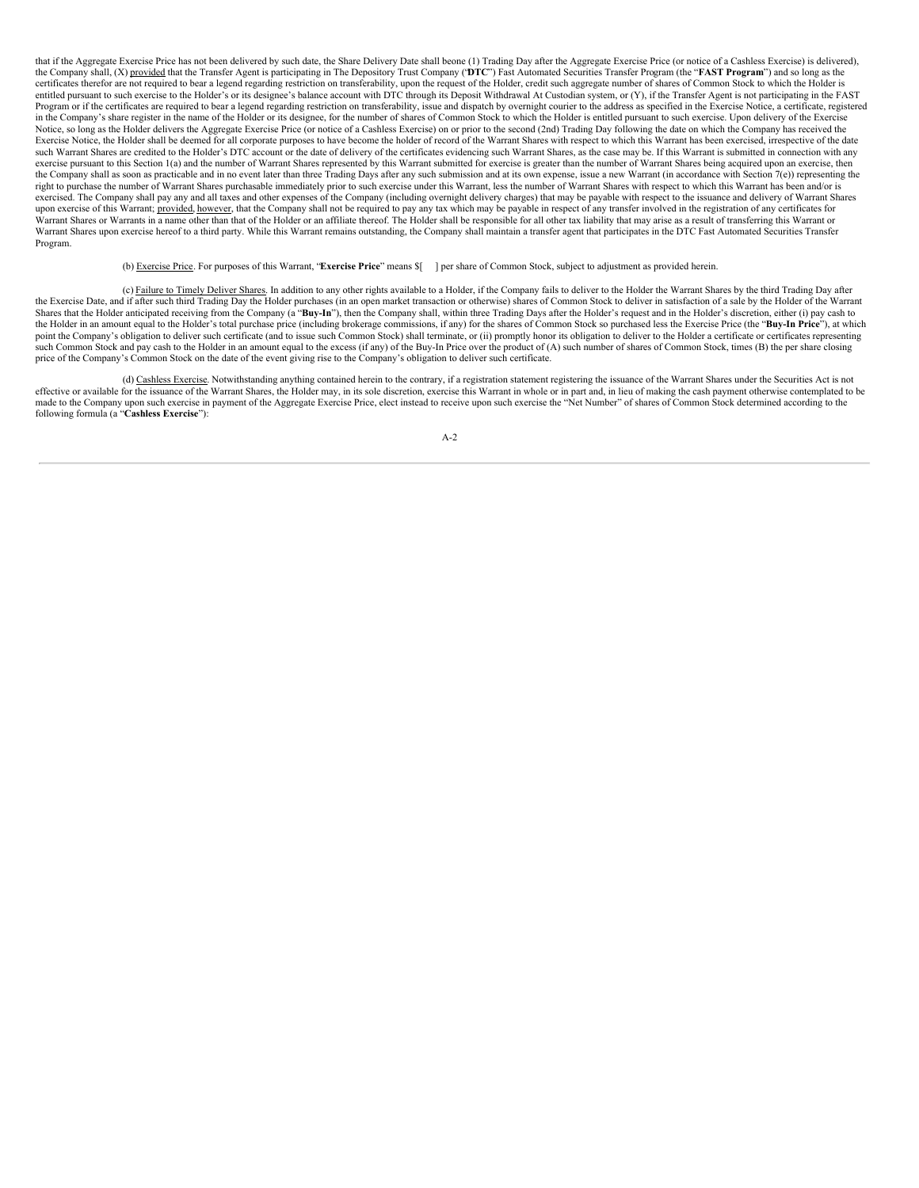that if the Aggregate Exercise Price has not been delivered by such date, the Share Delivery Date shall beone (1) Trading Day after the Aggregate Exercise Price (or notice of a Cashless Exercise) is delivered), the Company shall, (X) provided that the Transfer Agent is participating in The Depository Trust Company ('**DTC**") Fast Automated Securities Transfer Program (the "**FAST Program**") and so long as the certificates therefor are not required to bear a legend regarding restriction on transferability, upon the request of the Holder, credit such aggregate number of shares of Common Stock to which the Holder is entitled pursuant to such exercise to the Holder's or its designee's balance account with DTC through its Deposit Withdrawal At Custodian system, or (Y), if the Transfer Agent is not participating in the FAST Program or if the certificates are required to bear a legend regarding restriction on transferability, issue and dispatch by overnight courier to the address as specified in the Exercise Notice, a certificate, registered in the Company's share register in the name of the Holder or its designee, for the number of shares of Common Stock to which the Holder is entitled pursuant to such exercise. Upon delivery of the Exercise Notice, so long as the Holder delivers the Aggregate Exercise Price (or notice of a Cashless Exercise) on or prior to the second (2nd) Trading Day following the date on which the Company has received the Exercise Notice, the Holder shall be deemed for all corporate purposes to have become the holder of record of the Warrant Shares with respect to which this Warrant has been exercised, irrespective of the date such Warrant Shares are credited to the Holder's DTC account or the date of delivery of the certificates evidencing such Warrant Shares, as the case may be. If this Warrant is submitted in connection with any exercise pursuant to this Section 1(a) and the number of Warrant Shares represented by this Warrant submitted for exercise is greater than the number of Warrant Shares being acquired upon an exercise, then the Company shall as soon as practicable and in no event later than three Trading Days after any such submission and at its own expense, issue a new Warrant (in accordance with Section 7(e)) representing the right to purchase the number of Warrant Shares purchasable immediately prior to such exercise under this Warrant, less the number of Warrant Shares with respect to which this Warrant has been and/or is exercised. The Company shall pay any and all taxes and other expenses of the Company (including overnight delivery charges) that may be payable with respect to the issuance and delivery of Warrant Shares upon exercise of this Warrant; provided, however, that the Company shall not be required to pay any tax which may be payable in respect of any transfer involved in the registration of any certificates for Warrant Shares or Warrants in a name other than that of the Holder or an affiliate thereof. The Holder shall be responsible for all other tax liability that may arise as a result of transferring this Warrant or Warrant Shares upon exercise hereof to a third party. While this Warrant remains outstanding, the Company shall maintain a transfer agent that participates in the DTC Fast Automated Securities Transfer Program.

(b) Exercise Price. For purposes of this Warrant, "**Exercise Price**" means $[ ] per share of Common Stock, subject to adjustment as provided herein.

(c) Failure to Timely Deliver Shares. In addition to any other rights available to a Holder, if the Company fails to deliver to the Holder the Warrant Shares by the third Trading Day after the Exercise Date, and if after such third Trading Day the Holder purchases (in an open market transaction or otherwise) shares of Common Stock to deliver in satisfaction of a sale by the Holder of the Warrant Shares that the Holder anticipated receiving from the Company (a "**Buy-In**"), then the Company shall, within three Trading Days after the Holder's request and in the Holder's discretion, either (i) pay cash to the Holder in an amount equal to the Holder's total purchase price (including brokerage commissions, if any) for the shares of Common Stock so purchased less the Exercise Price (the "**Buy-In Price**"), at which point the Company's obligation to deliver such certificate (and to issue such Common Stock) shall terminate, or (ii) promptly honor its obligation to deliver to the Holder a certificate or certificates representing such Common Stock and pay cash to the Holder in an amount equal to the excess (if any) of the Buy-In Price over the product of (A) such number of shares of Common Stock, times (B) the per share closing price of the Company's Common Stock on the date of the event giving rise to the Company's obligation to deliver such certificate.

(d) Cashless Exercise. Notwithstanding anything contained herein to the contrary, if a registration statement registering the issuance of the Warrant Shares under the Securities Act is not effective or available for the issuance of the Warrant Shares, the Holder may, in its sole discretion, exercise this Warrant in whole or in part and, in lieu of making the cash payment otherwise contemplated to be made to the Company upon such exercise in payment of the Aggregate Exercise Price, elect instead to receive upon such exercise the "Net Number" of shares of Common Stock determined according to the following formula (a "**Cashless Exercise**"):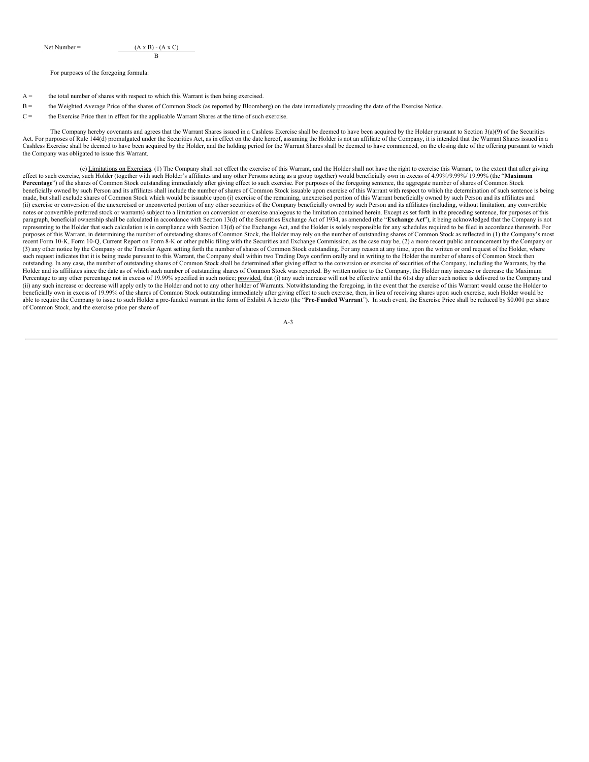$$\text{Net Number} = \frac{(A \times B) - (A \times C)}{B}$$

For purposes of the foregoing formula:

A = the total number of shares with respect to which this Warrant is then being exercised.

B = the Weighted Average Price of the shares of Common Stock (as reported by Bloomberg) on the date immediately preceding the date of the Exercise Notice.

C = the Exercise Price then in effect for the applicable Warrant Shares at the time of such exercise.

The Company hereby covenants and agrees that the Warrant Shares issued in a Cashless Exercise shall be deemed to have been acquired by the Holder pursuant to Section 3(a)(9) of the Securities Act. For purposes of Rule 144(d) promulgated under the Securities Act, as in effect on the date hereof, assuming the Holder is not an affiliate of the Company, it is intended that the Warrant Shares issued in a Cashless Exercise shall be deemed to have been acquired by the Holder, and the holding period for the Warrant Shares shall be deemed to have commenced, on the closing date of the offering pursuant to which the Company was obligated to issue this Warrant.

(e) Limitations on Exercises. (1) The Company shall not effect the exercise of this Warrant, and the Holder shall not have the right to exercise this Warrant, to the extent that after giving effect to such exercise, such Holder (together with such Holder's affiliates and any other Persons acting as a group together) would beneficially own in excess of 4.99%/9.99%/ 19.99% (the "**Maximum Percentage**") of the shares of Common Stock outstanding immediately after giving effect to such exercise. For purposes of the foregoing sentence, the aggregate number of shares of Common Stock beneficially owned by such Person and its affiliates shall include the number of shares of Common Stock issuable upon exercise of this Warrant with respect to which the determination of such sentence is being made, but shall exclude shares of Common Stock which would be issuable upon (i) exercise of the remaining, unexercised portion of this Warrant beneficially owned by such Person and its affiliates and (ii) exercise or conversion of the unexercised or unconverted portion of any other securities of the Company beneficially owned by such Person and its affiliates (including, without limitation, any convertible notes or convertible preferred stock or warrants) subject to a limitation on conversion or exercise analogous to the limitation contained herein. Except as set forth in the preceding sentence, for purposes of this paragraph, beneficial ownership shall be calculated in accordance with Section 13(d) of the Securities Exchange Act of 1934, as amended (the "**Exchange Act**"), it being acknowledged that the Company is not representing to the Holder that such calculation is in compliance with Section 13(d) of the Exchange Act, and the Holder is solely responsible for any schedules required to be filed in accordance therewith. For purposes of this Warrant, in determining the number of outstanding shares of Common Stock, the Holder may rely on the number of outstanding shares of Common Stock as reflected in (1) the Company's most recent Form 10-K, Form 10-Q, Current Report on Form 8-K or other public filing with the Securities and Exchange Commission, as the case may be, (2) a more recent public announcement by the Company or (3) any other notice by the Company or the Transfer Agent setting forth the number of shares of Common Stock outstanding. For any reason at any time, upon the written or oral request of the Holder, where such request indicates that it is being made pursuant to this Warrant, the Company shall within two Trading Days confirm orally and in writing to the Holder the number of shares of Common Stock then outstanding. In any case, the number of outstanding shares of Common Stock shall be determined after giving effect to the conversion or exercise of securities of the Company, including the Warrants, by the Holder and its affiliates since the date as of which such number of outstanding shares of Common Stock was reported. By written notice to the Company, the Holder may increase or decrease the Maximum Percentage to any other percentage not in excess of 19.99% specified in such notice; provided, that (i) any such increase will not be effective until the 61st day after such notice is delivered to the Company and (ii) any such increase or decrease will apply only to the Holder and not to any other holder of Warrants. Notwithstanding the foregoing, in the event that the exercise of this Warrant would cause the Holder to beneficially own in excess of 19.99% of the shares of Common Stock outstanding immediately after giving effect to such exercise, then, in lieu of receiving shares upon such exercise, such Holder would be able to require the Company to issue to such Holder a pre-funded warrant in the form of Exhibit A hereto (the "**Pre-Funded Warrant**"). In such event, the Exercise Price shall be reduced by $0.001 per share of Common Stock, and the exercise price per share of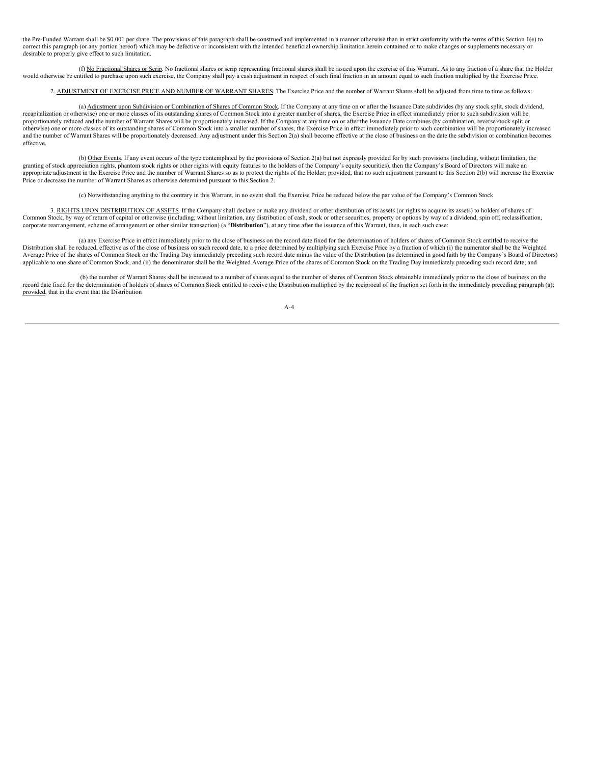the Pre-Funded Warrant shall be $0.001 per share. The provisions of this paragraph shall be construed and implemented in a manner otherwise than in strict conformity with the terms of this Section 1(e) to correct this paragraph (or any portion hereof) which may be defective or inconsistent with the intended beneficial ownership limitation herein contained or to make changes or supplements necessary or desirable to properly give effect to such limitation.

(f) No Fractional Shares or Scrip. No fractional shares or scrip representing fractional shares shall be issued upon the exercise of this Warrant. As to any fraction of a share that the Holder would otherwise be entitled to purchase upon such exercise, the Company shall pay a cash adjustment in respect of such final fraction in an amount equal to such fraction multiplied by the Exercise Price.

2. ADJUSTMENT OF EXERCISE PRICE AND NUMBER OF WARRANT SHARES. The Exercise Price and the number of Warrant Shares shall be adjusted from time to time as follows:

(a) Adjustment upon Subdivision or Combination of Shares of Common Stock. If the Company at any time on or after the Issuance Date subdivides (by any stock split, stock dividend, recapitalization or otherwise) one or more classes of its outstanding shares of Common Stock into a greater number of shares, the Exercise Price in effect immediately prior to such subdivision will be proportionately reduced and the number of Warrant Shares will be proportionately increased. If the Company at any time on or after the Issuance Date combines (by combination, reverse stock split or otherwise) one or more classes of its outstanding shares of Common Stock into a smaller number of shares, the Exercise Price in effect immediately prior to such combination will be proportionately increased and the number of Warrant Shares will be proportionately decreased. Any adjustment under this Section 2(a) shall become effective at the close of business on the date the subdivision or combination becomes effective.

(b) Other Events. If any event occurs of the type contemplated by the provisions of Section 2(a) but not expressly provided for by such provisions (including, without limitation, the granting of stock appreciation rights, phantom stock rights or other rights with equity features to the holders of the Company's equity securities), then the Company's Board of Directors will make an appropriate adjustment in the Exercise Price and the number of Warrant Shares so as to protect the rights of the Holder; provided, that no such adjustment pursuant to this Section 2(b) will increase the Exercise Price or decrease the number of Warrant Shares as otherwise determined pursuant to this Section 2.

(c) Notwithstanding anything to the contrary in this Warrant, in no event shall the Exercise Price be reduced below the par value of the Company's Common Stock

3. RIGHTS UPON DISTRIBUTION OF ASSETS. If the Company shall declare or make any dividend or other distribution of its assets (or rights to acquire its assets) to holders of shares of Common Stock, by way of return of capital or otherwise (including, without limitation, any distribution of cash, stock or other securities, property or options by way of a dividend, spin off, reclassification, corporate rearrangement, scheme of arrangement or other similar transaction) (a "**Distribution**"), at any time after the issuance of this Warrant, then, in each such case:

(a) any Exercise Price in effect immediately prior to the close of business on the record date fixed for the determination of holders of shares of Common Stock entitled to receive the Distribution shall be reduced, effective as of the close of business on such record date, to a price determined by multiplying such Exercise Price by a fraction of which (i) the numerator shall be the Weighted Average Price of the shares of Common Stock on the Trading Day immediately preceding such record date minus the value of the Distribution (as determined in good faith by the Company's Board of Directors) applicable to one share of Common Stock, and (ii) the denominator shall be the Weighted Average Price of the shares of Common Stock on the Trading Day immediately preceding such record date; and

(b) the number of Warrant Shares shall be increased to a number of shares equal to the number of shares of Common Stock obtainable immediately prior to the close of business on the record date fixed for the determination of holders of shares of Common Stock entitled to receive the Distribution multiplied by the reciprocal of the fraction set forth in the immediately preceding paragraph (a); provided, that in the event that the Distribution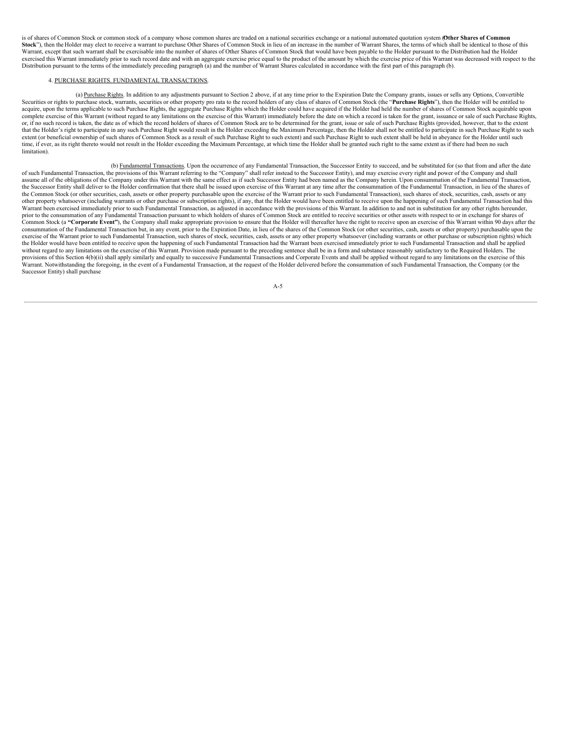is of shares of Common Stock or common stock of a company whose common shares are traded on a national securities exchange or a national automated quotation system (**Other Shares of Common Stock**"), then the Holder may elect to receive a warrant to purchase Other Shares of Common Stock in lieu of an increase in the number of Warrant Shares, the terms of which shall be identical to those of this Warrant, except that such warrant shall be exercisable into the number of shares of Other Shares of Common Stock that would have been payable to the Holder pursuant to the Distribution had the Holder exercised this Warrant immediately prior to such record date and with an aggregate exercise price equal to the product of the amount by which the exercise price of this Warrant was decreased with respect to the Distribution pursuant to the terms of the immediately preceding paragraph (a) and the number of Warrant Shares calculated in accordance with the first part of this paragraph (b).

4. PURCHASE RIGHTS. FUNDAMENTAL TRANSACTIONS.

(a) Purchase Rights. In addition to any adjustments pursuant to Section 2 above, if at any time prior to the Expiration Date the Company grants, issues or sells any Options, Convertible Securities or rights to purchase stock, warrants, securities or other property pro rata to the record holders of any class of shares of Common Stock (the "**Purchase Rights**"), then the Holder will be entitled to acquire, upon the terms applicable to such Purchase Rights, the aggregate Purchase Rights which the Holder could have acquired if the Holder had held the number of shares of Common Stock acquirable upon complete exercise of this Warrant (without regard to any limitations on the exercise of this Warrant) immediately before the date on which a record is taken for the grant, issuance or sale of such Purchase Rights, or, if no such record is taken, the date as of which the record holders of shares of Common Stock are to be determined for the grant, issue or sale of such Purchase Rights (provided, however, that to the extent that the Holder's right to participate in any such Purchase Right would result in the Holder exceeding the Maximum Percentage, then the Holder shall not be entitled to participate in such Purchase Right to such extent (or beneficial ownership of such shares of Common Stock as a result of such Purchase Right to such extent) and such Purchase Right to such extent shall be held in abeyance for the Holder until such time, if ever, as its right thereto would not result in the Holder exceeding the Maximum Percentage, at which time the Holder shall be granted such right to the same extent as if there had been no such limitation).

(b) Fundamental Transactions. Upon the occurrence of any Fundamental Transaction, the Successor Entity to succeed, and be substituted for (so that from and after the date of such Fundamental Transaction, the provisions of this Warrant referring to the "Company" shall refer instead to the Successor Entity), and may exercise every right and power of the Company and shall assume all of the obligations of the Company under this Warrant with the same effect as if such Successor Entity had been named as the Company herein. Upon consummation of the Fundamental Transaction, the Successor Entity shall deliver to the Holder confirmation that there shall be issued upon exercise of this Warrant at any time after the consummation of the Fundamental Transaction, in lieu of the shares of the Common Stock (or other securities, cash, assets or other property purchasable upon the exercise of the Warrant prior to such Fundamental Transaction), such shares of stock, securities, cash, assets or any other property whatsoever (including warrants or other purchase or subscription rights), if any, that the Holder would have been entitled to receive upon the happening of such Fundamental Transaction had this Warrant been exercised immediately prior to such Fundamental Transaction, as adjusted in accordance with the provisions of this Warrant. In addition to and not in substitution for any other rights hereunder, prior to the consummation of any Fundamental Transaction pursuant to which holders of shares of Common Stock are entitled to receive securities or other assets with respect to or in exchange for shares of Common Stock (a **"Corporate Event"**), the Company shall make appropriate provision to ensure that the Holder will thereafter have the right to receive upon an exercise of this Warrant within 90 days after the consummation of the Fundamental Transaction but, in any event, prior to the Expiration Date, in lieu of the shares of the Common Stock (or other securities, cash, assets or other property) purchasable upon the exercise of the Warrant prior to such Fundamental Transaction, such shares of stock, securities, cash, assets or any other property whatsoever (including warrants or other purchase or subscription rights) which the Holder would have been entitled to receive upon the happening of such Fundamental Transaction had the Warrant been exercised immediately prior to such Fundamental Transaction and shall be applied without regard to any limitations on the exercise of this Warrant. Provision made pursuant to the preceding sentence shall be in a form and substance reasonably satisfactory to the Required Holders. The provisions of this Section 4(b)(ii) shall apply similarly and equally to successive Fundamental Transactions and Corporate Events and shall be applied without regard to any limitations on the exercise of this Warrant. Notwithstanding the foregoing, in the event of a Fundamental Transaction, at the request of the Holder delivered before the consummation of such Fundamental Transaction, the Company (or the Successor Entity) shall purchase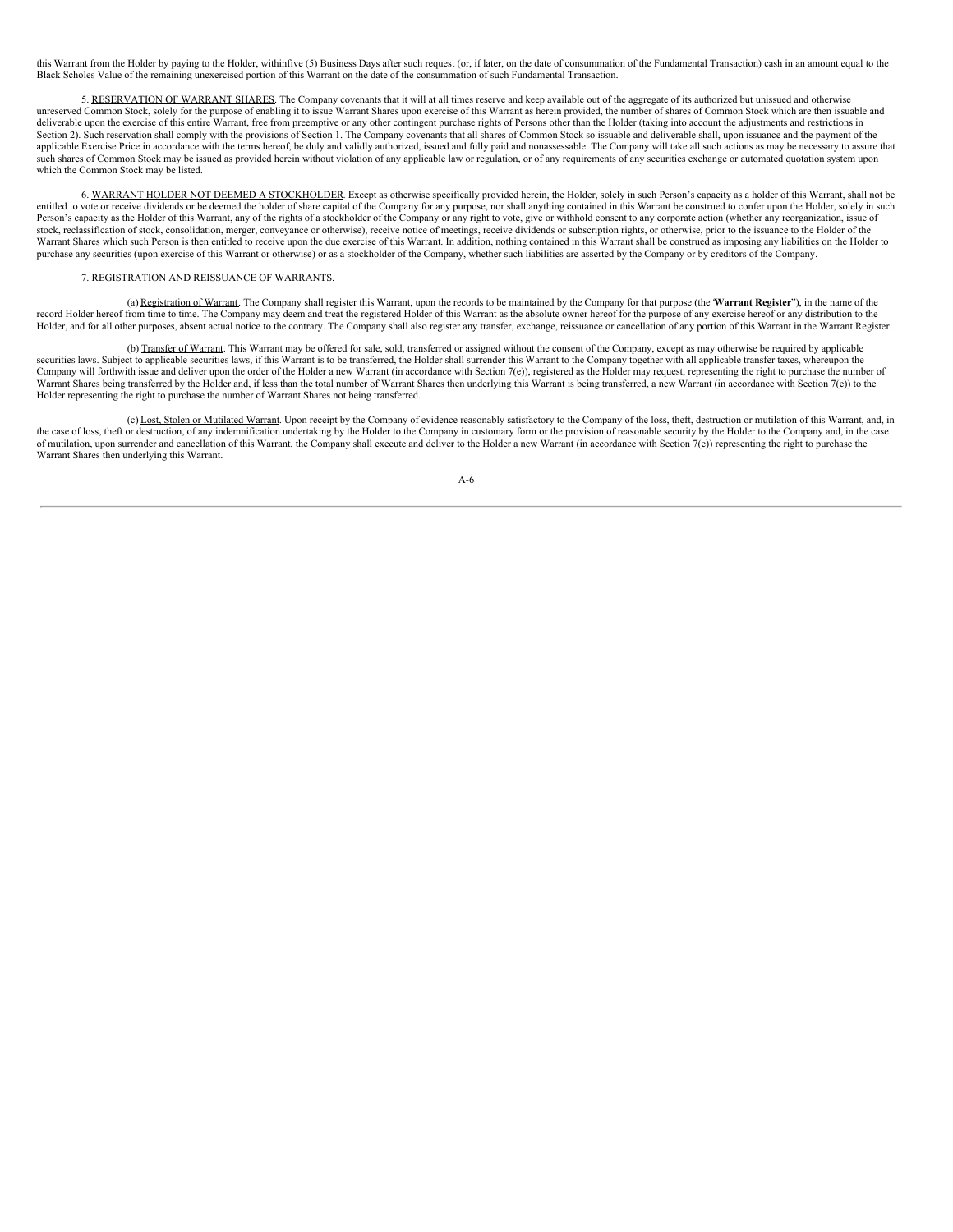this Warrant from the Holder by paying to the Holder, withinfive (5) Business Days after such request (or, if later, on the date of consummation of the Fundamental Transaction) cash in an amount equal to the Black Scholes Value of the remaining unexercised portion of this Warrant on the date of the consummation of such Fundamental Transaction.

5. RESERVATION OF WARRANT SHARES. The Company covenants that it will at all times reserve and keep available out of the aggregate of its authorized but unissued and otherwise unreserved Common Stock, solely for the purpose of enabling it to issue Warrant Shares upon exercise of this Warrant as herein provided, the number of shares of Common Stock which are then issuable and deliverable upon the exercise of this entire Warrant, free from preemptive or any other contingent purchase rights of Persons other than the Holder (taking into account the adjustments and restrictions in Section 2). Such reservation shall comply with the provisions of Section 1. The Company covenants that all shares of Common Stock so issuable and deliverable shall, upon issuance and the payment of the applicable Exercise Price in accordance with the terms hereof, be duly and validly authorized, issued and fully paid and nonassessable. The Company will take all such actions as may be necessary to assure that such shares of Common Stock may be issued as provided herein without violation of any applicable law or regulation, or of any requirements of any securities exchange or automated quotation system upon which the Common Stock may be listed.

6. WARRANT HOLDER NOT DEEMED A STOCKHOLDER. Except as otherwise specifically provided herein, the Holder, solely in such Person's capacity as a holder of this Warrant, shall not be entitled to vote or receive dividends or be deemed the holder of share capital of the Company for any purpose, nor shall anything contained in this Warrant be construed to confer upon the Holder, solely in such Person's capacity as the Holder of this Warrant, any of the rights of a stockholder of the Company or any right to vote, give or withhold consent to any corporate action (whether any reorganization, issue of stock, reclassification of stock, consolidation, merger, conveyance or otherwise), receive notice of meetings, receive dividends or subscription rights, or otherwise, prior to the issuance to the Holder of the Warrant Shares which such Person is then entitled to receive upon the due exercise of this Warrant. In addition, nothing contained in this Warrant shall be construed as imposing any liabilities on the Holder to purchase any securities (upon exercise of this Warrant or otherwise) or as a stockholder of the Company, whether such liabilities are asserted by the Company or by creditors of the Company.

7. REGISTRATION AND REISSUANCE OF WARRANTS.

(a) Registration of Warrant. The Company shall register this Warrant, upon the records to be maintained by the Company for that purpose (the "**Warrant Register**"), in the name of the record Holder hereof from time to time. The Company may deem and treat the registered Holder of this Warrant as the absolute owner hereof for the purpose of any exercise hereof or any distribution to the Holder, and for all other purposes, absent actual notice to the contrary. The Company shall also register any transfer, exchange, reissuance or cancellation of any portion of this Warrant in the Warrant Register.

(b) Transfer of Warrant. This Warrant may be offered for sale, sold, transferred or assigned without the consent of the Company, except as may otherwise be required by applicable securities laws. Subject to applicable securities laws, if this Warrant is to be transferred, the Holder shall surrender this Warrant to the Company together with all applicable transfer taxes, whereupon the Company will forthwith issue and deliver upon the order of the Holder a new Warrant (in accordance with Section 7(e)), registered as the Holder may request, representing the right to purchase the number of Warrant Shares being transferred by the Holder and, if less than the total number of Warrant Shares then underlying this Warrant is being transferred, a new Warrant (in accordance with Section 7(e)) to the Holder representing the right to purchase the number of Warrant Shares not being transferred.

(c) Lost, Stolen or Mutilated Warrant. Upon receipt by the Company of evidence reasonably satisfactory to the Company of the loss, theft, destruction or mutilation of this Warrant, and, in the case of loss, theft or destruction, of any indemnification undertaking by the Holder to the Company in customary form or the provision of reasonable security by the Holder to the Company and, in the case of mutilation, upon surrender and cancellation of this Warrant, the Company shall execute and deliver to the Holder a new Warrant (in accordance with Section 7(e)) representing the right to purchase the Warrant Shares then underlying this Warrant.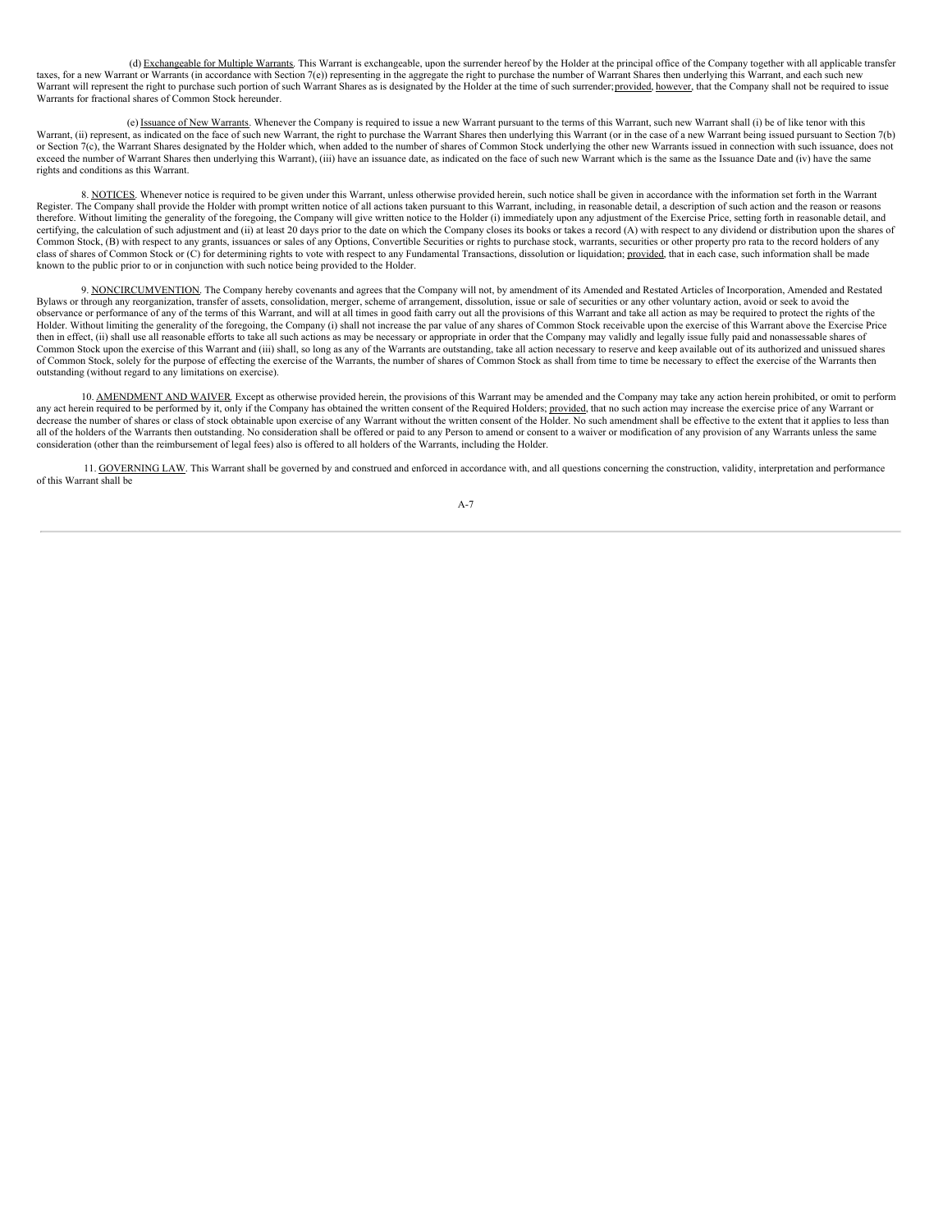(d) Exchangeable for Multiple Warrants. This Warrant is exchangeable, upon the surrender hereof by the Holder at the principal office of the Company together with all applicable transfer taxes, for a new Warrant or Warrants (in accordance with Section 7(e)) representing in the aggregate the right to purchase the number of Warrant Shares then underlying this Warrant, and each such new Warrant will represent the right to purchase such portion of such Warrant Shares as is designated by the Holder at the time of such surrender; provided, however, that the Company shall not be required to issue Warrants for fractional shares of Common Stock hereunder.

(e) Issuance of New Warrants. Whenever the Company is required to issue a new Warrant pursuant to the terms of this Warrant, such new Warrant shall (i) be of like tenor with this Warrant, (ii) represent, as indicated on the face of such new Warrant, the right to purchase the Warrant Shares then underlying this Warrant (or in the case of a new Warrant being issued pursuant to Section 7(b) or Section 7(c), the Warrant Shares designated by the Holder which, when added to the number of shares of Common Stock underlying the other new Warrants issued in connection with such issuance, does not exceed the number of Warrant Shares then underlying this Warrant), (iii) have an issuance date, as indicated on the face of such new Warrant which is the same as the Issuance Date and (iv) have the same rights and conditions as this Warrant.

8. NOTICES. Whenever notice is required to be given under this Warrant, unless otherwise provided herein, such notice shall be given in accordance with the information set forth in the Warrant Register. The Company shall provide the Holder with prompt written notice of all actions taken pursuant to this Warrant, including, in reasonable detail, a description of such action and the reason or reasons therefore. Without limiting the generality of the foregoing, the Company will give written notice to the Holder (i) immediately upon any adjustment of the Exercise Price, setting forth in reasonable detail, and certifying, the calculation of such adjustment and (ii) at least 20 days prior to the date on which the Company closes its books or takes a record (A) with respect to any dividend or distribution upon the shares of Common Stock, (B) with respect to any grants, issuances or sales of any Options, Convertible Securities or rights to purchase stock, warrants, securities or other property pro rata to the record holders of any class of shares of Common Stock or (C) for determining rights to vote with respect to any Fundamental Transactions, dissolution or liquidation; provided, that in each case, such information shall be made known to the public prior to or in conjunction with such notice being provided to the Holder.

9. NONCIRCUMVENTION. The Company hereby covenants and agrees that the Company will not, by amendment of its Amended and Restated Articles of Incorporation, Amended and Restated Bylaws or through any reorganization, transfer of assets, consolidation, merger, scheme of arrangement, dissolution, issue or sale of securities or any other voluntary action, avoid or seek to avoid the observance or performance of any of the terms of this Warrant, and will at all times in good faith carry out all the provisions of this Warrant and take all action as may be required to protect the rights of the Holder. Without limiting the generality of the foregoing, the Company (i) shall not increase the par value of any shares of Common Stock receivable upon the exercise of this Warrant above the Exercise Price then in effect, (ii) shall use all reasonable efforts to take all such actions as may be necessary or appropriate in order that the Company may validly and legally issue fully paid and nonassessable shares of Common Stock upon the exercise of this Warrant and (iii) shall, so long as any of the Warrants are outstanding, take all action necessary to reserve and keep available out of its authorized and unissued shares of Common Stock, solely for the purpose of effecting the exercise of the Warrants, the number of shares of Common Stock as shall from time to time be necessary to effect the exercise of the Warrants then outstanding (without regard to any limitations on exercise).

10. AMENDMENT AND WAIVER. Except as otherwise provided herein, the provisions of this Warrant may be amended and the Company may take any action herein prohibited, or omit to perform any act herein required to be performed by it, only if the Company has obtained the written consent of the Required Holders; provided, that no such action may increase the exercise price of any Warrant or decrease the number of shares or class of stock obtainable upon exercise of any Warrant without the written consent of the Holder. No such amendment shall be effective to the extent that it applies to less than all of the holders of the Warrants then outstanding. No consideration shall be offered or paid to any Person to amend or consent to a waiver or modification of any provision of any Warrants unless the same consideration (other than the reimbursement of legal fees) also is offered to all holders of the Warrants, including the Holder.

11. GOVERNING LAW. This Warrant shall be governed by and construed and enforced in accordance with, and all questions concerning the construction, validity, interpretation and performance of this Warrant shall be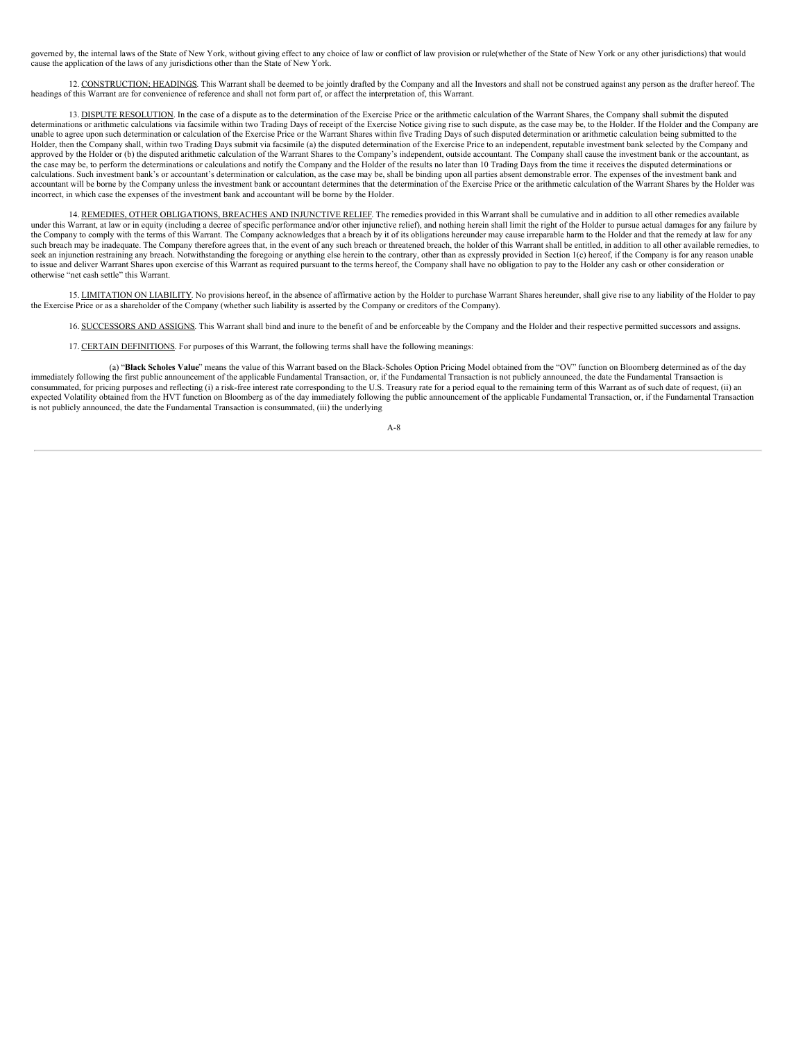governed by, the internal laws of the State of New York, without giving effect to any choice of law or conflict of law provision or rule(whether of the State of New York or any other jurisdictions) that would cause the application of the laws of any jurisdictions other than the State of New York.

12. CONSTRUCTION; HEADINGS. This Warrant shall be deemed to be jointly drafted by the Company and all the Investors and shall not be construed against any person as the drafter hereof. The headings of this Warrant are for convenience of reference and shall not form part of, or affect the interpretation of, this Warrant.

13. DISPUTE RESOLUTION. In the case of a dispute as to the determination of the Exercise Price or the arithmetic calculation of the Warrant Shares, the Company shall submit the disputed determinations or arithmetic calculations via facsimile within two Trading Days of receipt of the Exercise Notice giving rise to such dispute, as the case may be, to the Holder. If the Holder and the Company are unable to agree upon such determination or calculation of the Exercise Price or the Warrant Shares within five Trading Days of such disputed determination or arithmetic calculation being submitted to the Holder, then the Company shall, within two Trading Days submit via facsimile (a) the disputed determination of the Exercise Price to an independent, reputable investment bank selected by the Company and approved by the Holder or (b) the disputed arithmetic calculation of the Warrant Shares to the Company's independent, outside accountant. The Company shall cause the investment bank or the accountant, as the case may be, to perform the determinations or calculations and notify the Company and the Holder of the results no later than 10 Trading Days from the time it receives the disputed determinations or calculations. Such investment bank's or accountant's determination or calculation, as the case may be, shall be binding upon all parties absent demonstrable error. The expenses of the investment bank and accountant will be borne by the Company unless the investment bank or accountant determines that the determination of the Exercise Price or the arithmetic calculation of the Warrant Shares by the Holder was incorrect, in which case the expenses of the investment bank and accountant will be borne by the Holder.

14. REMEDIES, OTHER OBLIGATIONS, BREACHES AND INJUNCTIVE RELIEF. The remedies provided in this Warrant shall be cumulative and in addition to all other remedies available under this Warrant, at law or in equity (including a decree of specific performance and/or other injunctive relief), and nothing herein shall limit the right of the Holder to pursue actual damages for any failure by the Company to comply with the terms of this Warrant. The Company acknowledges that a breach by it of its obligations hereunder may cause irreparable harm to the Holder and that the remedy at law for any such breach may be inadequate. The Company therefore agrees that, in the event of any such breach or threatened breach, the holder of this Warrant shall be entitled, in addition to all other available remedies, to seek an injunction restraining any breach. Notwithstanding the foregoing or anything else herein to the contrary, other than as expressly provided in Section 1(c) hereof, if the Company is for any reason unable to issue and deliver Warrant Shares upon exercise of this Warrant as required pursuant to the terms hereof, the Company shall have no obligation to pay to the Holder any cash or other consideration or otherwise "net cash settle" this Warrant.

15. LIMITATION ON LIABILITY. No provisions hereof, in the absence of affirmative action by the Holder to purchase Warrant Shares hereunder, shall give rise to any liability of the Holder to pay the Exercise Price or as a shareholder of the Company (whether such liability is asserted by the Company or creditors of the Company).

16. SUCCESSORS AND ASSIGNS. This Warrant shall bind and inure to the benefit of and be enforceable by the Company and the Holder and their respective permitted successors and assigns.

17. CERTAIN DEFINITIONS. For purposes of this Warrant, the following terms shall have the following meanings:

(a) "**Black Scholes Value**" means the value of this Warrant based on the Black-Scholes Option Pricing Model obtained from the "OV" function on Bloomberg determined as of the day immediately following the first public announcement of the applicable Fundamental Transaction, or, if the Fundamental Transaction is not publicly announced, the date the Fundamental Transaction is consummated, for pricing purposes and reflecting (i) a risk-free interest rate corresponding to the U.S. Treasury rate for a period equal to the remaining term of this Warrant as of such date of request, (ii) an expected Volatility obtained from the HVT function on Bloomberg as of the day immediately following the public announcement of the applicable Fundamental Transaction, or, if the Fundamental Transaction is not publicly announced, the date the Fundamental Transaction is consummated, (iii) the underlying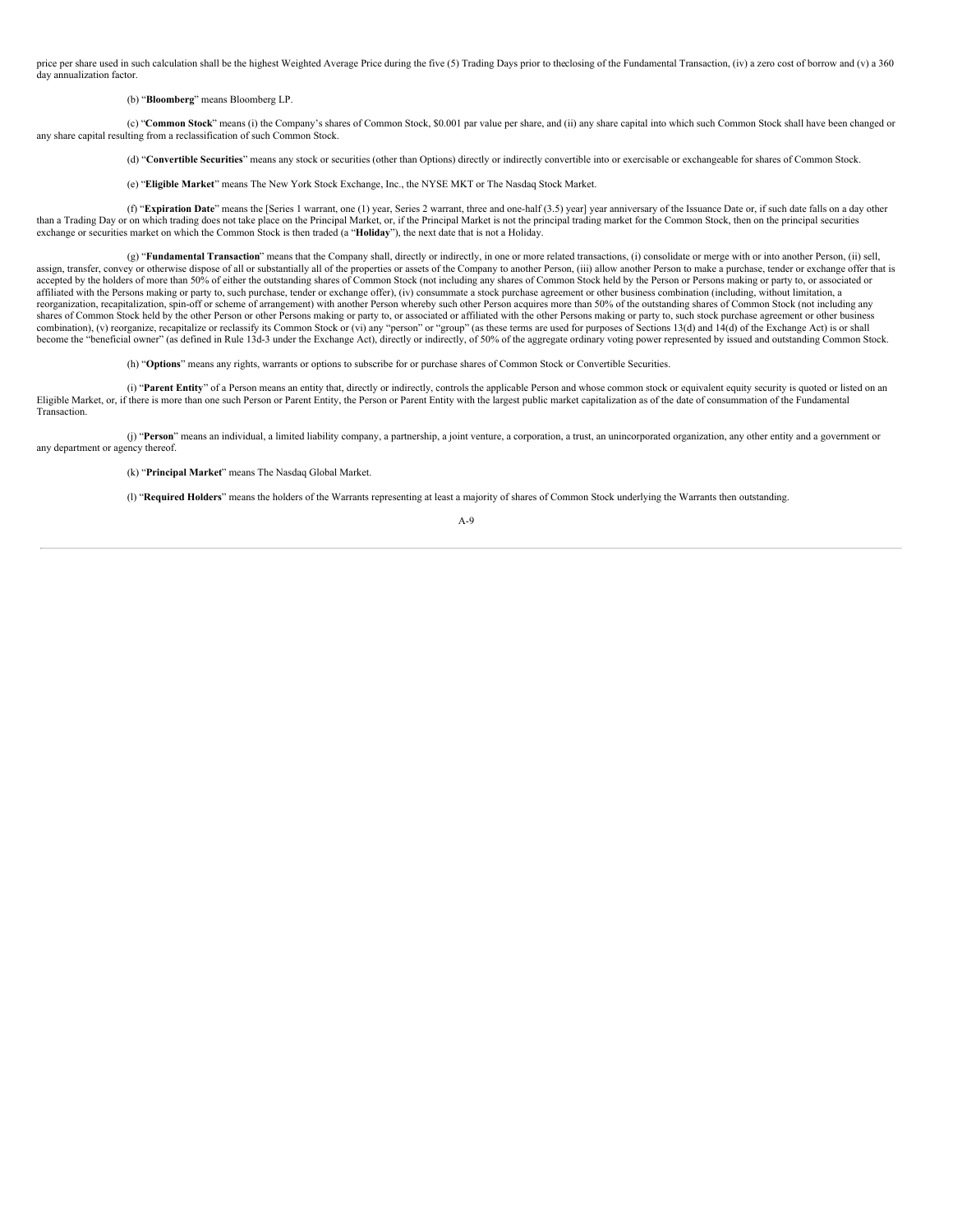price per share used in such calculation shall be the highest Weighted Average Price during the five (5) Trading Days prior to theclosing of the Fundamental Transaction, (iv) a zero cost of borrow and (v) a 360 day annualization factor.

(b) "**Bloomberg**" means Bloomberg LP.

(c) "**Common Stock**" means (i) the Company's shares of Common Stock, $0.001 par value per share, and (ii) any share capital into which such Common Stock shall have been changed or any share capital resulting from a reclassification of such Common Stock.

(d) "**Convertible Securities**" means any stock or securities (other than Options) directly or indirectly convertible into or exercisable or exchangeable for shares of Common Stock.

(e) "**Eligible Market**" means The New York Stock Exchange, Inc., the NYSE MKT or The Nasdaq Stock Market.

(f) "**Expiration Date**" means the [Series 1 warrant, one (1) year, Series 2 warrant, three and one-half (3.5) year] year anniversary of the Issuance Date or, if such date falls on a day other than a Trading Day or on which trading does not take place on the Principal Market, or, if the Principal Market is not the principal trading market for the Common Stock, then on the principal securities exchange or securities market on which the Common Stock is then traded (a "**Holiday**"), the next date that is not a Holiday.

(g) "**Fundamental Transaction**" means that the Company shall, directly or indirectly, in one or more related transactions, (i) consolidate or merge with or into another Person, (ii) sell, assign, transfer, convey or otherwise dispose of all or substantially all of the properties or assets of the Company to another Person, (iii) allow another Person to make a purchase, tender or exchange offer that is accepted by the holders of more than 50% of either the outstanding shares of Common Stock (not including any shares of Common Stock held by the Person or Persons making or party to, or associated or affiliated with the Persons making or party to, such purchase, tender or exchange offer), (iv) consummate a stock purchase agreement or other business combination (including, without limitation, a reorganization, recapitalization, spin-off or scheme of arrangement) with another Person whereby such other Person acquires more than 50% of the outstanding shares of Common Stock (not including any shares of Common Stock held by the other Person or other Persons making or party to, or associated or affiliated with the other Persons making or party to, such stock purchase agreement or other business combination), (v) reorganize, recapitalize or reclassify its Common Stock or (vi) any "person" or "group" (as these terms are used for purposes of Sections 13(d) and 14(d) of the Exchange Act) is or shall become the "beneficial owner" (as defined in Rule 13d-3 under the Exchange Act), directly or indirectly, of 50% of the aggregate ordinary voting power represented by issued and outstanding Common Stock.

(h) "**Options**" means any rights, warrants or options to subscribe for or purchase shares of Common Stock or Convertible Securities.

(i) "**Parent Entity**" of a Person means an entity that, directly or indirectly, controls the applicable Person and whose common stock or equivalent equity security is quoted or listed on an Eligible Market, or, if there is more than one such Person or Parent Entity, the Person or Parent Entity with the largest public market capitalization as of the date of consummation of the Fundamental Transaction.

(j) "**Person**" means an individual, a limited liability company, a partnership, a joint venture, a corporation, a trust, an unincorporated organization, any other entity and a government or any department or agency thereof.

(k) "**Principal Market**" means The Nasdaq Global Market.

(l) "**Required Holders**" means the holders of the Warrants representing at least a majority of shares of Common Stock underlying the Warrants then outstanding.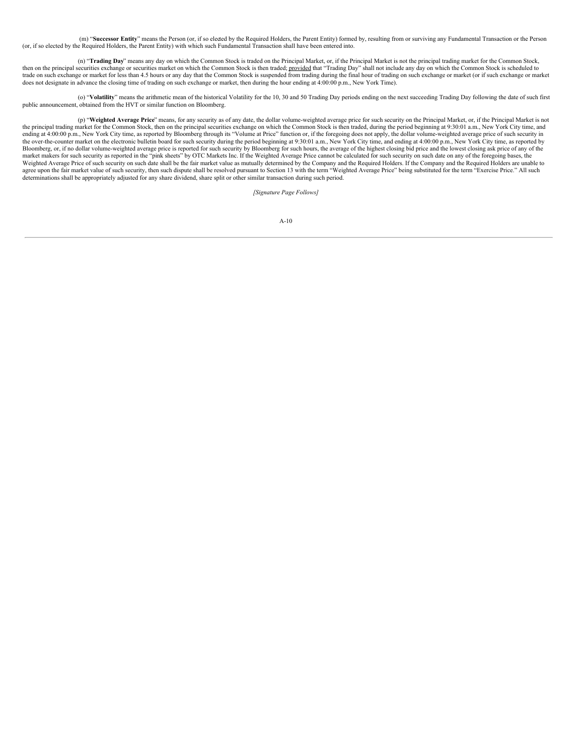(m) "**Successor Entity**" means the Person (or, if so elected by the Required Holders, the Parent Entity) formed by, resulting from or surviving any Fundamental Transaction or the Person (or, if so elected by the Required Holders, the Parent Entity) with which such Fundamental Transaction shall have been entered into.

(n) "**Trading Day**" means any day on which the Common Stock is traded on the Principal Market, or, if the Principal Market is not the principal trading market for the Common Stock, then on the principal securities exchange or securities market on which the Common Stock is then traded; provided that "Trading Day" shall not include any day on which the Common Stock is scheduled to trade on such exchange or market for less than 4.5 hours or any day that the Common Stock is suspended from trading during the final hour of trading on such exchange or market (or if such exchange or market does not designate in advance the closing time of trading on such exchange or market, then during the hour ending at 4:00:00 p.m., New York Time).

(o) "**Volatility**" means the arithmetic mean of the historical Volatility for the 10, 30 and 50 Trading Day periods ending on the next succeeding Trading Day following the date of such first public announcement, obtained from the HVT or similar function on Bloomberg.

(p) "**Weighted Average Price**" means, for any security as of any date, the dollar volume-weighted average price for such security on the Principal Market, or, if the Principal Market is not the principal trading market for the Common Stock, then on the principal securities exchange on which the Common Stock is then traded, during the period beginning at 9:30:01 a.m., New York City time, and ending at 4:00:00 p.m., New York City time, as reported by Bloomberg through its "Volume at Price" function or, if the foregoing does not apply, the dollar volume-weighted average price of such security in the over-the-counter market on the electronic bulletin board for such security during the period beginning at 9:30:01 a.m., New York City time, and ending at 4:00:00 p.m., New York City time, as reported by Bloomberg, or, if no dollar volume-weighted average price is reported for such security by Bloomberg for such hours, the average of the highest closing bid price and the lowest closing ask price of any of the market makers for such security as reported in the "pink sheets" by OTC Markets Inc. If the Weighted Average Price cannot be calculated for such security on such date on any of the foregoing bases, the Weighted Average Price of such security on such date shall be the fair market value as mutually determined by the Company and the Required Holders. If the Company and the Required Holders are unable to agree upon the fair market value of such security, then such dispute shall be resolved pursuant to Section 13 with the term "Weighted Average Price" being substituted for the term "Exercise Price." All such determinations shall be appropriately adjusted for any share dividend, share split or other similar transaction during such period.

*[Signature Page Follows]*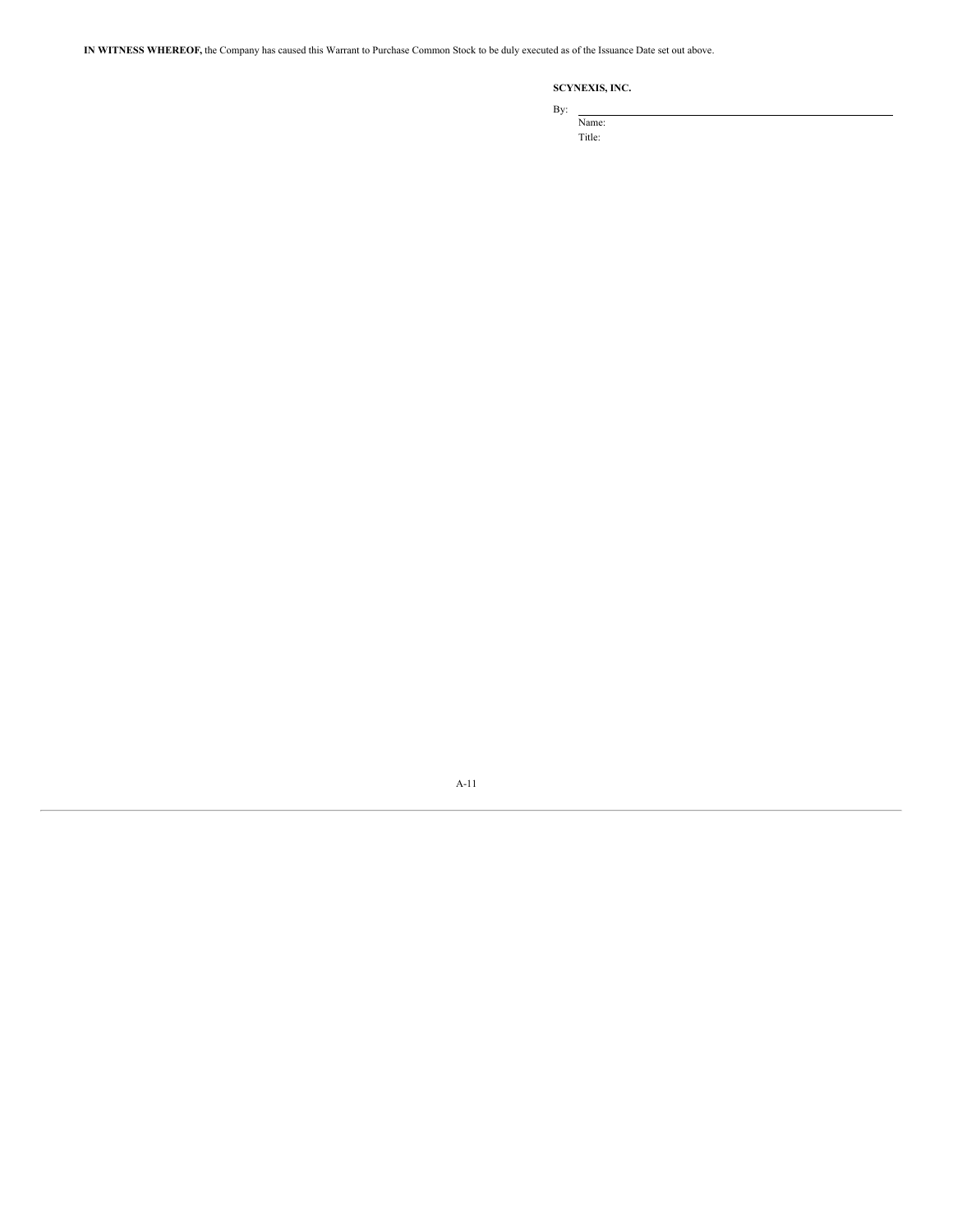**IN WITNESS WHEREOF,** the Company has caused this Warrant to Purchase Common Stock to be duly executed as of the Issuance Date set out above.

**SCYNEXIS, INC.**

By: \_\_\_\_\_\_\_\_\_\_\_\_\_\_\_\_\_\_\_\_\_\_\_\_\_\_\_\_\_\_\_\_\_\_\_\_

Name:

Title: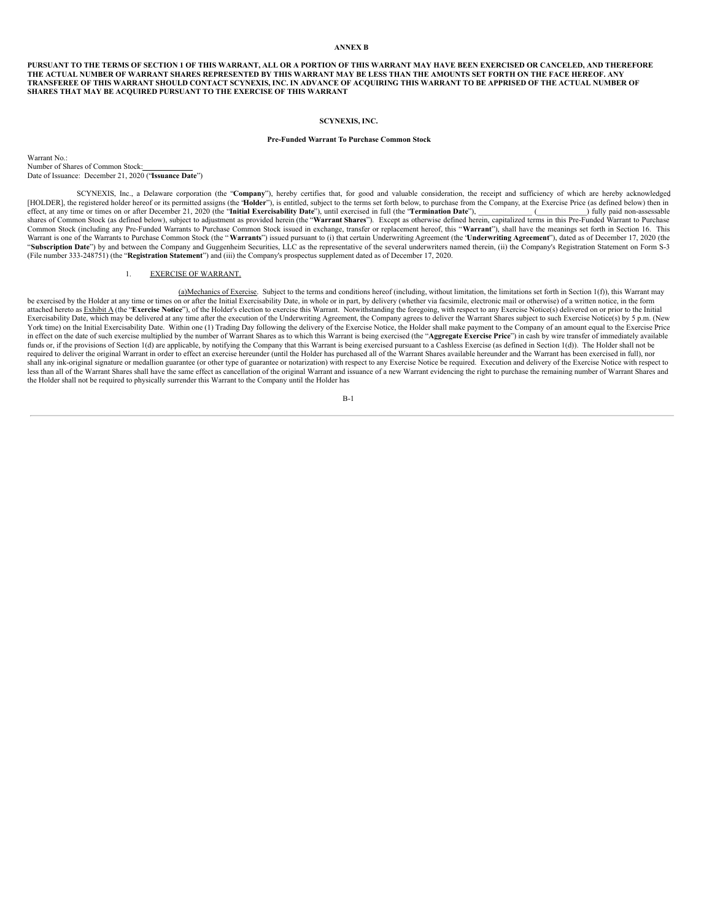**ANNEX B**

**PURSUANT TO THE TERMS OF SECTION 1 OF THIS WARRANT, ALL OR A PORTION OF THIS WARRANT MAY HAVE BEEN EXERCISED OR CANCELED, AND THEREFORE THE ACTUAL NUMBER OF WARRANT SHARES REPRESENTED BY THIS WARRANT MAY BE LESS THAN THE AMOUNTS SET FORTH ON THE FACE HEREOF. ANY TRANSFEREE OF THIS WARRANT SHOULD CONTACT SCYNEXIS, INC. IN ADVANCE OF ACQUIRING THIS WARRANT TO BE APPRISED OF THE ACTUAL NUMBER OF SHARES THAT MAY BE ACQUIRED PURSUANT TO THE EXERCISE OF THIS WARRANT**

**SCYNEXIS, INC.**

**Pre-Funded Warrant To Purchase Common Stock**

Warrant No.:
Number of Shares of Common Stock:\_\_\_\_\_\_\_\_\_\_\_\_
Date of Issuance: December 21, 2020 ("**Issuance Date**")

SCYNEXIS, Inc., a Delaware corporation (the "**Company**"), hereby certifies that, for good and valuable consideration, the receipt and sufficiency of which are hereby acknowledged [HOLDER], the registered holder hereof or its permitted assigns (the "**Holder**"), is entitled, subject to the terms set forth below, to purchase from the Company, at the Exercise Price (as defined below) then in effect, at any time or times on or after December 21, 2020 (the "**Initial Exercisability Date**"), until exercised in full (the "**Termination Date**"), \_\_\_\_\_\_\_\_\_\_\_\_\_\_ (\_\_\_\_\_\_\_\_\_\_\_\_\_) fully paid non-assessable shares of Common Stock (as defined below), subject to adjustment as provided herein (the "**Warrant Shares**"). Except as otherwise defined herein, capitalized terms in this Pre-Funded Warrant to Purchase Common Stock (including any Pre-Funded Warrants to Purchase Common Stock issued in exchange, transfer or replacement hereof, this "**Warrant**"), shall have the meanings set forth in Section 16. This Warrant is one of the Warrants to Purchase Common Stock (the "**Warrants**") issued pursuant to (i) that certain Underwriting Agreement (the "**Underwriting Agreement**"), dated as of December 17, 2020 (the "**Subscription Date**") by and between the Company and Guggenheim Securities, LLC as the representative of the several underwriters named therein, (ii) the Company's Registration Statement on Form S-3 (File number 333-248751) (the "**Registration Statement**") and (iii) the Company's prospectus supplement dated as of December 17, 2020.

1. EXERCISE OF WARRANT.

(a) Mechanics of Exercise. Subject to the terms and conditions hereof (including, without limitation, the limitations set forth in Section 1(f)), this Warrant may be exercised by the Holder at any time or times on or after the Initial Exercisability Date, in whole or in part, by delivery (whether via facsimile, electronic mail or otherwise) of a written notice, in the form attached hereto as Exhibit A (the "**Exercise Notice**"), of the Holder's election to exercise this Warrant. Notwithstanding the foregoing, with respect to any Exercise Notice(s) delivered on or prior to the Initial Exercisability Date, which may be delivered at any time after the execution of the Underwriting Agreement, the Company agrees to deliver the Warrant Shares subject to such Exercise Notice(s) by 5 p.m. (New York time) on the Initial Exercisability Date. Within one (1) Trading Day following the delivery of the Exercise Notice, the Holder shall make payment to the Company of an amount equal to the Exercise Price in effect on the date of such exercise multiplied by the number of Warrant Shares as to which this Warrant is being exercised (the "**Aggregate Exercise Price**") in cash by wire transfer of immediately available funds or, if the provisions of Section 1(d) are applicable, by notifying the Company that this Warrant is being exercised pursuant to a Cashless Exercise (as defined in Section 1(d)). The Holder shall not be required to deliver the original Warrant in order to effect an exercise hereunder (until the Holder has purchased all of the Warrant Shares available hereunder and the Warrant has been exercised in full), nor shall any ink-original signature or medallion guarantee (or other type of guarantee or notarization) with respect to any Exercise Notice be required. Execution and delivery of the Exercise Notice with respect to less than all of the Warrant Shares shall have the same effect as cancellation of the original Warrant and issuance of a new Warrant evidencing the right to purchase the remaining number of Warrant Shares and the Holder shall not be required to physically surrender this Warrant to the Company until the Holder has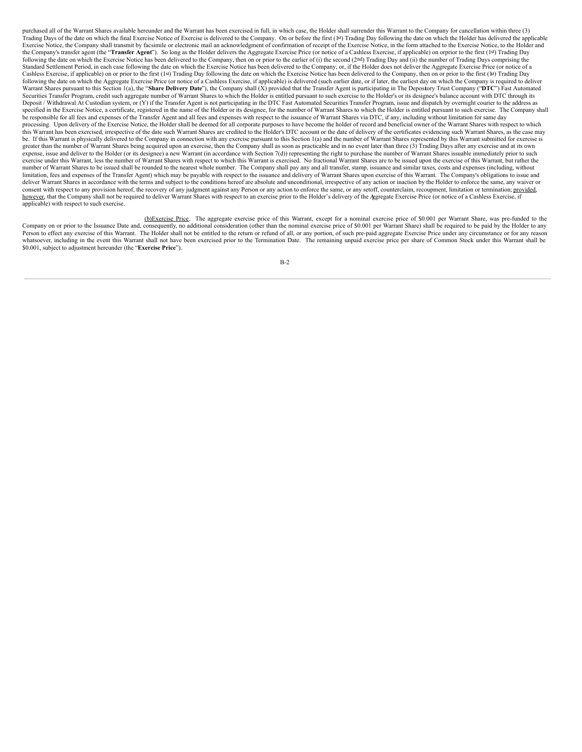purchased all of the Warrant Shares available hereunder and the Warrant has been exercised in full, in which case, the Holder shall surrender this Warrant to the Company for cancellation within three (3) Trading Days of the date on which the final Exercise Notice of Exercise is delivered to the Company. On or before the first (1st) Trading Day following the date on which the Holder has delivered the applicable Exercise Notice, the Company shall transmit by facsimile or electronic mail an acknowledgment of confirmation of receipt of the Exercise Notice, in the form attached to the Exercise Notice, to the Holder and the Company's transfer agent (the "**Transfer Agent**"). So long as the Holder delivers the Aggregate Exercise Price (or notice of a Cashless Exercise, if applicable) on orprior to the first (1st) Trading Day following the date on which the Exercise Notice has been delivered to the Company, then on or prior to the earlier of (i) the second (2nd) Trading Day and (ii) the number of Trading Days comprising the Standard Settlement Period, in each case following the date on which the Exercise Notice has been delivered to the Company, or, if the Holder does not deliver the Aggregate Exercise Price (or notice of a Cashless Exercise, if applicable) on or prior to the first (1st) Trading Day following the date on which the Exercise Notice has been delivered to the Company, then on or prior to the first (1st) Trading Day following the date on which the Aggregate Exercise Price (or notice of a Cashless Exercise, if applicable) is delivered (such earlier date, or if later, the earliest day on which the Company is required to deliver Warrant Shares pursuant to this Section 1(a), the "**Share Delivery Date**"), the Company shall (X) provided that the Transfer Agent is participating in The Depository Trust Company ("**DTC**") Fast Automated Securities Transfer Program, credit such aggregate number of Warrant Shares to which the Holder is entitled pursuant to such exercise to the Holder's or its designee's balance account with DTC through its Deposit / Withdrawal At Custodian system, or (Y) if the Transfer Agent is not participating in the DTC Fast Automated Securities Transfer Program, issue and dispatch by overnight courier to the address as specified in the Exercise Notice, a certificate, registered in the name of the Holder or its designee, for the number of Warrant Shares to which the Holder is entitled pursuant to such exercise. The Company shall be responsible for all fees and expenses of the Transfer Agent and all fees and expenses with respect to the issuance of Warrant Shares via DTC, if any, including without limitation for same day processing. Upon delivery of the Exercise Notice, the Holder shall be deemed for all corporate purposes to have become the holder of record and beneficial owner of the Warrant Shares with respect to which this Warrant has been exercised, irrespective of the date such Warrant Shares are credited to the Holder's DTC account or the date of delivery of the certificates evidencing such Warrant Shares, as the case may be. If this Warrant is physically delivered to the Company in connection with any exercise pursuant to this Section 1(a) and the number of Warrant Shares represented by this Warrant submitted for exercise is greater than the number of Warrant Shares being acquired upon an exercise, then the Company shall as soon as practicable and in no event later than three (3) Trading Days after any exercise and at its own expense, issue and deliver to the Holder (or its designee) a new Warrant (in accordance with Section 7(d)) representing the right to purchase the number of Warrant Shares issuable immediately prior to such exercise under this Warrant, less the number of Warrant Shares with respect to which this Warrant is exercised. No fractional Warrant Shares are to be issued upon the exercise of this Warrant, but rather the number of Warrant Shares to be issued shall be rounded to the nearest whole number. The Company shall pay any and all transfer, stamp, issuance and similar taxes, costs and expenses (including, without limitation, fees and expenses of the Transfer Agent) which may be payable with respect to the issuance and delivery of Warrant Shares upon exercise of this Warrant. The Company's obligations to issue and deliver Warrant Shares in accordance with the terms and subject to the conditions hereof are absolute and unconditional, irrespective of any action or inaction by the Holder to enforce the same, any waiver or consent with respect to any provision hereof, the recovery of any judgment against any Person or any action to enforce the same, or any setoff, counterclaim, recoupment, limitation or termination; provided, however, that the Company shall not be required to deliver Warrant Shares with respect to an exercise prior to the Holder's delivery of the Aggregate Exercise Price (or notice of a Cashless Exercise, if applicable) with respect to such exercise.

(b)Exercise Price. The aggregate exercise price of this Warrant, except for a nominal exercise price of $0.001 per Warrant Share, was pre-funded to the Company on or prior to the Issuance Date and, consequently, no additional consideration (other than the nominal exercise price of $0.001 per Warrant Share) shall be required to be paid by the Holder to any Person to effect any exercise of this Warrant. The Holder shall not be entitled to the return or refund of all, or any portion, of such pre-paid aggregate Exercise Price under any circumstance or for any reason whatsoever, including in the event this Warrant shall not have been exercised prior to the Termination Date. The remaining unpaid exercise price per share of Common Stock under this Warrant shall be $0.001, subject to adjustment hereunder (the "**Exercise Price**").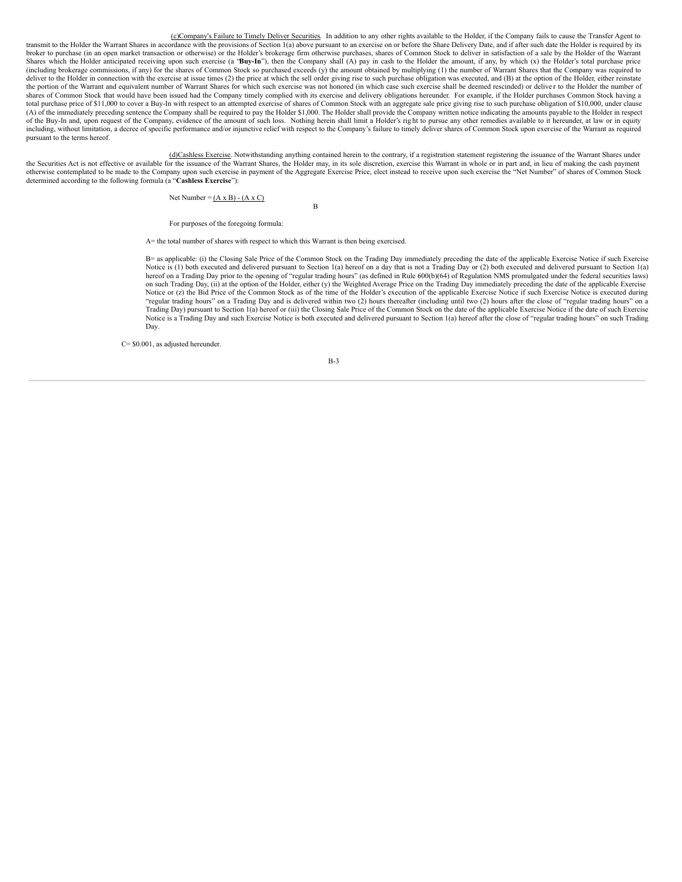(c)<u>Company's Failure to Timely Deliver Securities</u>. In addition to any other rights available to the Holder, if the Company fails to cause the Transfer Agent to transmit to the Holder the Warrant Shares in accordance with the provisions of Section 1(a) above pursuant to an exercise on or before the Share Delivery Date, and if after such date the Holder is required by its broker to purchase (in an open market transaction or otherwise) or the Holder's brokerage firm otherwise purchases, shares of Common Stock to deliver in satisfaction of a sale by the Holder of the Warrant Shares which the Holder anticipated receiving upon such exercise (a "**Buy-In**"), then the Company shall (A) pay in cash to the Holder the amount, if any, by which (x) the Holder's total purchase price (including brokerage commissions, if any) for the shares of Common Stock so purchased exceeds (y) the amount obtained by multiplying (1) the number of Warrant Shares that the Company was required to deliver to the Holder in connection with the exercise at issue times (2) the price at which the sell order giving rise to such purchase obligation was executed, and (B) at the option of the Holder, either reinstate the portion of the Warrant and equivalent number of Warrant Shares for which such exercise was not honored (in which case such exercise shall be deemed rescinded) or deliver to the Holder the number of shares of Common Stock that would have been issued had the Company timely complied with its exercise and delivery obligations hereunder. For example, if the Holder purchases Common Stock having a total purchase price of $11,000 to cover a Buy-In with respect to an attempted exercise of shares of Common Stock with an aggregate sale price giving rise to such purchase obligation of $10,000, under clause (A) of the immediately preceding sentence the Company shall be required to pay the Holder $1,000. The Holder shall provide the Company written notice indicating the amounts payable to the Holder in respect of the Buy-In and, upon request of the Company, evidence of the amount of such loss. Nothing herein shall limit a Holder's right to pursue any other remedies available to it hereunder, at law or in equity including, without limitation, a decree of specific performance and/or injunctive relief with respect to the Company's failure to timely deliver shares of Common Stock upon exercise of the Warrant as required pursuant to the terms hereof.

(d)<u>Cashless Exercise</u>. Notwithstanding anything contained herein to the contrary, if a registration statement registering the issuance of the Warrant Shares under the Securities Act is not effective or available for the issuance of the Warrant Shares, the Holder may, in its sole discretion, exercise this Warrant in whole or in part and, in lieu of making the cash payment otherwise contemplated to be made to the Company upon such exercise in payment of the Aggregate Exercise Price, elect instead to receive upon such exercise the "Net Number" of shares of Common Stock determined according to the following formula (a "**Cashless Exercise**"):

$$\text{Net Number} = \frac{(A \times B) - (A \times C)}{B}$$

For purposes of the foregoing formula:

A= the total number of shares with respect to which this Warrant is then being exercised.

B= as applicable: (i) the Closing Sale Price of the Common Stock on the Trading Day immediately preceding the date of the applicable Exercise Notice if such Exercise Notice is (1) both executed and delivered pursuant to Section 1(a) hereof on a day that is not a Trading Day or (2) both executed and delivered pursuant to Section 1(a) hereof on a Trading Day prior to the opening of "regular trading hours" (as defined in Rule 600(b)(64) of Regulation NMS promulgated under the federal securities laws) on such Trading Day, (ii) at the option of the Holder, either (y) the Weighted Average Price on the Trading Day immediately preceding the date of the applicable Exercise Notice or (z) the Bid Price of the Common Stock as of the time of the Holder's execution of the applicable Exercise Notice if such Exercise Notice is executed during "regular trading hours" on a Trading Day and is delivered within two (2) hours thereafter (including until two (2) hours after the close of "regular trading hours" on a Trading Day) pursuant to Section 1(a) hereof or (iii) the Closing Sale Price of the Common Stock on the date of the applicable Exercise Notice if the date of such Exercise Notice is a Trading Day and such Exercise Notice is both executed and delivered pursuant to Section 1(a) hereof after the close of "regular trading hours" on such Trading Day.

C= $0.001, as adjusted hereunder.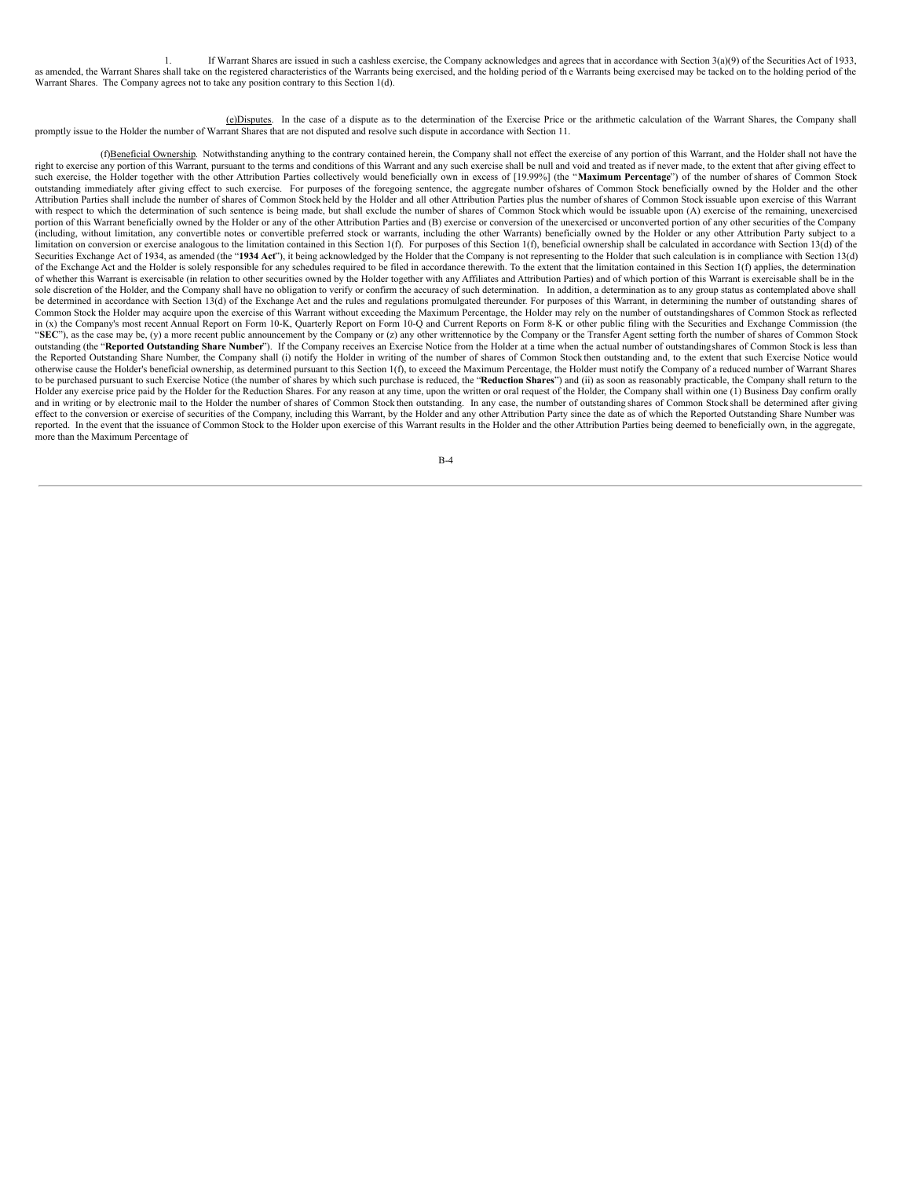1. If Warrant Shares are issued in such a cashless exercise, the Company acknowledges and agrees that in accordance with Section 3(a)(9) of the Securities Act of 1933, as amended, the Warrant Shares shall take on the registered characteristics of the Warrants being exercised, and the holding period of the Warrants being exercised may be tacked on to the holding period of the Warrant Shares. The Company agrees not to take any position contrary to this Section 1(d).

(e) Disputes. In the case of a dispute as to the determination of the Exercise Price or the arithmetic calculation of the Warrant Shares, the Company shall promptly issue to the Holder the number of Warrant Shares that are not disputed and resolve such dispute in accordance with Section 11.

(f) Beneficial Ownership. Notwithstanding anything to the contrary contained herein, the Company shall not effect the exercise of any portion of this Warrant, and the Holder shall not have the right to exercise any portion of this Warrant, pursuant to the terms and conditions of this Warrant and any such exercise shall be null and void and treated as if never made, to the extent that after giving effect to such exercise, the Holder together with the other Attribution Parties collectively would beneficially own in excess of [19.99%] (the "**Maximum Percentage**") of the number of shares of Common Stock outstanding immediately after giving effect to such exercise. For purposes of the foregoing sentence, the aggregate number of shares of Common Stock beneficially owned by the Holder and the other Attribution Parties shall include the number of shares of Common Stock held by the Holder and all other Attribution Parties plus the number of shares of Common Stock issuable upon exercise of this Warrant with respect to which the determination of such sentence is being made, but shall exclude the number of shares of Common Stock which would be issuable upon (A) exercise of the remaining, unexercised portion of this Warrant beneficially owned by the Holder or any of the other Attribution Parties and (B) exercise or conversion of the unexercised or unconverted portion of any other securities of the Company (including, without limitation, any convertible notes or convertible preferred stock or warrants, including the other Warrants) beneficially owned by the Holder or any other Attribution Party subject to a limitation on conversion or exercise analogous to the limitation contained in this Section 1(f). For purposes of this Section 1(f), beneficial ownership shall be calculated in accordance with Section 13(d) of the Securities Exchange Act of 1934, as amended (the "**1934 Act**"), it being acknowledged by the Holder that the Company is not representing to the Holder that such calculation is in compliance with Section 13(d) of the Exchange Act and the Holder is solely responsible for any schedules required to be filed in accordance therewith. To the extent that the limitation contained in this Section 1(f) applies, the determination of whether this Warrant is exercisable (in relation to other securities owned by the Holder together with any Affiliates and Attribution Parties) and of which portion of this Warrant is exercisable shall be in the sole discretion of the Holder, and the Company shall have no obligation to verify or confirm the accuracy of such determination. In addition, a determination as to any group status as contemplated above shall be determined in accordance with Section 13(d) of the Exchange Act and the rules and regulations promulgated thereunder. For purposes of this Warrant, in determining the number of outstanding shares of Common Stock the Holder may acquire upon the exercise of this Warrant without exceeding the Maximum Percentage, the Holder may rely on the number of outstanding shares of Common Stock as reflected in (x) the Company's most recent Annual Report on Form 10-K, Quarterly Report on Form 10-Q and Current Reports on Form 8-K or other public filing with the Securities and Exchange Commission (the "**SEC**"), as the case may be, (y) a more recent public announcement by the Company or (z) any other written notice by the Company or the Transfer Agent setting forth the number of shares of Common Stock outstanding (the "**Reported Outstanding Share Number**"). If the Company receives an Exercise Notice from the Holder at a time when the actual number of outstanding shares of Common Stock is less than the Reported Outstanding Share Number, the Company shall (i) notify the Holder in writing of the number of shares of Common Stock then outstanding and, to the extent that such Exercise Notice would otherwise cause the Holder's beneficial ownership, as determined pursuant to this Section 1(f), to exceed the Maximum Percentage, the Holder must notify the Company of a reduced number of Warrant Shares to be purchased pursuant to such Exercise Notice (the number of shares by which such purchase is reduced, the "**Reduction Shares**") and (ii) as soon as reasonably practicable, the Company shall return to the Holder any exercise price paid by the Holder for the Reduction Shares. For any reason at any time, upon the written or oral request of the Holder, the Company shall within one (1) Business Day confirm orally and in writing or by electronic mail to the Holder the number of shares of Common Stock then outstanding. In any case, the number of outstanding shares of Common Stock shall be determined after giving effect to the conversion or exercise of securities of the Company, including this Warrant, by the Holder and any other Attribution Party since the date as of which the Reported Outstanding Share Number was reported. In the event that the issuance of Common Stock to the Holder upon exercise of this Warrant results in the Holder and the other Attribution Parties being deemed to beneficially own, in the aggregate, more than the Maximum Percentage of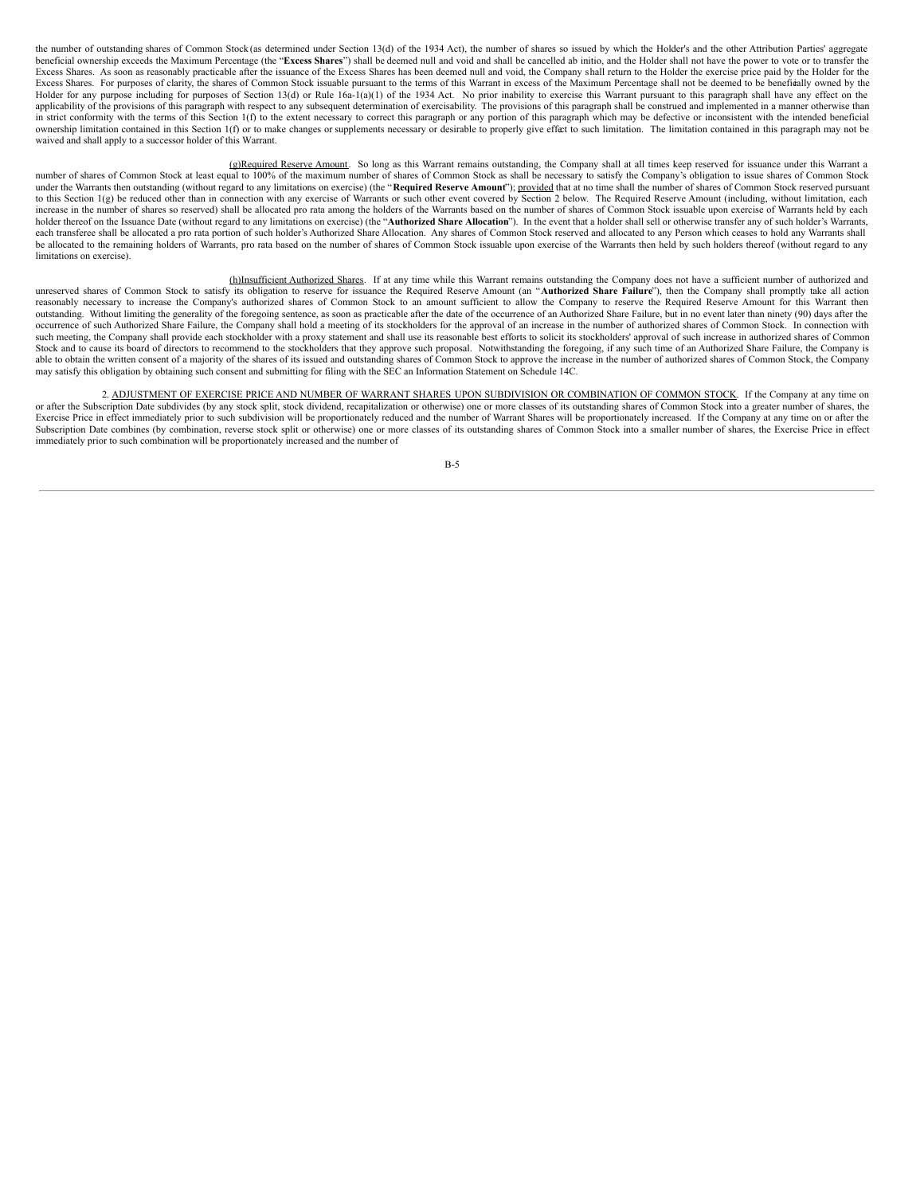the number of outstanding shares of Common Stock (as determined under Section 13(d) of the 1934 Act), the number of shares so issued by which the Holder's and the other Attribution Parties' aggregate beneficial ownership exceeds the Maximum Percentage (the "**Excess Shares**") shall be deemed null and void and shall be cancelled ab initio, and the Holder shall not have the power to vote or to transfer the Excess Shares. As soon as reasonably practicable after the issuance of the Excess Shares has been deemed null and void, the Company shall return to the Holder the exercise price paid by the Holder for the Excess Shares. For purposes of clarity, the shares of Common Stock issuable pursuant to the terms of this Warrant in excess of the Maximum Percentage shall not be deemed to be beneficially owned by the Holder for any purpose including for purposes of Section 13(d) or Rule 16a-1(a)(1) of the 1934 Act. No prior inability to exercise this Warrant pursuant to this paragraph shall have any effect on the applicability of the provisions of this paragraph with respect to any subsequent determination of exercisability. The provisions of this paragraph shall be construed and implemented in a manner otherwise than in strict conformity with the terms of this Section 1(f) to the extent necessary to correct this paragraph or any portion of this paragraph which may be defective or inconsistent with the intended beneficial ownership limitation contained in this Section 1(f) or to make changes or supplements necessary or desirable to properly give effect to such limitation. The limitation contained in this paragraph may not be waived and shall apply to a successor holder of this Warrant.

(g)Required Reserve Amount. So long as this Warrant remains outstanding, the Company shall at all times keep reserved for issuance under this Warrant a number of shares of Common Stock at least equal to 100% of the maximum number of shares of Common Stock as shall be necessary to satisfy the Company's obligation to issue shares of Common Stock under the Warrants then outstanding (without regard to any limitations on exercise) (the "**Required Reserve Amount**"); provided that at no time shall the number of shares of Common Stock reserved pursuant to this Section 1(g) be reduced other than in connection with any exercise of Warrants or such other event covered by Section 2 below. The Required Reserve Amount (including, without limitation, each increase in the number of shares so reserved) shall be allocated pro rata among the holders of the Warrants based on the number of shares of Common Stock issuable upon exercise of Warrants held by each holder thereof on the Issuance Date (without regard to any limitations on exercise) (the "**Authorized Share Allocation**"). In the event that a holder shall sell or otherwise transfer any of such holder's Warrants, each transferee shall be allocated a pro rata portion of such holder's Authorized Share Allocation. Any shares of Common Stock reserved and allocated to any Person which ceases to hold any Warrants shall be allocated to the remaining holders of Warrants, pro rata based on the number of shares of Common Stock issuable upon exercise of the Warrants then held by such holders thereof (without regard to any limitations on exercise).

(h)Insufficient Authorized Shares. If at any time while this Warrant remains outstanding the Company does not have a sufficient number of authorized and unreserved shares of Common Stock to satisfy its obligation to reserve for issuance the Required Reserve Amount (an "**Authorized Share Failure**"), then the Company shall promptly take all action reasonably necessary to increase the Company's authorized shares of Common Stock to an amount sufficient to allow the Company to reserve the Required Reserve Amount for this Warrant then outstanding. Without limiting the generality of the foregoing sentence, as soon as practicable after the date of the occurrence of an Authorized Share Failure, but in no event later than ninety (90) days after the occurrence of such Authorized Share Failure, the Company shall hold a meeting of its stockholders for the approval of an increase in the number of authorized shares of Common Stock. In connection with such meeting, the Company shall provide each stockholder with a proxy statement and shall use its reasonable best efforts to solicit its stockholders' approval of such increase in authorized shares of Common Stock and to cause its board of directors to recommend to the stockholders that they approve such proposal. Notwithstanding the foregoing, if any such time of an Authorized Share Failure, the Company is able to obtain the written consent of a majority of the shares of its issued and outstanding shares of Common Stock to approve the increase in the number of authorized shares of Common Stock, the Company may satisfy this obligation by obtaining such consent and submitting for filing with the SEC an Information Statement on Schedule 14C.

2. ADJUSTMENT OF EXERCISE PRICE AND NUMBER OF WARRANT SHARES UPON SUBDIVISION OR COMBINATION OF COMMON STOCK. If the Company at any time on or after the Subscription Date subdivides (by any stock split, stock dividend, recapitalization or otherwise) one or more classes of its outstanding shares of Common Stock into a greater number of shares, the Exercise Price in effect immediately prior to such subdivision will be proportionately reduced and the number of Warrant Shares will be proportionately increased. If the Company at any time on or after the Subscription Date combines (by combination, reverse stock split or otherwise) one or more classes of its outstanding shares of Common Stock into a smaller number of shares, the Exercise Price in effect immediately prior to such combination will be proportionately increased and the number of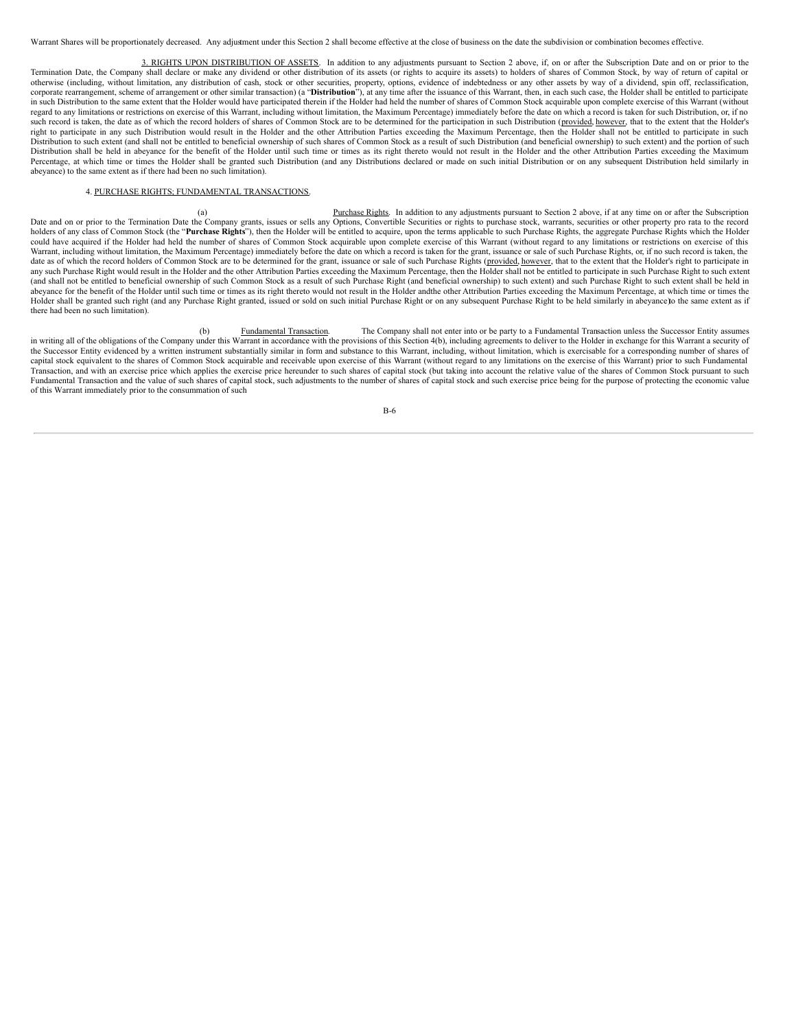Warrant Shares will be proportionately decreased. Any adjustment under this Section 2 shall become effective at the close of business on the date the subdivision or combination becomes effective.

3. RIGHTS UPON DISTRIBUTION OF ASSETS. In addition to any adjustments pursuant to Section 2 above, if, on or after the Subscription Date and on or prior to the Termination Date, the Company shall declare or make any dividend or other distribution of its assets (or rights to acquire its assets) to holders of shares of Common Stock, by way of return of capital or otherwise (including, without limitation, any distribution of cash, stock or other securities, property, options, evidence of indebtedness or any other assets by way of a dividend, spin off, reclassification, corporate rearrangement, scheme of arrangement or other similar transaction) (a "**Distribution**"), at any time after the issuance of this Warrant, then, in each such case, the Holder shall be entitled to participate in such Distribution to the same extent that the Holder would have participated therein if the Holder had held the number of shares of Common Stock acquirable upon complete exercise of this Warrant (without regard to any limitations or restrictions on exercise of this Warrant, including without limitation, the Maximum Percentage) immediately before the date on which a record is taken for such Distribution, or, if no such record is taken, the date as of which the record holders of shares of Common Stock are to be determined for the participation in such Distribution (provided, however, that to the extent that the Holder's right to participate in any such Distribution would result in the Holder and the other Attribution Parties exceeding the Maximum Percentage, then the Holder shall not be entitled to participate in such Distribution to such extent (and shall not be entitled to beneficial ownership of such shares of Common Stock as a result of such Distribution (and beneficial ownership) to such extent) and the portion of such Distribution shall be held in abeyance for the benefit of the Holder until such time or times as its right thereto would not result in the Holder and the other Attribution Parties exceeding the Maximum Percentage, at which time or times the Holder shall be granted such Distribution (and any Distributions declared or made on such initial Distribution or on any subsequent Distribution held similarly in abeyance) to the same extent as if there had been no such limitation).

4. PURCHASE RIGHTS; FUNDAMENTAL TRANSACTIONS.

(a) Purchase Rights. In addition to any adjustments pursuant to Section 2 above, if at any time on or after the Subscription Date and on or prior to the Termination Date the Company grants, issues or sells any Options, Convertible Securities or rights to purchase stock, warrants, securities or other property pro rata to the record holders of any class of Common Stock (the "**Purchase Rights**"), then the Holder will be entitled to acquire, upon the terms applicable to such Purchase Rights, the aggregate Purchase Rights which the Holder could have acquired if the Holder had held the number of shares of Common Stock acquirable upon complete exercise of this Warrant (without regard to any limitations or restrictions on exercise of this Warrant, including without limitation, the Maximum Percentage) immediately before the date on which a record is taken for the grant, issuance or sale of such Purchase Rights, or, if no such record is taken, the date as of which the record holders of Common Stock are to be determined for the grant, issuance or sale of such Purchase Rights (provided, however, that to the extent that the Holder's right to participate in any such Purchase Right would result in the Holder and the other Attribution Parties exceeding the Maximum Percentage, then the Holder shall not be entitled to participate in such Purchase Right to such extent (and shall not be entitled to beneficial ownership of such Common Stock as a result of such Purchase Right (and beneficial ownership) to such extent) and such Purchase Right to such extent shall be held in abeyance for the benefit of the Holder until such time or times as its right thereto would not result in the Holder andthe other Attribution Parties exceeding the Maximum Percentage, at which time or times the Holder shall be granted such right (and any Purchase Right granted, issued or sold on such initial Purchase Right or on any subsequent Purchase Right to be held similarly in abeyance)to the same extent as if there had been no such limitation).

(b) Fundamental Transaction. The Company shall not enter into or be party to a Fundamental Transaction unless the Successor Entity assumes in writing all of the obligations of the Company under this Warrant in accordance with the provisions of this Section 4(b), including agreements to deliver to the Holder in exchange for this Warrant a security of the Successor Entity evidenced by a written instrument substantially similar in form and substance to this Warrant, including, without limitation, which is exercisable for a corresponding number of shares of capital stock equivalent to the shares of Common Stock acquirable and receivable upon exercise of this Warrant (without regard to any limitations on the exercise of this Warrant) prior to such Fundamental Transaction, and with an exercise price which applies the exercise price hereunder to such shares of capital stock (but taking into account the relative value of the shares of Common Stock pursuant to such Fundamental Transaction and the value of such shares of capital stock, such adjustments to the number of shares of capital stock and such exercise price being for the purpose of protecting the economic value of this Warrant immediately prior to the consummation of such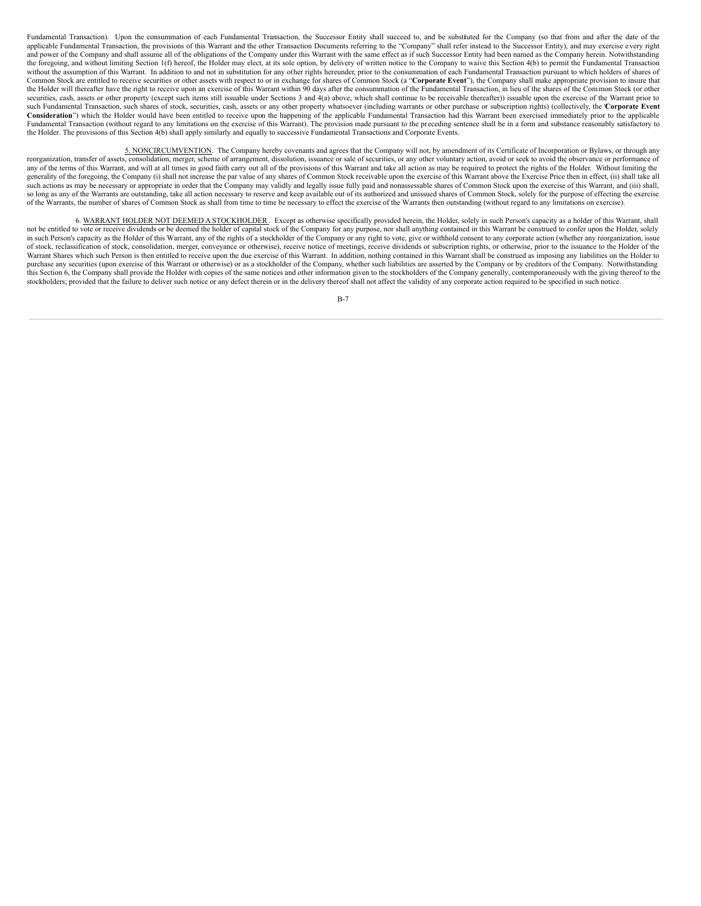Fundamental Transaction). Upon the consummation of each Fundamental Transaction, the Successor Entity shall succeed to, and be substituted for the Company (so that from and after the date of the applicable Fundamental Transaction, the provisions of this Warrant and the other Transaction Documents referring to the "Company" shall refer instead to the Successor Entity), and may exercise every right and power of the Company and shall assume all of the obligations of the Company under this Warrant with the same effect as if such Successor Entity had been named as the Company herein. Notwithstanding the foregoing, and without limiting Section 1(f) hereof, the Holder may elect, at its sole option, by delivery of written notice to the Company to waive this Section 4(b) to permit the Fundamental Transaction without the assumption of this Warrant. In addition to and not in substitution for any other rights hereunder, prior to the consummation of each Fundamental Transaction pursuant to which holders of shares of Common Stock are entitled to receive securities or other assets with respect to or in exchange for shares of Common Stock (a "**Corporate Event**"), the Company shall make appropriate provision to insure that the Holder will thereafter have the right to receive upon an exercise of this Warrant within 90 days after the consummation of the Fundamental Transaction, in lieu of the shares of the Common Stock (or other securities, cash, assets or other property (except such items still issuable under Sections 3 and 4(a) above, which shall continue to be receivable thereafter)) issuable upon the exercise of the Warrant prior to such Fundamental Transaction, such shares of stock, securities, cash, assets or any other property whatsoever (including warrants or other purchase or subscription rights) (collectively, the "**Corporate Event Consideration**") which the Holder would have been entitled to receive upon the happening of the applicable Fundamental Transaction had this Warrant been exercised immediately prior to the applicable Fundamental Transaction (without regard to any limitations on the exercise of this Warrant). The provision made pursuant to the preceding sentence shall be in a form and substance reasonably satisfactory to the Holder. The provisions of this Section 4(b) shall apply similarly and equally to successive Fundamental Transactions and Corporate Events.

5. NONCIRCUMVENTION. The Company hereby covenants and agrees that the Company will not, by amendment of its Certificate of Incorporation or Bylaws, or through any reorganization, transfer of assets, consolidation, merger, scheme of arrangement, dissolution, issuance or sale of securities, or any other voluntary action, avoid or seek to avoid the observance or performance of any of the terms of this Warrant, and will at all times in good faith carry out all of the provisions of this Warrant and take all action as may be required to protect the rights of the Holder. Without limiting the generality of the foregoing, the Company (i) shall not increase the par value of any shares of Common Stock receivable upon the exercise of this Warrant above the Exercise Price then in effect, (ii) shall take all such actions as may be necessary or appropriate in order that the Company may validly and legally issue fully paid and nonassessable shares of Common Stock upon the exercise of this Warrant, and (iii) shall, so long as any of the Warrants are outstanding, take all action necessary to reserve and keep available out of its authorized and unissued shares of Common Stock, solely for the purpose of effecting the exercise of the Warrants, the number of shares of Common Stock as shall from time to time be necessary to effect the exercise of the Warrants then outstanding (without regard to any limitations on exercise).

6. WARRANT HOLDER NOT DEEMED A STOCKHOLDER. Except as otherwise specifically provided herein, the Holder, solely in such Person's capacity as a holder of this Warrant, shall not be entitled to vote or receive dividends or be deemed the holder of capital stock of the Company for any purpose, nor shall anything contained in this Warrant be construed to confer upon the Holder, solely in such Person's capacity as the Holder of this Warrant, any of the rights of a stockholder of the Company or any right to vote, give or withhold consent to any corporate action (whether any reorganization, issue of stock, reclassification of stock, consolidation, merger, conveyance or otherwise), receive notice of meetings, receive dividends or subscription rights, or otherwise, prior to the issuance to the Holder of the Warrant Shares which such Person is then entitled to receive upon the due exercise of this Warrant. In addition, nothing contained in this Warrant shall be construed as imposing any liabilities on the Holder to purchase any securities (upon exercise of this Warrant or otherwise) or as a stockholder of the Company, whether such liabilities are asserted by the Company or by creditors of the Company. Notwithstanding this Section 6, the Company shall provide the Holder with copies of the same notices and other information given to the stockholders of the Company generally, contemporaneously with the giving thereof to the stockholders; provided that the failure to deliver such notice or any defect therein or in the delivery thereof shall not affect the validity of any corporate action required to be specified in such notice.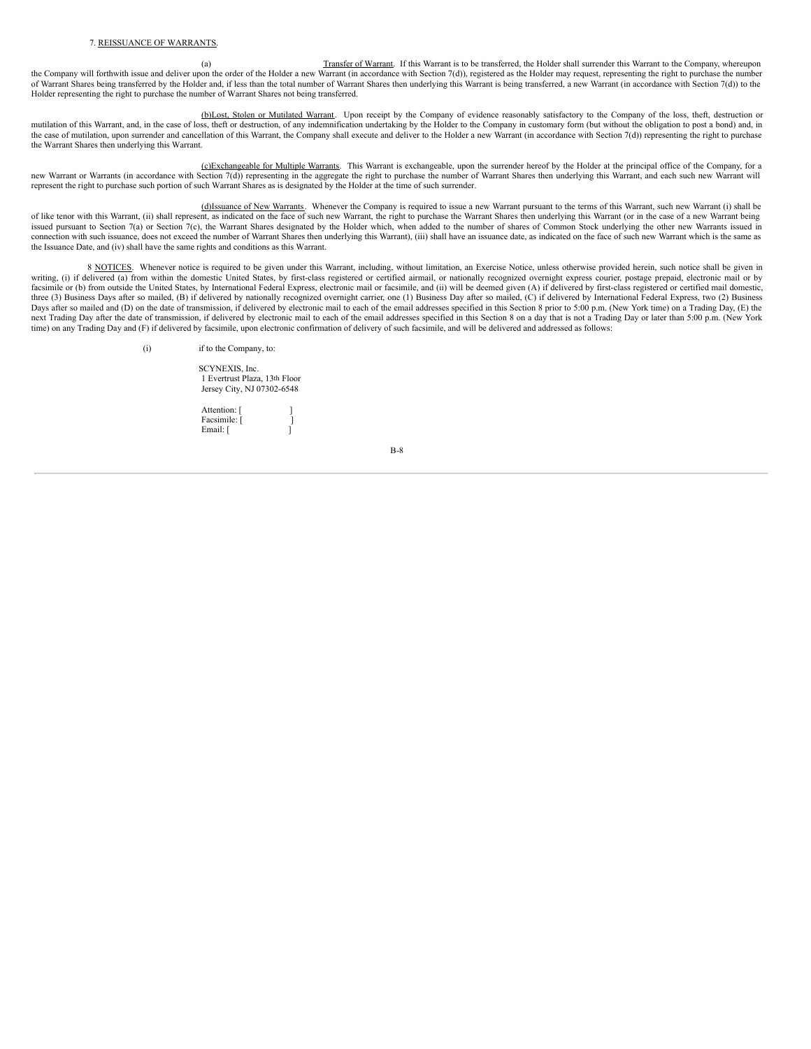7. <u>REISSUANCE OF WARRANTS</u>.

(a) <u>Transfer of Warrant</u>. If this Warrant is to be transferred, the Holder shall surrender this Warrant to the Company, whereupon the Company will forthwith issue and deliver upon the order of the Holder a new Warrant (in accordance with Section 7(d)), registered as the Holder may request, representing the right to purchase the number of Warrant Shares being transferred by the Holder and, if less than the total number of Warrant Shares then underlying this Warrant is being transferred, a new Warrant (in accordance with Section 7(d)) to the Holder representing the right to purchase the number of Warrant Shares not being transferred.

(b) <u>Lost, Stolen or Mutilated Warrant</u>. Upon receipt by the Company of evidence reasonably satisfactory to the Company of the loss, theft, destruction or mutilation of this Warrant, and, in the case of loss, theft or destruction, of any indemnification undertaking by the Holder to the Company in customary form (but without the obligation to post a bond) and, in the case of mutilation, upon surrender and cancellation of this Warrant, the Company shall execute and deliver to the Holder a new Warrant (in accordance with Section 7(d)) representing the right to purchase the Warrant Shares then underlying this Warrant.

(c) <u>Exchangeable for Multiple Warrants</u>. This Warrant is exchangeable, upon the surrender hereof by the Holder at the principal office of the Company, for a new Warrant or Warrants (in accordance with Section 7(d)) representing in the aggregate the right to purchase the number of Warrant Shares then underlying this Warrant, and each such new Warrant will represent the right to purchase such portion of such Warrant Shares as is designated by the Holder at the time of such surrender.

(d) <u>Issuance of New Warrants</u>. Whenever the Company is required to issue a new Warrant pursuant to the terms of this Warrant, such new Warrant (i) shall be of like tenor with this Warrant, (ii) shall represent, as indicated on the face of such new Warrant, the right to purchase the Warrant Shares then underlying this Warrant (or in the case of a new Warrant being issued pursuant to Section 7(a) or Section 7(c), the Warrant Shares designated by the Holder which, when added to the number of shares of Common Stock underlying the other new Warrants issued in connection with such issuance, does not exceed the number of Warrant Shares then underlying this Warrant), (iii) shall have an issuance date, as indicated on the face of such new Warrant which is the same as the Issuance Date, and (iv) shall have the same rights and conditions as this Warrant.

8 <u>NOTICES</u>. Whenever notice is required to be given under this Warrant, including, without limitation, an Exercise Notice, unless otherwise provided herein, such notice shall be given in writing, (i) if delivered (a) from within the domestic United States, by first-class registered or certified airmail, or nationally recognized overnight express courier, postage prepaid, electronic mail or by facsimile or (b) from outside the United States, by International Federal Express, electronic mail or facsimile, and (ii) will be deemed given (A) if delivered by first-class registered or certified mail domestic, three (3) Business Days after so mailed, (B) if delivered by nationally recognized overnight carrier, one (1) Business Day after so mailed, (C) if delivered by International Federal Express, two (2) Business Days after so mailed and (D) on the date of transmission, if delivered by electronic mail to each of the email addresses specified in this Section 8 prior to 5:00 p.m. (New York time) on a Trading Day, (E) the next Trading Day after the date of transmission, if delivered by electronic mail to each of the email addresses specified in this Section 8 on a day that is not a Trading Day or later than 5:00 p.m. (New York time) on any Trading Day and (F) if delivered by facsimile, upon electronic confirmation of delivery of such facsimile, and will be delivered and addressed as follows:

(i) if to the Company, to:

SCYNEXIS, Inc.
1 Evertrust Plaza, 13th Floor
Jersey City, NJ 07302-6548

Attention: [ ]
Facsimile: [ ]
Email: [ ]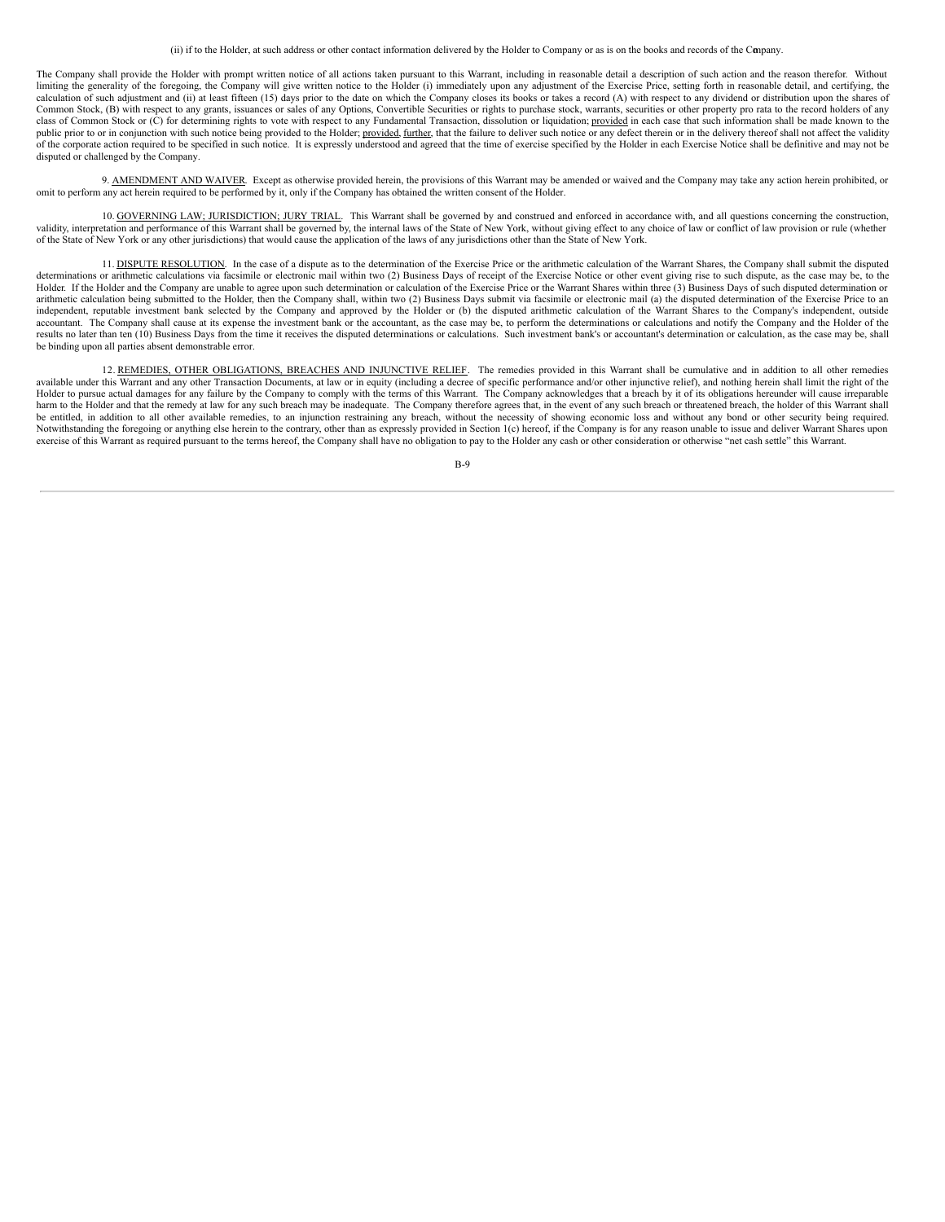(ii) if to the Holder, at such address or other contact information delivered by the Holder to Company or as is on the books and records of the Company.

The Company shall provide the Holder with prompt written notice of all actions taken pursuant to this Warrant, including in reasonable detail a description of such action and the reason therefor. Without limiting the generality of the foregoing, the Company will give written notice to the Holder (i) immediately upon any adjustment of the Exercise Price, setting forth in reasonable detail, and certifying, the calculation of such adjustment and (ii) at least fifteen (15) days prior to the date on which the Company closes its books or takes a record (A) with respect to any dividend or distribution upon the shares of Common Stock, (B) with respect to any grants, issuances or sales of any Options, Convertible Securities or rights to purchase stock, warrants, securities or other property pro rata to the record holders of any class of Common Stock or (C) for determining rights to vote with respect to any Fundamental Transaction, dissolution or liquidation; provided in each case that such information shall be made known to the public prior to or in conjunction with such notice being provided to the Holder; provided, further, that the failure to deliver such notice or any defect therein or in the delivery thereof shall not affect the validity of the corporate action required to be specified in such notice. It is expressly understood and agreed that the time of exercise specified by the Holder in each Exercise Notice shall be definitive and may not be disputed or challenged by the Company.

9. AMENDMENT AND WAIVER. Except as otherwise provided herein, the provisions of this Warrant may be amended or waived and the Company may take any action herein prohibited, or omit to perform any act herein required to be performed by it, only if the Company has obtained the written consent of the Holder.

10. GOVERNING LAW; JURISDICTION; JURY TRIAL. This Warrant shall be governed by and construed and enforced in accordance with, and all questions concerning the construction, validity, interpretation and performance of this Warrant shall be governed by, the internal laws of the State of New York, without giving effect to any choice of law or conflict of law provision or rule (whether of the State of New York or any other jurisdictions) that would cause the application of the laws of any jurisdictions other than the State of New York.

11. DISPUTE RESOLUTION. In the case of a dispute as to the determination of the Exercise Price or the arithmetic calculation of the Warrant Shares, the Company shall submit the disputed determinations or arithmetic calculations via facsimile or electronic mail within two (2) Business Days of receipt of the Exercise Notice or other event giving rise to such dispute, as the case may be, to the Holder. If the Holder and the Company are unable to agree upon such determination or calculation of the Exercise Price or the Warrant Shares within three (3) Business Days of such disputed determination or arithmetic calculation being submitted to the Holder, then the Company shall, within two (2) Business Days submit via facsimile or electronic mail (a) the disputed determination of the Exercise Price to an independent, reputable investment bank selected by the Company and approved by the Holder or (b) the disputed arithmetic calculation of the Warrant Shares to the Company's independent, outside accountant. The Company shall cause at its expense the investment bank or the accountant, as the case may be, to perform the determinations or calculations and notify the Company and the Holder of the results no later than ten (10) Business Days from the time it receives the disputed determinations or calculations. Such investment bank's or accountant's determination or calculation, as the case may be, shall be binding upon all parties absent demonstrable error.

12. REMEDIES, OTHER OBLIGATIONS, BREACHES AND INJUNCTIVE RELIEF. The remedies provided in this Warrant shall be cumulative and in addition to all other remedies available under this Warrant and any other Transaction Documents, at law or in equity (including a decree of specific performance and/or other injunctive relief), and nothing herein shall limit the right of the Holder to pursue actual damages for any failure by the Company to comply with the terms of this Warrant. The Company acknowledges that a breach by it of its obligations hereunder will cause irreparable harm to the Holder and that the remedy at law for any such breach may be inadequate. The Company therefore agrees that, in the event of any such breach or threatened breach, the holder of this Warrant shall be entitled, in addition to all other available remedies, to an injunction restraining any breach, without the necessity of showing economic loss and without any bond or other security being required. Notwithstanding the foregoing or anything else herein to the contrary, other than as expressly provided in Section 1(c) hereof, if the Company is for any reason unable to issue and deliver Warrant Shares upon exercise of this Warrant as required pursuant to the terms hereof, the Company shall have no obligation to pay to the Holder any cash or other consideration or otherwise "net cash settle" this Warrant.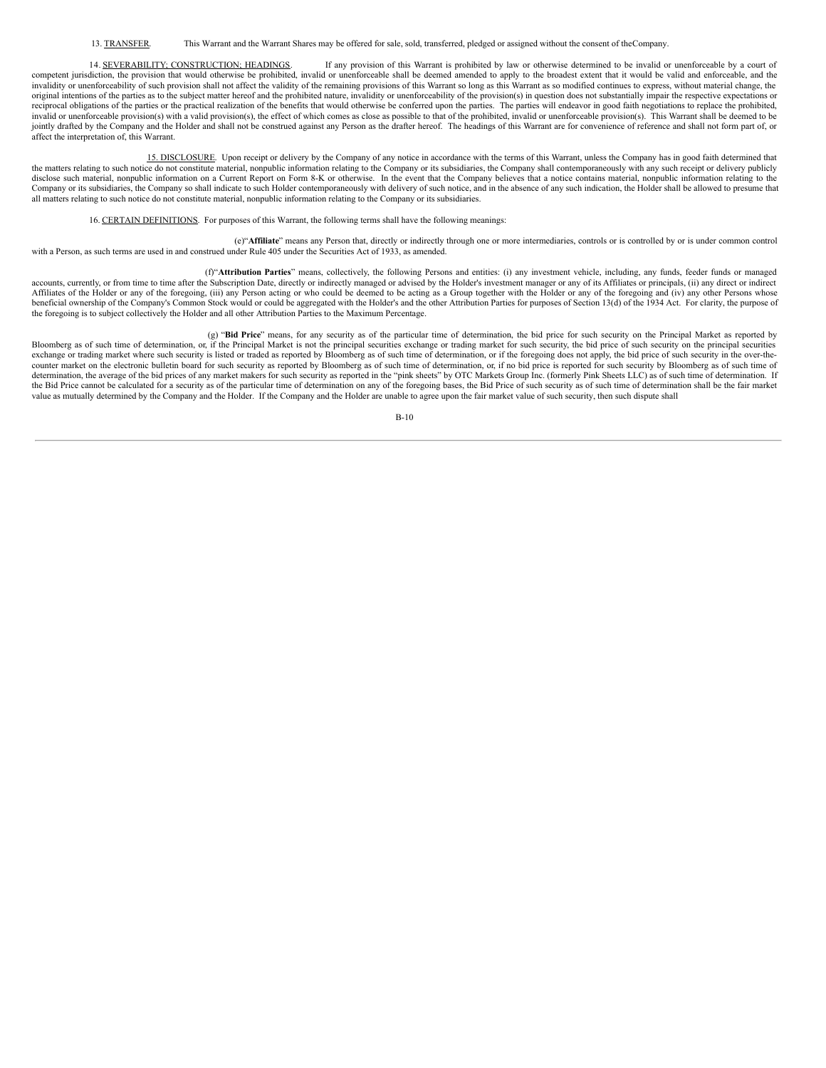13. <u>TRANSFER</u>. This Warrant and the Warrant Shares may be offered for sale, sold, transferred, pledged or assigned without the consent of theCompany.

14. <u>SEVERABILITY; CONSTRUCTION; HEADINGS</u>. If any provision of this Warrant is prohibited by law or otherwise determined to be invalid or unenforceable by a court of competent jurisdiction, the provision that would otherwise be prohibited, invalid or unenforceable shall be deemed amended to apply to the broadest extent that it would be valid and enforceable, and the invalidity or unenforceability of such provision shall not affect the validity of the remaining provisions of this Warrant so long as this Warrant as so modified continues to express, without material change, the original intentions of the parties as to the subject matter hereof and the prohibited nature, invalidity or unenforceability of the provision(s) in question does not substantially impair the respective expectations or reciprocal obligations of the parties or the practical realization of the benefits that would otherwise be conferred upon the parties. The parties will endeavor in good faith negotiations to replace the prohibited, invalid or unenforceable provision(s) with a valid provision(s), the effect of which comes as close as possible to that of the prohibited, invalid or unenforceable provision(s). This Warrant shall be deemed to be jointly drafted by the Company and the Holder and shall not be construed against any Person as the drafter hereof. The headings of this Warrant are for convenience of reference and shall not form part of, or affect the interpretation of, this Warrant.

15. <u>DISCLOSURE</u>. Upon receipt or delivery by the Company of any notice in accordance with the terms of this Warrant, unless the Company has in good faith determined that the matters relating to such notice do not constitute material, nonpublic information relating to the Company or its subsidiaries, the Company shall contemporaneously with any such receipt or delivery publicly disclose such material, nonpublic information on a Current Report on Form 8-K or otherwise. In the event that the Company believes that a notice contains material, nonpublic information relating to the Company or its subsidiaries, the Company so shall indicate to such Holder contemporaneously with delivery of such notice, and in the absence of any such indication, the Holder shall be allowed to presume that all matters relating to such notice do not constitute material, nonpublic information relating to the Company or its subsidiaries.

16. <u>CERTAIN DEFINITIONS</u>. For purposes of this Warrant, the following terms shall have the following meanings:

(e)"**Affiliate**" means any Person that, directly or indirectly through one or more intermediaries, controls or is controlled by or is under common control with a Person, as such terms are used in and construed under Rule 405 under the Securities Act of 1933, as amended.

(f)"**Attribution Parties**" means, collectively, the following Persons and entities: (i) any investment vehicle, including, any funds, feeder funds or managed accounts, currently, or from time to time after the Subscription Date, directly or indirectly managed or advised by the Holder's investment manager or any of its Affiliates or principals, (ii) any direct or indirect Affiliates of the Holder or any of the foregoing, (iii) any Person acting or who could be deemed to be acting as a Group together with the Holder or any of the foregoing and (iv) any other Persons whose beneficial ownership of the Company's Common Stock would or could be aggregated with the Holder's and the other Attribution Parties for purposes of Section 13(d) of the 1934 Act. For clarity, the purpose of the foregoing is to subject collectively the Holder and all other Attribution Parties to the Maximum Percentage.

(g) "**Bid Price**" means, for any security as of the particular time of determination, the bid price for such security on the Principal Market as reported by Bloomberg as of such time of determination, or, if the Principal Market is not the principal securities exchange or trading market for such security, the bid price of such security on the principal securities exchange or trading market where such security is listed or traded as reported by Bloomberg as of such time of determination, or if the foregoing does not apply, the bid price of such security in the over-the-counter market on the electronic bulletin board for such security as reported by Bloomberg as of such time of determination, or, if no bid price is reported for such security by Bloomberg as of such time of determination, the average of the bid prices of any market makers for such security as reported in the "pink sheets" by OTC Markets Group Inc. (formerly Pink Sheets LLC) as of such time of determination. If the Bid Price cannot be calculated for a security as of the particular time of determination on any of the foregoing bases, the Bid Price of such security as of such time of determination shall be the fair market value as mutually determined by the Company and the Holder. If the Company and the Holder are unable to agree upon the fair market value of such security, then such dispute shall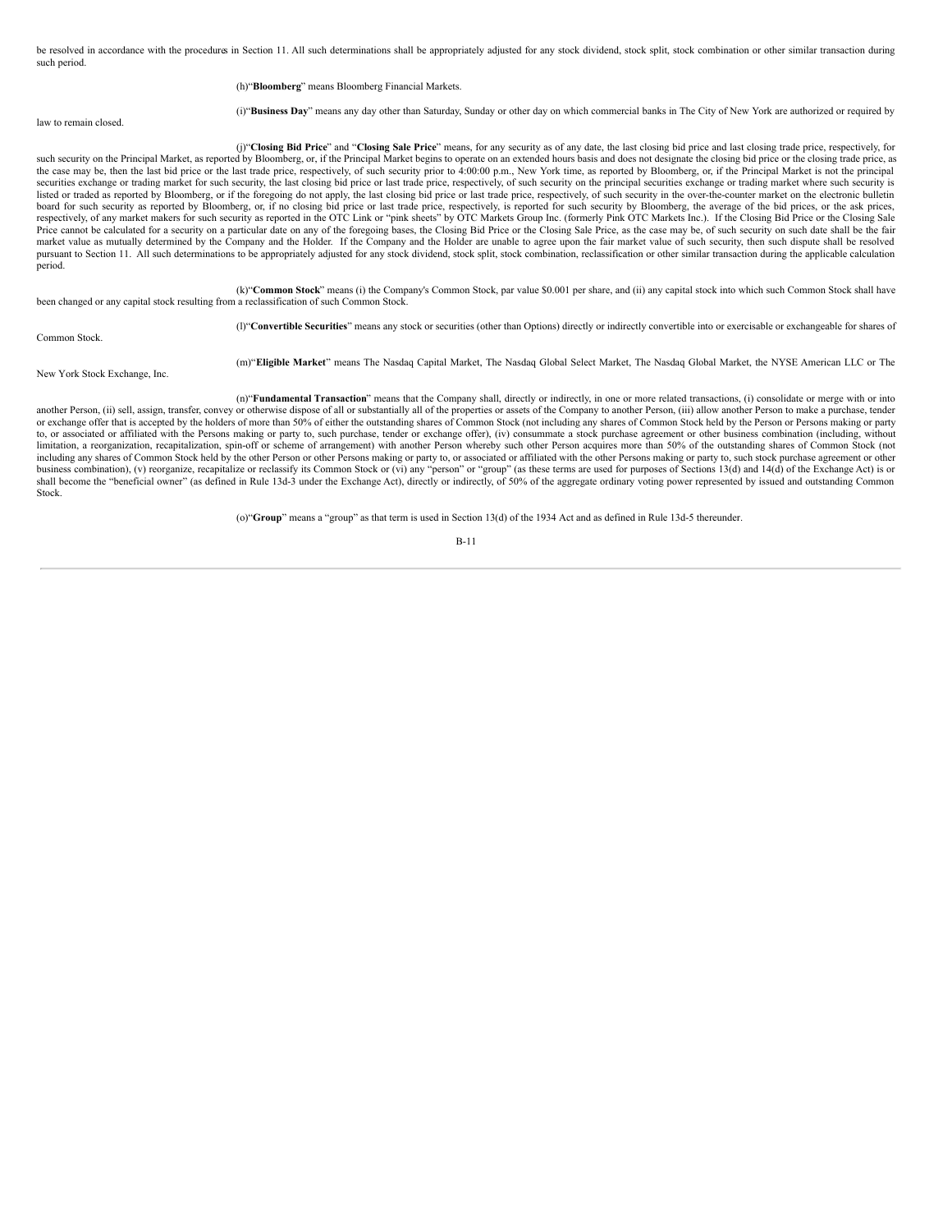be resolved in accordance with the procedures in Section 11. All such determinations shall be appropriately adjusted for any stock dividend, stock split, stock combination or other similar transaction during such period.

(h)"**Bloomberg**" means Bloomberg Financial Markets.

(i)"**Business Day**" means any day other than Saturday, Sunday or other day on which commercial banks in The City of New York are authorized or required by law to remain closed.

(j)"**Closing Bid Price**" and "**Closing Sale Price**" means, for any security as of any date, the last closing bid price and last closing trade price, respectively, for such security on the Principal Market, as reported by Bloomberg, or, if the Principal Market begins to operate on an extended hours basis and does not designate the closing bid price or the closing trade price, as the case may be, then the last bid price or the last trade price, respectively, of such security prior to 4:00:00 p.m., New York time, as reported by Bloomberg, or, if the Principal Market is not the principal securities exchange or trading market for such security, the last closing bid price or last trade price, respectively, of such security on the principal securities exchange or trading market where such security is listed or traded as reported by Bloomberg, or if the foregoing do not apply, the last closing bid price or last trade price, respectively, of such security in the over-the-counter market on the electronic bulletin board for such security as reported by Bloomberg, or, if no closing bid price or last trade price, respectively, is reported for such security by Bloomberg, the average of the bid prices, or the ask prices, respectively, of any market makers for such security as reported in the OTC Link or "pink sheets" by OTC Markets Group Inc. (formerly Pink OTC Markets Inc.). If the Closing Bid Price or the Closing Sale Price cannot be calculated for a security on a particular date on any of the foregoing bases, the Closing Bid Price or the Closing Sale Price, as the case may be, of such security on such date shall be the fair market value as mutually determined by the Company and the Holder. If the Company and the Holder are unable to agree upon the fair market value of such security, then such dispute shall be resolved pursuant to Section 11. All such determinations to be appropriately adjusted for any stock dividend, stock split, stock combination, reclassification or other similar transaction during the applicable calculation period.

(k)"**Common Stock**" means (i) the Company's Common Stock, par value $0.001 per share, and (ii) any capital stock into which such Common Stock shall have been changed or any capital stock resulting from a reclassification of such Common Stock.

(l)"**Convertible Securities**" means any stock or securities (other than Options) directly or indirectly convertible into or exercisable or exchangeable for shares of Common Stock.

(m)"**Eligible Market**" means The Nasdaq Capital Market, The Nasdaq Global Select Market, The Nasdaq Global Market, the NYSE American LLC or The New York Stock Exchange, Inc.

(n)"**Fundamental Transaction**" means that the Company shall, directly or indirectly, in one or more related transactions, (i) consolidate or merge with or into another Person, (ii) sell, assign, transfer, convey or otherwise dispose of all or substantially all of the properties or assets of the Company to another Person, (iii) allow another Person to make a purchase, tender or exchange offer that is accepted by the holders of more than 50% of either the outstanding shares of Common Stock (not including any shares of Common Stock held by the Person or Persons making or party to, or associated or affiliated with the Persons making or party to, such purchase, tender or exchange offer), (iv) consummate a stock purchase agreement or other business combination (including, without limitation, a reorganization, recapitalization, spin-off or scheme of arrangement) with another Person whereby such other Person acquires more than 50% of the outstanding shares of Common Stock (not including any shares of Common Stock held by the other Person or other Persons making or party to, or associated or affiliated with the other Persons making or party to, such stock purchase agreement or other business combination), (v) reorganize, recapitalize or reclassify its Common Stock or (vi) any "person" or "group" (as these terms are used for purposes of Sections 13(d) and 14(d) of the Exchange Act) is or shall become the "beneficial owner" (as defined in Rule 13d-3 under the Exchange Act), directly or indirectly, of 50% of the aggregate ordinary voting power represented by issued and outstanding Common Stock.

(o)"**Group**" means a "group" as that term is used in Section 13(d) of the 1934 Act and as defined in Rule 13d-5 thereunder.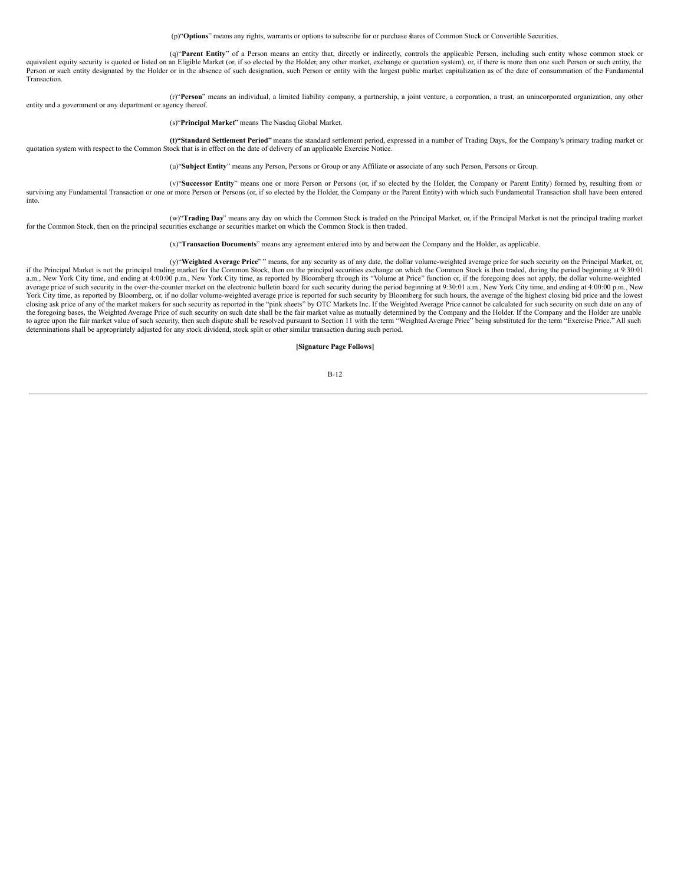(p)"**Options**" means any rights, warrants or options to subscribe for or purchase shares of Common Stock or Convertible Securities.

(q)"**Parent Entity**" of a Person means an entity that, directly or indirectly, controls the applicable Person, including such entity whose common stock or equivalent equity security is quoted or listed on an Eligible Market (or, if so elected by the Holder, any other market, exchange or quotation system), or, if there is more than one such Person or such entity, the Person or such entity designated by the Holder or in the absence of such designation, such Person or entity with the largest public market capitalization as of the date of consummation of the Fundamental Transaction.

(r)"**Person**" means an individual, a limited liability company, a partnership, a joint venture, a corporation, a trust, an unincorporated organization, any other entity and a government or any department or agency thereof.

(s)"**Principal Market**" means The Nasdaq Global Market.

**(t)"Standard Settlement Period"** means the standard settlement period, expressed in a number of Trading Days, for the Company's primary trading market or quotation system with respect to the Common Stock that is in effect on the date of delivery of an applicable Exercise Notice.

(u)"**Subject Entity**" means any Person, Persons or Group or any Affiliate or associate of any such Person, Persons or Group.

(v)"**Successor Entity**" means one or more Person or Persons (or, if so elected by the Holder, the Company or Parent Entity) formed by, resulting from or surviving any Fundamental Transaction or one or more Person or Persons (or, if so elected by the Holder, the Company or the Parent Entity) with which such Fundamental Transaction shall have been entered into.

(w)"**Trading Day**" means any day on which the Common Stock is traded on the Principal Market, or, if the Principal Market is not the principal trading market for the Common Stock, then on the principal securities exchange or securities market on which the Common Stock is then traded.

(x)"**Transaction Documents**" means any agreement entered into by and between the Company and the Holder, as applicable.

(y)"**Weighted Average Price**" " means, for any security as of any date, the dollar volume-weighted average price for such security on the Principal Market, or, if the Principal Market is not the principal trading market for the Common Stock, then on the principal securities exchange on which the Common Stock is then traded, during the period beginning at 9:30:01 a.m., New York City time, and ending at 4:00:00 p.m., New York City time, as reported by Bloomberg through its "Volume at Price" function or, if the foregoing does not apply, the dollar volume-weighted average price of such security in the over-the-counter market on the electronic bulletin board for such security during the period beginning at 9:30:01 a.m., New York City time, and ending at 4:00:00 p.m., New York City time, as reported by Bloomberg, or, if no dollar volume-weighted average price is reported for such security by Bloomberg for such hours, the average of the highest closing bid price and the lowest closing ask price of any of the market makers for such security as reported in the "pink sheets" by OTC Markets Inc. If the Weighted Average Price cannot be calculated for such security on such date on any of the foregoing bases, the Weighted Average Price of such security on such date shall be the fair market value as mutually determined by the Company and the Holder. If the Company and the Holder are unable to agree upon the fair market value of such security, then such dispute shall be resolved pursuant to Section 11 with the term "Weighted Average Price" being substituted for the term "Exercise Price." All such determinations shall be appropriately adjusted for any stock dividend, stock split or other similar transaction during such period.

**[Signature Page Follows]**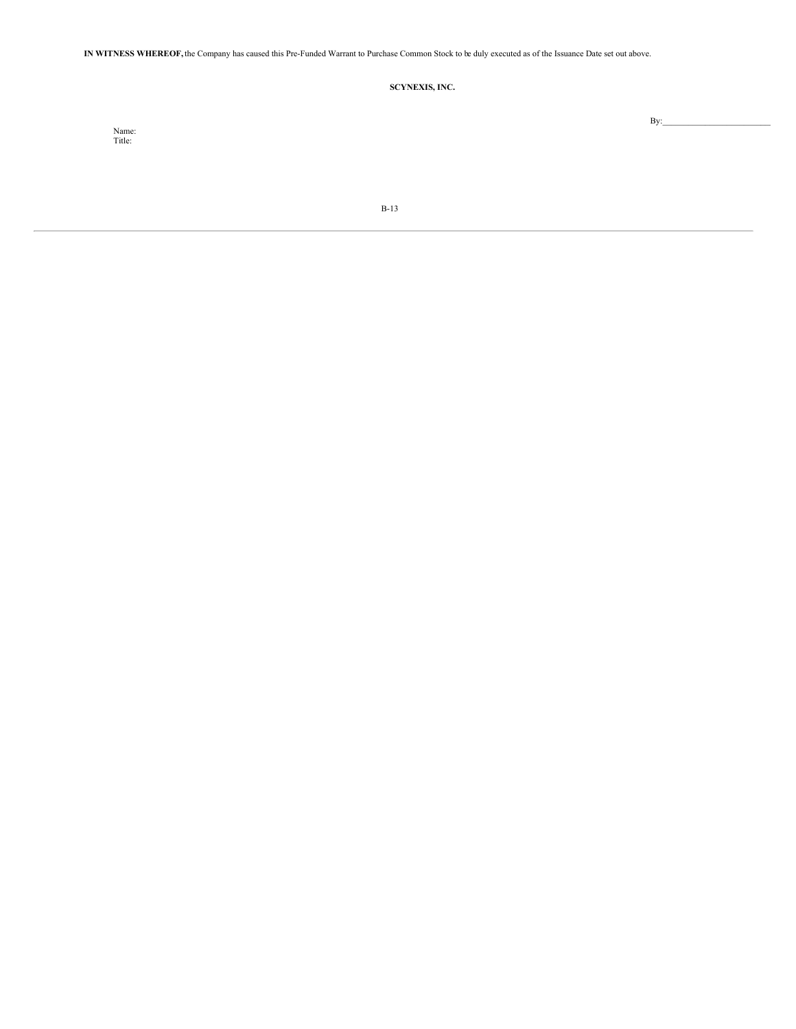**IN WITNESS WHEREOF,** the Company has caused this Pre-Funded Warrant to Purchase Common Stock to be duly executed as of the Issuance Date set out above.

**SCYNEXIS, INC.**

By:\_\_\_\_\_\_\_\_\_\_\_\_\_\_\_\_\_\_\_\_\_\_\_\_\_\_

Name:
Title: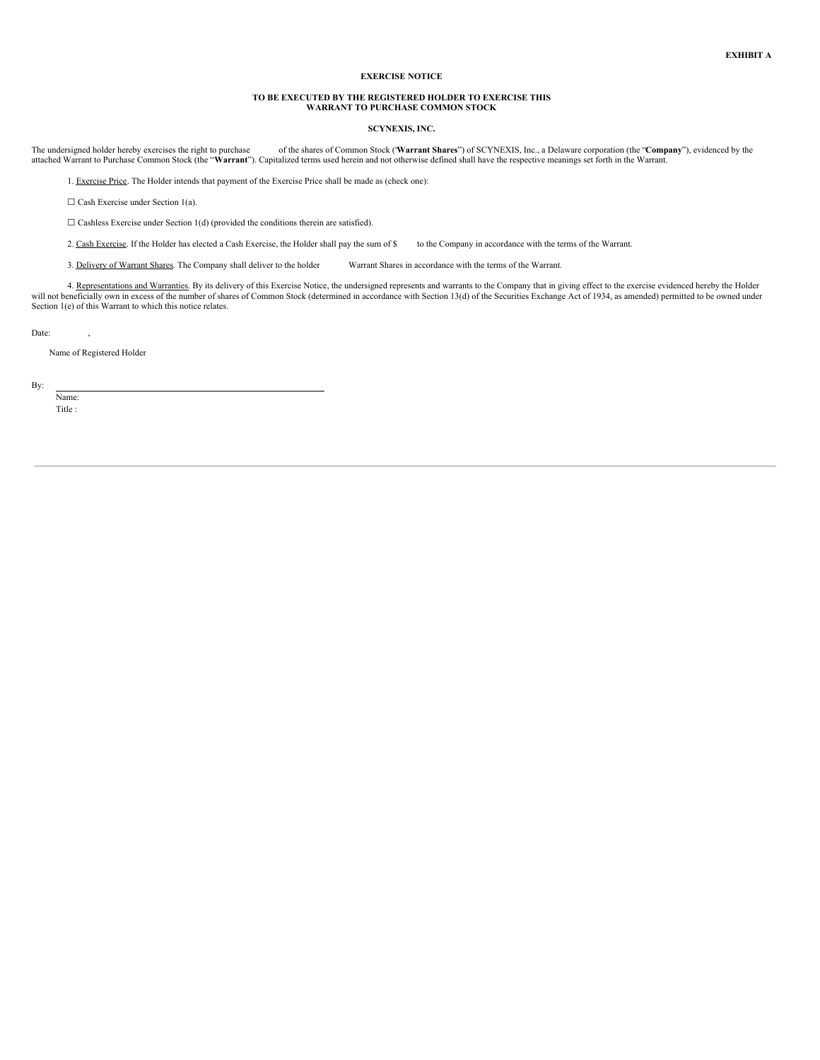**EXHIBIT A**

**EXERCISE NOTICE**

**TO BE EXECUTED BY THE REGISTERED HOLDER TO EXERCISE THIS WARRANT TO PURCHASE COMMON STOCK**

**SCYNEXIS, INC.**

The undersigned holder hereby exercises the right to purchase of the shares of Common Stock ("**Warrant Shares**") of SCYNEXIS, Inc., a Delaware corporation (the "**Company**"), evidenced by the attached Warrant to Purchase Common Stock (the "**Warrant**"). Capitalized terms used herein and not otherwise defined shall have the respective meanings set forth in the Warrant.

1. Exercise Price. The Holder intends that payment of the Exercise Price shall be made as (check one):

☐ Cash Exercise under Section 1(a).

☐ Cashless Exercise under Section 1(d) (provided the conditions therein are satisfied).

2. Cash Exercise. If the Holder has elected a Cash Exercise, the Holder shall pay the sum of $ to the Company in accordance with the terms of the Warrant.

3. Delivery of Warrant Shares. The Company shall deliver to the holder Warrant Shares in accordance with the terms of the Warrant.

4. Representations and Warranties. By its delivery of this Exercise Notice, the undersigned represents and warrants to the Company that in giving effect to the exercise evidenced hereby the Holder will not beneficially own in excess of the number of shares of Common Stock (determined in accordance with Section 13(d) of the Securities Exchange Act of 1934, as amended) permitted to be owned under Section 1(e) of this Warrant to which this notice relates.

Date: ,

Name of Registered Holder

By: \_\_\_\_\_\_\_\_\_\_\_\_\_\_\_\_\_\_\_\_\_\_\_\_\_\_\_\_\_\_\_\_\_\_\_\_\_\_\_\_

Name:

Title :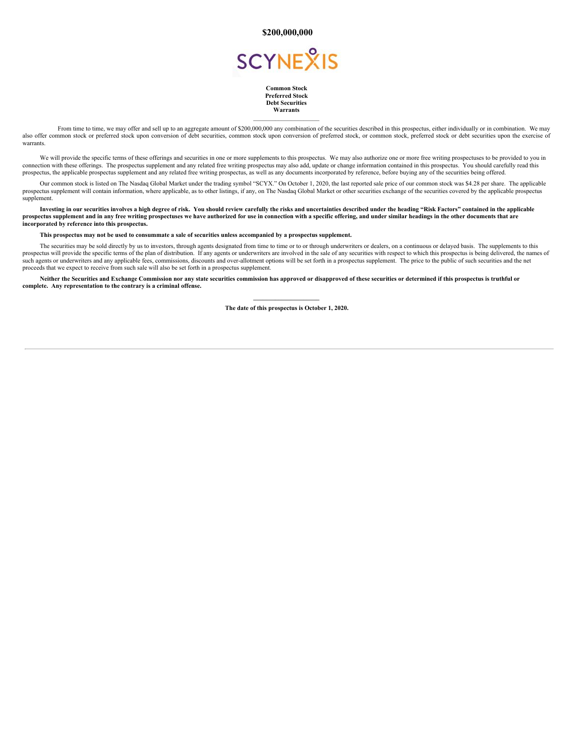**$200,000,000**

**SCYNEXIS**

**Common Stock**
**Preferred Stock**
**Debt Securities**
**Warrants**

---

From time to time, we may offer and sell up to an aggregate amount of $200,000,000 any combination of the securities described in this prospectus, either individually or in combination. We may also offer common stock or preferred stock upon conversion of debt securities, common stock upon conversion of preferred stock, or common stock, preferred stock or debt securities upon the exercise of warrants.

We will provide the specific terms of these offerings and securities in one or more supplements to this prospectus. We may also authorize one or more free writing prospectuses to be provided to you in connection with these offerings. The prospectus supplement and any related free writing prospectus may also add, update or change information contained in this prospectus. You should carefully read this prospectus, the applicable prospectus supplement and any related free writing prospectus, as well as any documents incorporated by reference, before buying any of the securities being offered.

Our common stock is listed on The Nasdaq Global Market under the trading symbol "SCYX." On October 1, 2020, the last reported sale price of our common stock was $4.28 per share. The applicable prospectus supplement will contain information, where applicable, as to other listings, if any, on The Nasdaq Global Market or other securities exchange of the securities covered by the applicable prospectus supplement.

**Investing in our securities involves a high degree of risk. You should review carefully the risks and uncertainties described under the heading "Risk Factors" contained in the applicable prospectus supplement and in any free writing prospectuses we have authorized for use in connection with a specific offering, and under similar headings in the other documents that are incorporated by reference into this prospectus.**

**This prospectus may not be used to consummate a sale of securities unless accompanied by a prospectus supplement.**

The securities may be sold directly by us to investors, through agents designated from time to time or to or through underwriters or dealers, on a continuous or delayed basis. The supplements to this prospectus will provide the specific terms of the plan of distribution. If any agents or underwriters are involved in the sale of any securities with respect to which this prospectus is being delivered, the names of such agents or underwriters and any applicable fees, commissions, discounts and over-allotment options will be set forth in a prospectus supplement. The price to the public of such securities and the net proceeds that we expect to receive from such sale will also be set forth in a prospectus supplement.

**Neither the Securities and Exchange Commission nor any state securities commission has approved or disapproved of these securities or determined if this prospectus is truthful or complete. Any representation to the contrary is a criminal offense.**

---

**The date of this prospectus is October 1, 2020.**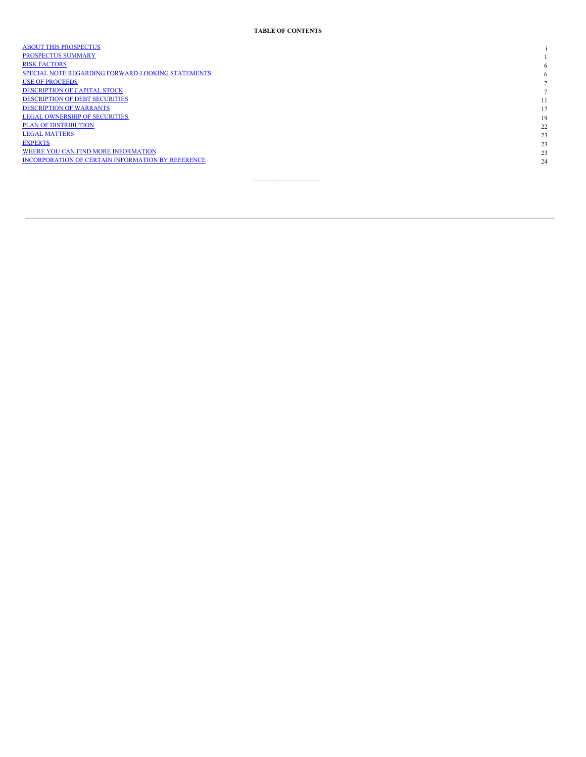**TABLE OF CONTENTS**

| | |
|---|---|
| ABOUT THIS PROSPECTUS | i |
| PROSPECTUS SUMMARY | 1 |
| RISK FACTORS | 6 |
| SPECIAL NOTE REGARDING FORWARD-LOOKING STATEMENTS | 6 |
| USE OF PROCEEDS | 7 |
| DESCRIPTION OF CAPITAL STOCK | 7 |
| DESCRIPTION OF DEBT SECURITIES | 11 |
| DESCRIPTION OF WARRANTS | 17 |
| LEGAL OWNERSHIP OF SECURITIES | 19 |
| PLAN OF DISTRIBUTION | 22 |
| LEGAL MATTERS | 23 |
| EXPERTS | 23 |
| WHERE YOU CAN FIND MORE INFORMATION | 23 |
| INCORPORATION OF CERTAIN INFORMATION BY REFERENCE | 24 |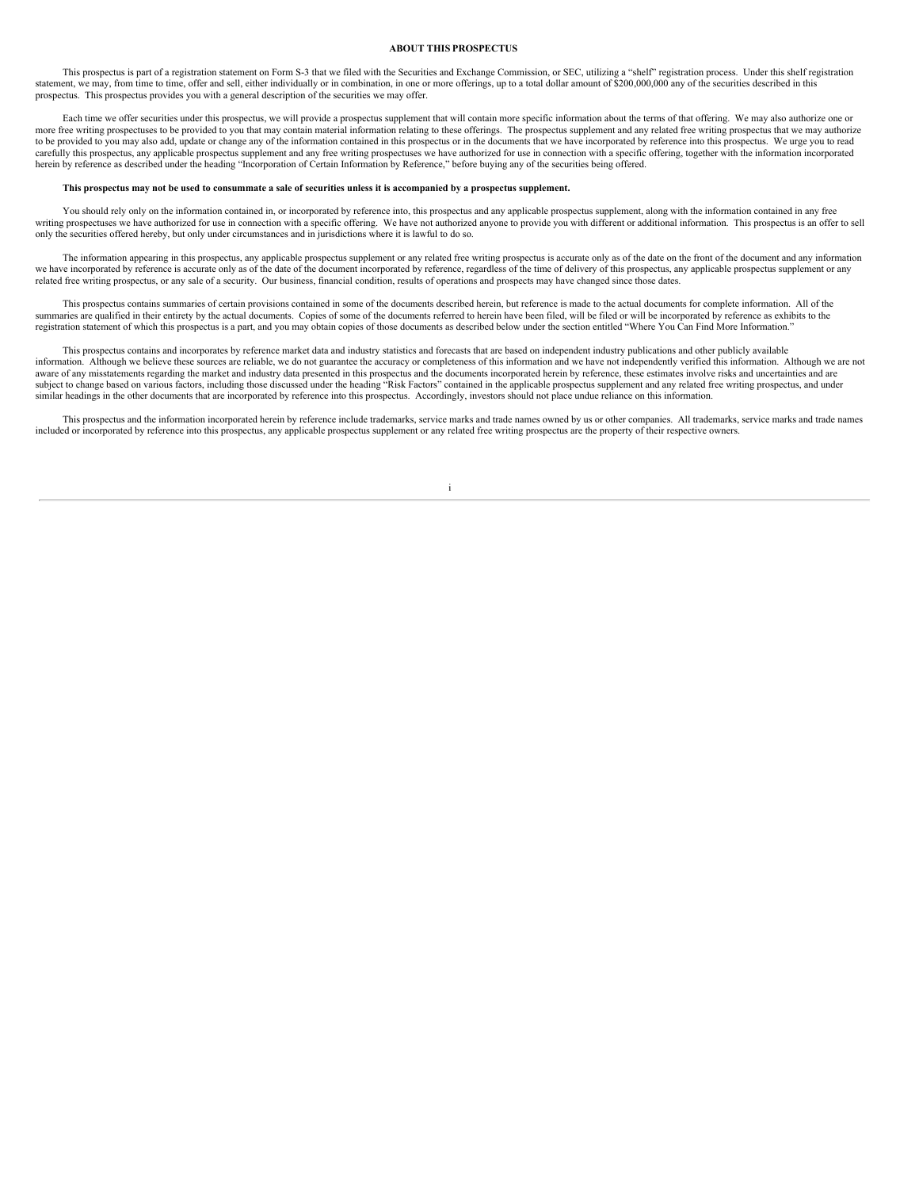## ABOUT THIS PROSPECTUS

This prospectus is part of a registration statement on Form S-3 that we filed with the Securities and Exchange Commission, or SEC, utilizing a "shelf" registration process. Under this shelf registration statement, we may, from time to time, offer and sell, either individually or in combination, in one or more offerings, up to a total dollar amount of $200,000,000 any of the securities described in this prospectus. This prospectus provides you with a general description of the securities we may offer.

Each time we offer securities under this prospectus, we will provide a prospectus supplement that will contain more specific information about the terms of that offering. We may also authorize one or more free writing prospectuses to be provided to you that may contain material information relating to these offerings. The prospectus supplement and any related free writing prospectus that we may authorize to be provided to you may also add, update or change any of the information contained in this prospectus or in the documents that we have incorporated by reference into this prospectus. We urge you to read carefully this prospectus, any applicable prospectus supplement and any free writing prospectuses we have authorized for use in connection with a specific offering, together with the information incorporated herein by reference as described under the heading "Incorporation of Certain Information by Reference," before buying any of the securities being offered.

**This prospectus may not be used to consummate a sale of securities unless it is accompanied by a prospectus supplement.**

You should rely only on the information contained in, or incorporated by reference into, this prospectus and any applicable prospectus supplement, along with the information contained in any free writing prospectuses we have authorized for use in connection with a specific offering. We have not authorized anyone to provide you with different or additional information. This prospectus is an offer to sell only the securities offered hereby, but only under circumstances and in jurisdictions where it is lawful to do so.

The information appearing in this prospectus, any applicable prospectus supplement or any related free writing prospectus is accurate only as of the date on the front of the document and any information we have incorporated by reference is accurate only as of the date of the document incorporated by reference, regardless of the time of delivery of this prospectus, any applicable prospectus supplement or any related free writing prospectus, or any sale of a security. Our business, financial condition, results of operations and prospects may have changed since those dates.

This prospectus contains summaries of certain provisions contained in some of the documents described herein, but reference is made to the actual documents for complete information. All of the summaries are qualified in their entirety by the actual documents. Copies of some of the documents referred to herein have been filed, will be filed or will be incorporated by reference as exhibits to the registration statement of which this prospectus is a part, and you may obtain copies of those documents as described below under the section entitled "Where You Can Find More Information."

This prospectus contains and incorporates by reference market data and industry statistics and forecasts that are based on independent industry publications and other publicly available information. Although we believe these sources are reliable, we do not guarantee the accuracy or completeness of this information and we have not independently verified this information. Although we are not aware of any misstatements regarding the market and industry data presented in this prospectus and the documents incorporated herein by reference, these estimates involve risks and uncertainties and are subject to change based on various factors, including those discussed under the heading "Risk Factors" contained in the applicable prospectus supplement and any related free writing prospectus, and under similar headings in the other documents that are incorporated by reference into this prospectus. Accordingly, investors should not place undue reliance on this information.

This prospectus and the information incorporated herein by reference include trademarks, service marks and trade names owned by us or other companies. All trademarks, service marks and trade names included or incorporated by reference into this prospectus, any applicable prospectus supplement or any related free writing prospectus are the property of their respective owners.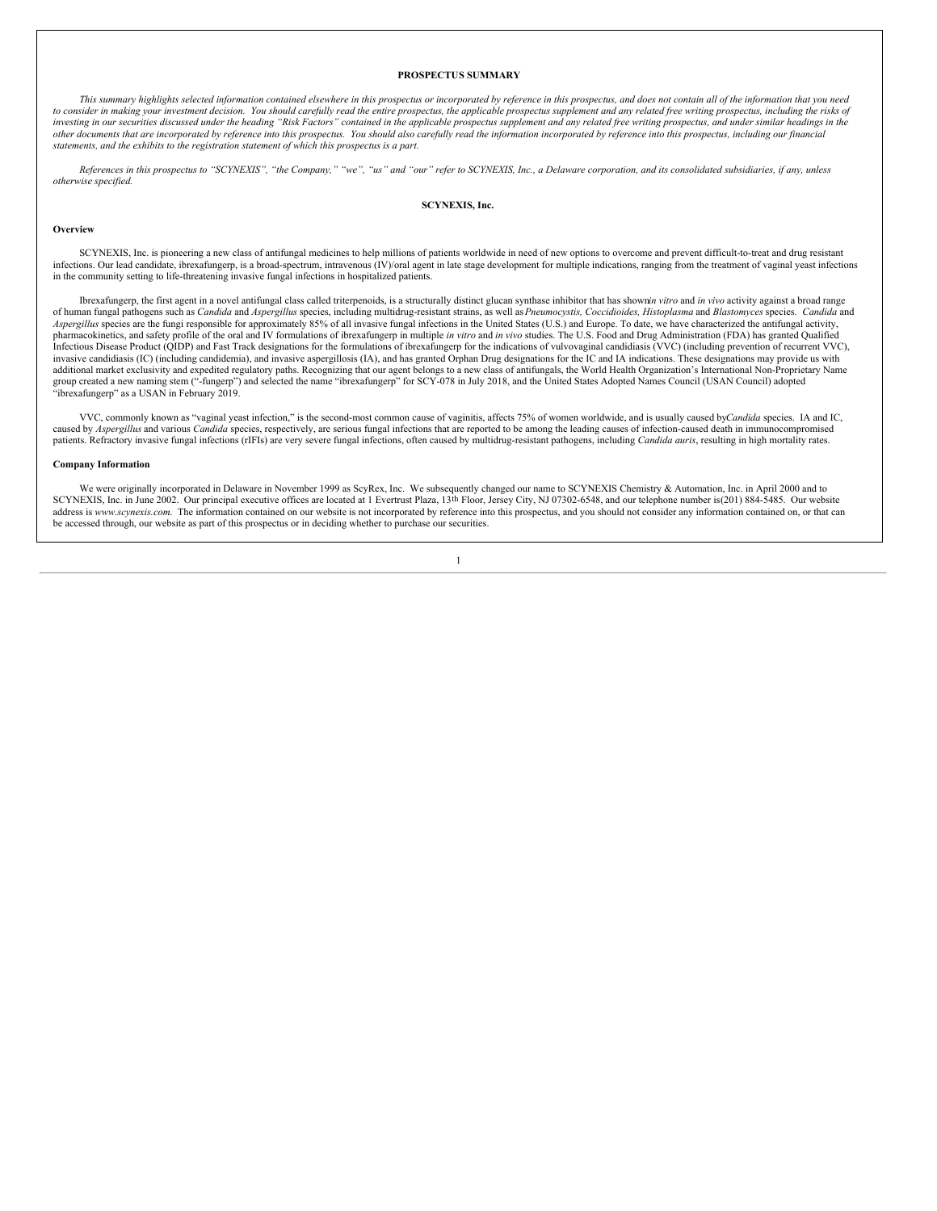# PROSPECTUS SUMMARY

*This summary highlights selected information contained elsewhere in this prospectus or incorporated by reference in this prospectus, and does not contain all of the information that you need to consider in making your investment decision. You should carefully read the entire prospectus, the applicable prospectus supplement and any related free writing prospectus, including the risks of investing in our securities discussed under the heading "Risk Factors" contained in the applicable prospectus supplement and any related free writing prospectus, and under similar headings in the other documents that are incorporated by reference into this prospectus. You should also carefully read the information incorporated by reference into this prospectus, including our financial statements, and the exhibits to the registration statement of which this prospectus is a part.*

*References in this prospectus to "SCYNEXIS", "the Company," "we", "us" and "our" refer to SCYNEXIS, Inc., a Delaware corporation, and its consolidated subsidiaries, if any, unless otherwise specified.*

## SCYNEXIS, Inc.

### Overview

SCYNEXIS, Inc. is pioneering a new class of antifungal medicines to help millions of patients worldwide in need of new options to overcome and prevent difficult-to-treat and drug resistant infections. Our lead candidate, ibrexafungerp, is a broad-spectrum, intravenous (IV)/oral agent in late stage development for multiple indications, ranging from the treatment of vaginal yeast infections in the community setting to life-threatening invasive fungal infections in hospitalized patients.

Ibrexafungerp, the first agent in a novel antifungal class called triterpenoids, is a structurally distinct glucan synthase inhibitor that has shown *in vitro* and *in vivo* activity against a broad range of human fungal pathogens such as *Candida* and *Aspergillus* species, including multidrug-resistant strains, as well as *Pneumocystis, Coccidioides, Histoplasma* and *Blastomyces* species. *Candida* and *Aspergillus* species are the fungi responsible for approximately 85% of all invasive fungal infections in the United States (U.S.) and Europe. To date, we have characterized the antifungal activity, pharmacokinetics, and safety profile of the oral and IV formulations of ibrexafungerp in multiple *in vitro* and *in vivo* studies. The U.S. Food and Drug Administration (FDA) has granted Qualified Infectious Disease Product (QIDP) and Fast Track designations for the formulations of ibrexafungerp for the indications of vulvovaginal candidiasis (VVC) (including prevention of recurrent VVC), invasive candidiasis (IC) (including candidemia), and invasive aspergillosis (IA), and has granted Orphan Drug designations for the IC and IA indications. These designations may provide us with additional market exclusivity and expedited regulatory paths. Recognizing that our agent belongs to a new class of antifungals, the World Health Organization's International Non-Proprietary Name group created a new naming stem ("-fungerp") and selected the name "ibrexafungerp" for SCY-078 in July 2018, and the United States Adopted Names Council (USAN Council) adopted "ibrexafungerp" as a USAN in February 2019.

VVC, commonly known as "vaginal yeast infection," is the second-most common cause of vaginitis, affects 75% of women worldwide, and is usually caused by *Candida* species. IA and IC, caused by *Aspergillus* and various *Candida* species, respectively, are serious fungal infections that are reported to be among the leading causes of infection-caused death in immunocompromised patients. Refractory invasive fungal infections (rIFIs) are very severe fungal infections, often caused by multidrug-resistant pathogens, including *Candida auris*, resulting in high mortality rates.

### Company Information

We were originally incorporated in Delaware in November 1999 as ScyRex, Inc. We subsequently changed our name to SCYNEXIS Chemistry & Automation, Inc. in April 2000 and to SCYNEXIS, Inc. in June 2002. Our principal executive offices are located at 1 Evertrust Plaza, 13th Floor, Jersey City, NJ 07302-6548, and our telephone number is (201) 884-5485. Our website address is *www.scynexis.com*. The information contained on our website is not incorporated by reference into this prospectus, and you should not consider any information contained on, or that can be accessed through, our website as part of this prospectus or in deciding whether to purchase our securities.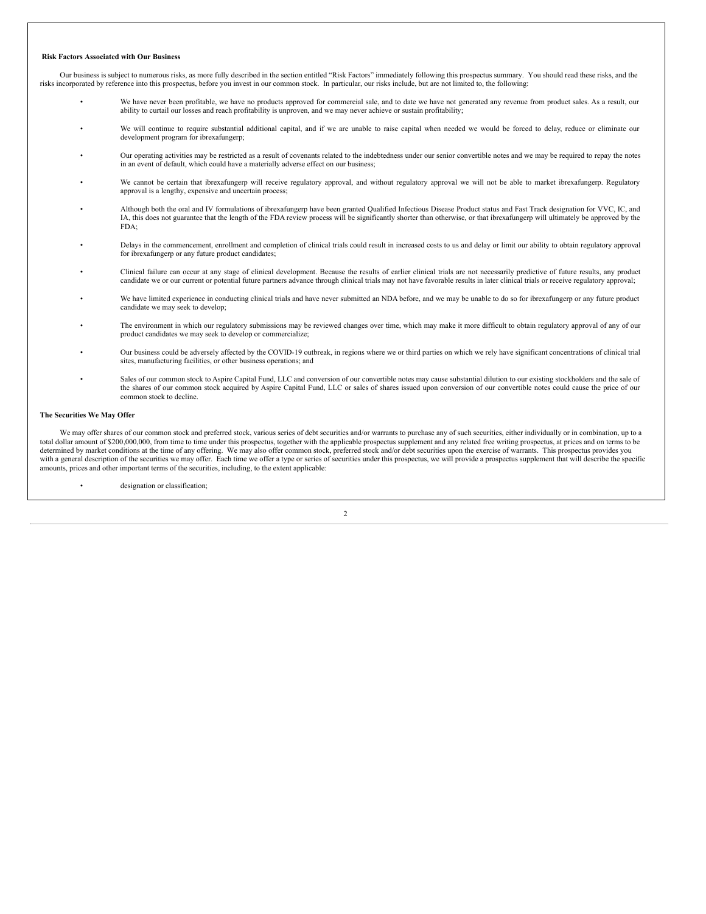**Risk Factors Associated with Our Business**

Our business is subject to numerous risks, as more fully described in the section entitled "Risk Factors" immediately following this prospectus summary. You should read these risks, and the risks incorporated by reference into this prospectus, before you invest in our common stock. In particular, our risks include, but are not limited to, the following:

- We have never been profitable, we have no products approved for commercial sale, and to date we have not generated any revenue from product sales. As a result, our ability to curtail our losses and reach profitability is unproven, and we may never achieve or sustain profitability;
- We will continue to require substantial additional capital, and if we are unable to raise capital when needed we would be forced to delay, reduce or eliminate our development program for ibrexafungerp;
- Our operating activities may be restricted as a result of covenants related to the indebtedness under our senior convertible notes and we may be required to repay the notes in an event of default, which could have a materially adverse effect on our business;
- We cannot be certain that ibrexafungerp will receive regulatory approval, and without regulatory approval we will not be able to market ibrexafungerp. Regulatory approval is a lengthy, expensive and uncertain process;
- Although both the oral and IV formulations of ibrexafungerp have been granted Qualified Infectious Disease Product status and Fast Track designation for VVC, IC, and IA, this does not guarantee that the length of the FDA review process will be significantly shorter than otherwise, or that ibrexafungerp will ultimately be approved by the FDA;
- Delays in the commencement, enrollment and completion of clinical trials could result in increased costs to us and delay or limit our ability to obtain regulatory approval for ibrexafungerp or any future product candidates;
- Clinical failure can occur at any stage of clinical development. Because the results of earlier clinical trials are not necessarily predictive of future results, any product candidate we or our current or potential future partners advance through clinical trials may not have favorable results in later clinical trials or receive regulatory approval;
- We have limited experience in conducting clinical trials and have never submitted an NDA before, and we may be unable to do so for ibrexafungerp or any future product candidate we may seek to develop;
- The environment in which our regulatory submissions may be reviewed changes over time, which may make it more difficult to obtain regulatory approval of any of our product candidates we may seek to develop or commercialize;
- Our business could be adversely affected by the COVID-19 outbreak, in regions where we or third parties on which we rely have significant concentrations of clinical trial sites, manufacturing facilities, or other business operations; and
- Sales of our common stock to Aspire Capital Fund, LLC and conversion of our convertible notes may cause substantial dilution to our existing stockholders and the sale of the shares of our common stock acquired by Aspire Capital Fund, LLC or sales of shares issued upon conversion of our convertible notes could cause the price of our common stock to decline.

**The Securities We May Offer**

We may offer shares of our common stock and preferred stock, various series of debt securities and/or warrants to purchase any of such securities, either individually or in combination, up to a total dollar amount of $200,000,000, from time to time under this prospectus, together with the applicable prospectus supplement and any related free writing prospectus, at prices and on terms to be determined by market conditions at the time of any offering. We may also offer common stock, preferred stock and/or debt securities upon the exercise of warrants. This prospectus provides you with a general description of the securities we may offer. Each time we offer a type or series of securities under this prospectus, we will provide a prospectus supplement that will describe the specific amounts, prices and other important terms of the securities, including, to the extent applicable:

- designation or classification;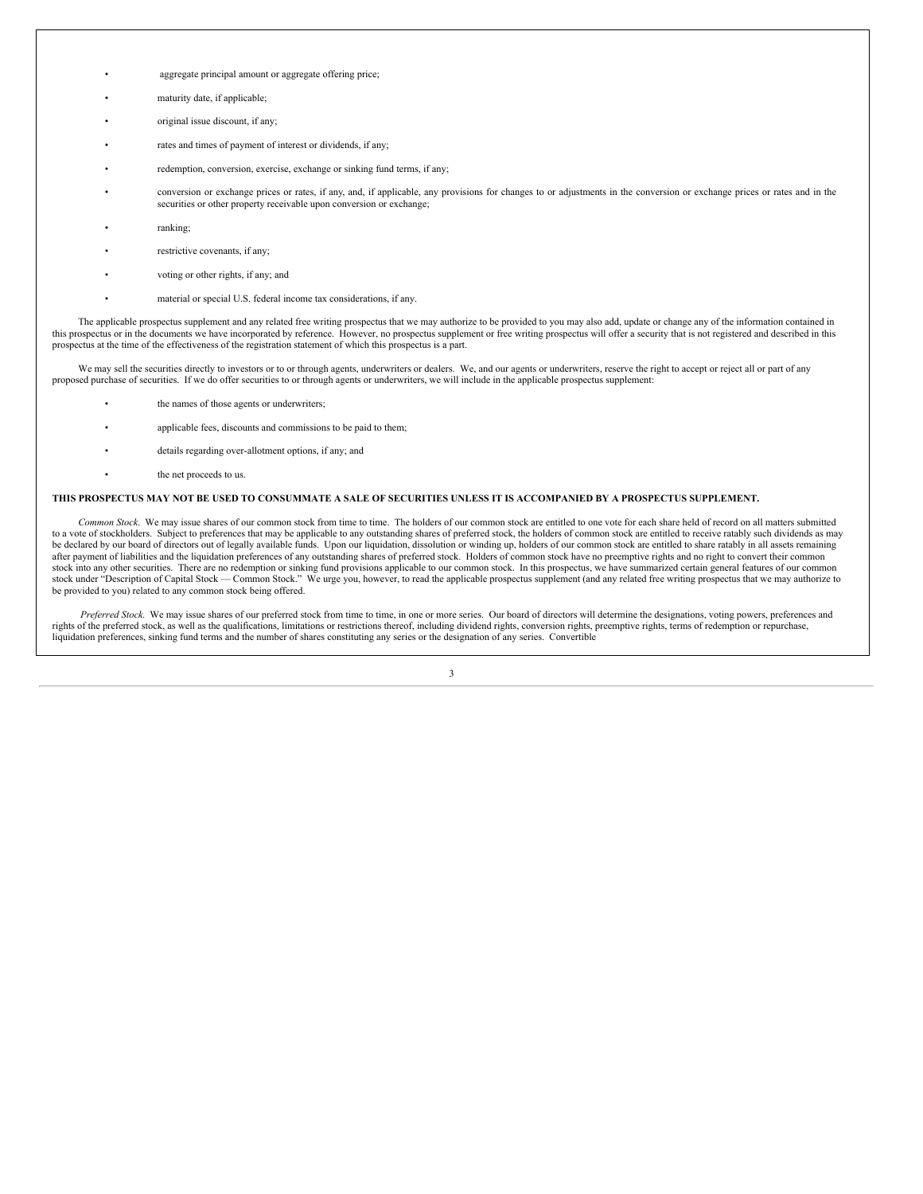- aggregate principal amount or aggregate offering price;
- maturity date, if applicable;
- original issue discount, if any;
- rates and times of payment of interest or dividends, if any;
- redemption, conversion, exercise, exchange or sinking fund terms, if any;
- conversion or exchange prices or rates, if any, and, if applicable, any provisions for changes to or adjustments in the conversion or exchange prices or rates and in the securities or other property receivable upon conversion or exchange;
- ranking;
- restrictive covenants, if any;
- voting or other rights, if any; and
- material or special U.S. federal income tax considerations, if any.

The applicable prospectus supplement and any related free writing prospectus that we may authorize to be provided to you may also add, update or change any of the information contained in this prospectus or in the documents we have incorporated by reference. However, no prospectus supplement or free writing prospectus will offer a security that is not registered and described in this prospectus at the time of the effectiveness of the registration statement of which this prospectus is a part.

We may sell the securities directly to investors or to or through agents, underwriters or dealers. We, and our agents or underwriters, reserve the right to accept or reject all or part of any proposed purchase of securities. If we do offer securities to or through agents or underwriters, we will include in the applicable prospectus supplement:

- the names of those agents or underwriters;
- applicable fees, discounts and commissions to be paid to them;
- details regarding over-allotment options, if any; and
- the net proceeds to us.

**THIS PROSPECTUS MAY NOT BE USED TO CONSUMMATE A SALE OF SECURITIES UNLESS IT IS ACCOMPANIED BY A PROSPECTUS SUPPLEMENT.**

*Common Stock.* We may issue shares of our common stock from time to time. The holders of our common stock are entitled to one vote for each share held of record on all matters submitted to a vote of stockholders. Subject to preferences that may be applicable to any outstanding shares of preferred stock, the holders of common stock are entitled to receive ratably such dividends as may be declared by our board of directors out of legally available funds. Upon our liquidation, dissolution or winding up, holders of our common stock are entitled to share ratably in all assets remaining after payment of liabilities and the liquidation preferences of any outstanding shares of preferred stock. Holders of common stock have no preemptive rights and no right to convert their common stock into any other securities. There are no redemption or sinking fund provisions applicable to our common stock. In this prospectus, we have summarized certain general features of our common stock under "Description of Capital Stock — Common Stock." We urge you, however, to read the applicable prospectus supplement (and any related free writing prospectus that we may authorize to be provided to you) related to any common stock being offered.

*Preferred Stock.* We may issue shares of our preferred stock from time to time, in one or more series. Our board of directors will determine the designations, voting powers, preferences and rights of the preferred stock, as well as the qualifications, limitations or restrictions thereof, including dividend rights, conversion rights, preemptive rights, terms of redemption or repurchase, liquidation preferences, sinking fund terms and the number of shares constituting any series or the designation of any series. Convertible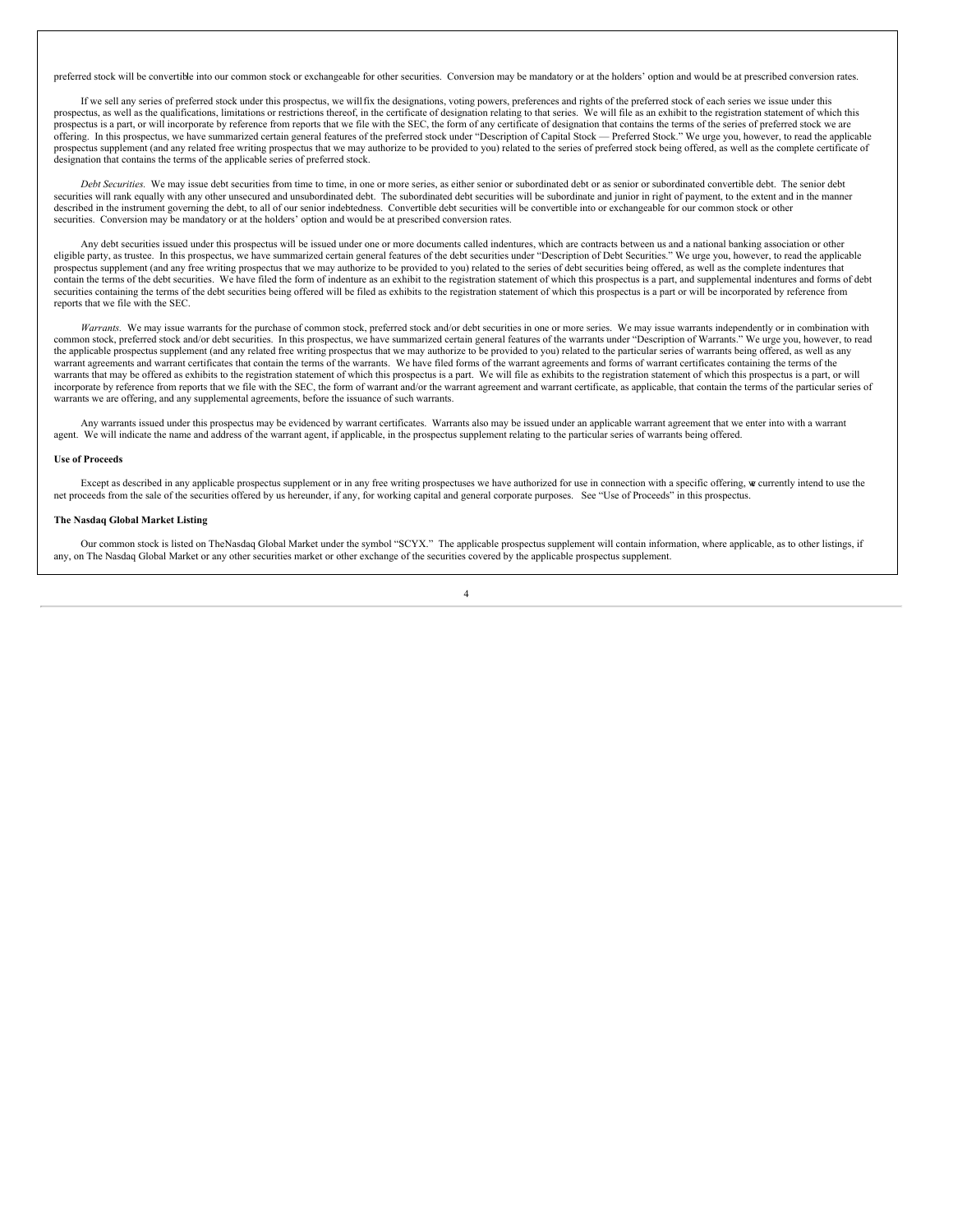preferred stock will be convertible into our common stock or exchangeable for other securities. Conversion may be mandatory or at the holders' option and would be at prescribed conversion rates.

If we sell any series of preferred stock under this prospectus, we will fix the designations, voting powers, preferences and rights of the preferred stock of each series we issue under this prospectus, as well as the qualifications, limitations or restrictions thereof, in the certificate of designation relating to that series. We will file as an exhibit to the registration statement of which this prospectus is a part, or will incorporate by reference from reports that we file with the SEC, the form of any certificate of designation that contains the terms of the series of preferred stock we are offering. In this prospectus, we have summarized certain general features of the preferred stock under "Description of Capital Stock — Preferred Stock." We urge you, however, to read the applicable prospectus supplement (and any related free writing prospectus that we may authorize to be provided to you) related to the series of preferred stock being offered, as well as the complete certificate of designation that contains the terms of the applicable series of preferred stock.

*Debt Securities.* We may issue debt securities from time to time, in one or more series, as either senior or subordinated debt or as senior or subordinated convertible debt. The senior debt securities will rank equally with any other unsecured and unsubordinated debt. The subordinated debt securities will be subordinate and junior in right of payment, to the extent and in the manner described in the instrument governing the debt, to all of our senior indebtedness. Convertible debt securities will be convertible into or exchangeable for our common stock or other securities. Conversion may be mandatory or at the holders' option and would be at prescribed conversion rates.

Any debt securities issued under this prospectus will be issued under one or more documents called indentures, which are contracts between us and a national banking association or other eligible party, as trustee. In this prospectus, we have summarized certain general features of the debt securities under "Description of Debt Securities." We urge you, however, to read the applicable prospectus supplement (and any free writing prospectus that we may authorize to be provided to you) related to the series of debt securities being offered, as well as the complete indentures that contain the terms of the debt securities. We have filed the form of indenture as an exhibit to the registration statement of which this prospectus is a part, and supplemental indentures and forms of debt securities containing the terms of the debt securities being offered will be filed as exhibits to the registration statement of which this prospectus is a part or will be incorporated by reference from reports that we file with the SEC.

*Warrants.* We may issue warrants for the purchase of common stock, preferred stock and/or debt securities in one or more series. We may issue warrants independently or in combination with common stock, preferred stock and/or debt securities. In this prospectus, we have summarized certain general features of the warrants under "Description of Warrants." We urge you, however, to read the applicable prospectus supplement (and any related free writing prospectus that we may authorize to be provided to you) related to the particular series of warrants being offered, as well as any warrant agreements and warrant certificates that contain the terms of the warrants. We have filed forms of the warrant agreements and forms of warrant certificates containing the terms of the warrants that may be offered as exhibits to the registration statement of which this prospectus is a part. We will file as exhibits to the registration statement of which this prospectus is a part, or will incorporate by reference from reports that we file with the SEC, the form of warrant and/or the warrant agreement and warrant certificate, as applicable, that contain the terms of the particular series of warrants we are offering, and any supplemental agreements, before the issuance of such warrants.

Any warrants issued under this prospectus may be evidenced by warrant certificates. Warrants also may be issued under an applicable warrant agreement that we enter into with a warrant agent. We will indicate the name and address of the warrant agent, if applicable, in the prospectus supplement relating to the particular series of warrants being offered.

**Use of Proceeds**

Except as described in any applicable prospectus supplement or in any free writing prospectuses we have authorized for use in connection with a specific offering, we currently intend to use the net proceeds from the sale of the securities offered by us hereunder, if any, for working capital and general corporate purposes. See "Use of Proceeds" in this prospectus.

**The Nasdaq Global Market Listing**

Our common stock is listed on The Nasdaq Global Market under the symbol "SCYX." The applicable prospectus supplement will contain information, where applicable, as to other listings, if any, on The Nasdaq Global Market or any other securities market or other exchange of the securities covered by the applicable prospectus supplement.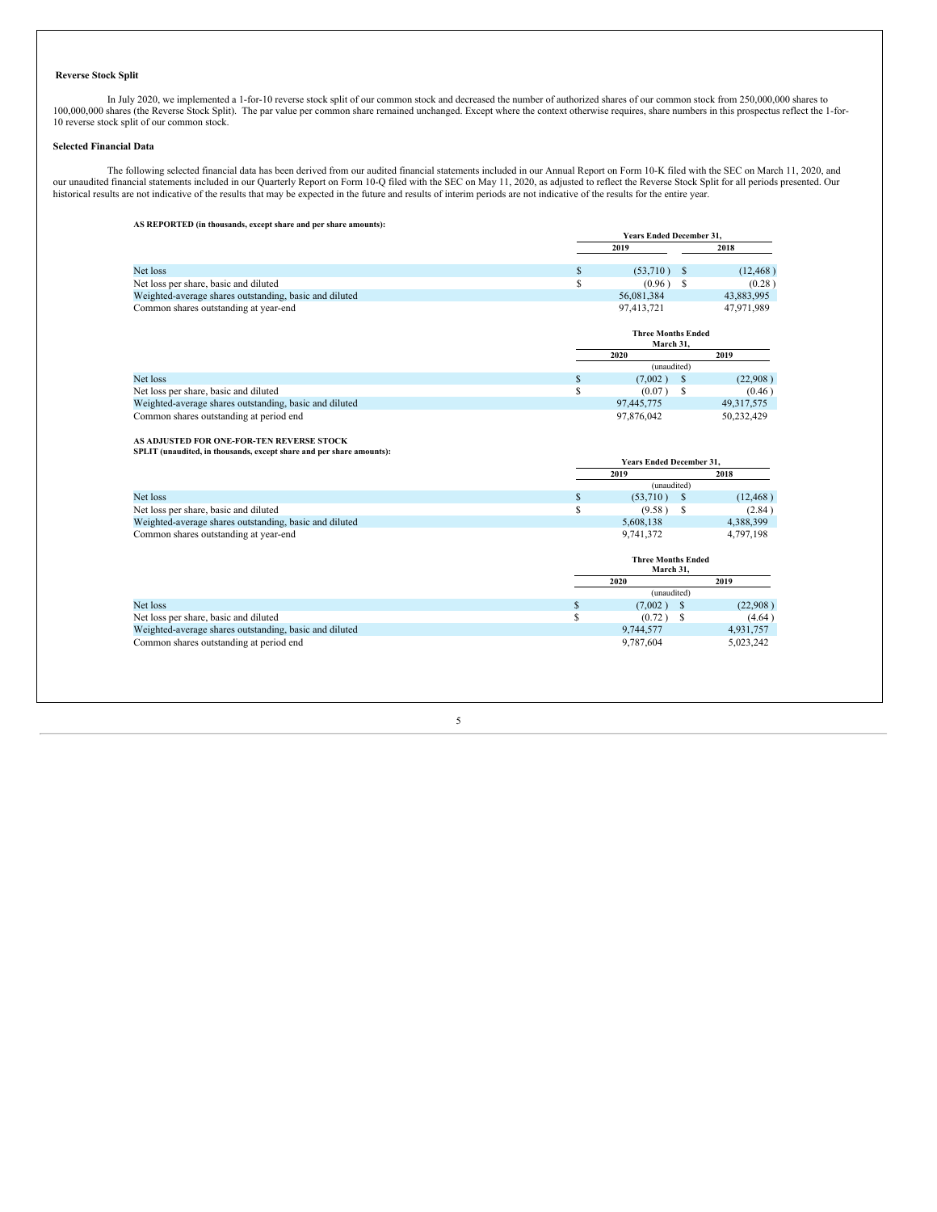**Reverse Stock Split**

In July 2020, we implemented a 1-for-10 reverse stock split of our common stock and decreased the number of authorized shares of our common stock from 250,000,000 shares to 100,000,000 shares (the Reverse Stock Split). The par value per common share remained unchanged. Except where the context otherwise requires, share numbers in this prospectus reflect the 1-for-10 reverse stock split of our common stock.

**Selected Financial Data**

The following selected financial data has been derived from our audited financial statements included in our Annual Report on Form 10-K filed with the SEC on March 11, 2020, and our unaudited financial statements included in our Quarterly Report on Form 10-Q filed with the SEC on May 11, 2020, as adjusted to reflect the Reverse Stock Split for all periods presented. Our historical results are not indicative of the results that may be expected in the future and results of interim periods are not indicative of the results for the entire year.

**AS REPORTED (in thousands, except share and per share amounts):**

| | Years Ended December 31, | |
|---|---|---|
| | 2019 | 2018 |
| Net loss | $ (53,710) | $ (12,468) |
| Net loss per share, basic and diluted | $ (0.96) | $ (0.28) |
| Weighted-average shares outstanding, basic and diluted | 56,081,384 | 43,883,995 |
| Common shares outstanding at year-end | 97,413,721 | 47,971,989 |

| | Three Months Ended March 31, | |
|---|---|---|
| | 2020 | 2019 |
| | (unaudited) | |
| Net loss | $ (7,002) | $ (22,908) |
| Net loss per share, basic and diluted | $ (0.07) | $ (0.46) |
| Weighted-average shares outstanding, basic and diluted | 97,445,775 | 49,317,575 |
| Common shares outstanding at period end | 97,876,042 | 50,232,429 |

**AS ADJUSTED FOR ONE-FOR-TEN REVERSE STOCK SPLIT (unaudited, in thousands, except share and per share amounts):**

| | Years Ended December 31, | |
|---|---|---|
| | 2019 | 2018 |
| | (unaudited) | |
| Net loss | $ (53,710) | $ (12,468) |
| Net loss per share, basic and diluted | $ (9.58) | $ (2.84) |
| Weighted-average shares outstanding, basic and diluted | 5,608,138 | 4,388,399 |
| Common shares outstanding at year-end | 9,741,372 | 4,797,198 |

| | Three Months Ended March 31, | |
|---|---|---|
| | 2020 | 2019 |
| | (unaudited) | |
| Net loss | $ (7,002) | $ (22,908) |
| Net loss per share, basic and diluted | $ (0.72) | $ (4.64) |
| Weighted-average shares outstanding, basic and diluted | 9,744,577 | 4,931,757 |
| Common shares outstanding at period end | 9,787,604 | 5,023,242 |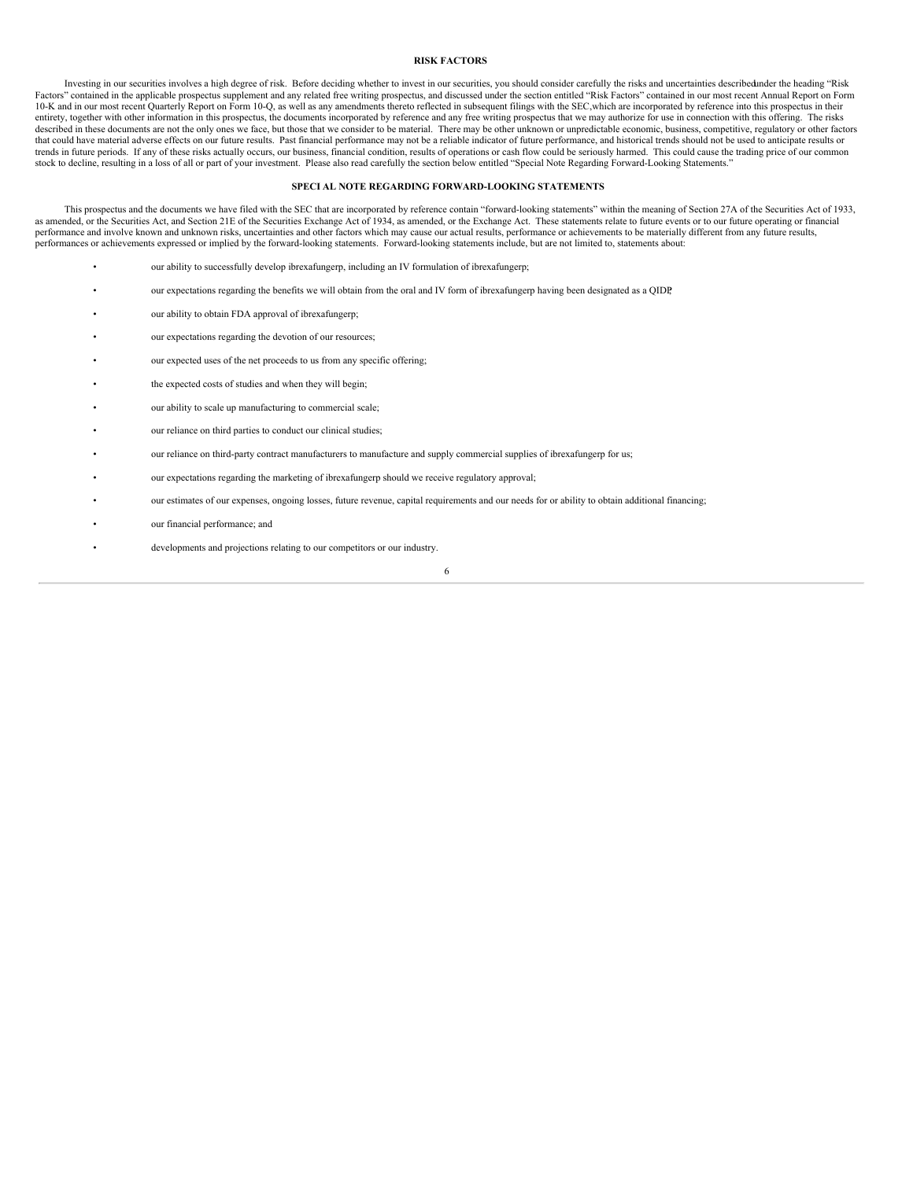## RISK FACTORS

Investing in our securities involves a high degree of risk. Before deciding whether to invest in our securities, you should consider carefully the risks and uncertainties described under the heading "Risk Factors" contained in the applicable prospectus supplement and any related free writing prospectus, and discussed under the section entitled "Risk Factors" contained in our most recent Annual Report on Form 10-K and in our most recent Quarterly Report on Form 10-Q, as well as any amendments thereto reflected in subsequent filings with the SEC, which are incorporated by reference into this prospectus in their entirety, together with other information in this prospectus, the documents incorporated by reference and any free writing prospectus that we may authorize for use in connection with this offering. The risks described in these documents are not the only ones we face, but those that we consider to be material. There may be other unknown or unpredictable economic, business, competitive, regulatory or other factors that could have material adverse effects on our future results. Past financial performance may not be a reliable indicator of future performance, and historical trends should not be used to anticipate results or trends in future periods. If any of these risks actually occurs, our business, financial condition, results of operations or cash flow could be seriously harmed. This could cause the trading price of our common stock to decline, resulting in a loss of all or part of your investment. Please also read carefully the section below entitled "Special Note Regarding Forward-Looking Statements."

## SPECIAL NOTE REGARDING FORWARD-LOOKING STATEMENTS

This prospectus and the documents we have filed with the SEC that are incorporated by reference contain "forward-looking statements" within the meaning of Section 27A of the Securities Act of 1933, as amended, or the Securities Act, and Section 21E of the Securities Exchange Act of 1934, as amended, or the Exchange Act. These statements relate to future events or to our future operating or financial performance and involve known and unknown risks, uncertainties and other factors which may cause our actual results, performance or achievements to be materially different from any future results, performances or achievements expressed or implied by the forward-looking statements. Forward-looking statements include, but are not limited to, statements about:

- our ability to successfully develop ibrexafungerp, including an IV formulation of ibrexafungerp;
- our expectations regarding the benefits we will obtain from the oral and IV form of ibrexafungerp having been designated as a QIDP;
- our ability to obtain FDA approval of ibrexafungerp;
- our expectations regarding the devotion of our resources;
- our expected uses of the net proceeds to us from any specific offering;
- the expected costs of studies and when they will begin;
- our ability to scale up manufacturing to commercial scale;
- our reliance on third parties to conduct our clinical studies;
- our reliance on third-party contract manufacturers to manufacture and supply commercial supplies of ibrexafungerp for us;
- our expectations regarding the marketing of ibrexafungerp should we receive regulatory approval;
- our estimates of our expenses, ongoing losses, future revenue, capital requirements and our needs for or ability to obtain additional financing;
- our financial performance; and
- developments and projections relating to our competitors or our industry.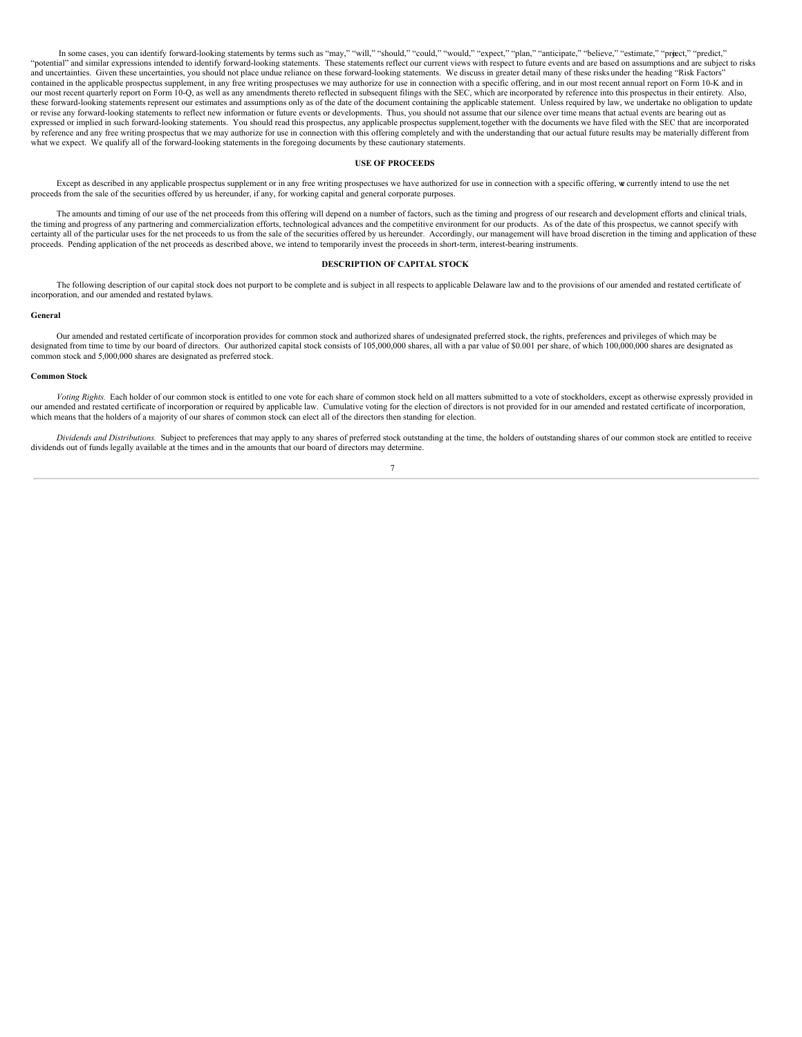In some cases, you can identify forward-looking statements by terms such as "may," "will," "should," "could," "would," "expect," "plan," "anticipate," "believe," "estimate," "project," "predict," "potential" and similar expressions intended to identify forward-looking statements. These statements reflect our current views with respect to future events and are based on assumptions and are subject to risks and uncertainties. Given these uncertainties, you should not place undue reliance on these forward-looking statements. We discuss in greater detail many of these risks under the heading "Risk Factors" contained in the applicable prospectus supplement, in any free writing prospectuses we may authorize for use in connection with a specific offering, and in our most recent annual report on Form 10-K and in our most recent quarterly report on Form 10-Q, as well as any amendments thereto reflected in subsequent filings with the SEC, which are incorporated by reference into this prospectus in their entirety. Also, these forward-looking statements represent our estimates and assumptions only as of the date of the document containing the applicable statement. Unless required by law, we undertake no obligation to update or revise any forward-looking statements to reflect new information or future events or developments. Thus, you should not assume that our silence over time means that actual events are bearing out as expressed or implied in such forward-looking statements. You should read this prospectus, any applicable prospectus supplement, together with the documents we have filed with the SEC that are incorporated by reference and any free writing prospectus that we may authorize for use in connection with this offering completely and with the understanding that our actual future results may be materially different from what we expect. We qualify all of the forward-looking statements in the foregoing documents by these cautionary statements.

## USE OF PROCEEDS

Except as described in any applicable prospectus supplement or in any free writing prospectuses we have authorized for use in connection with a specific offering, we currently intend to use the net proceeds from the sale of the securities offered by us hereunder, if any, for working capital and general corporate purposes.

The amounts and timing of our use of the net proceeds from this offering will depend on a number of factors, such as the timing and progress of our research and development efforts and clinical trials, the timing and progress of any partnering and commercialization efforts, technological advances and the competitive environment for our products. As of the date of this prospectus, we cannot specify with certainty all of the particular uses for the net proceeds to us from the sale of the securities offered by us hereunder. Accordingly, our management will have broad discretion in the timing and application of these proceeds. Pending application of the net proceeds as described above, we intend to temporarily invest the proceeds in short-term, interest-bearing instruments.

## DESCRIPTION OF CAPITAL STOCK

The following description of our capital stock does not purport to be complete and is subject in all respects to applicable Delaware law and to the provisions of our amended and restated certificate of incorporation, and our amended and restated bylaws.

### General

Our amended and restated certificate of incorporation provides for common stock and authorized shares of undesignated preferred stock, the rights, preferences and privileges of which may be designated from time to time by our board of directors. Our authorized capital stock consists of 105,000,000 shares, all with a par value of $0.001 per share, of which 100,000,000 shares are designated as common stock and 5,000,000 shares are designated as preferred stock.

### Common Stock

*Voting Rights.* Each holder of our common stock is entitled to one vote for each share of common stock held on all matters submitted to a vote of stockholders, except as otherwise expressly provided in our amended and restated certificate of incorporation or required by applicable law. Cumulative voting for the election of directors is not provided for in our amended and restated certificate of incorporation, which means that the holders of a majority of our shares of common stock can elect all of the directors then standing for election.

*Dividends and Distributions.* Subject to preferences that may apply to any shares of preferred stock outstanding at the time, the holders of outstanding shares of our common stock are entitled to receive dividends out of funds legally available at the times and in the amounts that our board of directors may determine.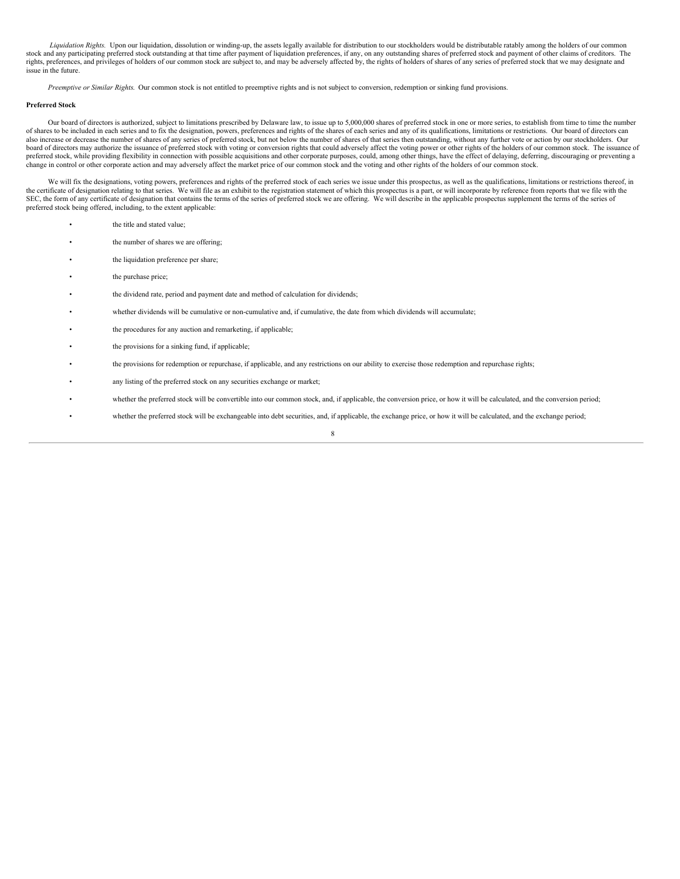*Liquidation Rights.* Upon our liquidation, dissolution or winding-up, the assets legally available for distribution to our stockholders would be distributable ratably among the holders of our common stock and any participating preferred stock outstanding at that time after payment of liquidation preferences, if any, on any outstanding shares of preferred stock and payment of other claims of creditors. The rights, preferences, and privileges of holders of our common stock are subject to, and may be adversely affected by, the rights of holders of shares of any series of preferred stock that we may designate and issue in the future.

*Preemptive or Similar Rights.* Our common stock is not entitled to preemptive rights and is not subject to conversion, redemption or sinking fund provisions.

**Preferred Stock**

Our board of directors is authorized, subject to limitations prescribed by Delaware law, to issue up to 5,000,000 shares of preferred stock in one or more series, to establish from time to time the number of shares to be included in each series and to fix the designation, powers, preferences and rights of the shares of each series and any of its qualifications, limitations or restrictions. Our board of directors can also increase or decrease the number of shares of any series of preferred stock, but not below the number of shares of that series then outstanding, without any further vote or action by our stockholders. Our board of directors may authorize the issuance of preferred stock with voting or conversion rights that could adversely affect the voting power or other rights of the holders of our common stock. The issuance of preferred stock, while providing flexibility in connection with possible acquisitions and other corporate purposes, could, among other things, have the effect of delaying, deferring, discouraging or preventing a change in control or other corporate action and may adversely affect the market price of our common stock and the voting and other rights of the holders of our common stock.

We will fix the designations, voting powers, preferences and rights of the preferred stock of each series we issue under this prospectus, as well as the qualifications, limitations or restrictions thereof, in the certificate of designation relating to that series. We will file as an exhibit to the registration statement of which this prospectus is a part, or will incorporate by reference from reports that we file with the SEC, the form of any certificate of designation that contains the terms of the series of preferred stock we are offering. We will describe in the applicable prospectus supplement the terms of the series of preferred stock being offered, including, to the extent applicable:

- the title and stated value;
- the number of shares we are offering;
- the liquidation preference per share;
- the purchase price;
- the dividend rate, period and payment date and method of calculation for dividends;
- whether dividends will be cumulative or non-cumulative and, if cumulative, the date from which dividends will accumulate;
- the procedures for any auction and remarketing, if applicable;
- the provisions for a sinking fund, if applicable;
- the provisions for redemption or repurchase, if applicable, and any restrictions on our ability to exercise those redemption and repurchase rights;
- any listing of the preferred stock on any securities exchange or market;
- whether the preferred stock will be convertible into our common stock, and, if applicable, the conversion price, or how it will be calculated, and the conversion period;
- whether the preferred stock will be exchangeable into debt securities, and, if applicable, the exchange price, or how it will be calculated, and the exchange period;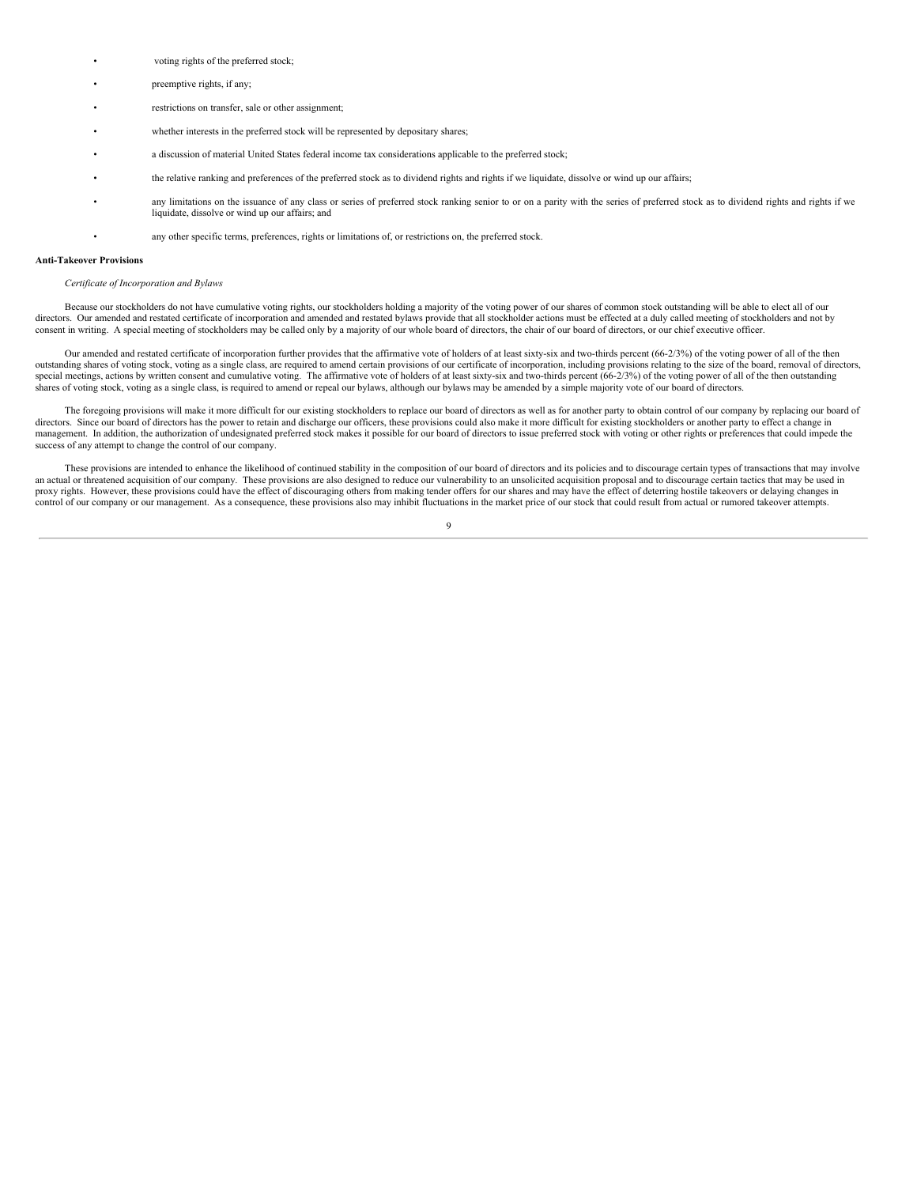- voting rights of the preferred stock;
- preemptive rights, if any;
- restrictions on transfer, sale or other assignment;
- whether interests in the preferred stock will be represented by depositary shares;
- a discussion of material United States federal income tax considerations applicable to the preferred stock;
- the relative ranking and preferences of the preferred stock as to dividend rights and rights if we liquidate, dissolve or wind up our affairs;
- any limitations on the issuance of any class or series of preferred stock ranking senior to or on a parity with the series of preferred stock as to dividend rights and rights if we liquidate, dissolve or wind up our affairs; and
- any other specific terms, preferences, rights or limitations of, or restrictions on, the preferred stock.

**Anti-Takeover Provisions**

*Certificate of Incorporation and Bylaws*

Because our stockholders do not have cumulative voting rights, our stockholders holding a majority of the voting power of our shares of common stock outstanding will be able to elect all of our directors. Our amended and restated certificate of incorporation and amended and restated bylaws provide that all stockholder actions must be effected at a duly called meeting of stockholders and not by consent in writing. A special meeting of stockholders may be called only by a majority of our whole board of directors, the chair of our board of directors, or our chief executive officer.

Our amended and restated certificate of incorporation further provides that the affirmative vote of holders of at least sixty-six and two-thirds percent (66-2/3%) of the voting power of all of the then outstanding shares of voting stock, voting as a single class, are required to amend certain provisions of our certificate of incorporation, including provisions relating to the size of the board, removal of directors, special meetings, actions by written consent and cumulative voting. The affirmative vote of holders of at least sixty-six and two-thirds percent (66-2/3%) of the voting power of all of the then outstanding shares of voting stock, voting as a single class, is required to amend or repeal our bylaws, although our bylaws may be amended by a simple majority vote of our board of directors.

The foregoing provisions will make it more difficult for our existing stockholders to replace our board of directors as well as for another party to obtain control of our company by replacing our board of directors. Since our board of directors has the power to retain and discharge our officers, these provisions could also make it more difficult for existing stockholders or another party to effect a change in management. In addition, the authorization of undesignated preferred stock makes it possible for our board of directors to issue preferred stock with voting or other rights or preferences that could impede the success of any attempt to change the control of our company.

These provisions are intended to enhance the likelihood of continued stability in the composition of our board of directors and its policies and to discourage certain types of transactions that may involve an actual or threatened acquisition of our company. These provisions are also designed to reduce our vulnerability to an unsolicited acquisition proposal and to discourage certain tactics that may be used in proxy rights. However, these provisions could have the effect of discouraging others from making tender offers for our shares and may have the effect of deterring hostile takeovers or delaying changes in control of our company or our management. As a consequence, these provisions also may inhibit fluctuations in the market price of our stock that could result from actual or rumored takeover attempts.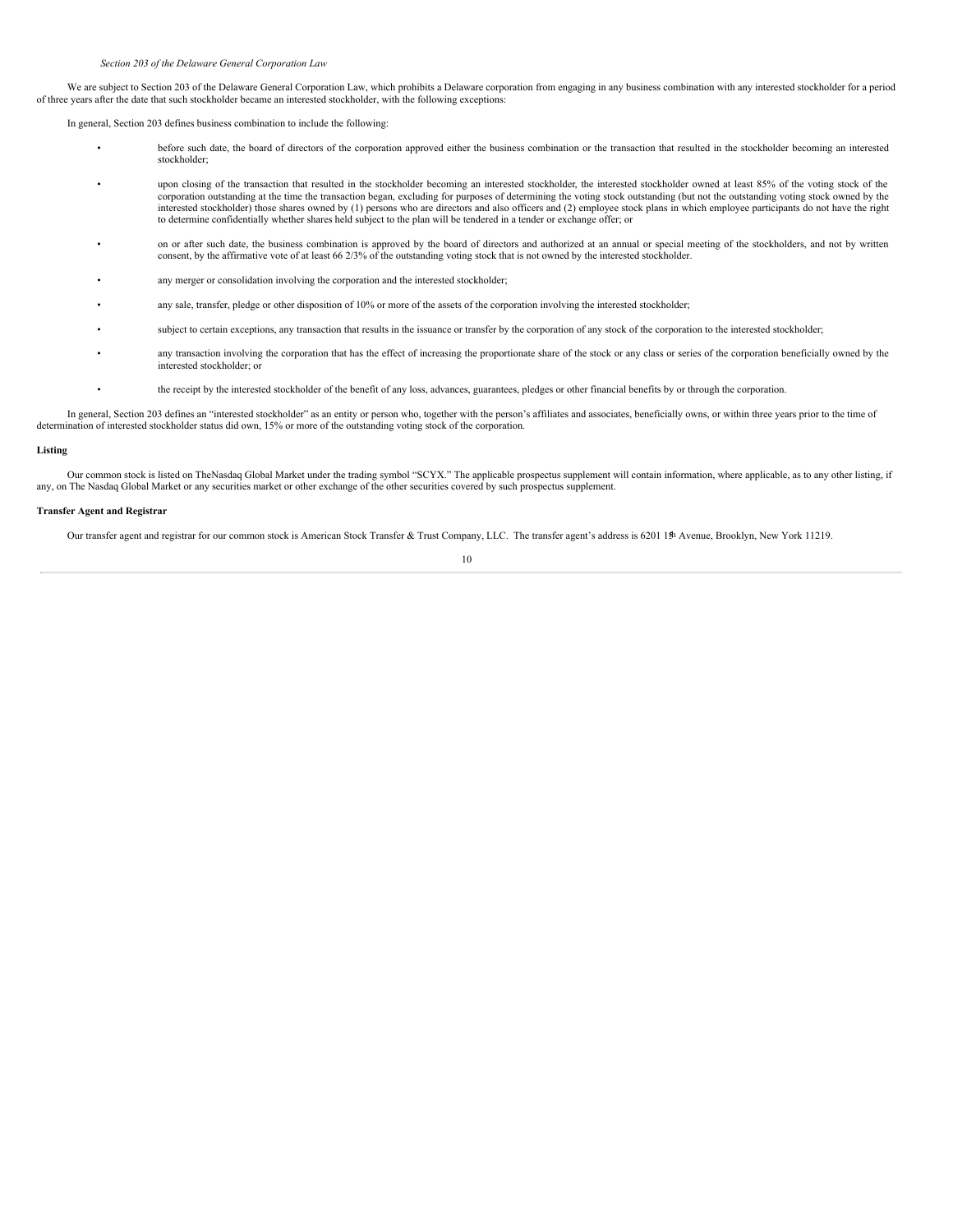*Section 203 of the Delaware General Corporation Law*

We are subject to Section 203 of the Delaware General Corporation Law, which prohibits a Delaware corporation from engaging in any business combination with any interested stockholder for a period of three years after the date that such stockholder became an interested stockholder, with the following exceptions:

In general, Section 203 defines business combination to include the following:

- before such date, the board of directors of the corporation approved either the business combination or the transaction that resulted in the stockholder becoming an interested stockholder;
- upon closing of the transaction that resulted in the stockholder becoming an interested stockholder, the interested stockholder owned at least 85% of the voting stock of the corporation outstanding at the time the transaction began, excluding for purposes of determining the voting stock outstanding (but not the outstanding voting stock owned by the interested stockholder) those shares owned by (1) persons who are directors and also officers and (2) employee stock plans in which employee participants do not have the right to determine confidentially whether shares held subject to the plan will be tendered in a tender or exchange offer; or
- on or after such date, the business combination is approved by the board of directors and authorized at an annual or special meeting of the stockholders, and not by written consent, by the affirmative vote of at least 66 2/3% of the outstanding voting stock that is not owned by the interested stockholder.
- any merger or consolidation involving the corporation and the interested stockholder;
- any sale, transfer, pledge or other disposition of 10% or more of the assets of the corporation involving the interested stockholder;
- subject to certain exceptions, any transaction that results in the issuance or transfer by the corporation of any stock of the corporation to the interested stockholder;
- any transaction involving the corporation that has the effect of increasing the proportionate share of the stock or any class or series of the corporation beneficially owned by the interested stockholder; or
- the receipt by the interested stockholder of the benefit of any loss, advances, guarantees, pledges or other financial benefits by or through the corporation.

In general, Section 203 defines an "interested stockholder" as an entity or person who, together with the person's affiliates and associates, beneficially owns, or within three years prior to the time of determination of interested stockholder status did own, 15% or more of the outstanding voting stock of the corporation.

**Listing**

Our common stock is listed on TheNasdaq Global Market under the trading symbol "SCYX." The applicable prospectus supplement will contain information, where applicable, as to any other listing, if any, on The Nasdaq Global Market or any securities market or other exchange of the other securities covered by such prospectus supplement.

**Transfer Agent and Registrar**

Our transfer agent and registrar for our common stock is American Stock Transfer & Trust Company, LLC. The transfer agent's address is 6201 15th Avenue, Brooklyn, New York 11219.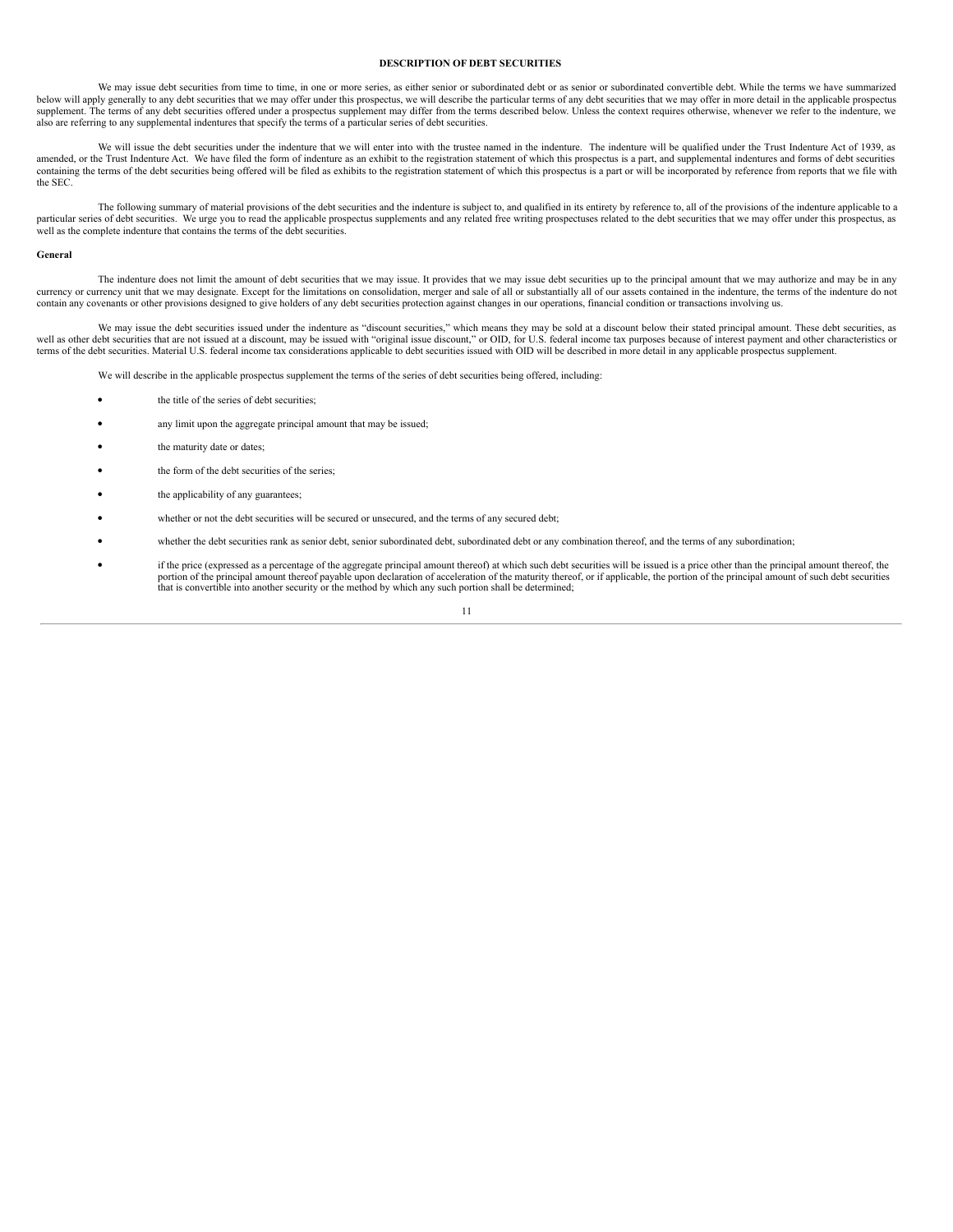## DESCRIPTION OF DEBT SECURITIES

We may issue debt securities from time to time, in one or more series, as either senior or subordinated debt or as senior or subordinated convertible debt. While the terms we have summarized below will apply generally to any debt securities that we may offer under this prospectus, we will describe the particular terms of any debt securities that we may offer in more detail in the applicable prospectus supplement. The terms of any debt securities offered under a prospectus supplement may differ from the terms described below. Unless the context requires otherwise, whenever we refer to the indenture, we also are referring to any supplemental indentures that specify the terms of a particular series of debt securities.

We will issue the debt securities under the indenture that we will enter into with the trustee named in the indenture. The indenture will be qualified under the Trust Indenture Act of 1939, as amended, or the Trust Indenture Act. We have filed the form of indenture as an exhibit to the registration statement of which this prospectus is a part, and supplemental indentures and forms of debt securities containing the terms of the debt securities being offered will be filed as exhibits to the registration statement of which this prospectus is a part or will be incorporated by reference from reports that we file with the SEC.

The following summary of material provisions of the debt securities and the indenture is subject to, and qualified in its entirety by reference to, all of the provisions of the indenture applicable to a particular series of debt securities. We urge you to read the applicable prospectus supplements and any related free writing prospectuses related to the debt securities that we may offer under this prospectus, as well as the complete indenture that contains the terms of the debt securities.

### General

The indenture does not limit the amount of debt securities that we may issue. It provides that we may issue debt securities up to the principal amount that we may authorize and may be in any currency or currency unit that we may designate. Except for the limitations on consolidation, merger and sale of all or substantially all of our assets contained in the indenture, the terms of the indenture do not contain any covenants or other provisions designed to give holders of any debt securities protection against changes in our operations, financial condition or transactions involving us.

We may issue the debt securities issued under the indenture as "discount securities," which means they may be sold at a discount below their stated principal amount. These debt securities, as well as other debt securities that are not issued at a discount, may be issued with "original issue discount," or OID, for U.S. federal income tax purposes because of interest payment and other characteristics or terms of the debt securities. Material U.S. federal income tax considerations applicable to debt securities issued with OID will be described in more detail in any applicable prospectus supplement.

We will describe in the applicable prospectus supplement the terms of the series of debt securities being offered, including:

- the title of the series of debt securities;
- any limit upon the aggregate principal amount that may be issued;
- the maturity date or dates;
- the form of the debt securities of the series;
- the applicability of any guarantees;
- whether or not the debt securities will be secured or unsecured, and the terms of any secured debt;
- whether the debt securities rank as senior debt, senior subordinated debt, subordinated debt or any combination thereof, and the terms of any subordination;
- if the price (expressed as a percentage of the aggregate principal amount thereof) at which such debt securities will be issued is a price other than the principal amount thereof, the portion of the principal amount thereof payable upon declaration of acceleration of the maturity thereof, or if applicable, the portion of the principal amount of such debt securities that is convertible into another security or the method by which any such portion shall be determined;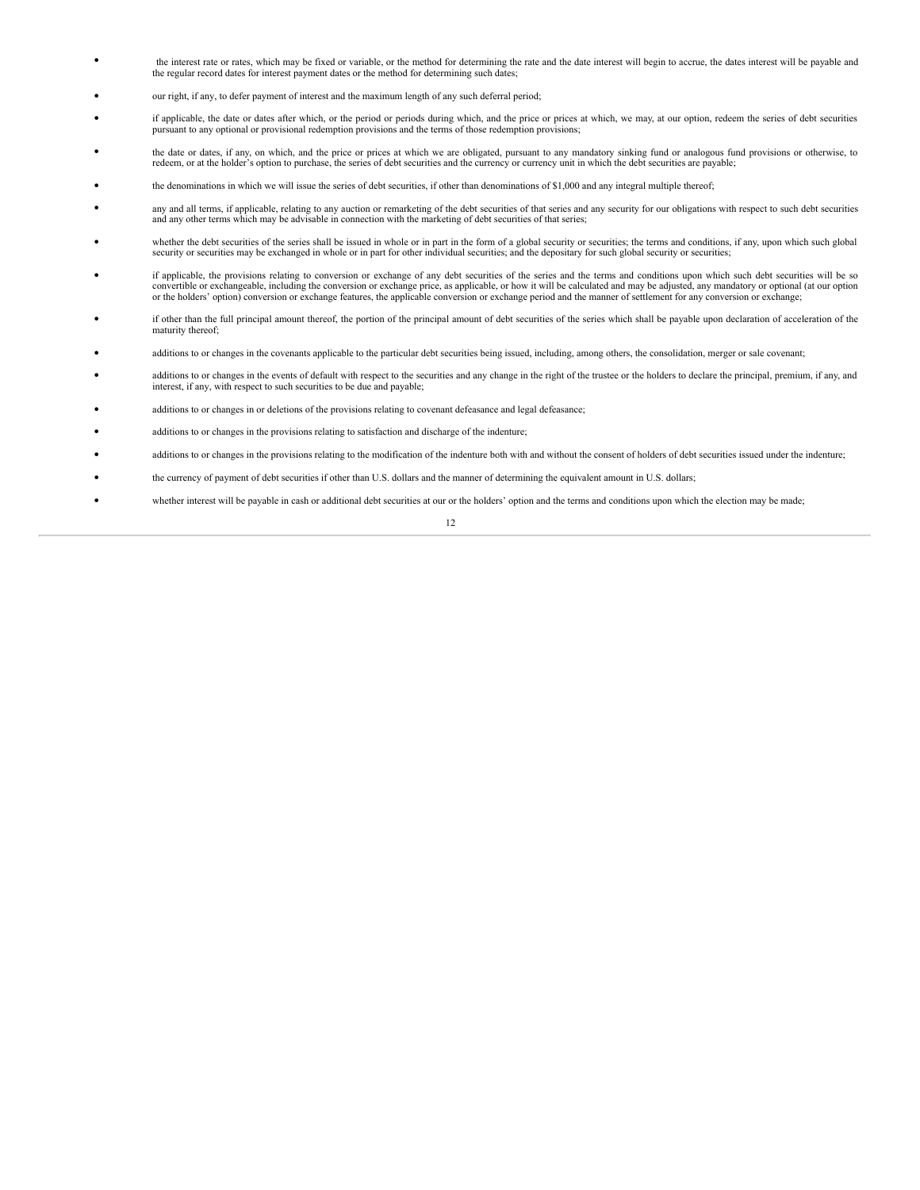- the interest rate or rates, which may be fixed or variable, or the method for determining the rate and the date interest will begin to accrue, the dates interest will be payable and the regular record dates for interest payment dates or the method for determining such dates;
- our right, if any, to defer payment of interest and the maximum length of any such deferral period;
- if applicable, the date or dates after which, or the period or periods during which, and the price or prices at which, we may, at our option, redeem the series of debt securities pursuant to any optional or provisional redemption provisions and the terms of those redemption provisions;
- the date or dates, if any, on which, and the price or prices at which we are obligated, pursuant to any mandatory sinking fund or analogous fund provisions or otherwise, to redeem, or at the holder's option to purchase, the series of debt securities and the currency or currency unit in which the debt securities are payable;
- the denominations in which we will issue the series of debt securities, if other than denominations of $1,000 and any integral multiple thereof;
- any and all terms, if applicable, relating to any auction or remarketing of the debt securities of that series and any security for our obligations with respect to such debt securities and any other terms which may be advisable in connection with the marketing of debt securities of that series;
- whether the debt securities of the series shall be issued in whole or in part in the form of a global security or securities; the terms and conditions, if any, upon which such global security or securities may be exchanged in whole or in part for other individual securities; and the depositary for such global security or securities;
- if applicable, the provisions relating to conversion or exchange of any debt securities of the series and the terms and conditions upon which such debt securities will be so convertible or exchangeable, including the conversion or exchange price, as applicable, or how it will be calculated and may be adjusted, any mandatory or optional (at our option or the holders' option) conversion or exchange features, the applicable conversion or exchange period and the manner of settlement for any conversion or exchange;
- if other than the full principal amount thereof, the portion of the principal amount of debt securities of the series which shall be payable upon declaration of acceleration of the maturity thereof;
- additions to or changes in the covenants applicable to the particular debt securities being issued, including, among others, the consolidation, merger or sale covenant;
- additions to or changes in the events of default with respect to the securities and any change in the right of the trustee or the holders to declare the principal, premium, if any, and interest, if any, with respect to such securities to be due and payable;
- additions to or changes in or deletions of the provisions relating to covenant defeasance and legal defeasance;
- additions to or changes in the provisions relating to satisfaction and discharge of the indenture;
- additions to or changes in the provisions relating to the modification of the indenture both with and without the consent of holders of debt securities issued under the indenture;
- the currency of payment of debt securities if other than U.S. dollars and the manner of determining the equivalent amount in U.S. dollars;
- whether interest will be payable in cash or additional debt securities at our or the holders' option and the terms and conditions upon which the election may be made;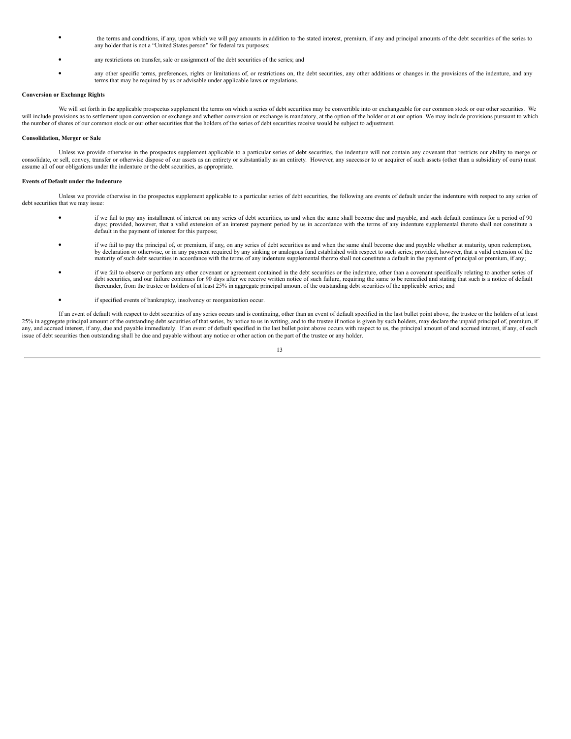- the terms and conditions, if any, upon which we will pay amounts in addition to the stated interest, premium, if any and principal amounts of the debt securities of the series to any holder that is not a "United States person" for federal tax purposes;
- any restrictions on transfer, sale or assignment of the debt securities of the series; and
- any other specific terms, preferences, rights or limitations of, or restrictions on, the debt securities, any other additions or changes in the provisions of the indenture, and any terms that may be required by us or advisable under applicable laws or regulations.

**Conversion or Exchange Rights**

We will set forth in the applicable prospectus supplement the terms on which a series of debt securities may be convertible into or exchangeable for our common stock or our other securities. We will include provisions as to settlement upon conversion or exchange and whether conversion or exchange is mandatory, at the option of the holder or at our option. We may include provisions pursuant to which the number of shares of our common stock or our other securities that the holders of the series of debt securities receive would be subject to adjustment.

**Consolidation, Merger or Sale**

Unless we provide otherwise in the prospectus supplement applicable to a particular series of debt securities, the indenture will not contain any covenant that restricts our ability to merge or consolidate, or sell, convey, transfer or otherwise dispose of our assets as an entirety or substantially as an entirety. However, any successor to or acquirer of such assets (other than a subsidiary of ours) must assume all of our obligations under the indenture or the debt securities, as appropriate.

**Events of Default under the Indenture**

Unless we provide otherwise in the prospectus supplement applicable to a particular series of debt securities, the following are events of default under the indenture with respect to any series of debt securities that we may issue:

- if we fail to pay any installment of interest on any series of debt securities, as and when the same shall become due and payable, and such default continues for a period of 90 days; provided, however, that a valid extension of an interest payment period by us in accordance with the terms of any indenture supplemental thereto shall not constitute a default in the payment of interest for this purpose;
- if we fail to pay the principal of, or premium, if any, on any series of debt securities as and when the same shall become due and payable whether at maturity, upon redemption, by declaration or otherwise, or in any payment required by any sinking or analogous fund established with respect to such series; provided, however, that a valid extension of the maturity of such debt securities in accordance with the terms of any indenture supplemental thereto shall not constitute a default in the payment of principal or premium, if any;
- if we fail to observe or perform any other covenant or agreement contained in the debt securities or the indenture, other than a covenant specifically relating to another series of debt securities, and our failure continues for 90 days after we receive written notice of such failure, requiring the same to be remedied and stating that such is a notice of default thereunder, from the trustee or holders of at least 25% in aggregate principal amount of the outstanding debt securities of the applicable series; and
- if specified events of bankruptcy, insolvency or reorganization occur.

If an event of default with respect to debt securities of any series occurs and is continuing, other than an event of default specified in the last bullet point above, the trustee or the holders of at least 25% in aggregate principal amount of the outstanding debt securities of that series, by notice to us in writing, and to the trustee if notice is given by such holders, may declare the unpaid principal of, premium, if any, and accrued interest, if any, due and payable immediately. If an event of default specified in the last bullet point above occurs with respect to us, the principal amount of and accrued interest, if any, of each issue of debt securities then outstanding shall be due and payable without any notice or other action on the part of the trustee or any holder.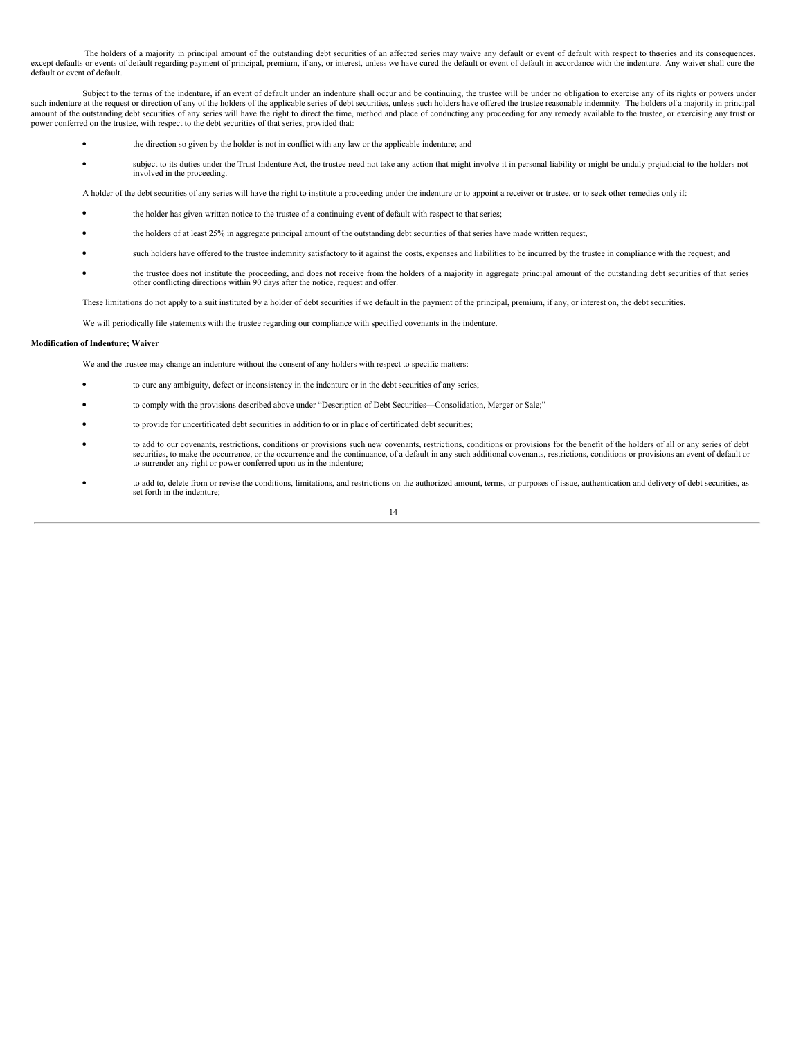The holders of a majority in principal amount of the outstanding debt securities of an affected series may waive any default or event of default with respect to the series and its consequences, except defaults or events of default regarding payment of principal, premium, if any, or interest, unless we have cured the default or event of default in accordance with the indenture. Any waiver shall cure the default or event of default.

Subject to the terms of the indenture, if an event of default under an indenture shall occur and be continuing, the trustee will be under no obligation to exercise any of its rights or powers under such indenture at the request or direction of any of the holders of the applicable series of debt securities, unless such holders have offered the trustee reasonable indemnity. The holders of a majority in principal amount of the outstanding debt securities of any series will have the right to direct the time, method and place of conducting any proceeding for any remedy available to the trustee, or exercising any trust or power conferred on the trustee, with respect to the debt securities of that series, provided that:

- the direction so given by the holder is not in conflict with any law or the applicable indenture; and
- subject to its duties under the Trust Indenture Act, the trustee need not take any action that might involve it in personal liability or might be unduly prejudicial to the holders not involved in the proceeding.

A holder of the debt securities of any series will have the right to institute a proceeding under the indenture or to appoint a receiver or trustee, or to seek other remedies only if:

- the holder has given written notice to the trustee of a continuing event of default with respect to that series;
- the holders of at least 25% in aggregate principal amount of the outstanding debt securities of that series have made written request,
- such holders have offered to the trustee indemnity satisfactory to it against the costs, expenses and liabilities to be incurred by the trustee in compliance with the request; and
- the trustee does not institute the proceeding, and does not receive from the holders of a majority in aggregate principal amount of the outstanding debt securities of that series other conflicting directions within 90 days after the notice, request and offer.

These limitations do not apply to a suit instituted by a holder of debt securities if we default in the payment of the principal, premium, if any, or interest on, the debt securities.

We will periodically file statements with the trustee regarding our compliance with specified covenants in the indenture.

**Modification of Indenture; Waiver**

We and the trustee may change an indenture without the consent of any holders with respect to specific matters:

- to cure any ambiguity, defect or inconsistency in the indenture or in the debt securities of any series;
- to comply with the provisions described above under "Description of Debt Securities—Consolidation, Merger or Sale;"
- to provide for uncertificated debt securities in addition to or in place of certificated debt securities;
- to add to our covenants, restrictions, conditions or provisions such new covenants, restrictions, conditions or provisions for the benefit of the holders of all or any series of debt securities, to make the occurrence, or the occurrence and the continuance, of a default in any such additional covenants, restrictions, conditions or provisions an event of default or to surrender any right or power conferred upon us in the indenture;
- to add to, delete from or revise the conditions, limitations, and restrictions on the authorized amount, terms, or purposes of issue, authentication and delivery of debt securities, as set forth in the indenture;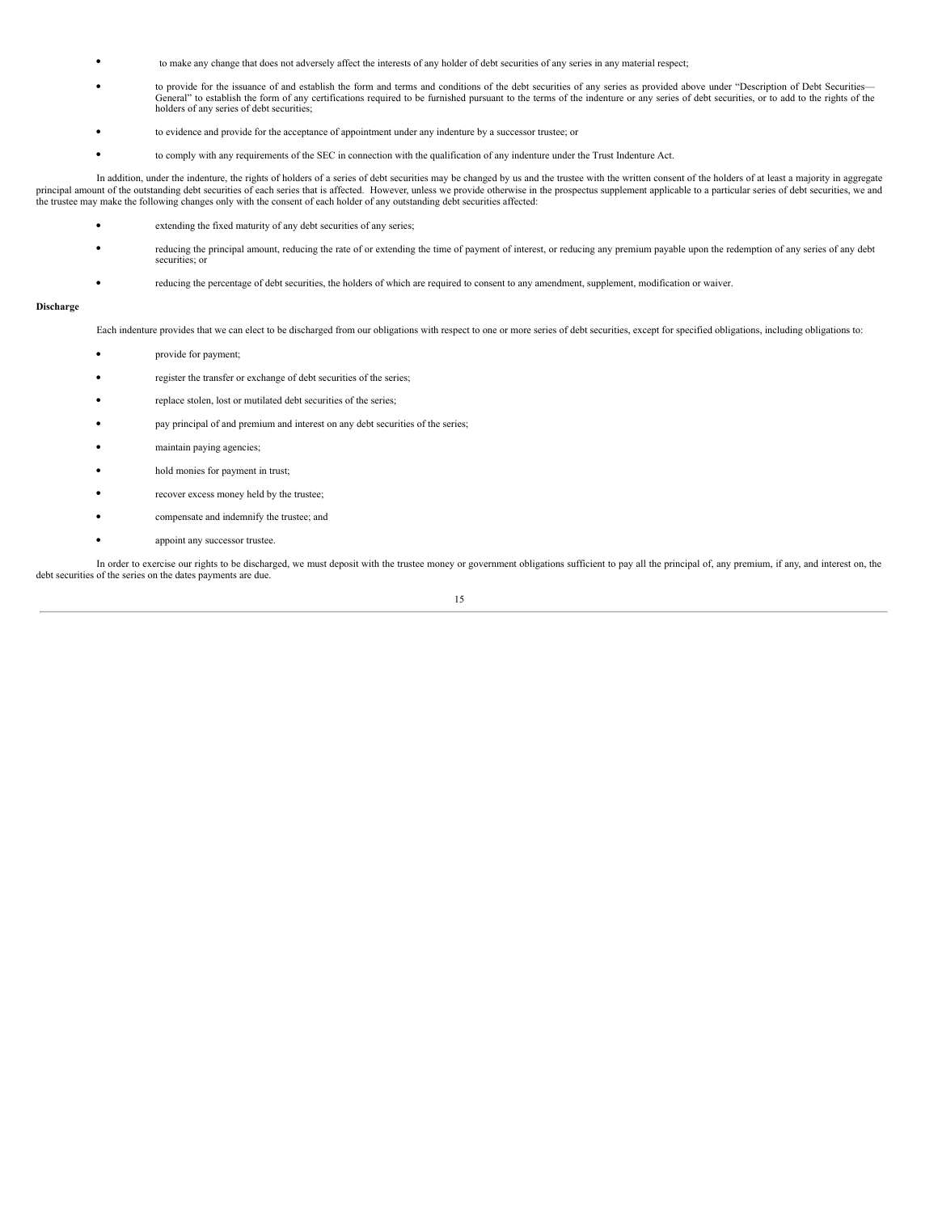- to make any change that does not adversely affect the interests of any holder of debt securities of any series in any material respect;
- to provide for the issuance of and establish the form and terms and conditions of the debt securities of any series as provided above under "Description of Debt Securities—General" to establish the form of any certifications required to be furnished pursuant to the terms of the indenture or any series of debt securities, or to add to the rights of the holders of any series of debt securities;
- to evidence and provide for the acceptance of appointment under any indenture by a successor trustee; or
- to comply with any requirements of the SEC in connection with the qualification of any indenture under the Trust Indenture Act.

In addition, under the indenture, the rights of holders of a series of debt securities may be changed by us and the trustee with the written consent of the holders of at least a majority in aggregate principal amount of the outstanding debt securities of each series that is affected. However, unless we provide otherwise in the prospectus supplement applicable to a particular series of debt securities, we and the trustee may make the following changes only with the consent of each holder of any outstanding debt securities affected:

- extending the fixed maturity of any debt securities of any series;
- reducing the principal amount, reducing the rate of or extending the time of payment of interest, or reducing any premium payable upon the redemption of any series of any debt securities; or
- reducing the percentage of debt securities, the holders of which are required to consent to any amendment, supplement, modification or waiver.

**Discharge**

Each indenture provides that we can elect to be discharged from our obligations with respect to one or more series of debt securities, except for specified obligations, including obligations to:

- provide for payment;
- register the transfer or exchange of debt securities of the series;
- replace stolen, lost or mutilated debt securities of the series;
- pay principal of and premium and interest on any debt securities of the series;
- maintain paying agencies;
- hold monies for payment in trust;
- recover excess money held by the trustee;
- compensate and indemnify the trustee; and
- appoint any successor trustee.

In order to exercise our rights to be discharged, we must deposit with the trustee money or government obligations sufficient to pay all the principal of, any premium, if any, and interest on, the debt securities of the series on the dates payments are due.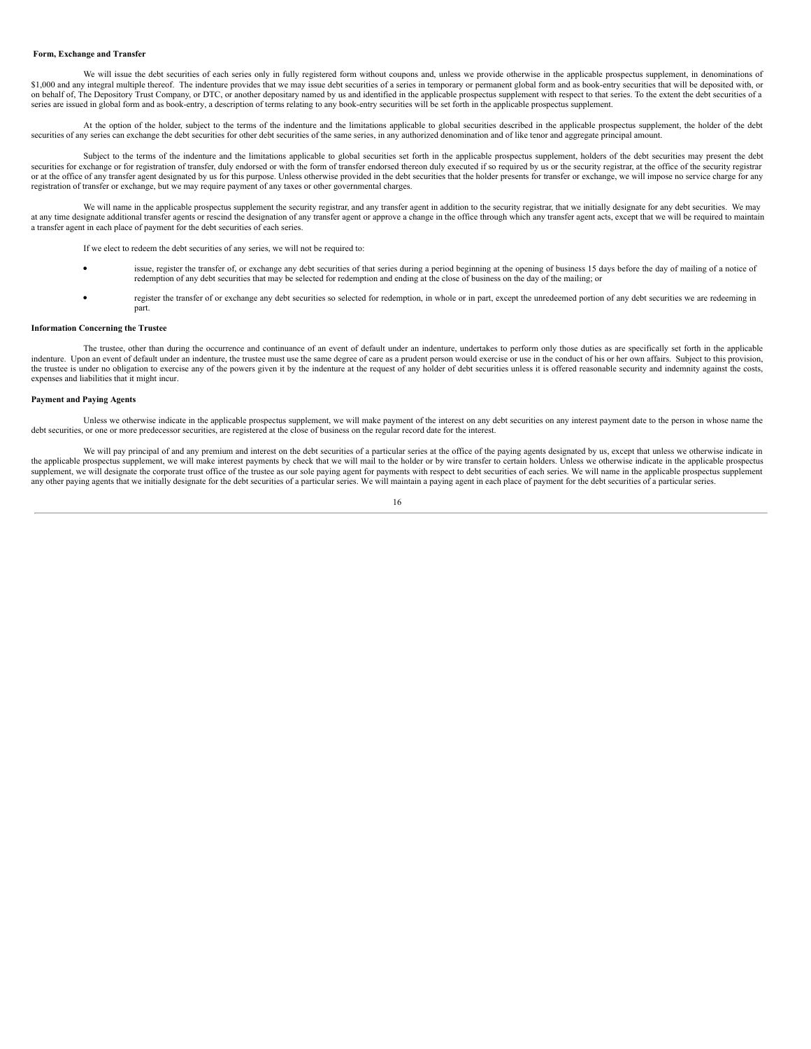**Form, Exchange and Transfer**

We will issue the debt securities of each series only in fully registered form without coupons and, unless we provide otherwise in the applicable prospectus supplement, in denominations of $1,000 and any integral multiple thereof. The indenture provides that we may issue debt securities of a series in temporary or permanent global form and as book-entry securities that will be deposited with, or on behalf of, The Depository Trust Company, or DTC, or another depositary named by us and identified in the applicable prospectus supplement with respect to that series. To the extent the debt securities of a series are issued in global form and as book-entry, a description of terms relating to any book-entry securities will be set forth in the applicable prospectus supplement.

At the option of the holder, subject to the terms of the indenture and the limitations applicable to global securities described in the applicable prospectus supplement, the holder of the debt securities of any series can exchange the debt securities for other debt securities of the same series, in any authorized denomination and of like tenor and aggregate principal amount.

Subject to the terms of the indenture and the limitations applicable to global securities set forth in the applicable prospectus supplement, holders of the debt securities may present the debt securities for exchange or for registration of transfer, duly endorsed or with the form of transfer endorsed thereon duly executed if so required by us or the security registrar, at the office of the security registrar or at the office of any transfer agent designated by us for this purpose. Unless otherwise provided in the debt securities that the holder presents for transfer or exchange, we will impose no service charge for any registration of transfer or exchange, but we may require payment of any taxes or other governmental charges.

We will name in the applicable prospectus supplement the security registrar, and any transfer agent in addition to the security registrar, that we initially designate for any debt securities. We may at any time designate additional transfer agents or rescind the designation of any transfer agent or approve a change in the office through which any transfer agent acts, except that we will be required to maintain a transfer agent in each place of payment for the debt securities of each series.

If we elect to redeem the debt securities of any series, we will not be required to:

- issue, register the transfer of, or exchange any debt securities of that series during a period beginning at the opening of business 15 days before the day of mailing of a notice of redemption of any debt securities that may be selected for redemption and ending at the close of business on the day of the mailing; or
- register the transfer of or exchange any debt securities so selected for redemption, in whole or in part, except the unredeemed portion of any debt securities we are redeeming in part.

**Information Concerning the Trustee**

The trustee, other than during the occurrence and continuance of an event of default under an indenture, undertakes to perform only those duties as are specifically set forth in the applicable indenture. Upon an event of default under an indenture, the trustee must use the same degree of care as a prudent person would exercise or use in the conduct of his or her own affairs. Subject to this provision, the trustee is under no obligation to exercise any of the powers given it by the indenture at the request of any holder of debt securities unless it is offered reasonable security and indemnity against the costs, expenses and liabilities that it might incur.

**Payment and Paying Agents**

Unless we otherwise indicate in the applicable prospectus supplement, we will make payment of the interest on any debt securities on any interest payment date to the person in whose name the debt securities, or one or more predecessor securities, are registered at the close of business on the regular record date for the interest.

We will pay principal of and any premium and interest on the debt securities of a particular series at the office of the paying agents designated by us, except that unless we otherwise indicate in the applicable prospectus supplement, we will make interest payments by check that we will mail to the holder or by wire transfer to certain holders. Unless we otherwise indicate in the applicable prospectus supplement, we will designate the corporate trust office of the trustee as our sole paying agent for payments with respect to debt securities of each series. We will name in the applicable prospectus supplement any other paying agents that we initially designate for the debt securities of a particular series. We will maintain a paying agent in each place of payment for the debt securities of a particular series.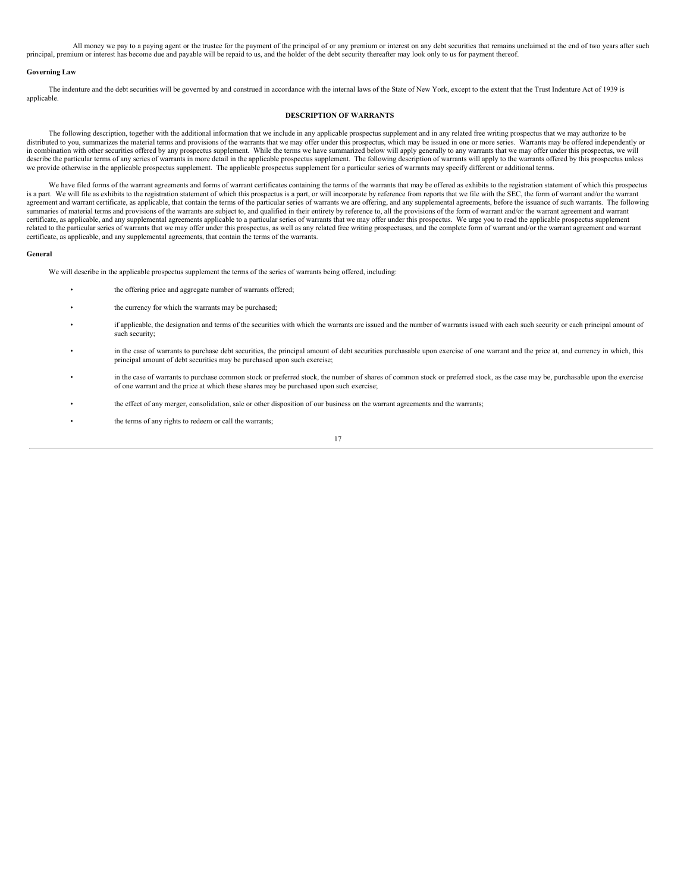All money we pay to a paying agent or the trustee for the payment of the principal of or any premium or interest on any debt securities that remains unclaimed at the end of two years after such principal, premium or interest has become due and payable will be repaid to us, and the holder of the debt security thereafter may look only to us for payment thereof.

**Governing Law**

The indenture and the debt securities will be governed by and construed in accordance with the internal laws of the State of New York, except to the extent that the Trust Indenture Act of 1939 is applicable.

## DESCRIPTION OF WARRANTS

The following description, together with the additional information that we include in any applicable prospectus supplement and in any related free writing prospectus that we may authorize to be distributed to you, summarizes the material terms and provisions of the warrants that we may offer under this prospectus, which may be issued in one or more series. Warrants may be offered independently or in combination with other securities offered by any prospectus supplement. While the terms we have summarized below will apply generally to any warrants that we may offer under this prospectus, we will describe the particular terms of any series of warrants in more detail in the applicable prospectus supplement. The following description of warrants will apply to the warrants offered by this prospectus unless we provide otherwise in the applicable prospectus supplement. The applicable prospectus supplement for a particular series of warrants may specify different or additional terms.

We have filed forms of the warrant agreements and forms of warrant certificates containing the terms of the warrants that may be offered as exhibits to the registration statement of which this prospectus is a part. We will file as exhibits to the registration statement of which this prospectus is a part, or will incorporate by reference from reports that we file with the SEC, the form of warrant and/or the warrant agreement and warrant certificate, as applicable, that contain the terms of the particular series of warrants we are offering, and any supplemental agreements, before the issuance of such warrants. The following summaries of material terms and provisions of the warrants are subject to, and qualified in their entirety by reference to, all the provisions of the form of warrant and/or the warrant agreement and warrant certificate, as applicable, and any supplemental agreements applicable to a particular series of warrants that we may offer under this prospectus. We urge you to read the applicable prospectus supplement related to the particular series of warrants that we may offer under this prospectus, as well as any related free writing prospectuses, and the complete form of warrant and/or the warrant agreement and warrant certificate, as applicable, and any supplemental agreements, that contain the terms of the warrants.

**General**

We will describe in the applicable prospectus supplement the terms of the series of warrants being offered, including:

- the offering price and aggregate number of warrants offered;
- the currency for which the warrants may be purchased;
- if applicable, the designation and terms of the securities with which the warrants are issued and the number of warrants issued with each such security or each principal amount of such security;
- in the case of warrants to purchase debt securities, the principal amount of debt securities purchasable upon exercise of one warrant and the price at, and currency in which, this principal amount of debt securities may be purchased upon such exercise;
- in the case of warrants to purchase common stock or preferred stock, the number of shares of common stock or preferred stock, as the case may be, purchasable upon the exercise of one warrant and the price at which these shares may be purchased upon such exercise;
- the effect of any merger, consolidation, sale or other disposition of our business on the warrant agreements and the warrants;
- the terms of any rights to redeem or call the warrants;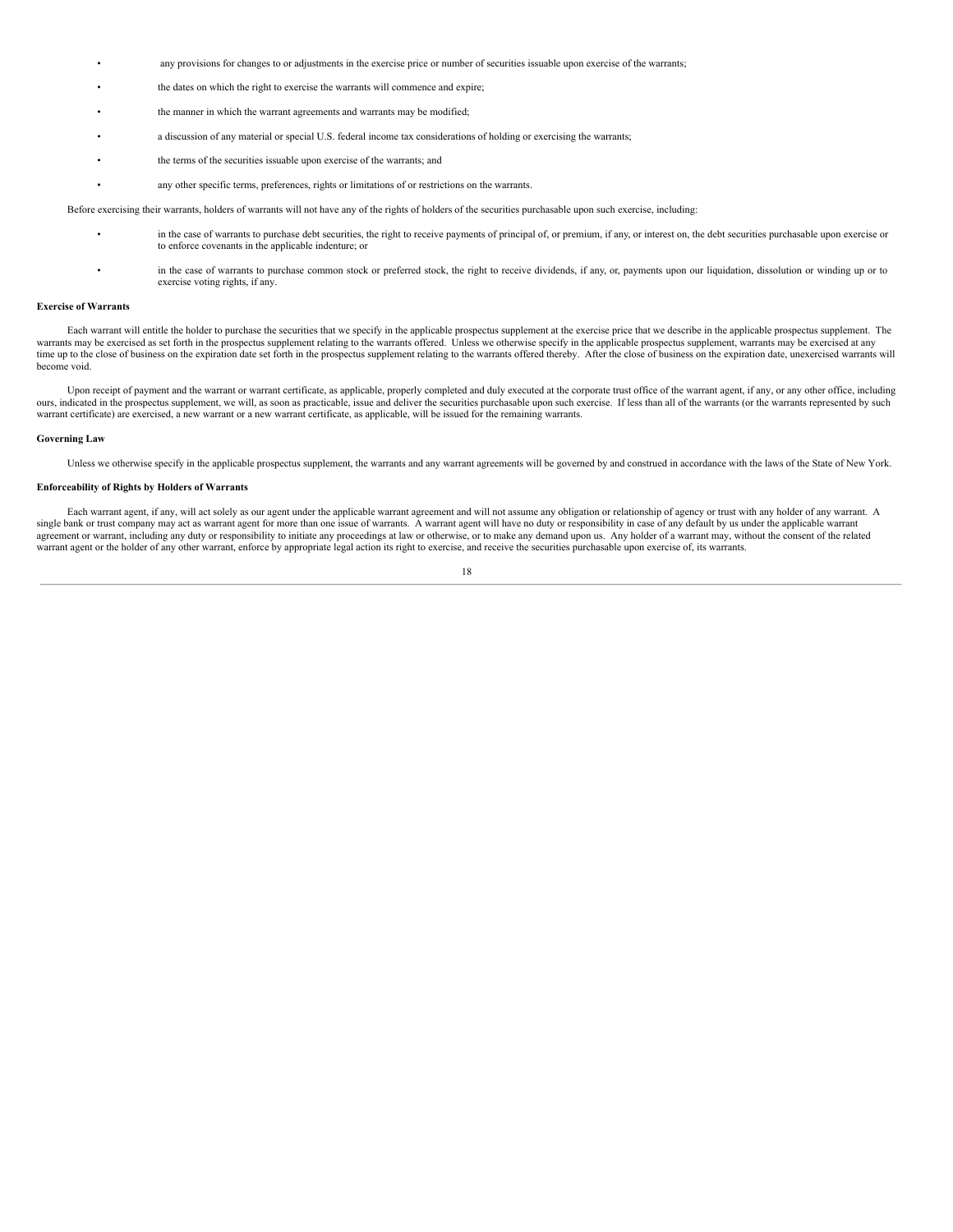- any provisions for changes to or adjustments in the exercise price or number of securities issuable upon exercise of the warrants;
- the dates on which the right to exercise the warrants will commence and expire;
- the manner in which the warrant agreements and warrants may be modified;
- a discussion of any material or special U.S. federal income tax considerations of holding or exercising the warrants;
- the terms of the securities issuable upon exercise of the warrants; and
- any other specific terms, preferences, rights or limitations of or restrictions on the warrants.

Before exercising their warrants, holders of warrants will not have any of the rights of holders of the securities purchasable upon such exercise, including:

- in the case of warrants to purchase debt securities, the right to receive payments of principal of, or premium, if any, or interest on, the debt securities purchasable upon exercise or to enforce covenants in the applicable indenture; or
- in the case of warrants to purchase common stock or preferred stock, the right to receive dividends, if any, or, payments upon our liquidation, dissolution or winding up or to exercise voting rights, if any.

**Exercise of Warrants**

Each warrant will entitle the holder to purchase the securities that we specify in the applicable prospectus supplement at the exercise price that we describe in the applicable prospectus supplement. The warrants may be exercised as set forth in the prospectus supplement relating to the warrants offered. Unless we otherwise specify in the applicable prospectus supplement, warrants may be exercised at any time up to the close of business on the expiration date set forth in the prospectus supplement relating to the warrants offered thereby. After the close of business on the expiration date, unexercised warrants will become void.

Upon receipt of payment and the warrant or warrant certificate, as applicable, properly completed and duly executed at the corporate trust office of the warrant agent, if any, or any other office, including ours, indicated in the prospectus supplement, we will, as soon as practicable, issue and deliver the securities purchasable upon such exercise. If less than all of the warrants (or the warrants represented by such warrant certificate) are exercised, a new warrant or a new warrant certificate, as applicable, will be issued for the remaining warrants.

**Governing Law**

Unless we otherwise specify in the applicable prospectus supplement, the warrants and any warrant agreements will be governed by and construed in accordance with the laws of the State of New York.

**Enforceability of Rights by Holders of Warrants**

Each warrant agent, if any, will act solely as our agent under the applicable warrant agreement and will not assume any obligation or relationship of agency or trust with any holder of any warrant. A single bank or trust company may act as warrant agent for more than one issue of warrants. A warrant agent will have no duty or responsibility in case of any default by us under the applicable warrant agreement or warrant, including any duty or responsibility to initiate any proceedings at law or otherwise, or to make any demand upon us. Any holder of a warrant may, without the consent of the related warrant agent or the holder of any other warrant, enforce by appropriate legal action its right to exercise, and receive the securities purchasable upon exercise of, its warrants.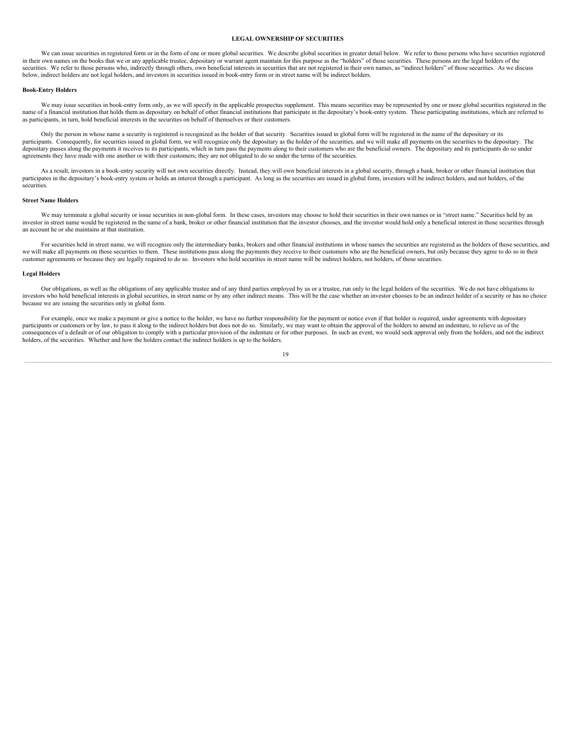# LEGAL OWNERSHIP OF SECURITIES

We can issue securities in registered form or in the form of one or more global securities. We describe global securities in greater detail below. We refer to those persons who have securities registered in their own names on the books that we or any applicable trustee, depositary or warrant agent maintain for this purpose as the "holders" of those securities. These persons are the legal holders of the securities. We refer to those persons who, indirectly through others, own beneficial interests in securities that are not registered in their own names, as "indirect holders" of those securities. As we discuss below, indirect holders are not legal holders, and investors in securities issued in book-entry form or in street name will be indirect holders.

**Book-Entry Holders**

We may issue securities in book-entry form only, as we will specify in the applicable prospectus supplement. This means securities may be represented by one or more global securities registered in the name of a financial institution that holds them as depositary on behalf of other financial institutions that participate in the depositary's book-entry system. These participating institutions, which are referred to as participants, in turn, hold beneficial interests in the securities on behalf of themselves or their customers.

Only the person in whose name a security is registered is recognized as the holder of that security. Securities issued in global form will be registered in the name of the depositary or its participants. Consequently, for securities issued in global form, we will recognize only the depositary as the holder of the securities, and we will make all payments on the securities to the depositary. The depositary passes along the payments it receives to its participants, which in turn pass the payments along to their customers who are the beneficial owners. The depositary and its participants do so under agreements they have made with one another or with their customers; they are not obligated to do so under the terms of the securities.

As a result, investors in a book-entry security will not own securities directly. Instead, they will own beneficial interests in a global security, through a bank, broker or other financial institution that participates in the depositary's book-entry system or holds an interest through a participant. As long as the securities are issued in global form, investors will be indirect holders, and not holders, of the securities.

**Street Name Holders**

We may terminate a global security or issue securities in non-global form. In these cases, investors may choose to hold their securities in their own names or in "street name." Securities held by an investor in street name would be registered in the name of a bank, broker or other financial institution that the investor chooses, and the investor would hold only a beneficial interest in those securities through an account he or she maintains at that institution.

For securities held in street name, we will recognize only the intermediary banks, brokers and other financial institutions in whose names the securities are registered as the holders of those securities, and we will make all payments on those securities to them. These institutions pass along the payments they receive to their customers who are the beneficial owners, but only because they agree to do so in their customer agreements or because they are legally required to do so. Investors who hold securities in street name will be indirect holders, not holders, of those securities.

**Legal Holders**

Our obligations, as well as the obligations of any applicable trustee and of any third parties employed by us or a trustee, run only to the legal holders of the securities. We do not have obligations to investors who hold beneficial interests in global securities, in street name or by any other indirect means. This will be the case whether an investor chooses to be an indirect holder of a security or has no choice because we are issuing the securities only in global form.

For example, once we make a payment or give a notice to the holder, we have no further responsibility for the payment or notice even if that holder is required, under agreements with depositary participants or customers or by law, to pass it along to the indirect holders but does not do so. Similarly, we may want to obtain the approval of the holders to amend an indenture, to relieve us of the consequences of a default or of our obligation to comply with a particular provision of the indenture or for other purposes. In such an event, we would seek approval only from the holders, and not the indirect holders, of the securities. Whether and how the holders contact the indirect holders is up to the holders.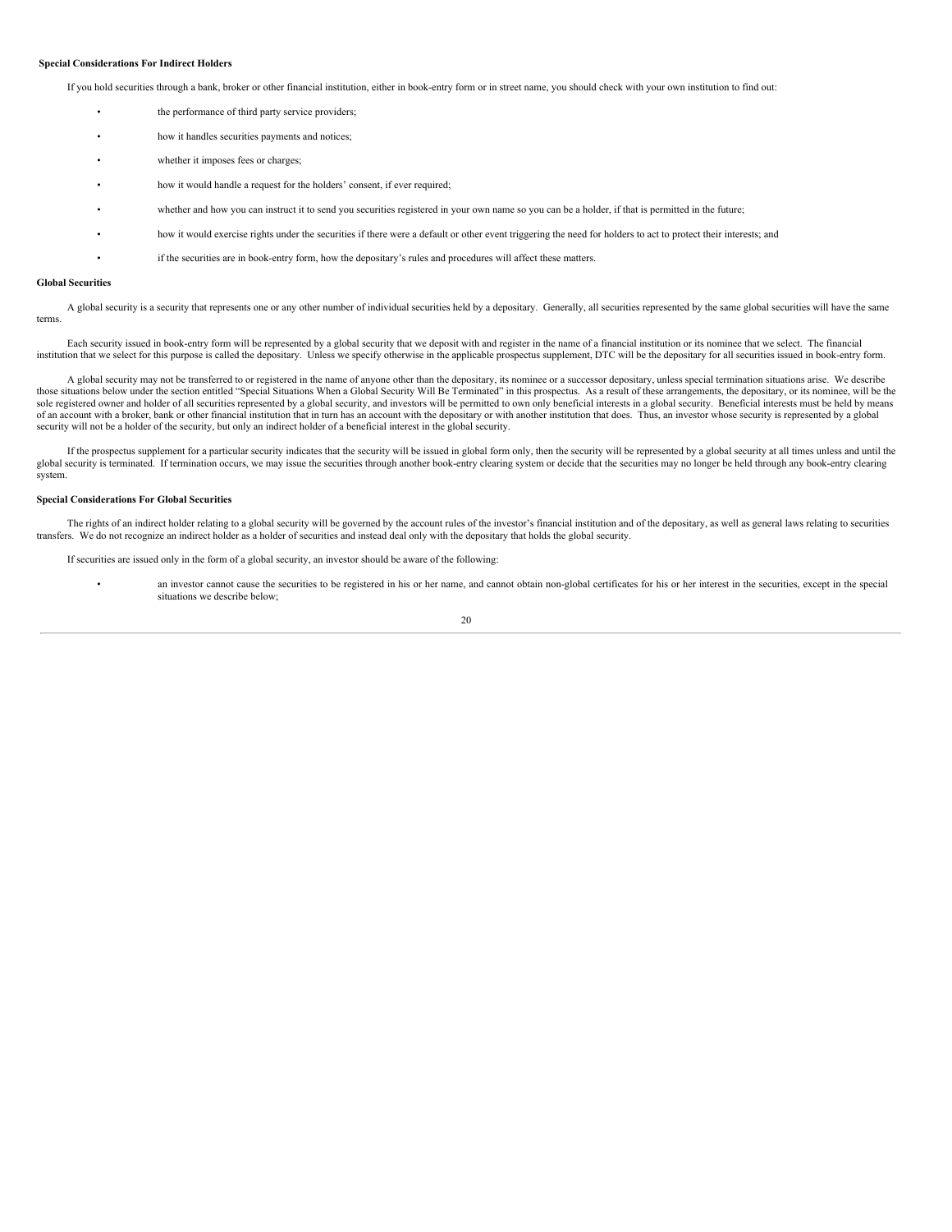**Special Considerations For Indirect Holders**

If you hold securities through a bank, broker or other financial institution, either in book-entry form or in street name, you should check with your own institution to find out:

- the performance of third party service providers;
- how it handles securities payments and notices;
- whether it imposes fees or charges;
- how it would handle a request for the holders' consent, if ever required;
- whether and how you can instruct it to send you securities registered in your own name so you can be a holder, if that is permitted in the future;
- how it would exercise rights under the securities if there were a default or other event triggering the need for holders to act to protect their interests; and
- if the securities are in book-entry form, how the depositary's rules and procedures will affect these matters.

**Global Securities**

A global security is a security that represents one or any other number of individual securities held by a depositary. Generally, all securities represented by the same global securities will have the same terms.

Each security issued in book-entry form will be represented by a global security that we deposit with and register in the name of a financial institution or its nominee that we select. The financial institution that we select for this purpose is called the depositary. Unless we specify otherwise in the applicable prospectus supplement, DTC will be the depositary for all securities issued in book-entry form.

A global security may not be transferred to or registered in the name of anyone other than the depositary, its nominee or a successor depositary, unless special termination situations arise. We describe those situations below under the section entitled "Special Situations When a Global Security Will Be Terminated" in this prospectus. As a result of these arrangements, the depositary, or its nominee, will be the sole registered owner and holder of all securities represented by a global security, and investors will be permitted to own only beneficial interests in a global security. Beneficial interests must be held by means of an account with a broker, bank or other financial institution that in turn has an account with the depositary or with another institution that does. Thus, an investor whose security is represented by a global security will not be a holder of the security, but only an indirect holder of a beneficial interest in the global security.

If the prospectus supplement for a particular security indicates that the security will be issued in global form only, then the security will be represented by a global security at all times unless and until the global security is terminated. If termination occurs, we may issue the securities through another book-entry clearing system or decide that the securities may no longer be held through any book-entry clearing system.

**Special Considerations For Global Securities**

The rights of an indirect holder relating to a global security will be governed by the account rules of the investor's financial institution and of the depositary, as well as general laws relating to securities transfers. We do not recognize an indirect holder as a holder of securities and instead deal only with the depositary that holds the global security.

If securities are issued only in the form of a global security, an investor should be aware of the following:

- an investor cannot cause the securities to be registered in his or her name, and cannot obtain non-global certificates for his or her interest in the securities, except in the special situations we describe below;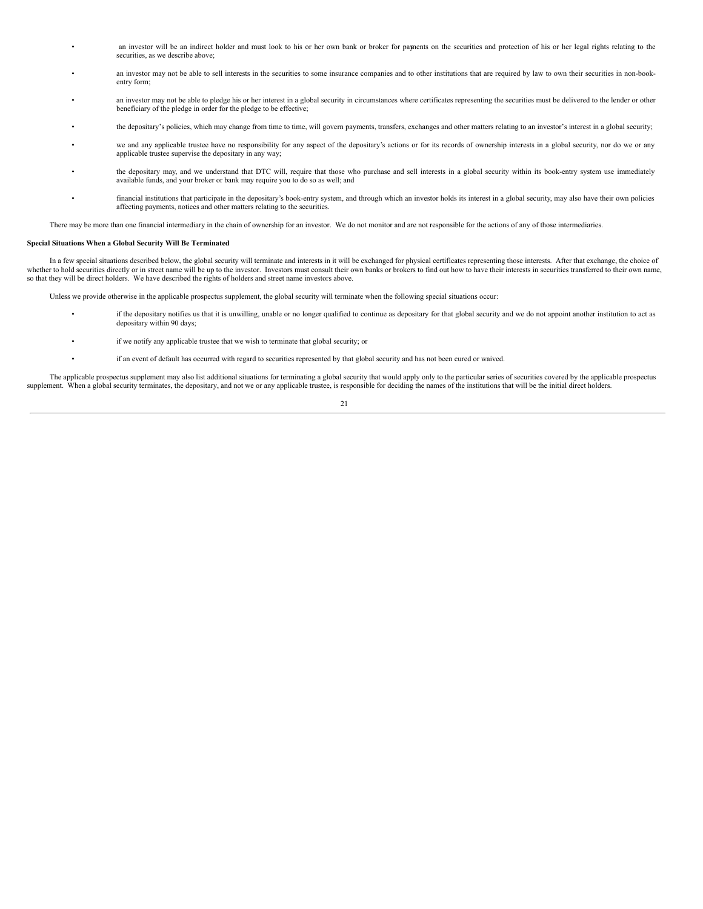- an investor will be an indirect holder and must look to his or her own bank or broker for payments on the securities and protection of his or her legal rights relating to the securities, as we describe above;
- an investor may not be able to sell interests in the securities to some insurance companies and to other institutions that are required by law to own their securities in non-book-entry form;
- an investor may not be able to pledge his or her interest in a global security in circumstances where certificates representing the securities must be delivered to the lender or other beneficiary of the pledge in order for the pledge to be effective;
- the depositary's policies, which may change from time to time, will govern payments, transfers, exchanges and other matters relating to an investor's interest in a global security;
- we and any applicable trustee have no responsibility for any aspect of the depositary's actions or for its records of ownership interests in a global security, nor do we or any applicable trustee supervise the depositary in any way;
- the depositary may, and we understand that DTC will, require that those who purchase and sell interests in a global security within its book-entry system use immediately available funds, and your broker or bank may require you to do so as well; and
- financial institutions that participate in the depositary's book-entry system, and through which an investor holds its interest in a global security, may also have their own policies affecting payments, notices and other matters relating to the securities.

There may be more than one financial intermediary in the chain of ownership for an investor. We do not monitor and are not responsible for the actions of any of those intermediaries.

**Special Situations When a Global Security Will Be Terminated**

In a few special situations described below, the global security will terminate and interests in it will be exchanged for physical certificates representing those interests. After that exchange, the choice of whether to hold securities directly or in street name will be up to the investor. Investors must consult their own banks or brokers to find out how to have their interests in securities transferred to their own name, so that they will be direct holders. We have described the rights of holders and street name investors above.

Unless we provide otherwise in the applicable prospectus supplement, the global security will terminate when the following special situations occur:

- if the depositary notifies us that it is unwilling, unable or no longer qualified to continue as depositary for that global security and we do not appoint another institution to act as depositary within 90 days;
- if we notify any applicable trustee that we wish to terminate that global security; or
- if an event of default has occurred with regard to securities represented by that global security and has not been cured or waived.

The applicable prospectus supplement may also list additional situations for terminating a global security that would apply only to the particular series of securities covered by the applicable prospectus supplement. When a global security terminates, the depositary, and not we or any applicable trustee, is responsible for deciding the names of the institutions that will be the initial direct holders.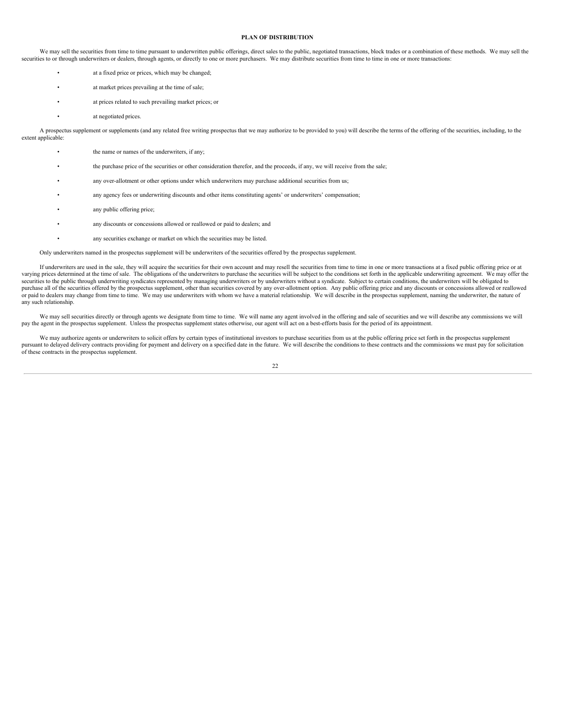## PLAN OF DISTRIBUTION

We may sell the securities from time to time pursuant to underwritten public offerings, direct sales to the public, negotiated transactions, block trades or a combination of these methods. We may sell the securities to or through underwriters or dealers, through agents, or directly to one or more purchasers. We may distribute securities from time to time in one or more transactions:

- at a fixed price or prices, which may be changed;
- at market prices prevailing at the time of sale;
- at prices related to such prevailing market prices; or
- at negotiated prices.

A prospectus supplement or supplements (and any related free writing prospectus that we may authorize to be provided to you) will describe the terms of the offering of the securities, including, to the extent applicable:

- the name or names of the underwriters, if any;
- the purchase price of the securities or other consideration therefor, and the proceeds, if any, we will receive from the sale;
- any over-allotment or other options under which underwriters may purchase additional securities from us;
- any agency fees or underwriting discounts and other items constituting agents' or underwriters' compensation;
- any public offering price;
- any discounts or concessions allowed or reallowed or paid to dealers; and
- any securities exchange or market on which the securities may be listed.

Only underwriters named in the prospectus supplement will be underwriters of the securities offered by the prospectus supplement.

If underwriters are used in the sale, they will acquire the securities for their own account and may resell the securities from time to time in one or more transactions at a fixed public offering price or at varying prices determined at the time of sale. The obligations of the underwriters to purchase the securities will be subject to the conditions set forth in the applicable underwriting agreement. We may offer the securities to the public through underwriting syndicates represented by managing underwriters or by underwriters without a syndicate. Subject to certain conditions, the underwriters will be obligated to purchase all of the securities offered by the prospectus supplement, other than securities covered by any over-allotment option. Any public offering price and any discounts or concessions allowed or reallowed or paid to dealers may change from time to time. We may use underwriters with whom we have a material relationship. We will describe in the prospectus supplement, naming the underwriter, the nature of any such relationship.

We may sell securities directly or through agents we designate from time to time. We will name any agent involved in the offering and sale of securities and we will describe any commissions we will pay the agent in the prospectus supplement. Unless the prospectus supplement states otherwise, our agent will act on a best-efforts basis for the period of its appointment.

We may authorize agents or underwriters to solicit offers by certain types of institutional investors to purchase securities from us at the public offering price set forth in the prospectus supplement pursuant to delayed delivery contracts providing for payment and delivery on a specified date in the future. We will describe the conditions to these contracts and the commissions we must pay for solicitation of these contracts in the prospectus supplement.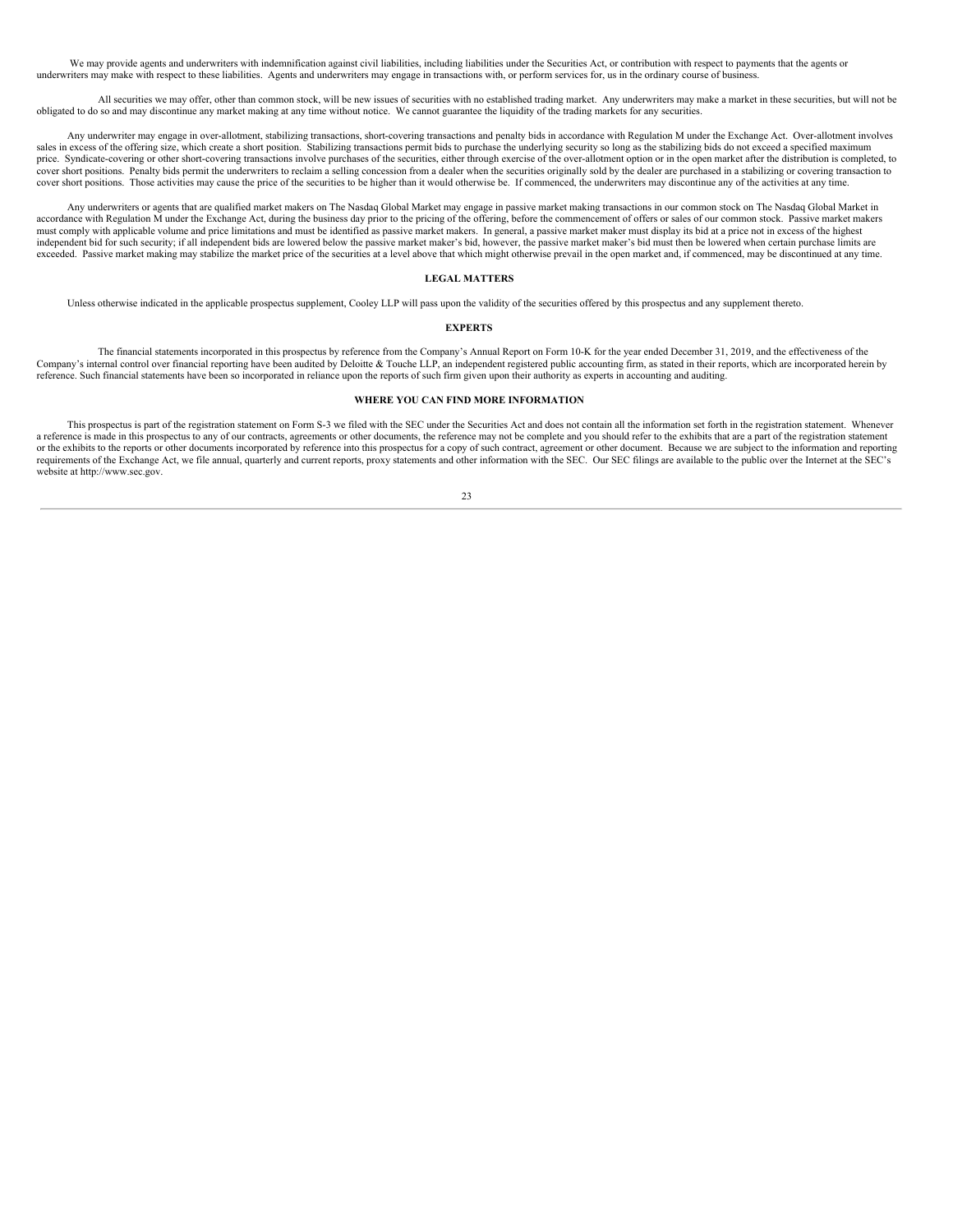We may provide agents and underwriters with indemnification against civil liabilities, including liabilities under the Securities Act, or contribution with respect to payments that the agents or underwriters may make with respect to these liabilities. Agents and underwriters may engage in transactions with, or perform services for, us in the ordinary course of business.

All securities we may offer, other than common stock, will be new issues of securities with no established trading market. Any underwriters may make a market in these securities, but will not be obligated to do so and may discontinue any market making at any time without notice. We cannot guarantee the liquidity of the trading markets for any securities.

Any underwriter may engage in over-allotment, stabilizing transactions, short-covering transactions and penalty bids in accordance with Regulation M under the Exchange Act. Over-allotment involves sales in excess of the offering size, which create a short position. Stabilizing transactions permit bids to purchase the underlying security so long as the stabilizing bids do not exceed a specified maximum price. Syndicate-covering or other short-covering transactions involve purchases of the securities, either through exercise of the over-allotment option or in the open market after the distribution is completed, to cover short positions. Penalty bids permit the underwriters to reclaim a selling concession from a dealer when the securities originally sold by the dealer are purchased in a stabilizing or covering transaction to cover short positions. Those activities may cause the price of the securities to be higher than it would otherwise be. If commenced, the underwriters may discontinue any of the activities at any time.

Any underwriters or agents that are qualified market makers on The Nasdaq Global Market may engage in passive market making transactions in our common stock on The Nasdaq Global Market in accordance with Regulation M under the Exchange Act, during the business day prior to the pricing of the offering, before the commencement of offers or sales of our common stock. Passive market makers must comply with applicable volume and price limitations and must be identified as passive market makers. In general, a passive market maker must display its bid at a price not in excess of the highest independent bid for such security; if all independent bids are lowered below the passive market maker's bid, however, the passive market maker's bid must then be lowered when certain purchase limits are exceeded. Passive market making may stabilize the market price of the securities at a level above that which might otherwise prevail in the open market and, if commenced, may be discontinued at any time.

## LEGAL MATTERS

Unless otherwise indicated in the applicable prospectus supplement, Cooley LLP will pass upon the validity of the securities offered by this prospectus and any supplement thereto.

## EXPERTS

The financial statements incorporated in this prospectus by reference from the Company's Annual Report on Form 10-K for the year ended December 31, 2019, and the effectiveness of the Company's internal control over financial reporting have been audited by Deloitte & Touche LLP, an independent registered public accounting firm, as stated in their reports, which are incorporated herein by reference. Such financial statements have been so incorporated in reliance upon the reports of such firm given upon their authority as experts in accounting and auditing.

## WHERE YOU CAN FIND MORE INFORMATION

This prospectus is part of the registration statement on Form S-3 we filed with the SEC under the Securities Act and does not contain all the information set forth in the registration statement. Whenever a reference is made in this prospectus to any of our contracts, agreements or other documents, the reference may not be complete and you should refer to the exhibits that are a part of the registration statement or the exhibits to the reports or other documents incorporated by reference into this prospectus for a copy of such contract, agreement or other document. Because we are subject to the information and reporting requirements of the Exchange Act, we file annual, quarterly and current reports, proxy statements and other information with the SEC. Our SEC filings are available to the public over the Internet at the SEC's website at http://www.sec.gov.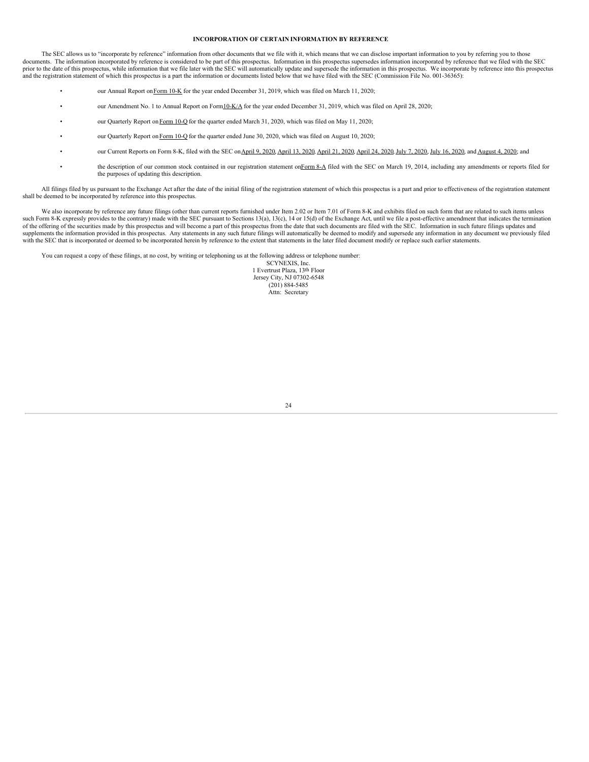## INCORPORATION OF CERTAIN INFORMATION BY REFERENCE

The SEC allows us to "incorporate by reference" information from other documents that we file with it, which means that we can disclose important information to you by referring you to those documents. The information incorporated by reference is considered to be part of this prospectus. Information in this prospectus supersedes information incorporated by reference that we filed with the SEC prior to the date of this prospectus, while information that we file later with the SEC will automatically update and supersede the information in this prospectus. We incorporate by reference into this prospectus and the registration statement of which this prospectus is a part the information or documents listed below that we have filed with the SEC (Commission File No. 001-36365):

- our Annual Report on Form 10-K for the year ended December 31, 2019, which was filed on March 11, 2020;
- our Amendment No. 1 to Annual Report on Form 10-K/A for the year ended December 31, 2019, which was filed on April 28, 2020;
- our Quarterly Report on Form 10-Q for the quarter ended March 31, 2020, which was filed on May 11, 2020;
- our Quarterly Report on Form 10-Q for the quarter ended June 30, 2020, which was filed on August 10, 2020;
- our Current Reports on Form 8-K, filed with the SEC on April 9, 2020, April 13, 2020, April 21, 2020, April 24, 2020, July 7, 2020, July 16, 2020, and August 4, 2020; and
- the description of our common stock contained in our registration statement on Form 8-A filed with the SEC on March 19, 2014, including any amendments or reports filed for the purposes of updating this description.

All filings filed by us pursuant to the Exchange Act after the date of the initial filing of the registration statement of which this prospectus is a part and prior to effectiveness of the registration statement shall be deemed to be incorporated by reference into this prospectus.

We also incorporate by reference any future filings (other than current reports furnished under Item 2.02 or Item 7.01 of Form 8-K and exhibits filed on such form that are related to such items unless such Form 8-K expressly provides to the contrary) made with the SEC pursuant to Sections 13(a), 13(c), 14 or 15(d) of the Exchange Act, until we file a post-effective amendment that indicates the termination of the offering of the securities made by this prospectus and will become a part of this prospectus from the date that such documents are filed with the SEC. Information in such future filings updates and supplements the information provided in this prospectus. Any statements in any such future filings will automatically be deemed to modify and supersede any information in any document we previously filed with the SEC that is incorporated or deemed to be incorporated herein by reference to the extent that statements in the later filed document modify or replace such earlier statements.

You can request a copy of these filings, at no cost, by writing or telephoning us at the following address or telephone number:

SCYNEXIS, Inc.
1 Evertrust Plaza, 13th Floor
Jersey City, NJ 07302-6548
(201) 884-5485
Attn: Secretary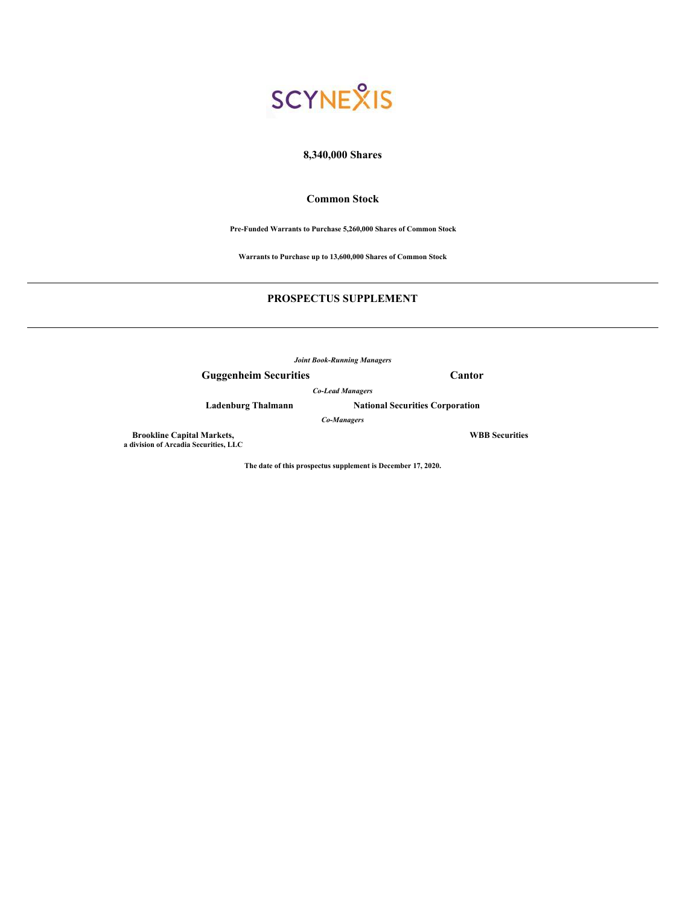SCYNEXIS

**8,340,000 Shares**

**Common Stock**

**Pre-Funded Warrants to Purchase 5,260,000 Shares of Common Stock**

**Warrants to Purchase up to 13,600,000 Shares of Common Stock**

---

## PROSPECTUS SUPPLEMENT

---

***Joint Book-Running Managers***

**Guggenheim Securities** **Cantor**

***Co-Lead Managers***

**Ladenburg Thalmann** **National Securities Corporation**

***Co-Managers***

**Brookline Capital Markets,**
**a division of Arcadia Securities, LLC**

**WBB Securities**

**The date of this prospectus supplement is December 17, 2020.**